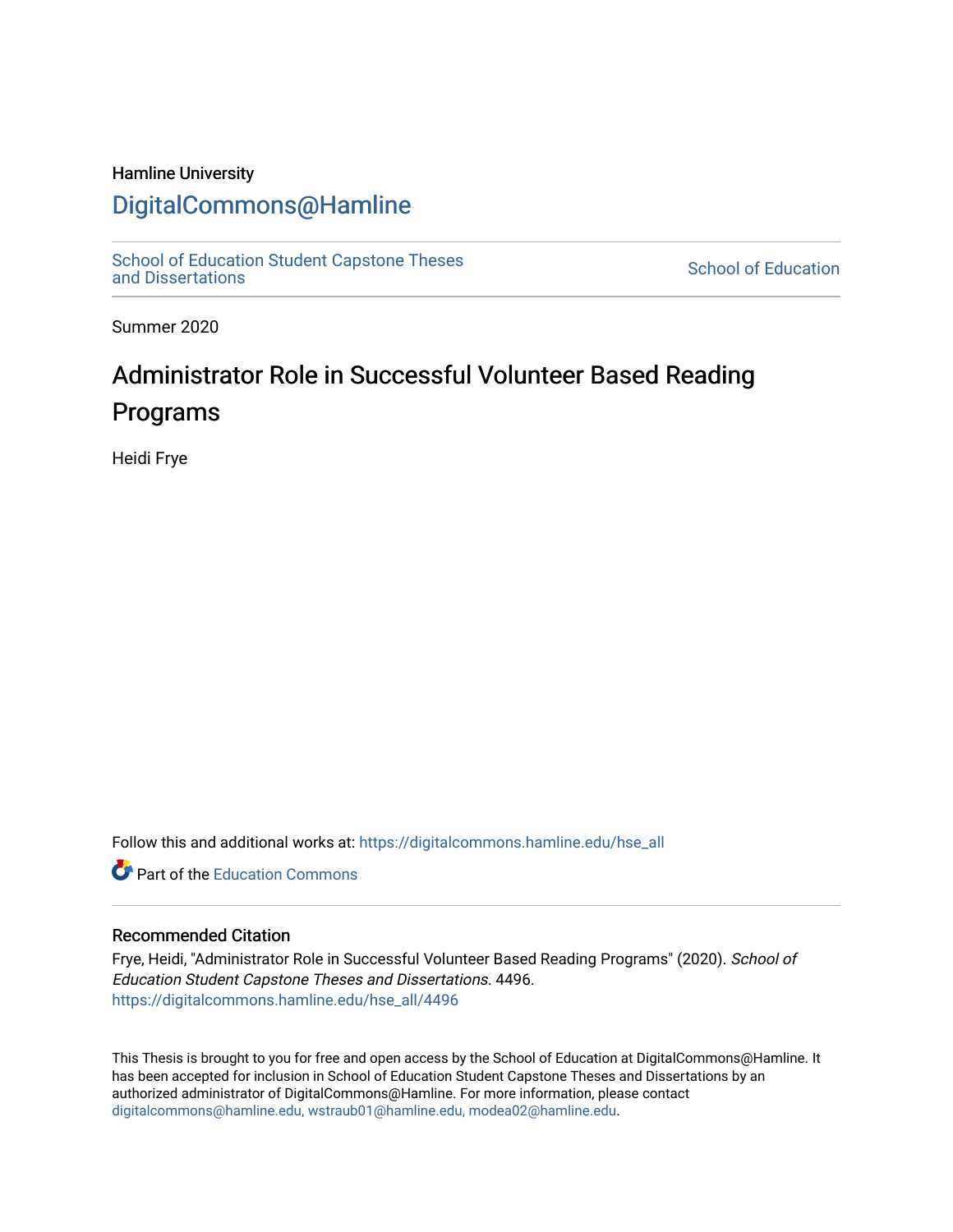Hamline University

# DigitalCommons@Hamline

School of Education Student Capstone Theses and Dissertations

School of Education

Summer 2020

## Administrator Role in Successful Volunteer Based Reading Programs

Heidi Frye

Follow this and additional works at: https://digitalcommons.hamline.edu/hse_all

Part of the Education Commons

### Recommended Citation

Frye, Heidi, "Administrator Role in Successful Volunteer Based Reading Programs" (2020). *School of Education Student Capstone Theses and Dissertations*. 4496.
https://digitalcommons.hamline.edu/hse_all/4496

This Thesis is brought to you for free and open access by the School of Education at DigitalCommons@Hamline. It has been accepted for inclusion in School of Education Student Capstone Theses and Dissertations by an authorized administrator of DigitalCommons@Hamline. For more information, please contact digitalcommons@hamline.edu, wstraub01@hamline.edu, modea02@hamline.edu.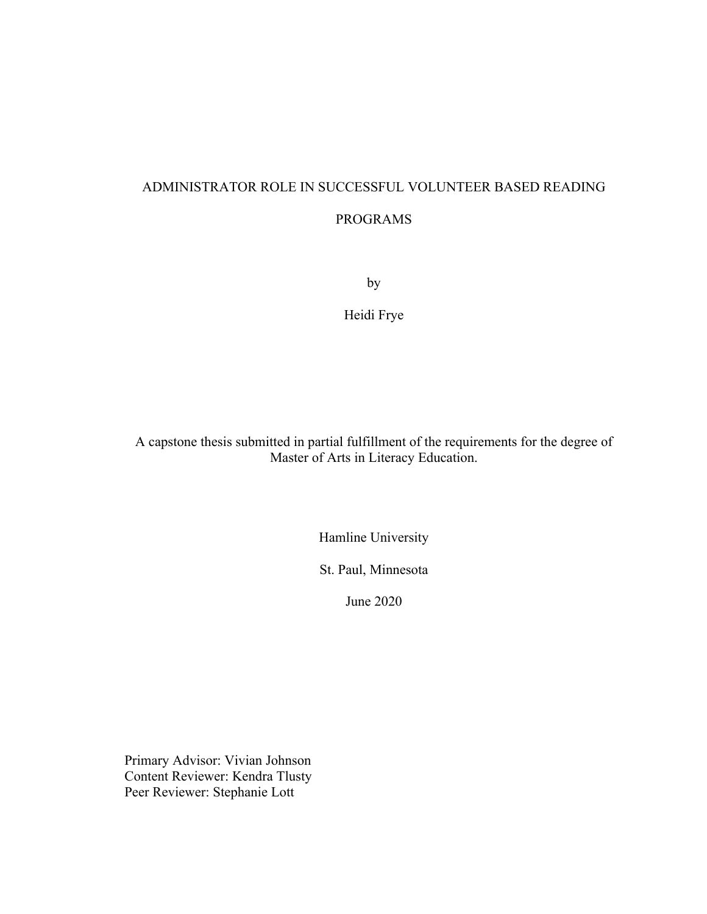# ADMINISTRATOR ROLE IN SUCCESSFUL VOLUNTEER BASED READING PROGRAMS

by

Heidi Frye

A capstone thesis submitted in partial fulfillment of the requirements for the degree of Master of Arts in Literacy Education.

Hamline University

St. Paul, Minnesota

June 2020

Primary Advisor: Vivian Johnson
Content Reviewer: Kendra Tlusty
Peer Reviewer: Stephanie Lott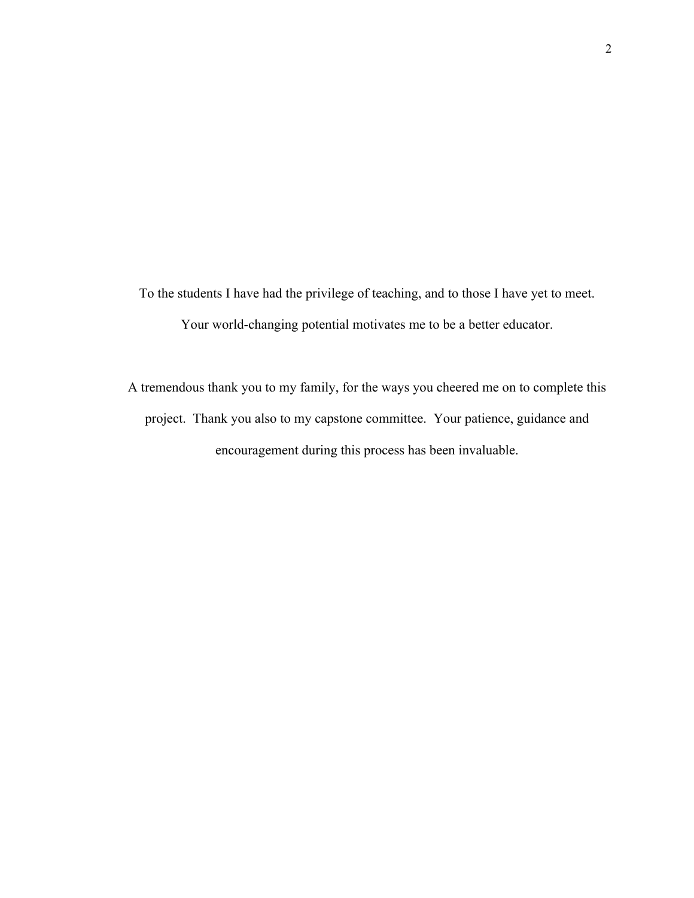To the students I have had the privilege of teaching, and to those I have yet to meet. Your world-changing potential motivates me to be a better educator.

A tremendous thank you to my family, for the ways you cheered me on to complete this project. Thank you also to my capstone committee. Your patience, guidance and encouragement during this process has been invaluable.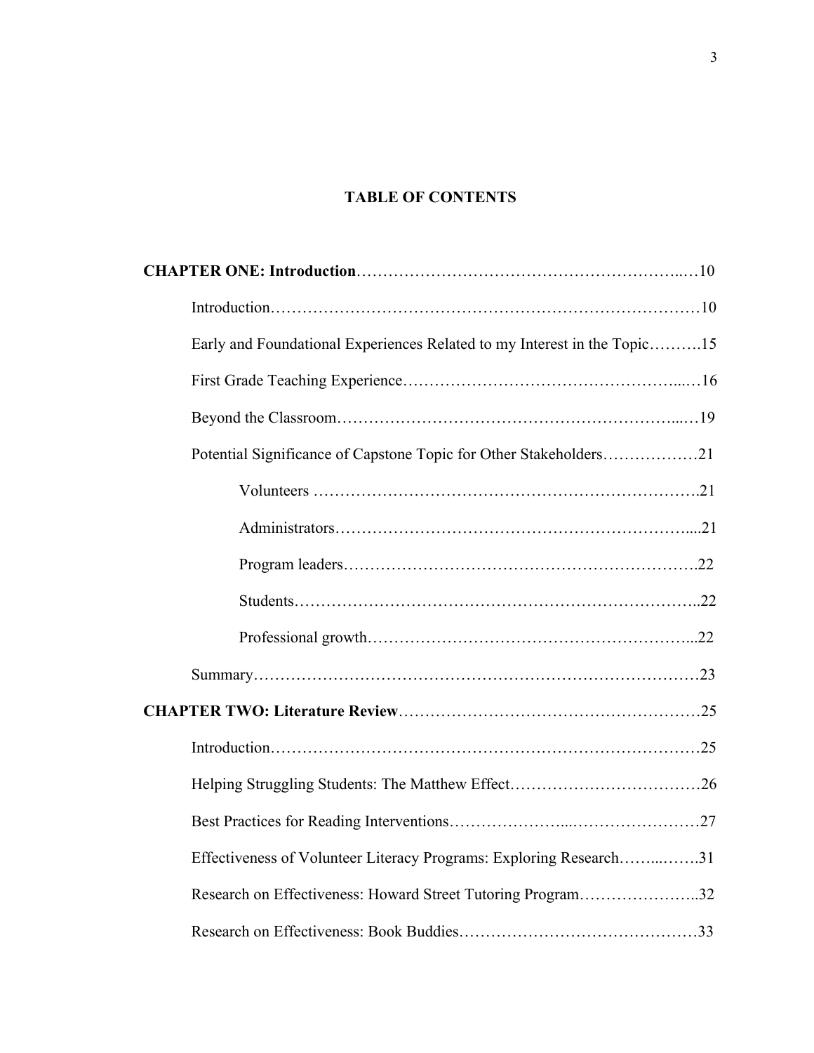# TABLE OF CONTENTS

**CHAPTER ONE: Introduction**……………………………………………………...…10

Introduction………………………………………………………………………10

Early and Foundational Experiences Related to my Interest in the Topic……….15

First Grade Teaching Experience…………………………………………...…16

Beyond the Classroom……………………………………………………...…19

Potential Significance of Capstone Topic for Other Stakeholders………………21

Volunteers ……………………………………………………………….21

Administrators…………………………………………………………....21

Program leaders………………………………………………………….22

Students…………………………………………………………………..22

Professional growth…………………………………………………...22

Summary………………………………………………………………………….23

**CHAPTER TWO: Literature Review**…………………………………………………25

Introduction………………………………………………………………………25

Helping Struggling Students: The Matthew Effect………………………………26

Best Practices for Reading Interventions…………………...……………………27

Effectiveness of Volunteer Literacy Programs: Exploring Research……..…….31

Research on Effectiveness: Howard Street Tutoring Program…………………..32

Research on Effectiveness: Book Buddies………………………………………33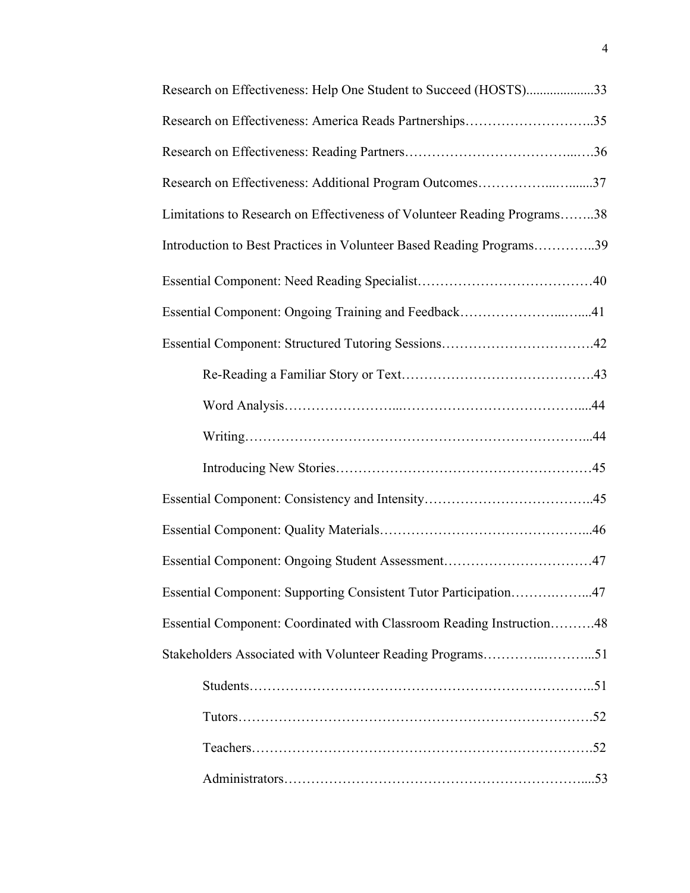Research on Effectiveness: Help One Student to Succeed (HOSTS)....................33

Research on Effectiveness: America Reads Partnerships………………………..35

Research on Effectiveness: Reading Partners………………………………...….36

Research on Effectiveness: Additional Program Outcomes……………...…......37

Limitations to Research on Effectiveness of Volunteer Reading Programs……..38

Introduction to Best Practices in Volunteer Based Reading Programs…………..39

Essential Component: Need Reading Specialist…………………………………40

Essential Component: Ongoing Training and Feedback…………………...….....41

Essential Component: Structured Tutoring Sessions…………………………….42

    Re-Reading a Familiar Story or Text…………………………………….43

    Word Analysis……………………...…………………………………....44

    Writing……………………………………………………………….....44

    Introducing New Stories………………………………………………45

Essential Component: Consistency and Intensity………………………………..45

Essential Component: Quality Materials………………………………………...46

Essential Component: Ongoing Student Assessment……………………………47

Essential Component: Supporting Consistent Tutor Participation……….……...47

Essential Component: Coordinated with Classroom Reading Instruction……….48

Stakeholders Associated with Volunteer Reading Programs…………..………...51

    Students………………………………………………………………..51

    Tutors………………………………………………………………….52

    Teachers……………………………………………………………….52

    Administrators………………………………………………………....53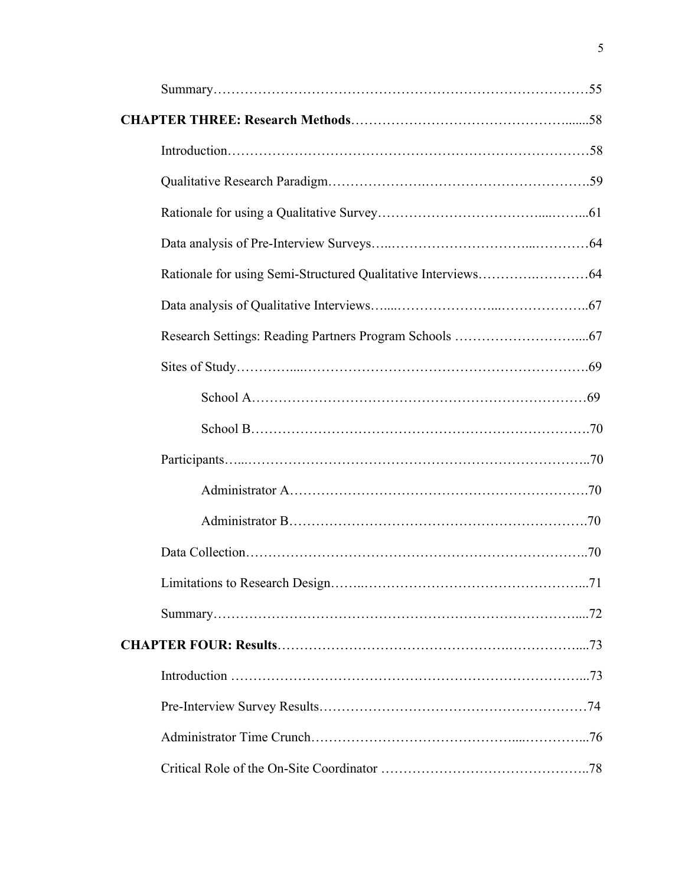Summary…………………………………………………………………………55

**CHAPTER THREE: Research Methods**……………………………………….......58

Introduction…………….……………………………………………….…………58

Qualitative Research Paradigm………………….……………………………….59

Rationale for using a Qualitative Survey……………….………………....……...61

Data analysis of Pre-Interview Surveys…..………………………...…………64

Rationale for using Semi-Structured Qualitative Interviews……….…………64

Data analysis of Qualitative Interviews…....………………...………………..67

Research Settings: Reading Partners Program Schools ………………………....67

Sites of Study…………....…………………………………………………….69

School A………………………………………………………………69

School B……………………………………………………………….70

Participants…...…………………………………………………………………..70

Administrator A……………………………………………………….70

Administrator B……………………………………………………….70

Data Collection…………………………………………………………………..70

Limitations to Research Design……..…………………………………………...71

Summary…………………………………………………………………….....72

**CHAPTER FOUR: Results**………………………………………….…………....73

Introduction ……………………………………………………………………...73

Pre-Interview Survey Results……………………………………………………74

Administrator Time Crunch……………………………………....…………...76

Critical Role of the On-Site Coordinator ……………………………………..78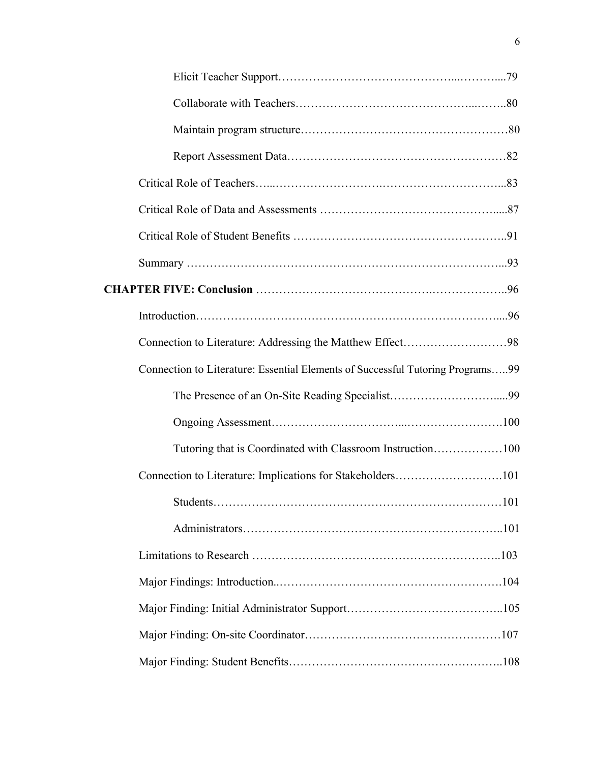Elicit Teacher Support……………………………………...………....79

Collaborate with Teachers……………………………………...……..80

Maintain program structure……………………………………………80

Report Assessment Data………………………………………………82

Critical Role of Teachers…...……………………….…………………………...83

Critical Role of Data and Assessments ……………………………………….....87

Critical Role of Student Benefits ……………………………………………..91

Summary ……………………………………………………………………...93

**CHAPTER FIVE: Conclusion** ……………………………………….………………..96

Introduction……………………………………………………………………....96

Connection to Literature: Addressing the Matthew Effect………………………98

Connection to Literature: Essential Elements of Successful Tutoring Programs…..99

The Presence of an On-Site Reading Specialist……………………….....99

Ongoing Assessment…………………………...…………………….100

Tutoring that is Coordinated with Classroom Instruction………………100

Connection to Literature: Implications for Stakeholders……………………….101

Students………………………………………………………………101

Administrators………………………………………………………..101

Limitations to Research ……………………………………………………..103

Major Findings: Introduction..………………………………………………….104

Major Finding: Initial Administrator Support…………………………………..105

Major Finding: On-site Coordinator……………………………………………107

Major Finding: Student Benefits……………………………………………..108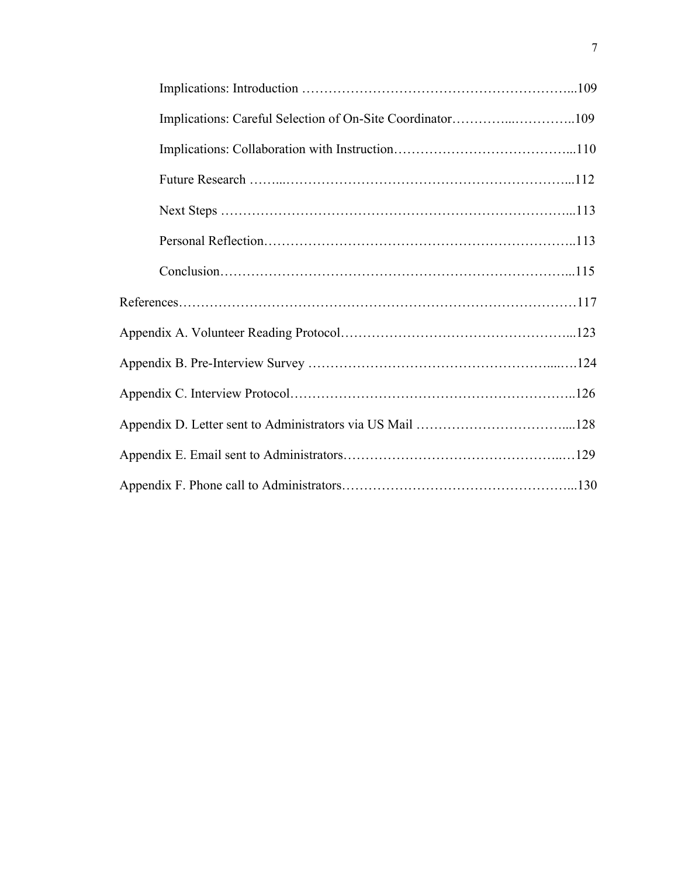Implications: Introduction ………………………………………………………...109

Implications: Careful Selection of On-Site Coordinator…………..…………..109

Implications: Collaboration with Instruction…………………………………...110

Future Research ……...………………………………………………………...112

Next Steps ……………………………….……………………………………...113

Personal Reflection……………………………………………………………..113

Conclusion……………………………………………………………………...115

References……………………………………………………………………………117

Appendix A. Volunteer Reading Protocol……………………………………………...123

Appendix B. Pre-Interview Survey ………………………………………………...….124

Appendix C. Interview Protocol………………………………………………………..126

Appendix D. Letter sent to Administrators via US Mail ……………………………....128

Appendix E. Email sent to Administrators……………………………………………..…129

Appendix F. Phone call to Administrators……………………………………………...130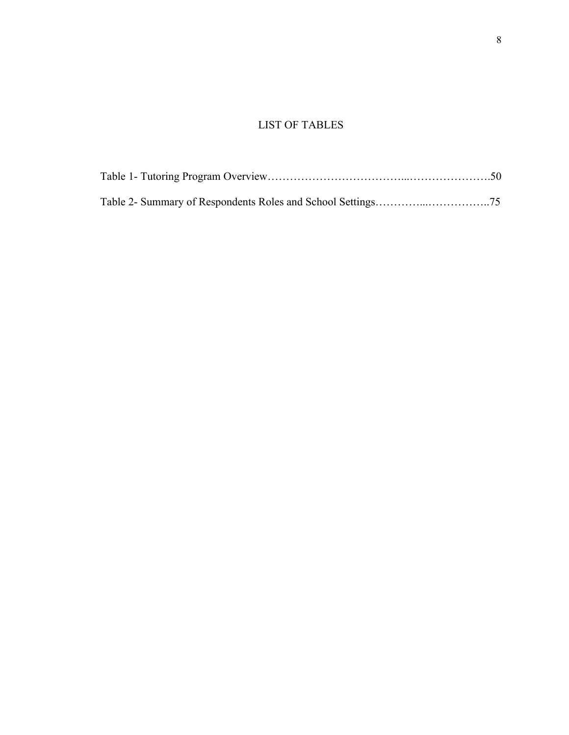# LIST OF TABLES

Table 1- Tutoring Program Overview……………………………...………………….50

Table 2- Summary of Respondents Roles and School Settings…………...……………..75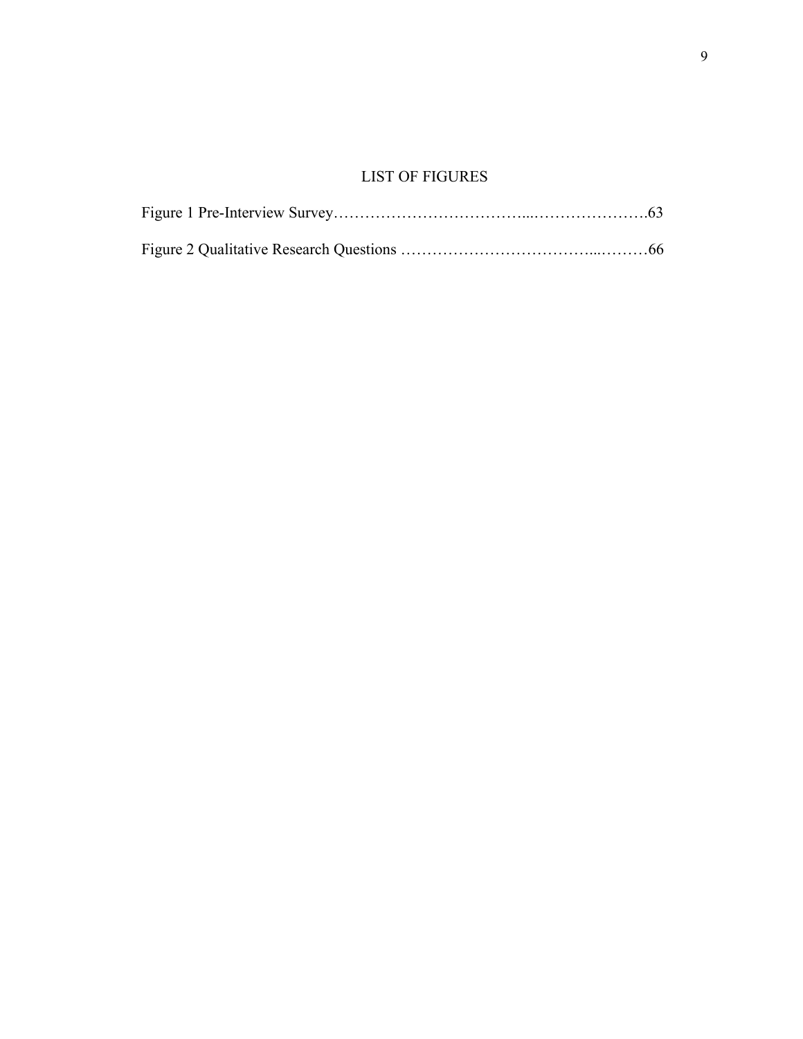# LIST OF FIGURES

Figure 1 Pre-Interview Survey………………………………...………………….63

Figure 2 Qualitative Research Questions ……………………………...………66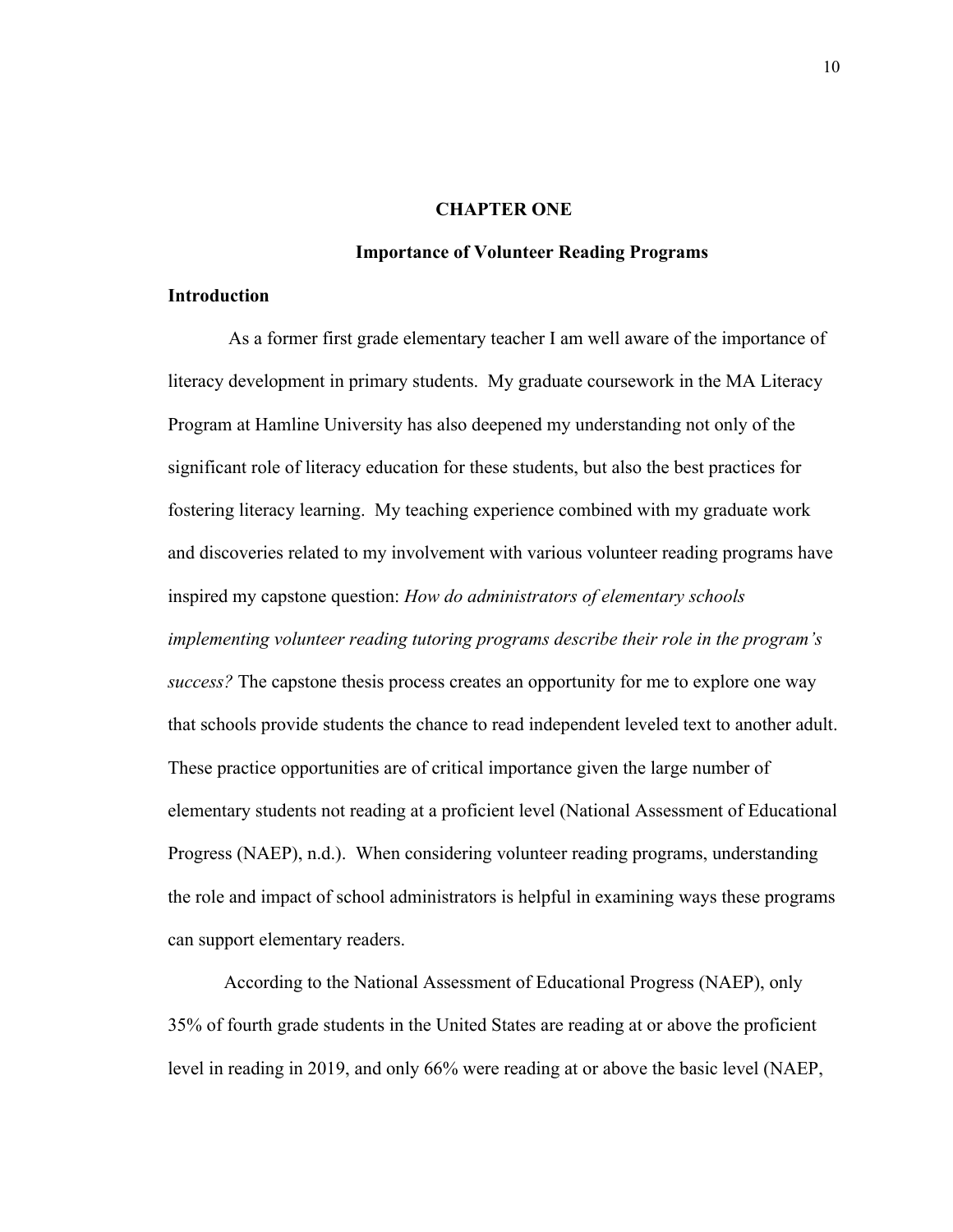# CHAPTER ONE

## Importance of Volunteer Reading Programs

### Introduction

As a former first grade elementary teacher I am well aware of the importance of literacy development in primary students. My graduate coursework in the MA Literacy Program at Hamline University has also deepened my understanding not only of the significant role of literacy education for these students, but also the best practices for fostering literacy learning. My teaching experience combined with my graduate work and discoveries related to my involvement with various volunteer reading programs have inspired my capstone question: *How do administrators of elementary schools implementing volunteer reading tutoring programs describe their role in the program's success?* The capstone thesis process creates an opportunity for me to explore one way that schools provide students the chance to read independent leveled text to another adult. These practice opportunities are of critical importance given the large number of elementary students not reading at a proficient level (National Assessment of Educational Progress (NAEP), n.d.). When considering volunteer reading programs, understanding the role and impact of school administrators is helpful in examining ways these programs can support elementary readers.

According to the National Assessment of Educational Progress (NAEP), only 35% of fourth grade students in the United States are reading at or above the proficient level in reading in 2019, and only 66% were reading at or above the basic level (NAEP,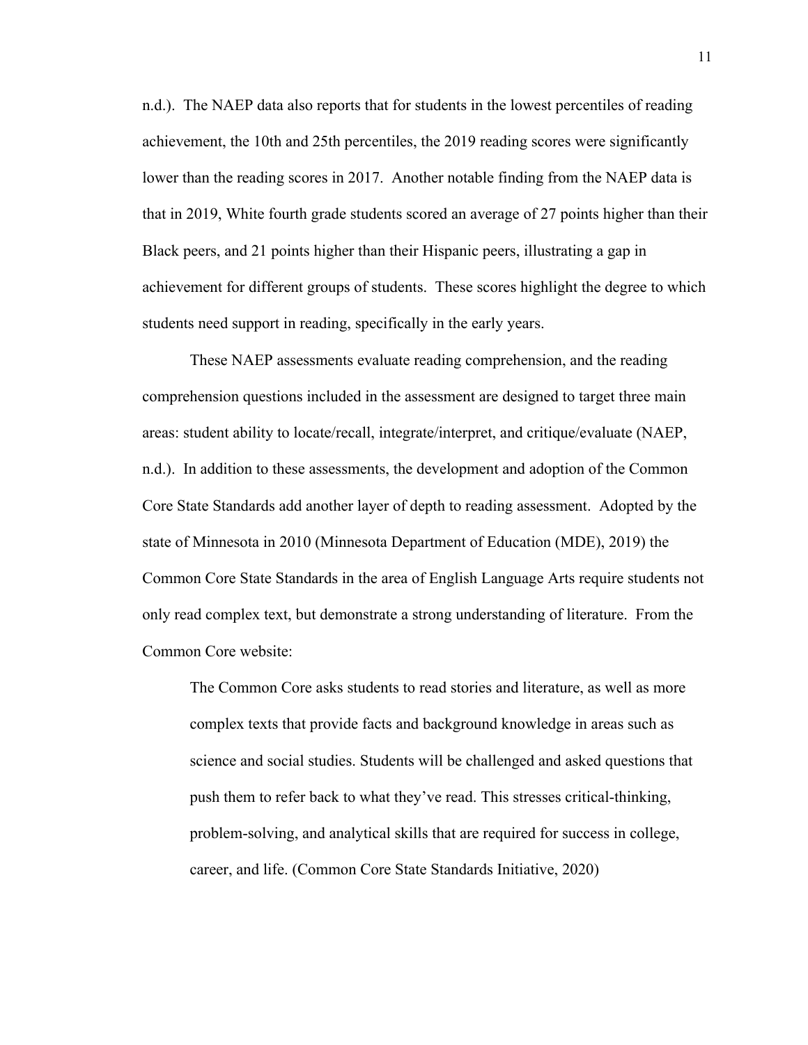n.d.). The NAEP data also reports that for students in the lowest percentiles of reading achievement, the 10th and 25th percentiles, the 2019 reading scores were significantly lower than the reading scores in 2017. Another notable finding from the NAEP data is that in 2019, White fourth grade students scored an average of 27 points higher than their Black peers, and 21 points higher than their Hispanic peers, illustrating a gap in achievement for different groups of students. These scores highlight the degree to which students need support in reading, specifically in the early years.

These NAEP assessments evaluate reading comprehension, and the reading comprehension questions included in the assessment are designed to target three main areas: student ability to locate/recall, integrate/interpret, and critique/evaluate (NAEP, n.d.). In addition to these assessments, the development and adoption of the Common Core State Standards add another layer of depth to reading assessment. Adopted by the state of Minnesota in 2010 (Minnesota Department of Education (MDE), 2019) the Common Core State Standards in the area of English Language Arts require students not only read complex text, but demonstrate a strong understanding of literature. From the Common Core website:

> The Common Core asks students to read stories and literature, as well as more complex texts that provide facts and background knowledge in areas such as science and social studies. Students will be challenged and asked questions that push them to refer back to what they've read. This stresses critical-thinking, problem-solving, and analytical skills that are required for success in college, career, and life. (Common Core State Standards Initiative, 2020)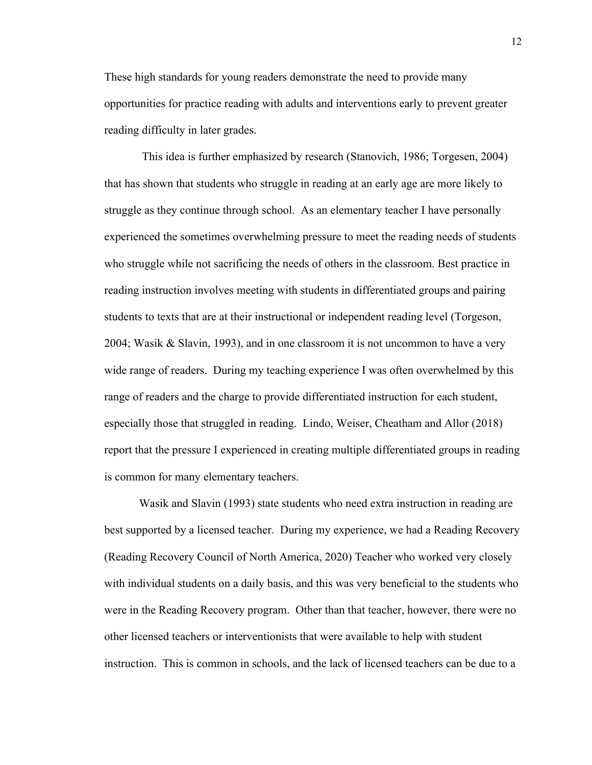These high standards for young readers demonstrate the need to provide many opportunities for practice reading with adults and interventions early to prevent greater reading difficulty in later grades.

This idea is further emphasized by research (Stanovich, 1986; Torgesen, 2004) that has shown that students who struggle in reading at an early age are more likely to struggle as they continue through school. As an elementary teacher I have personally experienced the sometimes overwhelming pressure to meet the reading needs of students who struggle while not sacrificing the needs of others in the classroom. Best practice in reading instruction involves meeting with students in differentiated groups and pairing students to texts that are at their instructional or independent reading level (Torgeson, 2004; Wasik & Slavin, 1993), and in one classroom it is not uncommon to have a very wide range of readers. During my teaching experience I was often overwhelmed by this range of readers and the charge to provide differentiated instruction for each student, especially those that struggled in reading. Lindo, Weiser, Cheatham and Allor (2018) report that the pressure I experienced in creating multiple differentiated groups in reading is common for many elementary teachers.

Wasik and Slavin (1993) state students who need extra instruction in reading are best supported by a licensed teacher. During my experience, we had a Reading Recovery (Reading Recovery Council of North America, 2020) Teacher who worked very closely with individual students on a daily basis, and this was very beneficial to the students who were in the Reading Recovery program. Other than that teacher, however, there were no other licensed teachers or interventionists that were available to help with student instruction. This is common in schools, and the lack of licensed teachers can be due to a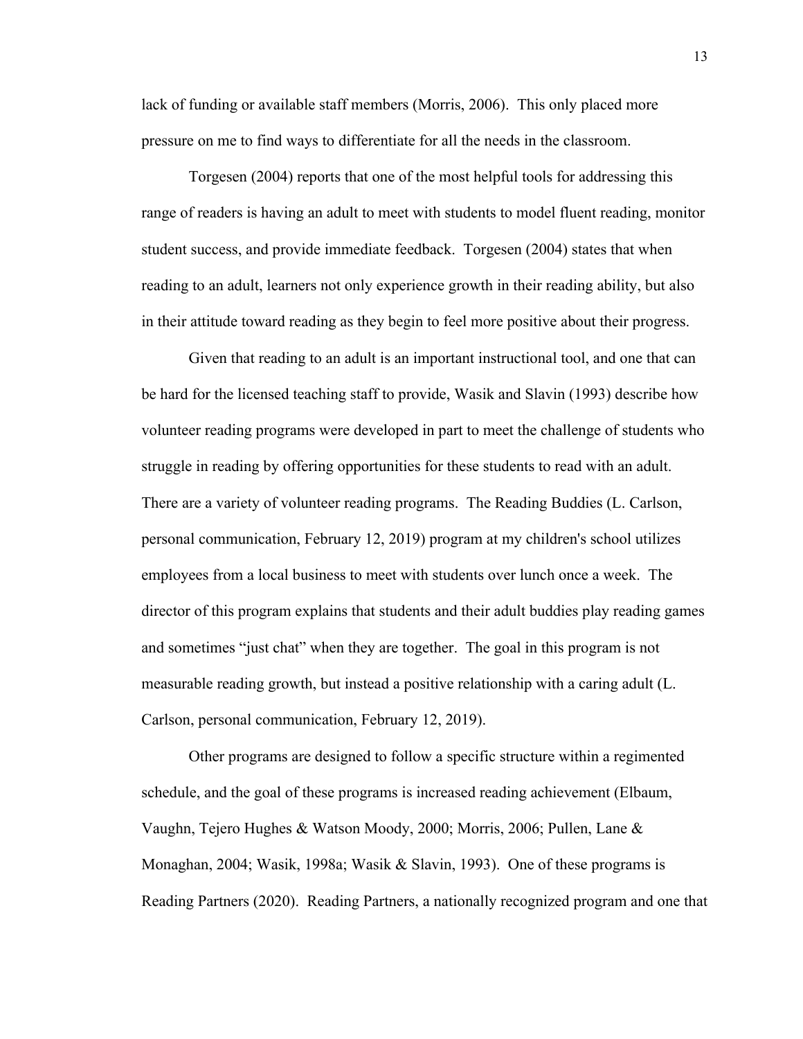lack of funding or available staff members (Morris, 2006). This only placed more pressure on me to find ways to differentiate for all the needs in the classroom.

Torgesen (2004) reports that one of the most helpful tools for addressing this range of readers is having an adult to meet with students to model fluent reading, monitor student success, and provide immediate feedback. Torgesen (2004) states that when reading to an adult, learners not only experience growth in their reading ability, but also in their attitude toward reading as they begin to feel more positive about their progress.

Given that reading to an adult is an important instructional tool, and one that can be hard for the licensed teaching staff to provide, Wasik and Slavin (1993) describe how volunteer reading programs were developed in part to meet the challenge of students who struggle in reading by offering opportunities for these students to read with an adult. There are a variety of volunteer reading programs. The Reading Buddies (L. Carlson, personal communication, February 12, 2019) program at my children's school utilizes employees from a local business to meet with students over lunch once a week. The director of this program explains that students and their adult buddies play reading games and sometimes "just chat" when they are together. The goal in this program is not measurable reading growth, but instead a positive relationship with a caring adult (L. Carlson, personal communication, February 12, 2019).

Other programs are designed to follow a specific structure within a regimented schedule, and the goal of these programs is increased reading achievement (Elbaum, Vaughn, Tejero Hughes & Watson Moody, 2000; Morris, 2006; Pullen, Lane & Monaghan, 2004; Wasik, 1998a; Wasik & Slavin, 1993). One of these programs is Reading Partners (2020). Reading Partners, a nationally recognized program and one that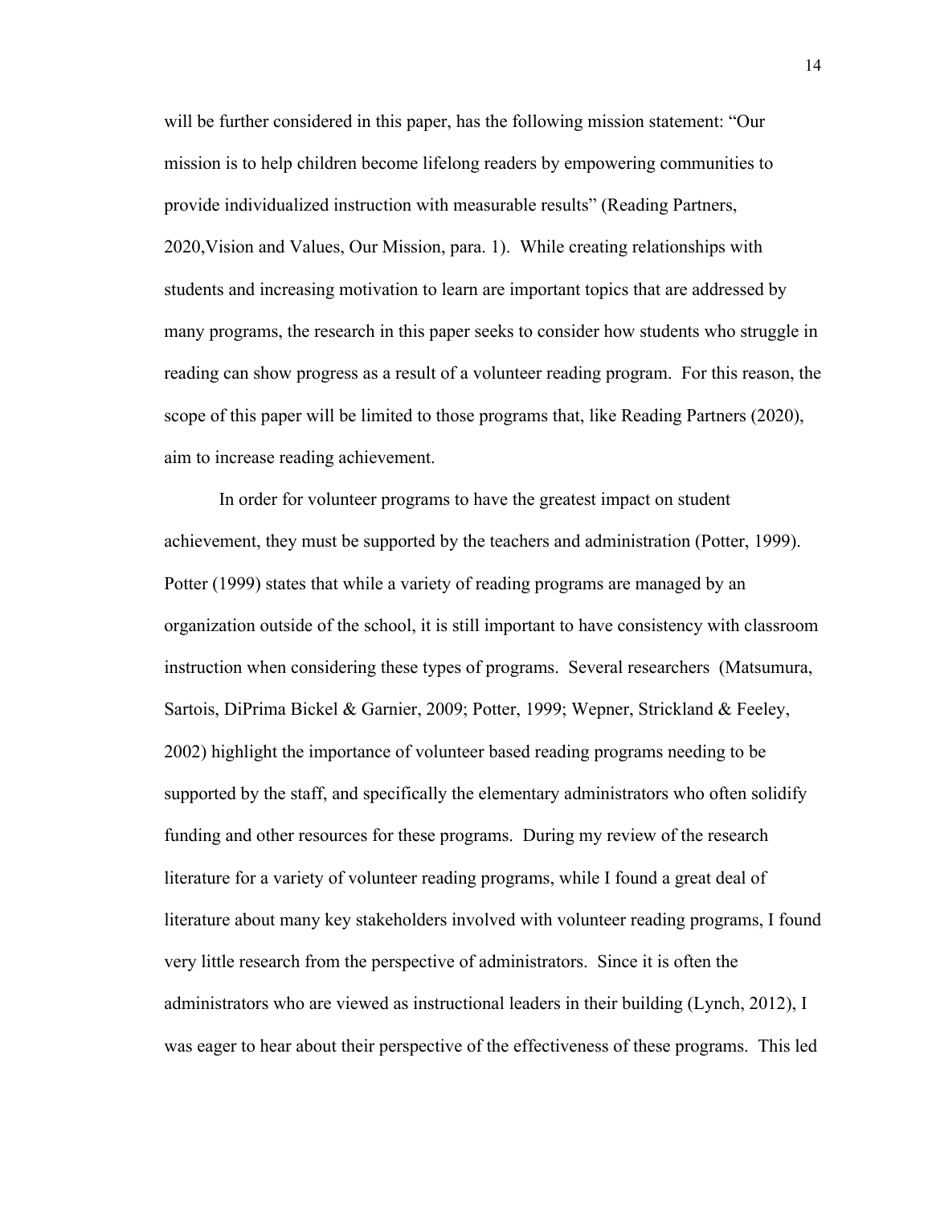will be further considered in this paper, has the following mission statement: "Our mission is to help children become lifelong readers by empowering communities to provide individualized instruction with measurable results" (Reading Partners, 2020,Vision and Values, Our Mission, para. 1). While creating relationships with students and increasing motivation to learn are important topics that are addressed by many programs, the research in this paper seeks to consider how students who struggle in reading can show progress as a result of a volunteer reading program. For this reason, the scope of this paper will be limited to those programs that, like Reading Partners (2020), aim to increase reading achievement.

In order for volunteer programs to have the greatest impact on student achievement, they must be supported by the teachers and administration (Potter, 1999). Potter (1999) states that while a variety of reading programs are managed by an organization outside of the school, it is still important to have consistency with classroom instruction when considering these types of programs. Several researchers (Matsumura, Sartois, DiPrima Bickel & Garnier, 2009; Potter, 1999; Wepner, Strickland & Feeley, 2002) highlight the importance of volunteer based reading programs needing to be supported by the staff, and specifically the elementary administrators who often solidify funding and other resources for these programs. During my review of the research literature for a variety of volunteer reading programs, while I found a great deal of literature about many key stakeholders involved with volunteer reading programs, I found very little research from the perspective of administrators. Since it is often the administrators who are viewed as instructional leaders in their building (Lynch, 2012), I was eager to hear about their perspective of the effectiveness of these programs. This led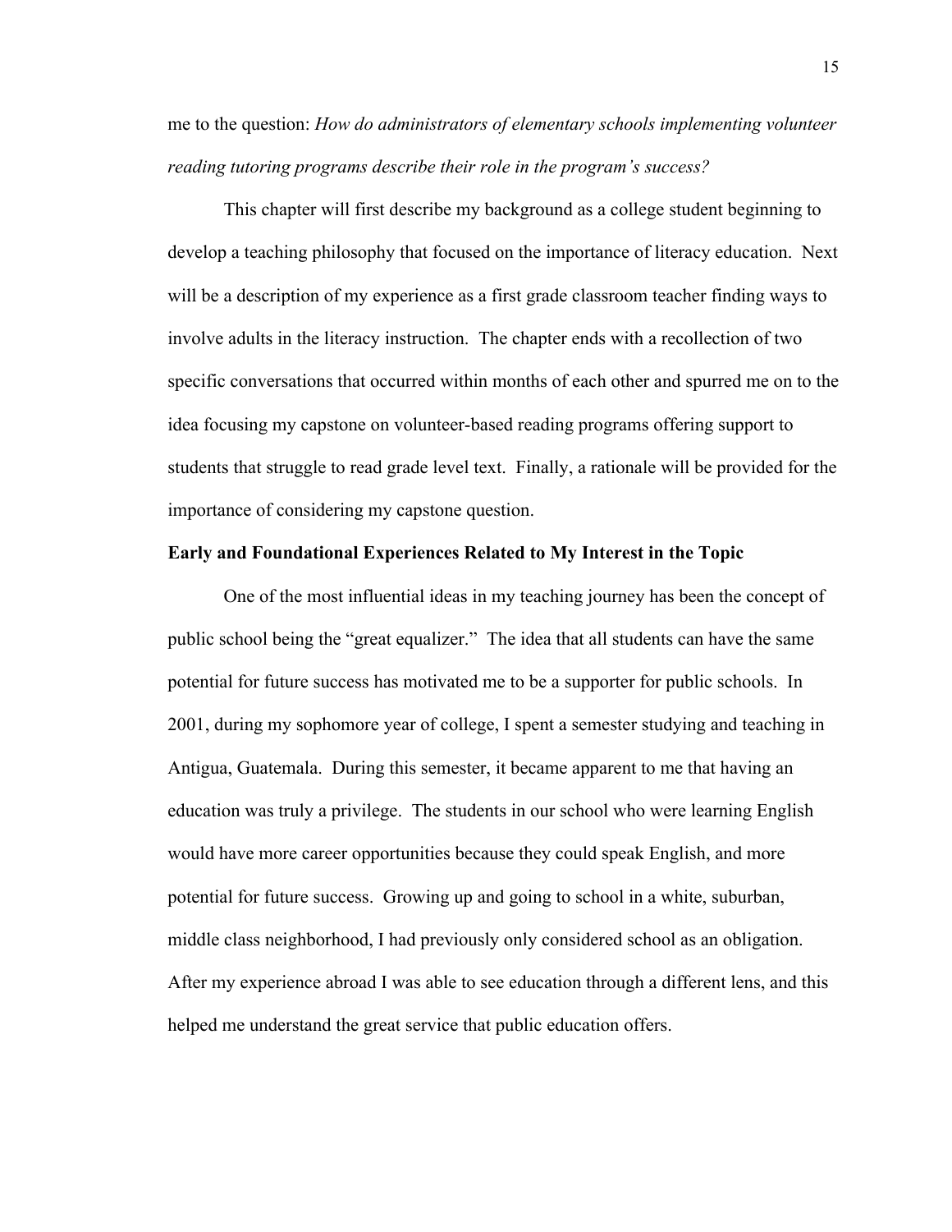me to the question: *How do administrators of elementary schools implementing volunteer reading tutoring programs describe their role in the program's success?*

This chapter will first describe my background as a college student beginning to develop a teaching philosophy that focused on the importance of literacy education. Next will be a description of my experience as a first grade classroom teacher finding ways to involve adults in the literacy instruction. The chapter ends with a recollection of two specific conversations that occurred within months of each other and spurred me on to the idea focusing my capstone on volunteer-based reading programs offering support to students that struggle to read grade level text. Finally, a rationale will be provided for the importance of considering my capstone question.

## Early and Foundational Experiences Related to My Interest in the Topic

One of the most influential ideas in my teaching journey has been the concept of public school being the "great equalizer." The idea that all students can have the same potential for future success has motivated me to be a supporter for public schools. In 2001, during my sophomore year of college, I spent a semester studying and teaching in Antigua, Guatemala. During this semester, it became apparent to me that having an education was truly a privilege. The students in our school who were learning English would have more career opportunities because they could speak English, and more potential for future success. Growing up and going to school in a white, suburban, middle class neighborhood, I had previously only considered school as an obligation. After my experience abroad I was able to see education through a different lens, and this helped me understand the great service that public education offers.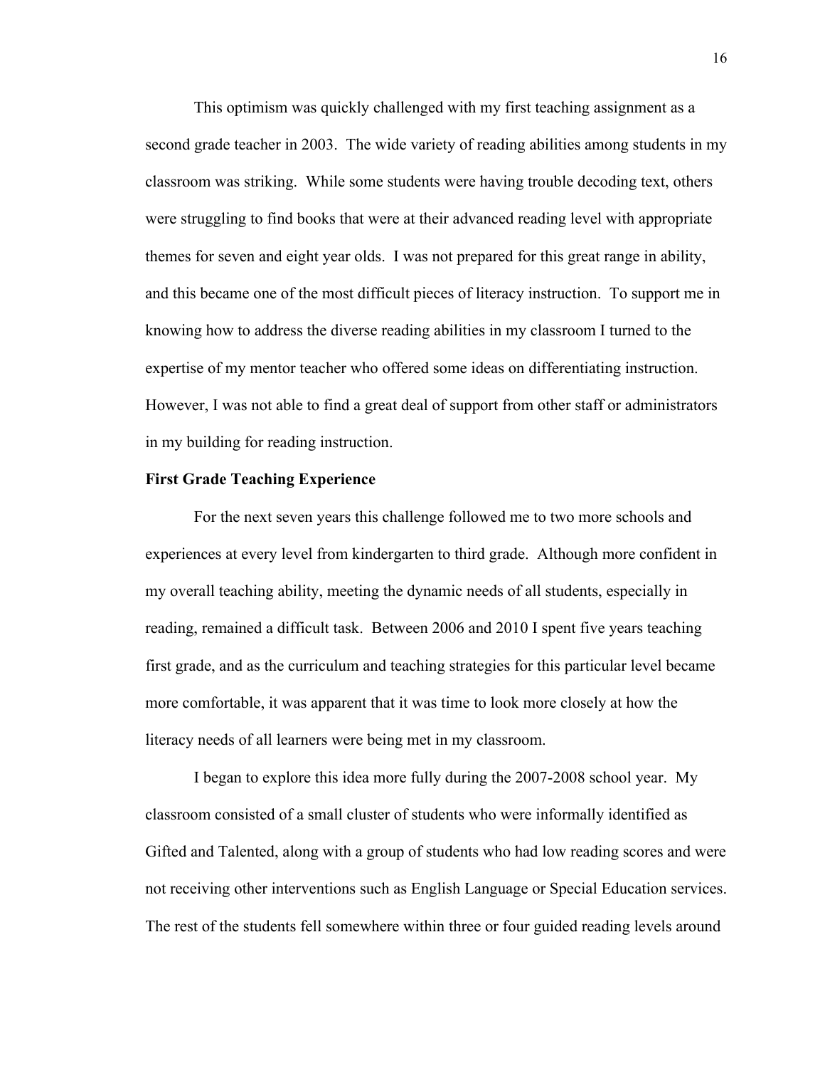This optimism was quickly challenged with my first teaching assignment as a second grade teacher in 2003. The wide variety of reading abilities among students in my classroom was striking. While some students were having trouble decoding text, others were struggling to find books that were at their advanced reading level with appropriate themes for seven and eight year olds. I was not prepared for this great range in ability, and this became one of the most difficult pieces of literacy instruction. To support me in knowing how to address the diverse reading abilities in my classroom I turned to the expertise of my mentor teacher who offered some ideas on differentiating instruction. However, I was not able to find a great deal of support from other staff or administrators in my building for reading instruction.

**First Grade Teaching Experience**

For the next seven years this challenge followed me to two more schools and experiences at every level from kindergarten to third grade. Although more confident in my overall teaching ability, meeting the dynamic needs of all students, especially in reading, remained a difficult task. Between 2006 and 2010 I spent five years teaching first grade, and as the curriculum and teaching strategies for this particular level became more comfortable, it was apparent that it was time to look more closely at how the literacy needs of all learners were being met in my classroom.

I began to explore this idea more fully during the 2007-2008 school year. My classroom consisted of a small cluster of students who were informally identified as Gifted and Talented, along with a group of students who had low reading scores and were not receiving other interventions such as English Language or Special Education services. The rest of the students fell somewhere within three or four guided reading levels around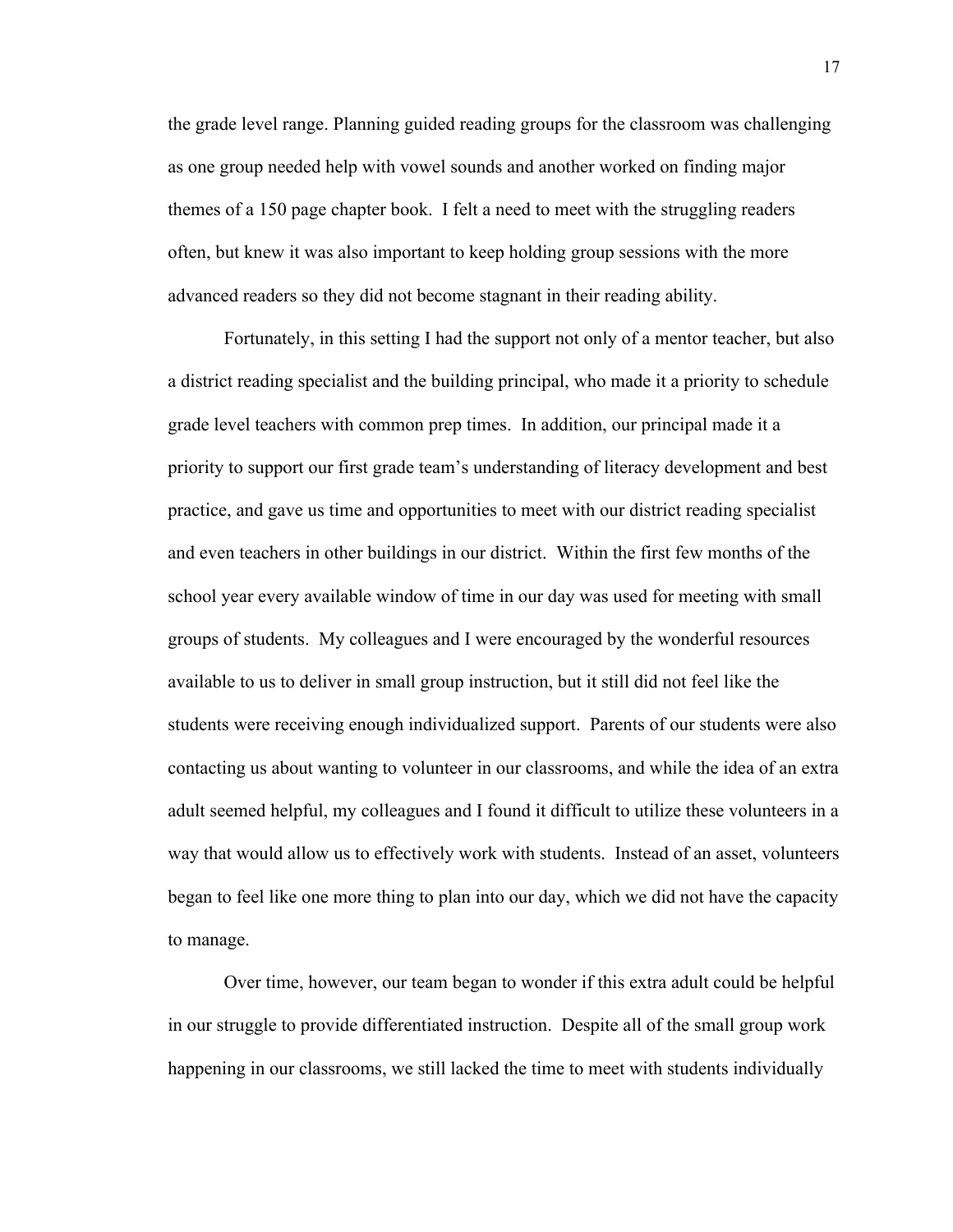the grade level range. Planning guided reading groups for the classroom was challenging as one group needed help with vowel sounds and another worked on finding major themes of a 150 page chapter book. I felt a need to meet with the struggling readers often, but knew it was also important to keep holding group sessions with the more advanced readers so they did not become stagnant in their reading ability.

Fortunately, in this setting I had the support not only of a mentor teacher, but also a district reading specialist and the building principal, who made it a priority to schedule grade level teachers with common prep times. In addition, our principal made it a priority to support our first grade team's understanding of literacy development and best practice, and gave us time and opportunities to meet with our district reading specialist and even teachers in other buildings in our district. Within the first few months of the school year every available window of time in our day was used for meeting with small groups of students. My colleagues and I were encouraged by the wonderful resources available to us to deliver in small group instruction, but it still did not feel like the students were receiving enough individualized support. Parents of our students were also contacting us about wanting to volunteer in our classrooms, and while the idea of an extra adult seemed helpful, my colleagues and I found it difficult to utilize these volunteers in a way that would allow us to effectively work with students. Instead of an asset, volunteers began to feel like one more thing to plan into our day, which we did not have the capacity to manage.

Over time, however, our team began to wonder if this extra adult could be helpful in our struggle to provide differentiated instruction. Despite all of the small group work happening in our classrooms, we still lacked the time to meet with students individually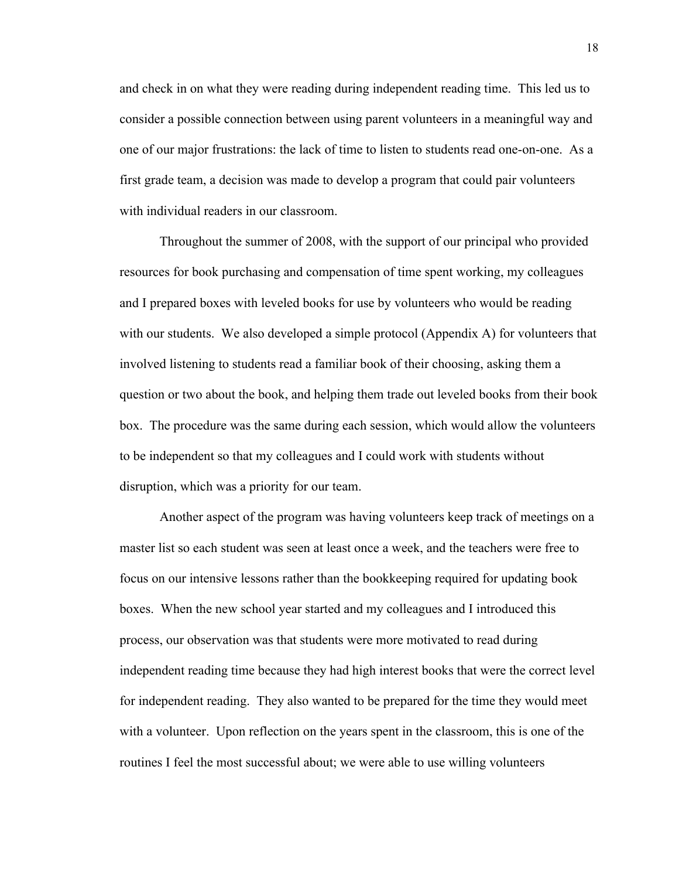and check in on what they were reading during independent reading time. This led us to consider a possible connection between using parent volunteers in a meaningful way and one of our major frustrations: the lack of time to listen to students read one-on-one. As a first grade team, a decision was made to develop a program that could pair volunteers with individual readers in our classroom.

Throughout the summer of 2008, with the support of our principal who provided resources for book purchasing and compensation of time spent working, my colleagues and I prepared boxes with leveled books for use by volunteers who would be reading with our students. We also developed a simple protocol (Appendix A) for volunteers that involved listening to students read a familiar book of their choosing, asking them a question or two about the book, and helping them trade out leveled books from their book box. The procedure was the same during each session, which would allow the volunteers to be independent so that my colleagues and I could work with students without disruption, which was a priority for our team.

Another aspect of the program was having volunteers keep track of meetings on a master list so each student was seen at least once a week, and the teachers were free to focus on our intensive lessons rather than the bookkeeping required for updating book boxes. When the new school year started and my colleagues and I introduced this process, our observation was that students were more motivated to read during independent reading time because they had high interest books that were the correct level for independent reading. They also wanted to be prepared for the time they would meet with a volunteer. Upon reflection on the years spent in the classroom, this is one of the routines I feel the most successful about; we were able to use willing volunteers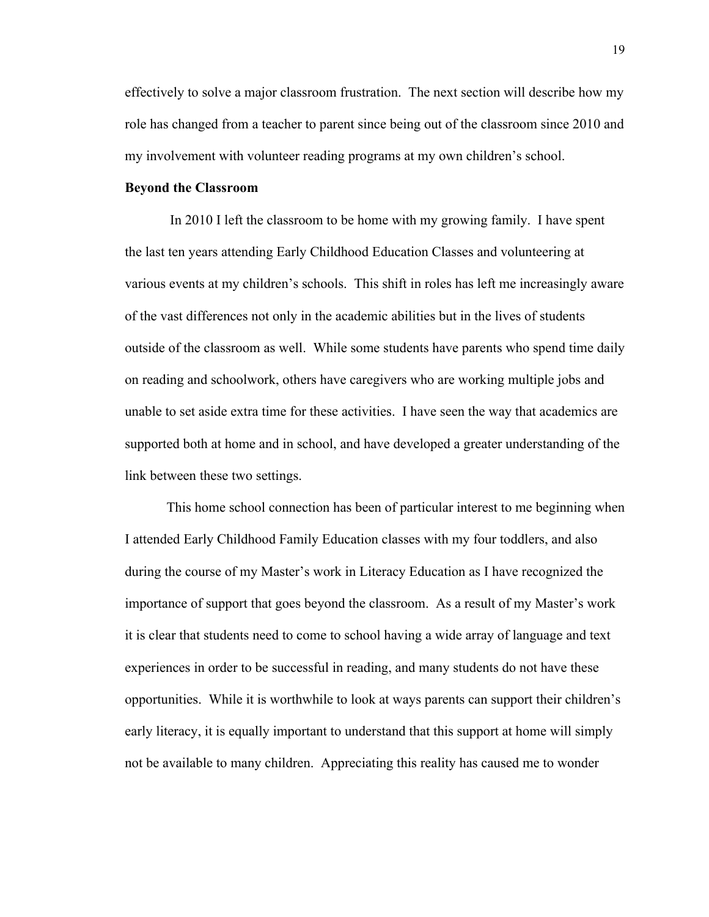effectively to solve a major classroom frustration. The next section will describe how my role has changed from a teacher to parent since being out of the classroom since 2010 and my involvement with volunteer reading programs at my own children's school.

**Beyond the Classroom**

In 2010 I left the classroom to be home with my growing family. I have spent the last ten years attending Early Childhood Education Classes and volunteering at various events at my children's schools. This shift in roles has left me increasingly aware of the vast differences not only in the academic abilities but in the lives of students outside of the classroom as well. While some students have parents who spend time daily on reading and schoolwork, others have caregivers who are working multiple jobs and unable to set aside extra time for these activities. I have seen the way that academics are supported both at home and in school, and have developed a greater understanding of the link between these two settings.

This home school connection has been of particular interest to me beginning when I attended Early Childhood Family Education classes with my four toddlers, and also during the course of my Master's work in Literacy Education as I have recognized the importance of support that goes beyond the classroom. As a result of my Master's work it is clear that students need to come to school having a wide array of language and text experiences in order to be successful in reading, and many students do not have these opportunities. While it is worthwhile to look at ways parents can support their children's early literacy, it is equally important to understand that this support at home will simply not be available to many children. Appreciating this reality has caused me to wonder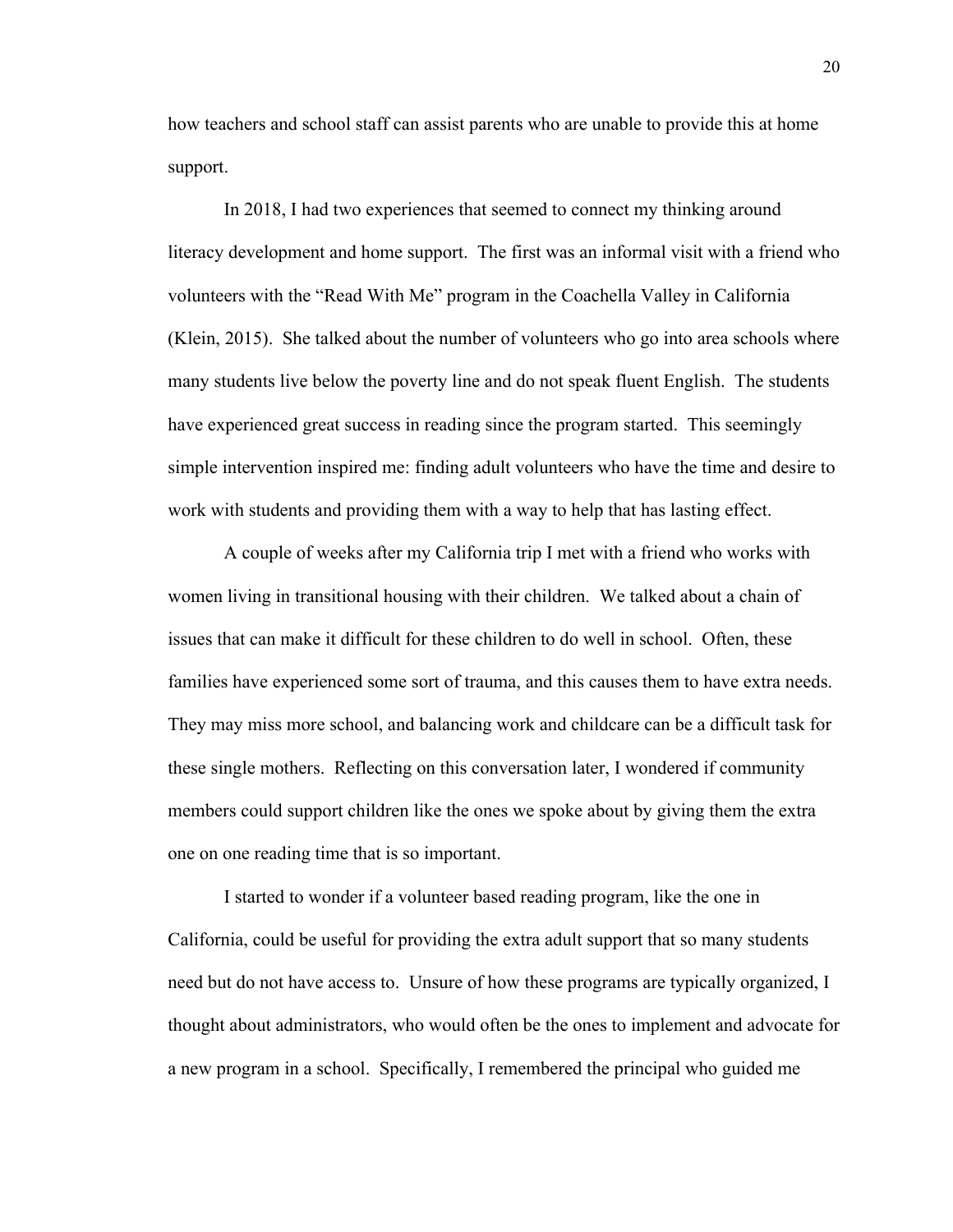how teachers and school staff can assist parents who are unable to provide this at home support.

In 2018, I had two experiences that seemed to connect my thinking around literacy development and home support. The first was an informal visit with a friend who volunteers with the "Read With Me" program in the Coachella Valley in California (Klein, 2015). She talked about the number of volunteers who go into area schools where many students live below the poverty line and do not speak fluent English. The students have experienced great success in reading since the program started. This seemingly simple intervention inspired me: finding adult volunteers who have the time and desire to work with students and providing them with a way to help that has lasting effect.

A couple of weeks after my California trip I met with a friend who works with women living in transitional housing with their children. We talked about a chain of issues that can make it difficult for these children to do well in school. Often, these families have experienced some sort of trauma, and this causes them to have extra needs. They may miss more school, and balancing work and childcare can be a difficult task for these single mothers. Reflecting on this conversation later, I wondered if community members could support children like the ones we spoke about by giving them the extra one on one reading time that is so important.

I started to wonder if a volunteer based reading program, like the one in California, could be useful for providing the extra adult support that so many students need but do not have access to. Unsure of how these programs are typically organized, I thought about administrators, who would often be the ones to implement and advocate for a new program in a school. Specifically, I remembered the principal who guided me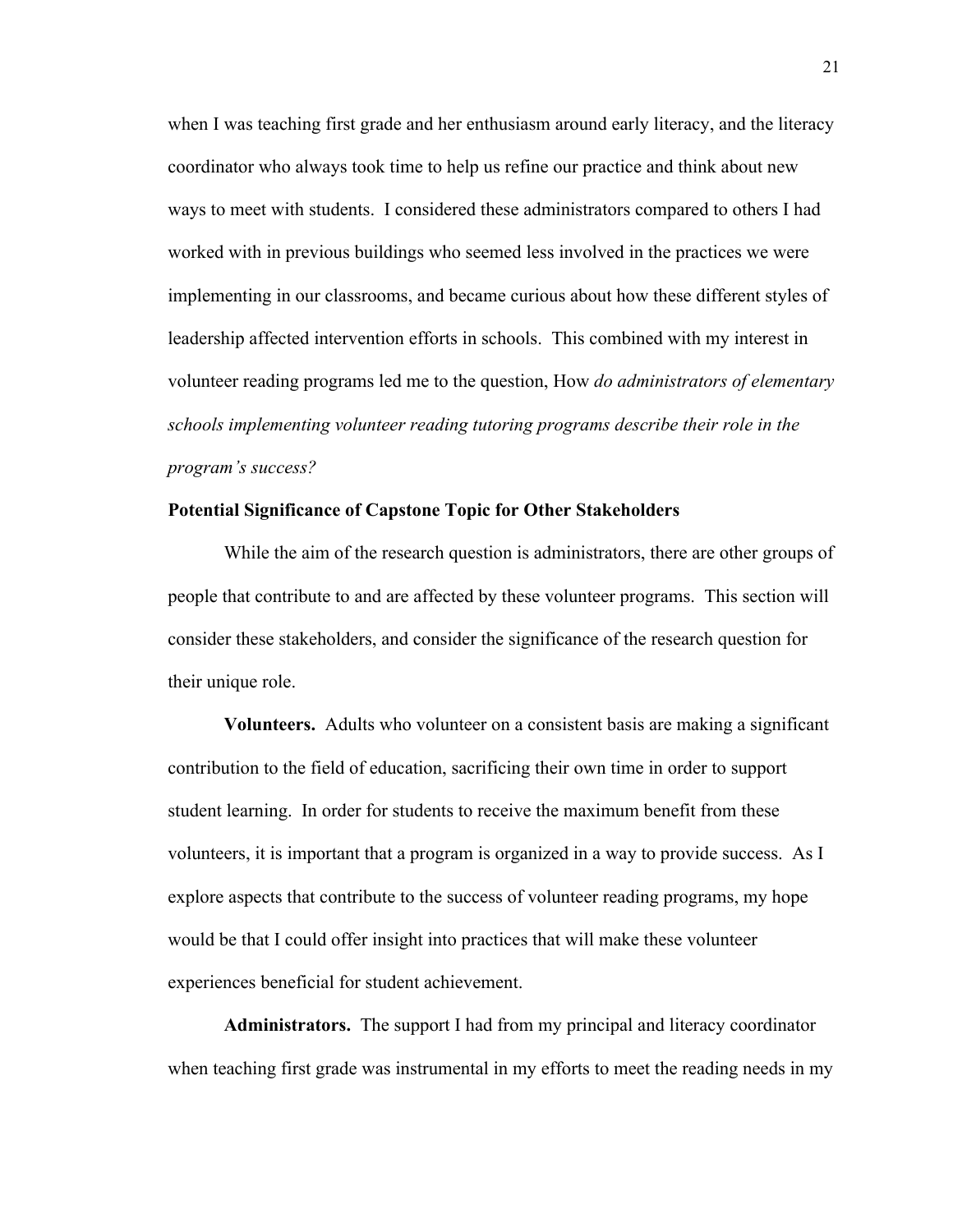when I was teaching first grade and her enthusiasm around early literacy, and the literacy coordinator who always took time to help us refine our practice and think about new ways to meet with students. I considered these administrators compared to others I had worked with in previous buildings who seemed less involved in the practices we were implementing in our classrooms, and became curious about how these different styles of leadership affected intervention efforts in schools. This combined with my interest in volunteer reading programs led me to the question, How *do administrators of elementary schools implementing volunteer reading tutoring programs describe their role in the program's success?*

### Potential Significance of Capstone Topic for Other Stakeholders

While the aim of the research question is administrators, there are other groups of people that contribute to and are affected by these volunteer programs. This section will consider these stakeholders, and consider the significance of the research question for their unique role.

**Volunteers.** Adults who volunteer on a consistent basis are making a significant contribution to the field of education, sacrificing their own time in order to support student learning. In order for students to receive the maximum benefit from these volunteers, it is important that a program is organized in a way to provide success. As I explore aspects that contribute to the success of volunteer reading programs, my hope would be that I could offer insight into practices that will make these volunteer experiences beneficial for student achievement.

**Administrators.** The support I had from my principal and literacy coordinator when teaching first grade was instrumental in my efforts to meet the reading needs in my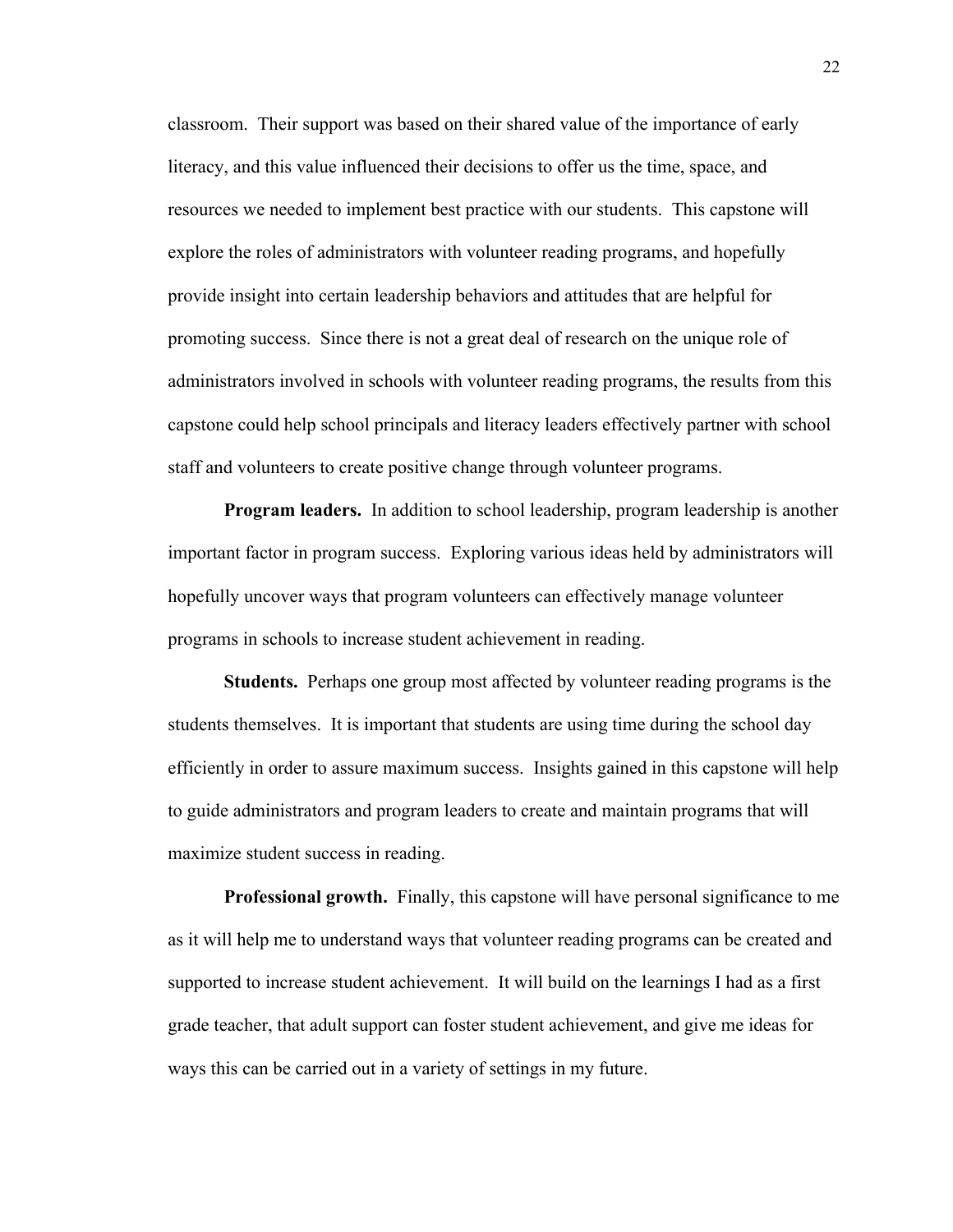classroom. Their support was based on their shared value of the importance of early literacy, and this value influenced their decisions to offer us the time, space, and resources we needed to implement best practice with our students. This capstone will explore the roles of administrators with volunteer reading programs, and hopefully provide insight into certain leadership behaviors and attitudes that are helpful for promoting success. Since there is not a great deal of research on the unique role of administrators involved in schools with volunteer reading programs, the results from this capstone could help school principals and literacy leaders effectively partner with school staff and volunteers to create positive change through volunteer programs.

**Program leaders.** In addition to school leadership, program leadership is another important factor in program success. Exploring various ideas held by administrators will hopefully uncover ways that program volunteers can effectively manage volunteer programs in schools to increase student achievement in reading.

**Students.** Perhaps one group most affected by volunteer reading programs is the students themselves. It is important that students are using time during the school day efficiently in order to assure maximum success. Insights gained in this capstone will help to guide administrators and program leaders to create and maintain programs that will maximize student success in reading.

**Professional growth.** Finally, this capstone will have personal significance to me as it will help me to understand ways that volunteer reading programs can be created and supported to increase student achievement. It will build on the learnings I had as a first grade teacher, that adult support can foster student achievement, and give me ideas for ways this can be carried out in a variety of settings in my future.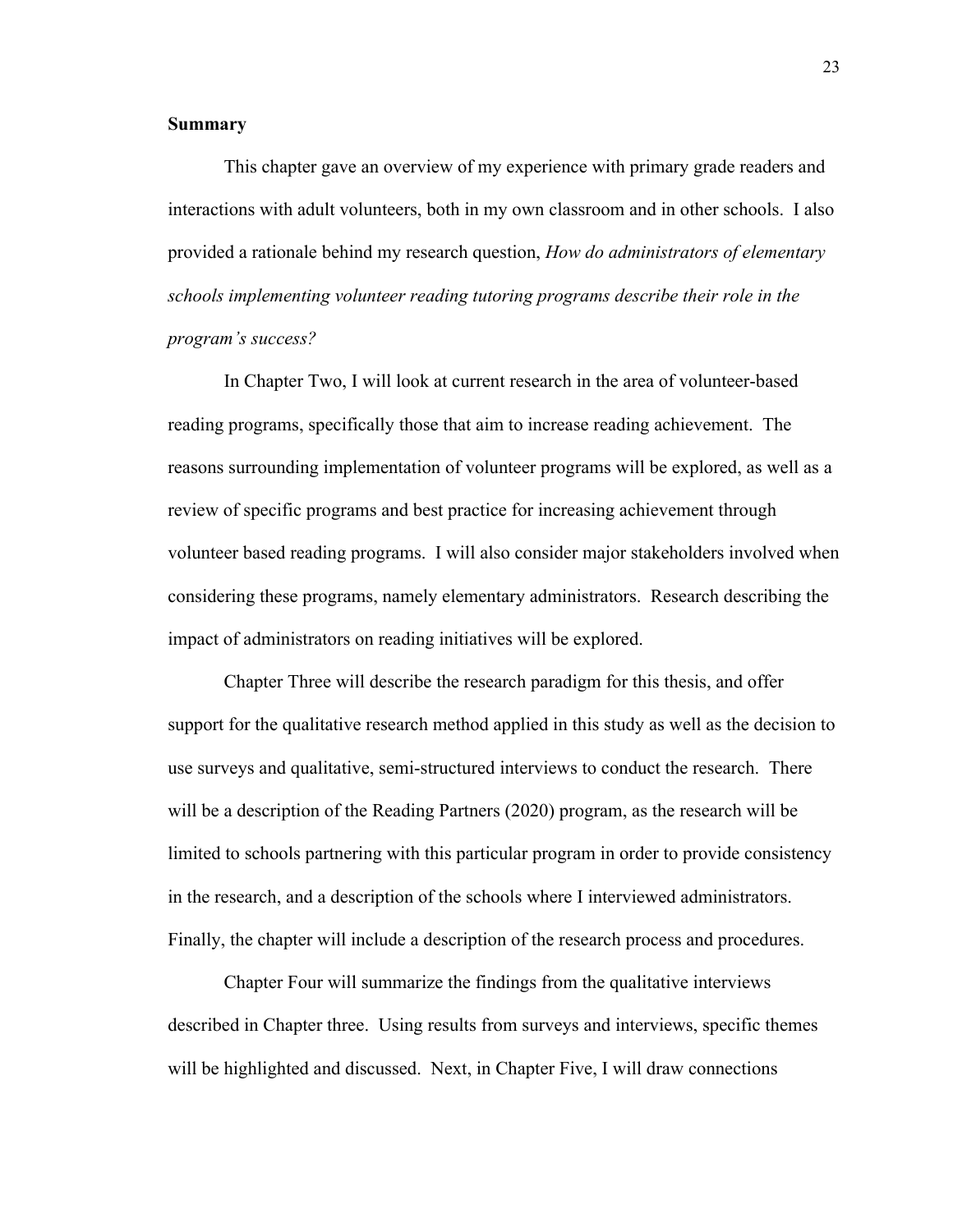## Summary

This chapter gave an overview of my experience with primary grade readers and interactions with adult volunteers, both in my own classroom and in other schools. I also provided a rationale behind my research question, *How do administrators of elementary schools implementing volunteer reading tutoring programs describe their role in the program's success?*

In Chapter Two, I will look at current research in the area of volunteer-based reading programs, specifically those that aim to increase reading achievement. The reasons surrounding implementation of volunteer programs will be explored, as well as a review of specific programs and best practice for increasing achievement through volunteer based reading programs. I will also consider major stakeholders involved when considering these programs, namely elementary administrators. Research describing the impact of administrators on reading initiatives will be explored.

Chapter Three will describe the research paradigm for this thesis, and offer support for the qualitative research method applied in this study as well as the decision to use surveys and qualitative, semi-structured interviews to conduct the research. There will be a description of the Reading Partners (2020) program, as the research will be limited to schools partnering with this particular program in order to provide consistency in the research, and a description of the schools where I interviewed administrators. Finally, the chapter will include a description of the research process and procedures.

Chapter Four will summarize the findings from the qualitative interviews described in Chapter three. Using results from surveys and interviews, specific themes will be highlighted and discussed. Next, in Chapter Five, I will draw connections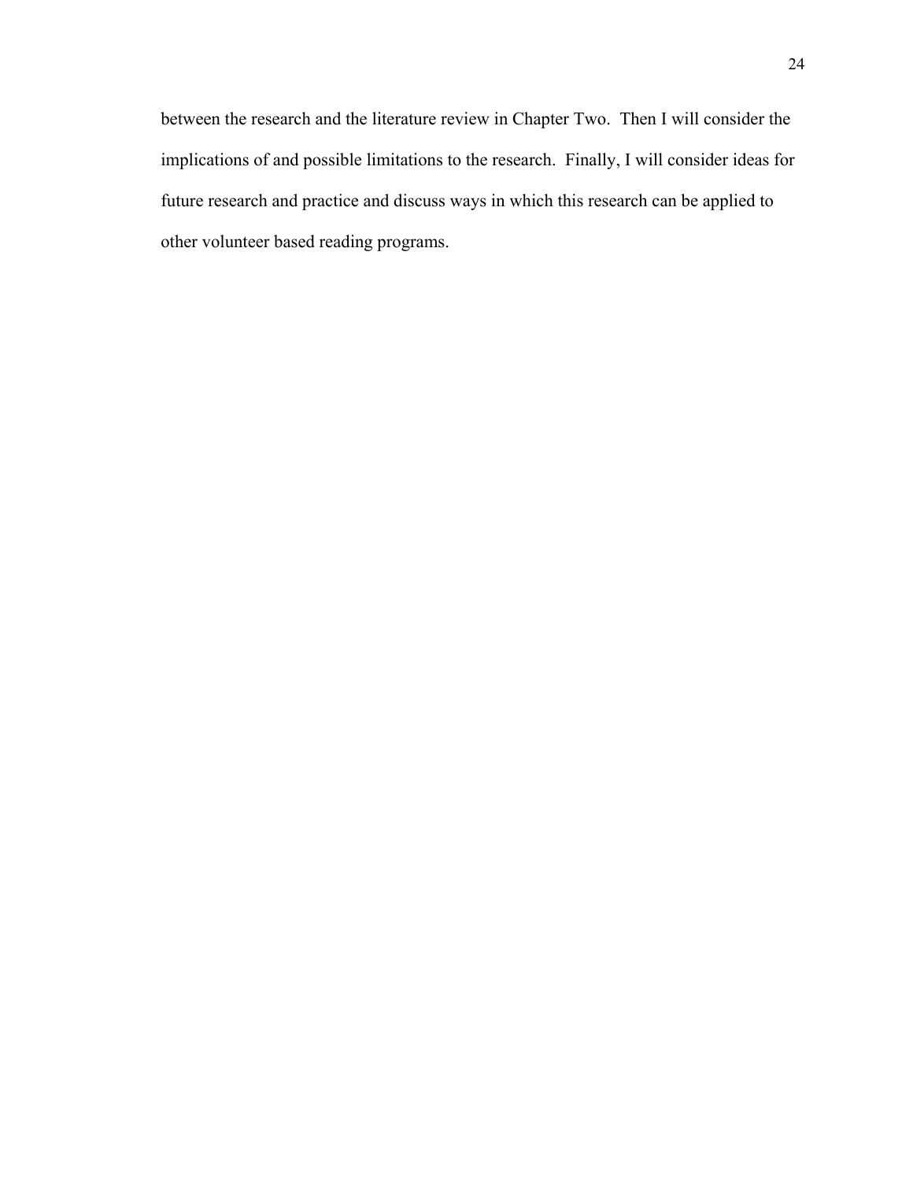between the research and the literature review in Chapter Two. Then I will consider the implications of and possible limitations to the research. Finally, I will consider ideas for future research and practice and discuss ways in which this research can be applied to other volunteer based reading programs.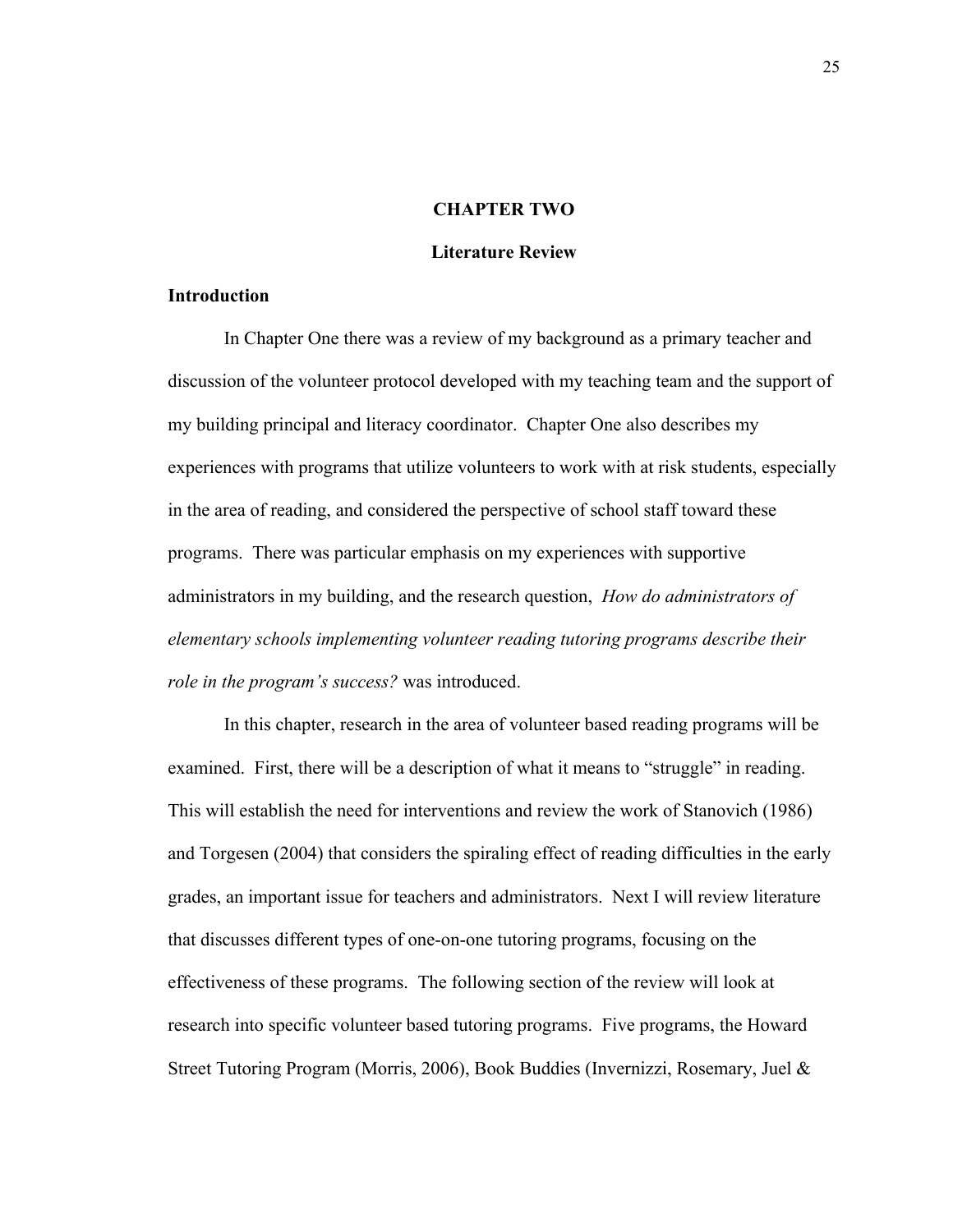# CHAPTER TWO

## Literature Review

### Introduction

In Chapter One there was a review of my background as a primary teacher and discussion of the volunteer protocol developed with my teaching team and the support of my building principal and literacy coordinator. Chapter One also describes my experiences with programs that utilize volunteers to work with at risk students, especially in the area of reading, and considered the perspective of school staff toward these programs. There was particular emphasis on my experiences with supportive administrators in my building, and the research question, *How do administrators of elementary schools implementing volunteer reading tutoring programs describe their role in the program's success?* was introduced.

In this chapter, research in the area of volunteer based reading programs will be examined. First, there will be a description of what it means to "struggle" in reading. This will establish the need for interventions and review the work of Stanovich (1986) and Torgesen (2004) that considers the spiraling effect of reading difficulties in the early grades, an important issue for teachers and administrators. Next I will review literature that discusses different types of one-on-one tutoring programs, focusing on the effectiveness of these programs. The following section of the review will look at research into specific volunteer based tutoring programs. Five programs, the Howard Street Tutoring Program (Morris, 2006), Book Buddies (Invernizzi, Rosemary, Juel &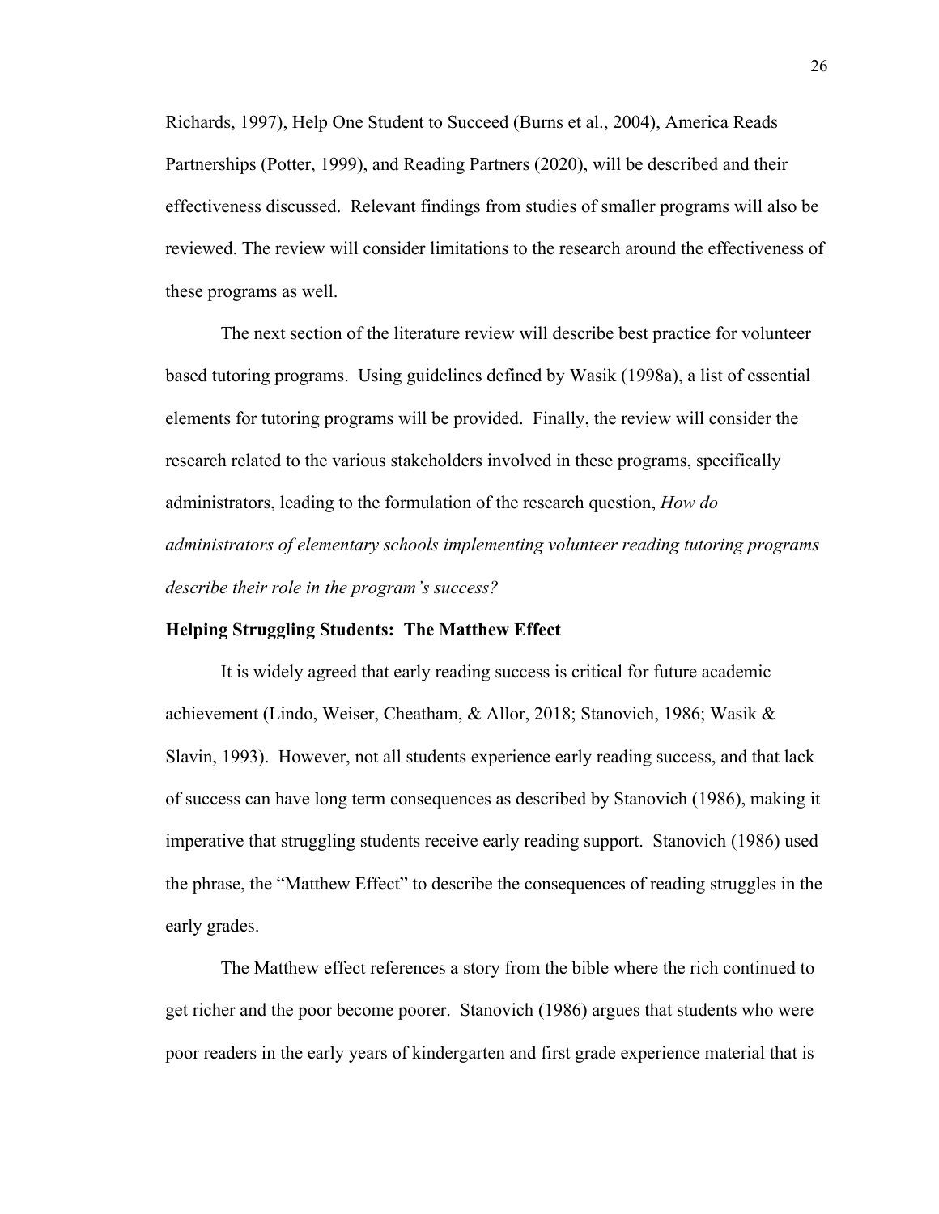Richards, 1997), Help One Student to Succeed (Burns et al., 2004), America Reads Partnerships (Potter, 1999), and Reading Partners (2020), will be described and their effectiveness discussed. Relevant findings from studies of smaller programs will also be reviewed. The review will consider limitations to the research around the effectiveness of these programs as well.

The next section of the literature review will describe best practice for volunteer based tutoring programs. Using guidelines defined by Wasik (1998a), a list of essential elements for tutoring programs will be provided. Finally, the review will consider the research related to the various stakeholders involved in these programs, specifically administrators, leading to the formulation of the research question, *How do administrators of elementary schools implementing volunteer reading tutoring programs describe their role in the program's success?*

### Helping Struggling Students: The Matthew Effect

It is widely agreed that early reading success is critical for future academic achievement (Lindo, Weiser, Cheatham, & Allor, 2018; Stanovich, 1986; Wasik & Slavin, 1993). However, not all students experience early reading success, and that lack of success can have long term consequences as described by Stanovich (1986), making it imperative that struggling students receive early reading support. Stanovich (1986) used the phrase, the "Matthew Effect" to describe the consequences of reading struggles in the early grades.

The Matthew effect references a story from the bible where the rich continued to get richer and the poor become poorer. Stanovich (1986) argues that students who were poor readers in the early years of kindergarten and first grade experience material that is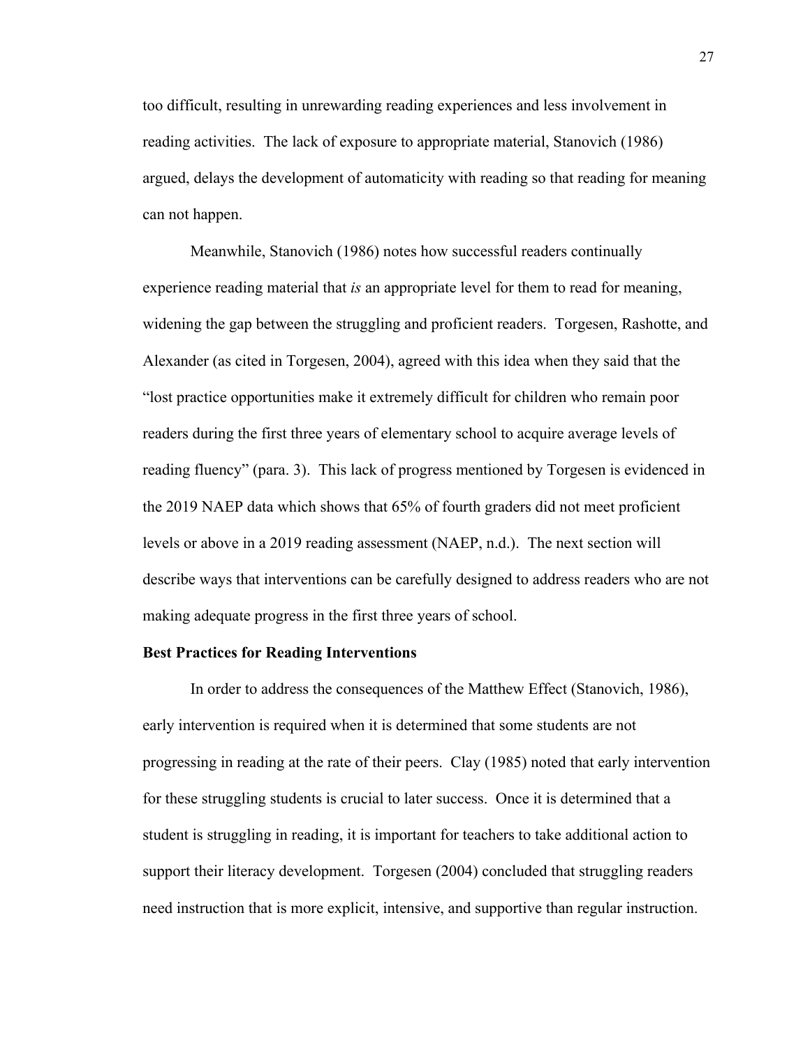too difficult, resulting in unrewarding reading experiences and less involvement in reading activities. The lack of exposure to appropriate material, Stanovich (1986) argued, delays the development of automaticity with reading so that reading for meaning can not happen.

Meanwhile, Stanovich (1986) notes how successful readers continually experience reading material that *is* an appropriate level for them to read for meaning, widening the gap between the struggling and proficient readers. Torgesen, Rashotte, and Alexander (as cited in Torgesen, 2004), agreed with this idea when they said that the "lost practice opportunities make it extremely difficult for children who remain poor readers during the first three years of elementary school to acquire average levels of reading fluency" (para. 3). This lack of progress mentioned by Torgesen is evidenced in the 2019 NAEP data which shows that 65% of fourth graders did not meet proficient levels or above in a 2019 reading assessment (NAEP, n.d.). The next section will describe ways that interventions can be carefully designed to address readers who are not making adequate progress in the first three years of school.

**Best Practices for Reading Interventions**

In order to address the consequences of the Matthew Effect (Stanovich, 1986), early intervention is required when it is determined that some students are not progressing in reading at the rate of their peers. Clay (1985) noted that early intervention for these struggling students is crucial to later success. Once it is determined that a student is struggling in reading, it is important for teachers to take additional action to support their literacy development. Torgesen (2004) concluded that struggling readers need instruction that is more explicit, intensive, and supportive than regular instruction.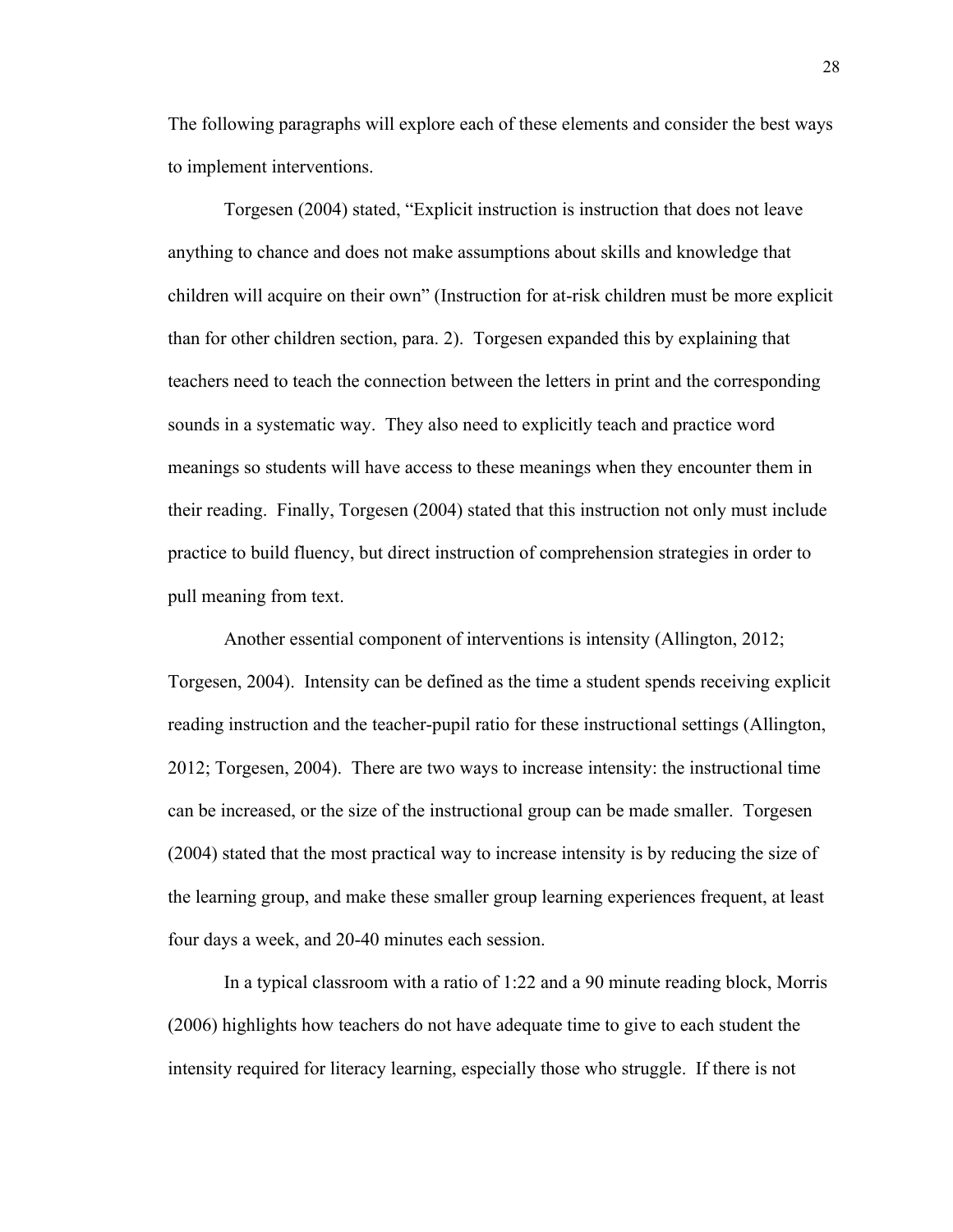The following paragraphs will explore each of these elements and consider the best ways to implement interventions.

Torgesen (2004) stated, "Explicit instruction is instruction that does not leave anything to chance and does not make assumptions about skills and knowledge that children will acquire on their own" (Instruction for at-risk children must be more explicit than for other children section, para. 2). Torgesen expanded this by explaining that teachers need to teach the connection between the letters in print and the corresponding sounds in a systematic way. They also need to explicitly teach and practice word meanings so students will have access to these meanings when they encounter them in their reading. Finally, Torgesen (2004) stated that this instruction not only must include practice to build fluency, but direct instruction of comprehension strategies in order to pull meaning from text.

Another essential component of interventions is intensity (Allington, 2012; Torgesen, 2004). Intensity can be defined as the time a student spends receiving explicit reading instruction and the teacher-pupil ratio for these instructional settings (Allington, 2012; Torgesen, 2004). There are two ways to increase intensity: the instructional time can be increased, or the size of the instructional group can be made smaller. Torgesen (2004) stated that the most practical way to increase intensity is by reducing the size of the learning group, and make these smaller group learning experiences frequent, at least four days a week, and 20-40 minutes each session.

In a typical classroom with a ratio of 1:22 and a 90 minute reading block, Morris (2006) highlights how teachers do not have adequate time to give to each student the intensity required for literacy learning, especially those who struggle. If there is not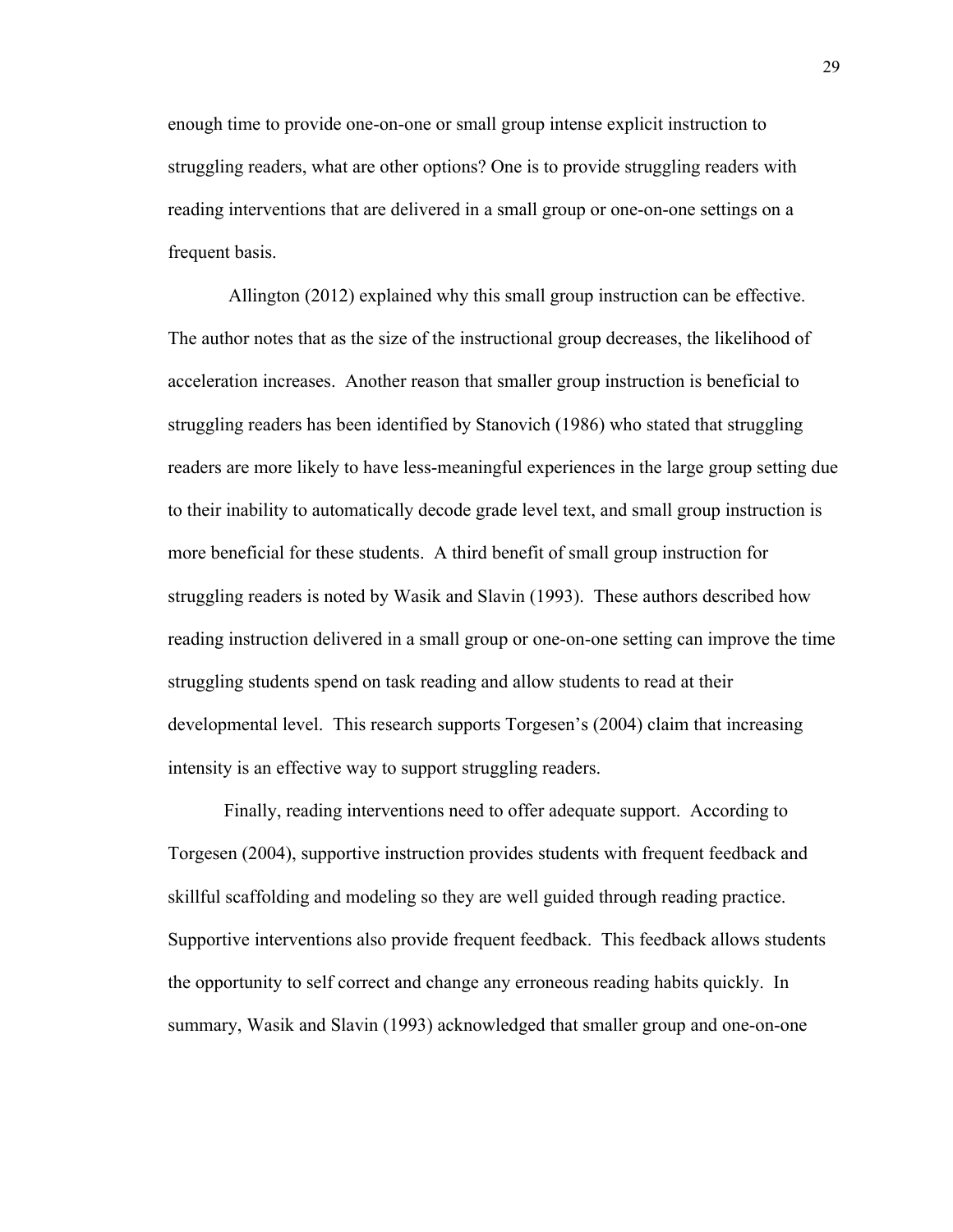enough time to provide one-on-one or small group intense explicit instruction to struggling readers, what are other options? One is to provide struggling readers with reading interventions that are delivered in a small group or one-on-one settings on a frequent basis.

Allington (2012) explained why this small group instruction can be effective. The author notes that as the size of the instructional group decreases, the likelihood of acceleration increases. Another reason that smaller group instruction is beneficial to struggling readers has been identified by Stanovich (1986) who stated that struggling readers are more likely to have less-meaningful experiences in the large group setting due to their inability to automatically decode grade level text, and small group instruction is more beneficial for these students. A third benefit of small group instruction for struggling readers is noted by Wasik and Slavin (1993). These authors described how reading instruction delivered in a small group or one-on-one setting can improve the time struggling students spend on task reading and allow students to read at their developmental level. This research supports Torgesen's (2004) claim that increasing intensity is an effective way to support struggling readers.

Finally, reading interventions need to offer adequate support. According to Torgesen (2004), supportive instruction provides students with frequent feedback and skillful scaffolding and modeling so they are well guided through reading practice. Supportive interventions also provide frequent feedback. This feedback allows students the opportunity to self correct and change any erroneous reading habits quickly. In summary, Wasik and Slavin (1993) acknowledged that smaller group and one-on-one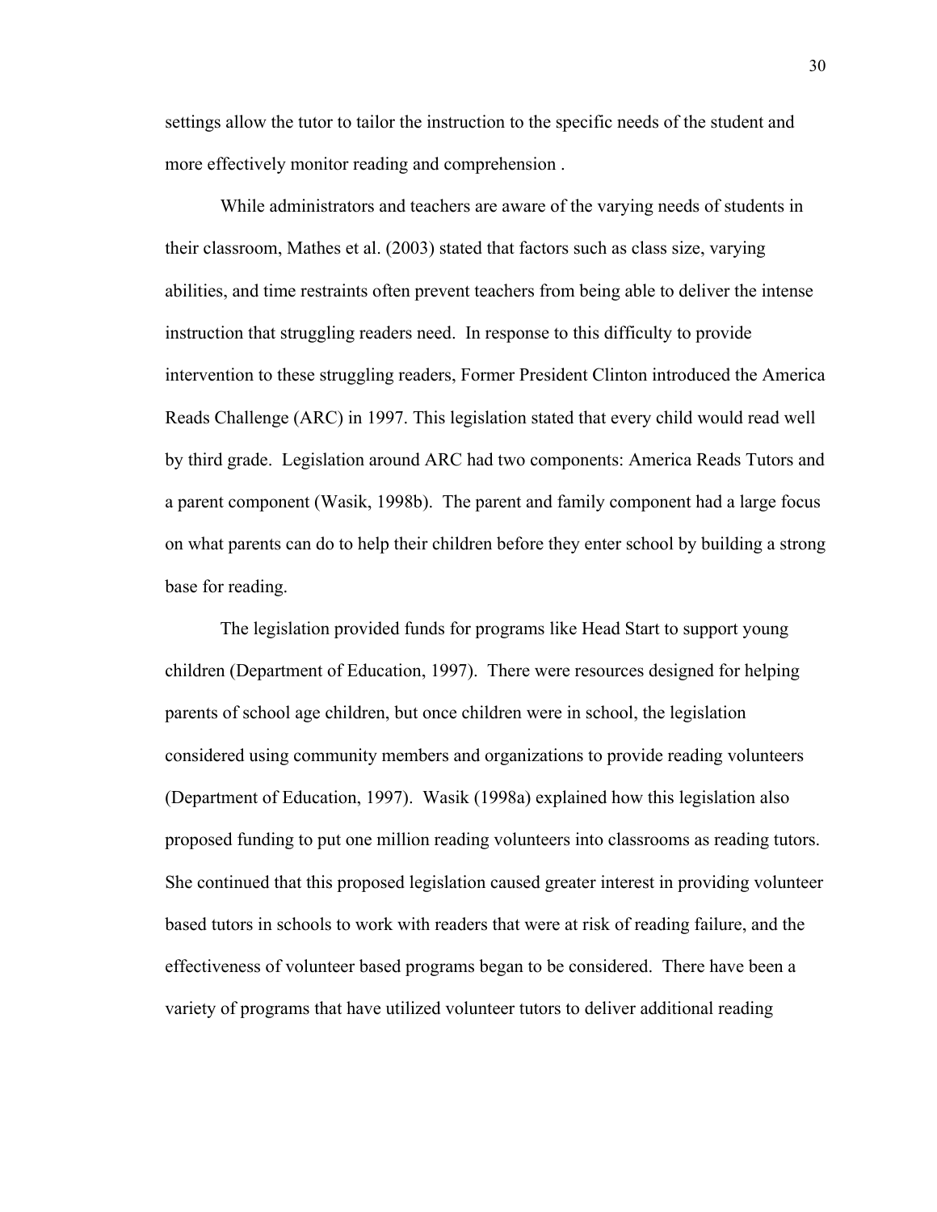settings allow the tutor to tailor the instruction to the specific needs of the student and more effectively monitor reading and comprehension .

While administrators and teachers are aware of the varying needs of students in their classroom, Mathes et al. (2003) stated that factors such as class size, varying abilities, and time restraints often prevent teachers from being able to deliver the intense instruction that struggling readers need. In response to this difficulty to provide intervention to these struggling readers, Former President Clinton introduced the America Reads Challenge (ARC) in 1997. This legislation stated that every child would read well by third grade. Legislation around ARC had two components: America Reads Tutors and a parent component (Wasik, 1998b). The parent and family component had a large focus on what parents can do to help their children before they enter school by building a strong base for reading.

The legislation provided funds for programs like Head Start to support young children (Department of Education, 1997). There were resources designed for helping parents of school age children, but once children were in school, the legislation considered using community members and organizations to provide reading volunteers (Department of Education, 1997). Wasik (1998a) explained how this legislation also proposed funding to put one million reading volunteers into classrooms as reading tutors. She continued that this proposed legislation caused greater interest in providing volunteer based tutors in schools to work with readers that were at risk of reading failure, and the effectiveness of volunteer based programs began to be considered. There have been a variety of programs that have utilized volunteer tutors to deliver additional reading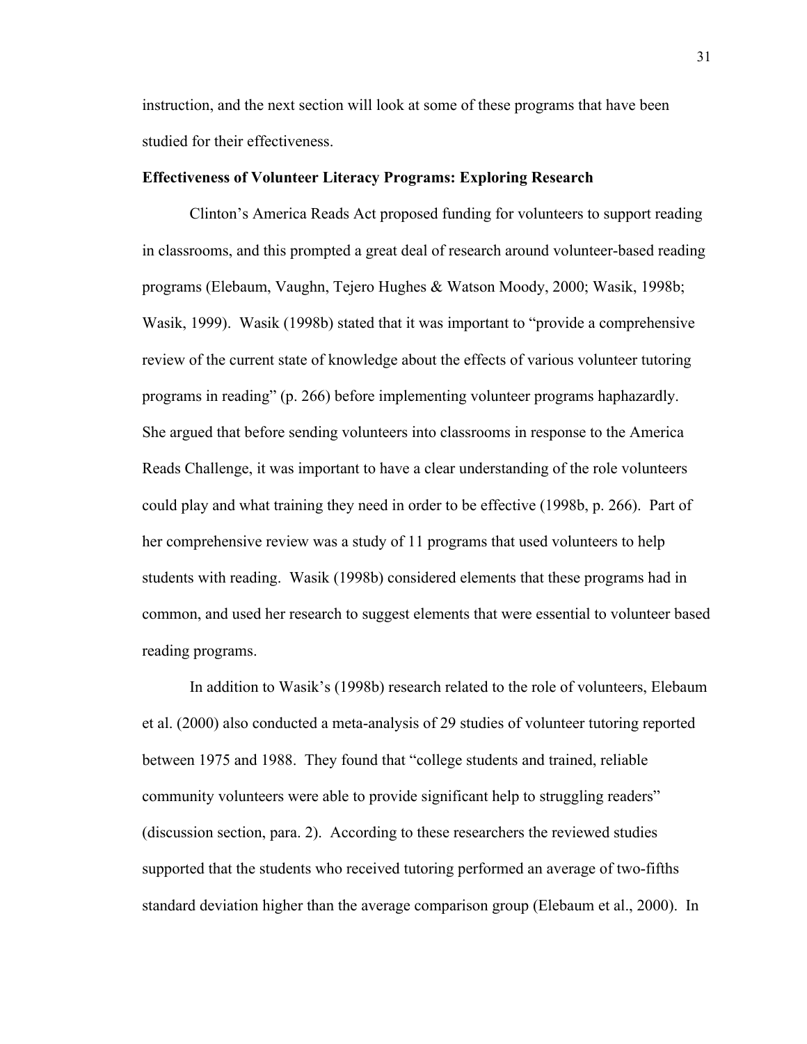instruction, and the next section will look at some of these programs that have been studied for their effectiveness.

**Effectiveness of Volunteer Literacy Programs: Exploring Research**

Clinton's America Reads Act proposed funding for volunteers to support reading in classrooms, and this prompted a great deal of research around volunteer-based reading programs (Elebaum, Vaughn, Tejero Hughes & Watson Moody, 2000; Wasik, 1998b; Wasik, 1999). Wasik (1998b) stated that it was important to "provide a comprehensive review of the current state of knowledge about the effects of various volunteer tutoring programs in reading" (p. 266) before implementing volunteer programs haphazardly. She argued that before sending volunteers into classrooms in response to the America Reads Challenge, it was important to have a clear understanding of the role volunteers could play and what training they need in order to be effective (1998b, p. 266). Part of her comprehensive review was a study of 11 programs that used volunteers to help students with reading. Wasik (1998b) considered elements that these programs had in common, and used her research to suggest elements that were essential to volunteer based reading programs.

In addition to Wasik's (1998b) research related to the role of volunteers, Elebaum et al. (2000) also conducted a meta-analysis of 29 studies of volunteer tutoring reported between 1975 and 1988. They found that "college students and trained, reliable community volunteers were able to provide significant help to struggling readers" (discussion section, para. 2). According to these researchers the reviewed studies supported that the students who received tutoring performed an average of two-fifths standard deviation higher than the average comparison group (Elebaum et al., 2000). In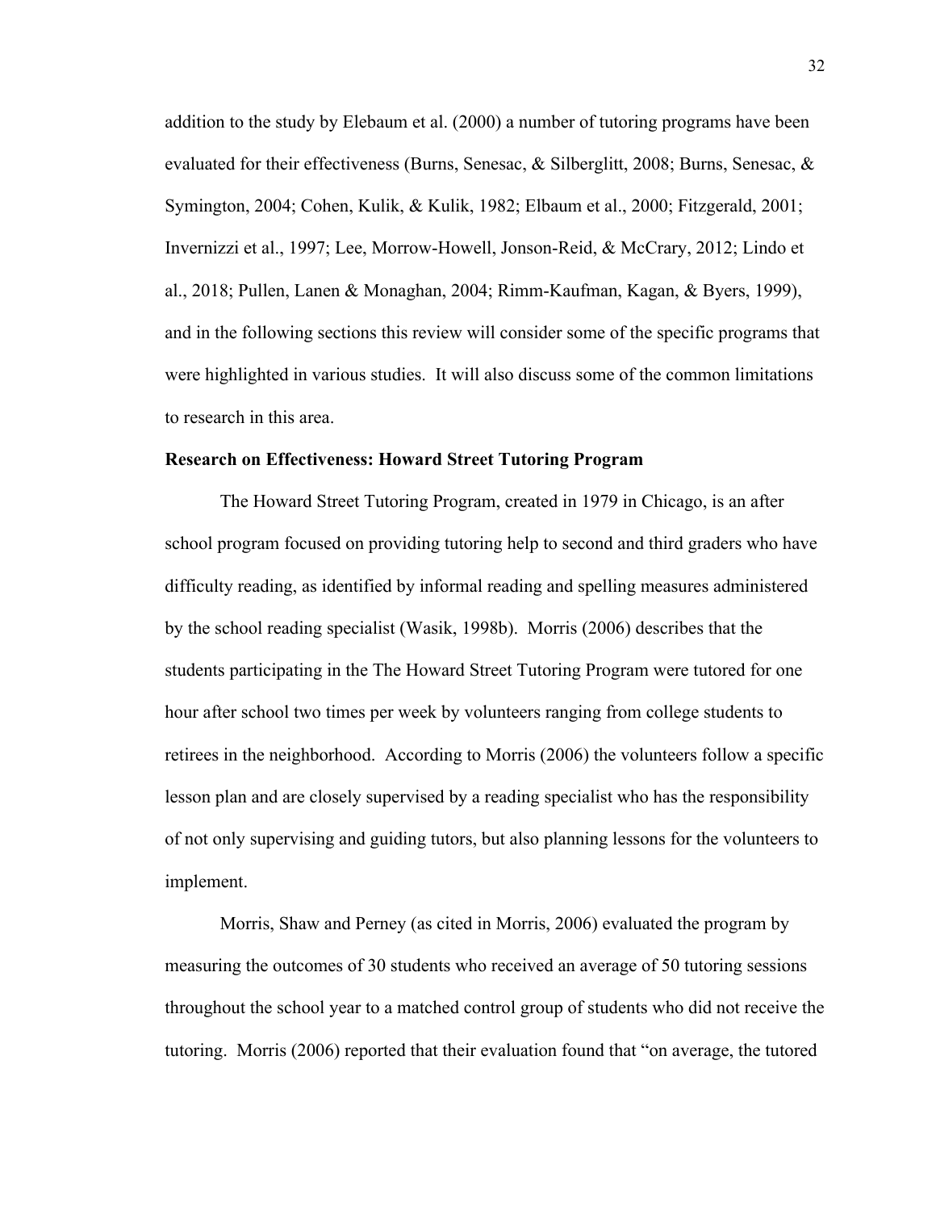addition to the study by Elebaum et al. (2000) a number of tutoring programs have been evaluated for their effectiveness (Burns, Senesac, & Silberglitt, 2008; Burns, Senesac, & Symington, 2004; Cohen, Kulik, & Kulik, 1982; Elbaum et al., 2000; Fitzgerald, 2001; Invernizzi et al., 1997; Lee, Morrow-Howell, Jonson-Reid, & McCrary, 2012; Lindo et al., 2018; Pullen, Lanen & Monaghan, 2004; Rimm-Kaufman, Kagan, & Byers, 1999), and in the following sections this review will consider some of the specific programs that were highlighted in various studies. It will also discuss some of the common limitations to research in this area.

**Research on Effectiveness: Howard Street Tutoring Program**

The Howard Street Tutoring Program, created in 1979 in Chicago, is an after school program focused on providing tutoring help to second and third graders who have difficulty reading, as identified by informal reading and spelling measures administered by the school reading specialist (Wasik, 1998b). Morris (2006) describes that the students participating in the The Howard Street Tutoring Program were tutored for one hour after school two times per week by volunteers ranging from college students to retirees in the neighborhood. According to Morris (2006) the volunteers follow a specific lesson plan and are closely supervised by a reading specialist who has the responsibility of not only supervising and guiding tutors, but also planning lessons for the volunteers to implement.

Morris, Shaw and Perney (as cited in Morris, 2006) evaluated the program by measuring the outcomes of 30 students who received an average of 50 tutoring sessions throughout the school year to a matched control group of students who did not receive the tutoring. Morris (2006) reported that their evaluation found that "on average, the tutored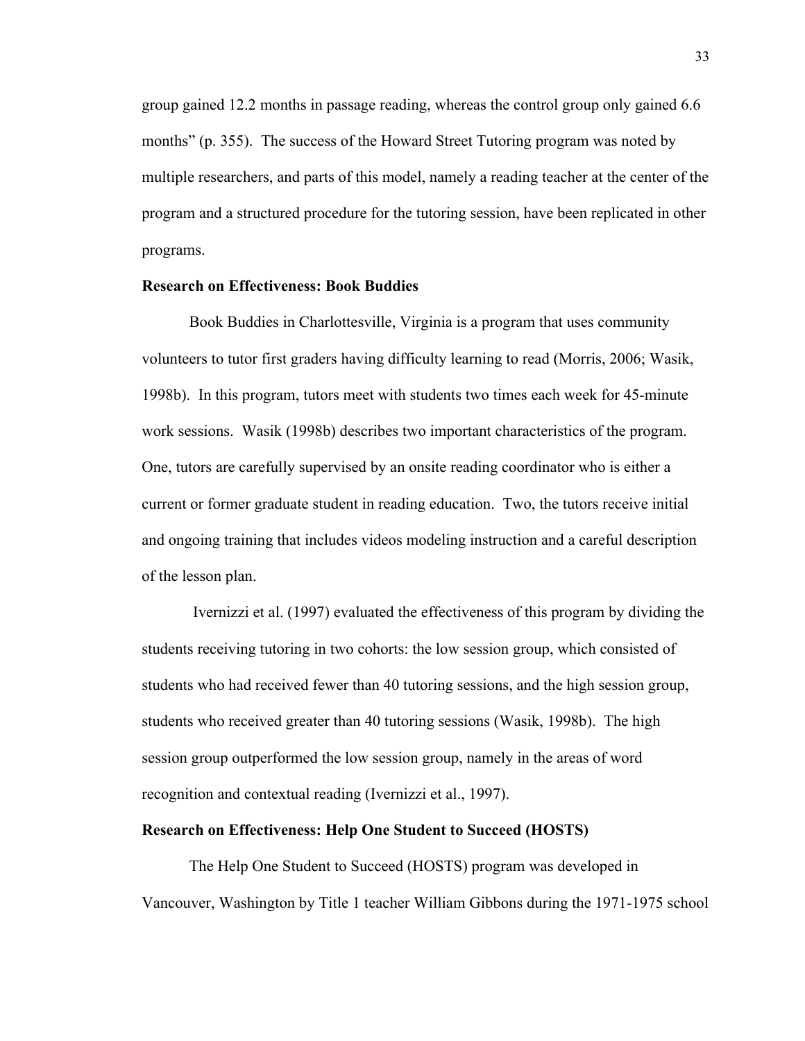group gained 12.2 months in passage reading, whereas the control group only gained 6.6 months" (p. 355). The success of the Howard Street Tutoring program was noted by multiple researchers, and parts of this model, namely a reading teacher at the center of the program and a structured procedure for the tutoring session, have been replicated in other programs.

**Research on Effectiveness: Book Buddies**

Book Buddies in Charlottesville, Virginia is a program that uses community volunteers to tutor first graders having difficulty learning to read (Morris, 2006; Wasik, 1998b). In this program, tutors meet with students two times each week for 45-minute work sessions. Wasik (1998b) describes two important characteristics of the program. One, tutors are carefully supervised by an onsite reading coordinator who is either a current or former graduate student in reading education. Two, the tutors receive initial and ongoing training that includes videos modeling instruction and a careful description of the lesson plan.

Ivernizzi et al. (1997) evaluated the effectiveness of this program by dividing the students receiving tutoring in two cohorts: the low session group, which consisted of students who had received fewer than 40 tutoring sessions, and the high session group, students who received greater than 40 tutoring sessions (Wasik, 1998b). The high session group outperformed the low session group, namely in the areas of word recognition and contextual reading (Ivernizzi et al., 1997).

**Research on Effectiveness: Help One Student to Succeed (HOSTS)**

The Help One Student to Succeed (HOSTS) program was developed in Vancouver, Washington by Title 1 teacher William Gibbons during the 1971-1975 school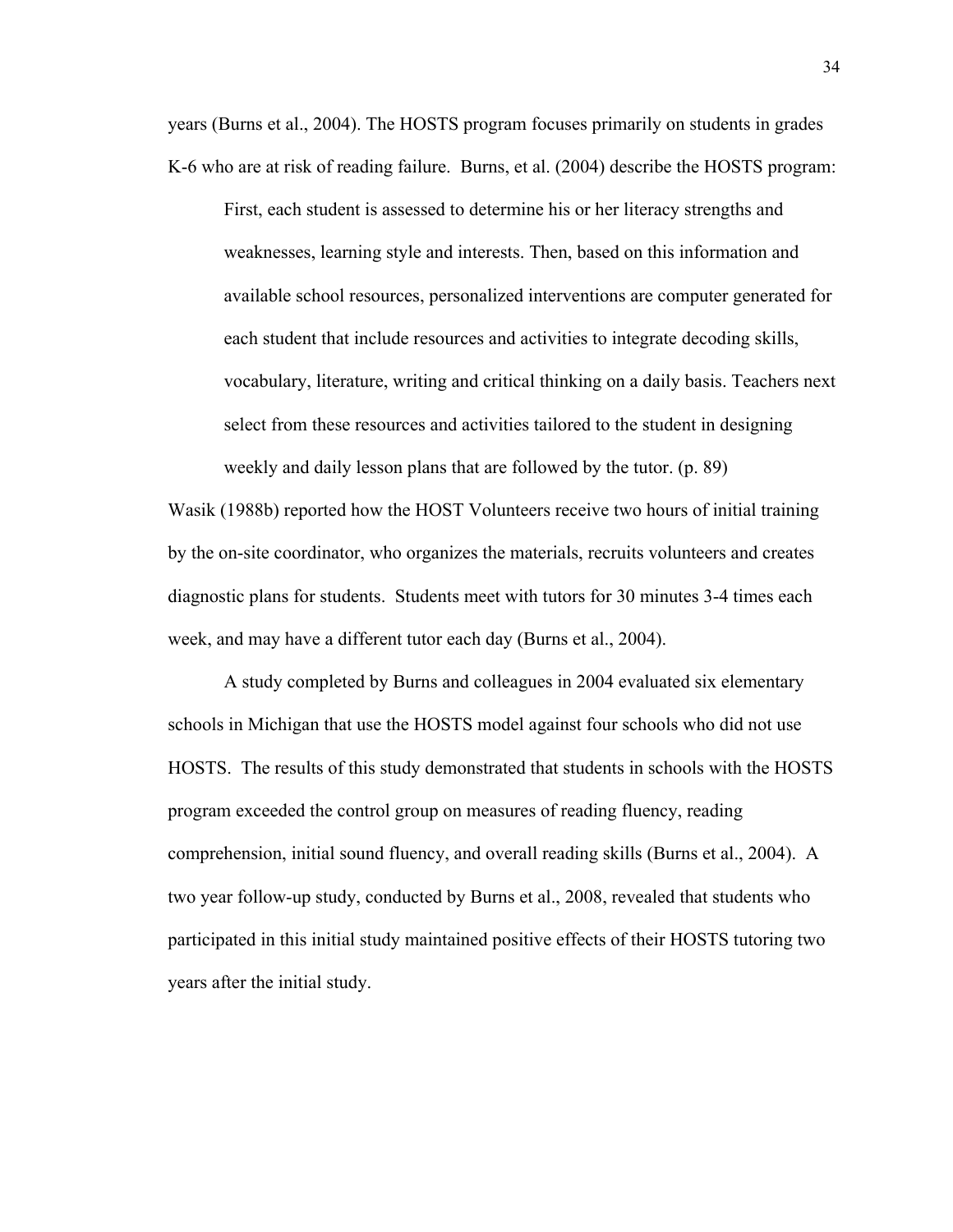years (Burns et al., 2004). The HOSTS program focuses primarily on students in grades K-6 who are at risk of reading failure. Burns, et al. (2004) describe the HOSTS program:

> First, each student is assessed to determine his or her literacy strengths and weaknesses, learning style and interests. Then, based on this information and available school resources, personalized interventions are computer generated for each student that include resources and activities to integrate decoding skills, vocabulary, literature, writing and critical thinking on a daily basis. Teachers next select from these resources and activities tailored to the student in designing weekly and daily lesson plans that are followed by the tutor. (p. 89)

Wasik (1988b) reported how the HOST Volunteers receive two hours of initial training by the on-site coordinator, who organizes the materials, recruits volunteers and creates diagnostic plans for students. Students meet with tutors for 30 minutes 3-4 times each week, and may have a different tutor each day (Burns et al., 2004).

A study completed by Burns and colleagues in 2004 evaluated six elementary schools in Michigan that use the HOSTS model against four schools who did not use HOSTS. The results of this study demonstrated that students in schools with the HOSTS program exceeded the control group on measures of reading fluency, reading comprehension, initial sound fluency, and overall reading skills (Burns et al., 2004). A two year follow-up study, conducted by Burns et al., 2008, revealed that students who participated in this initial study maintained positive effects of their HOSTS tutoring two years after the initial study.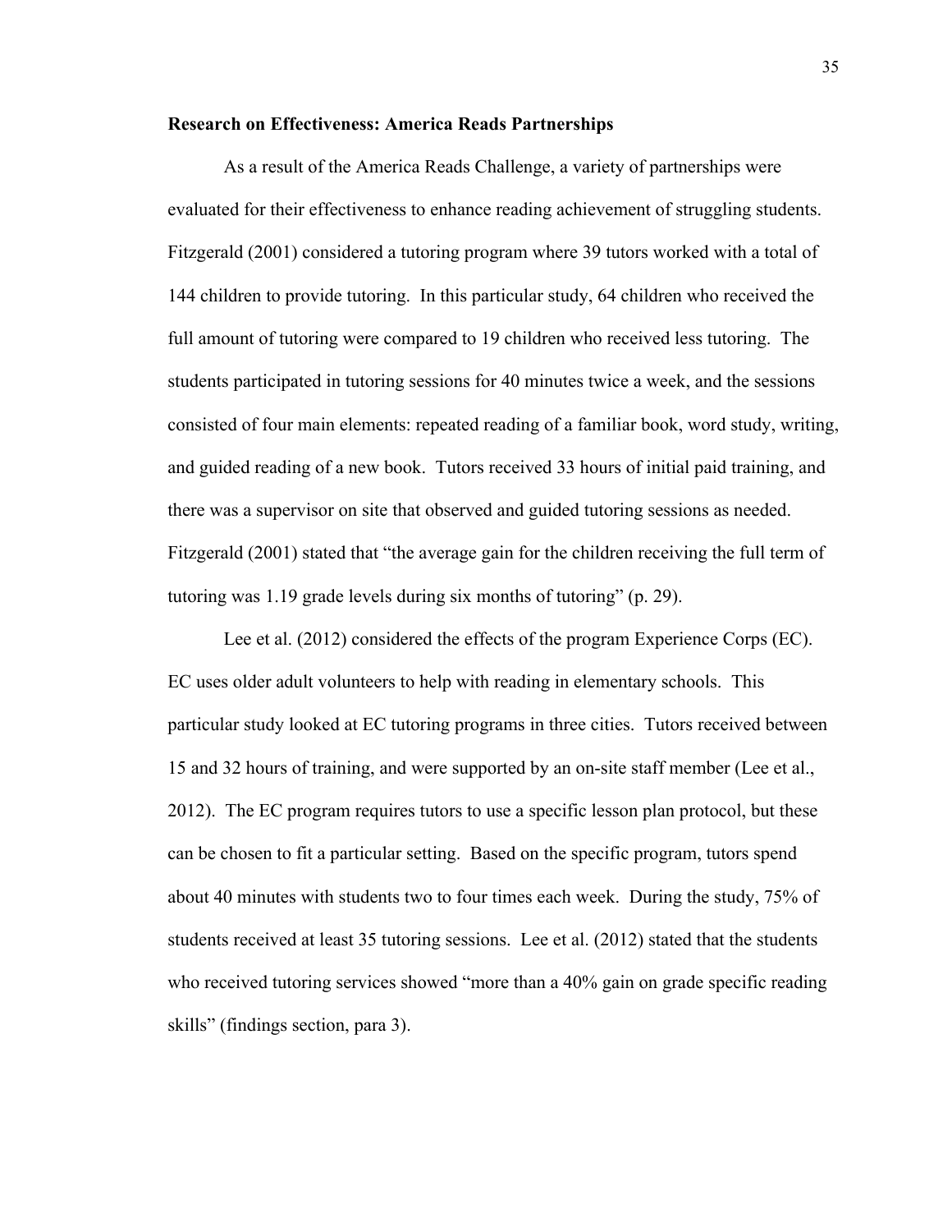**Research on Effectiveness: America Reads Partnerships**

As a result of the America Reads Challenge, a variety of partnerships were evaluated for their effectiveness to enhance reading achievement of struggling students. Fitzgerald (2001) considered a tutoring program where 39 tutors worked with a total of 144 children to provide tutoring. In this particular study, 64 children who received the full amount of tutoring were compared to 19 children who received less tutoring. The students participated in tutoring sessions for 40 minutes twice a week, and the sessions consisted of four main elements: repeated reading of a familiar book, word study, writing, and guided reading of a new book. Tutors received 33 hours of initial paid training, and there was a supervisor on site that observed and guided tutoring sessions as needed. Fitzgerald (2001) stated that "the average gain for the children receiving the full term of tutoring was 1.19 grade levels during six months of tutoring" (p. 29).

Lee et al. (2012) considered the effects of the program Experience Corps (EC). EC uses older adult volunteers to help with reading in elementary schools. This particular study looked at EC tutoring programs in three cities. Tutors received between 15 and 32 hours of training, and were supported by an on-site staff member (Lee et al., 2012). The EC program requires tutors to use a specific lesson plan protocol, but these can be chosen to fit a particular setting. Based on the specific program, tutors spend about 40 minutes with students two to four times each week. During the study, 75% of students received at least 35 tutoring sessions. Lee et al. (2012) stated that the students who received tutoring services showed "more than a 40% gain on grade specific reading skills" (findings section, para 3).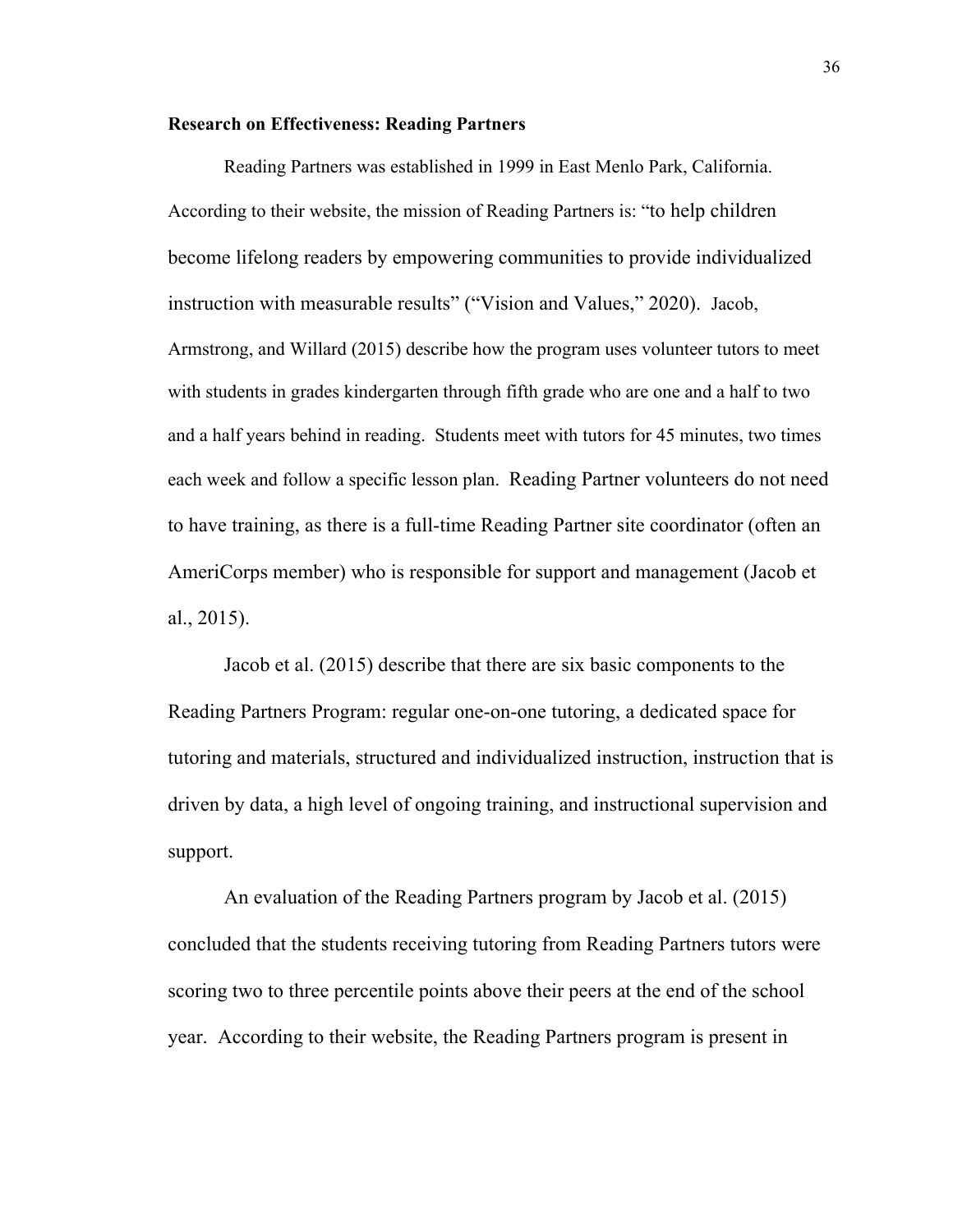**Research on Effectiveness: Reading Partners**

Reading Partners was established in 1999 in East Menlo Park, California. According to their website, the mission of Reading Partners is: "to help children become lifelong readers by empowering communities to provide individualized instruction with measurable results" ("Vision and Values," 2020). Jacob, Armstrong, and Willard (2015) describe how the program uses volunteer tutors to meet with students in grades kindergarten through fifth grade who are one and a half to two and a half years behind in reading. Students meet with tutors for 45 minutes, two times each week and follow a specific lesson plan. Reading Partner volunteers do not need to have training, as there is a full-time Reading Partner site coordinator (often an AmeriCorps member) who is responsible for support and management (Jacob et al., 2015).

Jacob et al. (2015) describe that there are six basic components to the Reading Partners Program: regular one-on-one tutoring, a dedicated space for tutoring and materials, structured and individualized instruction, instruction that is driven by data, a high level of ongoing training, and instructional supervision and support.

An evaluation of the Reading Partners program by Jacob et al. (2015) concluded that the students receiving tutoring from Reading Partners tutors were scoring two to three percentile points above their peers at the end of the school year. According to their website, the Reading Partners program is present in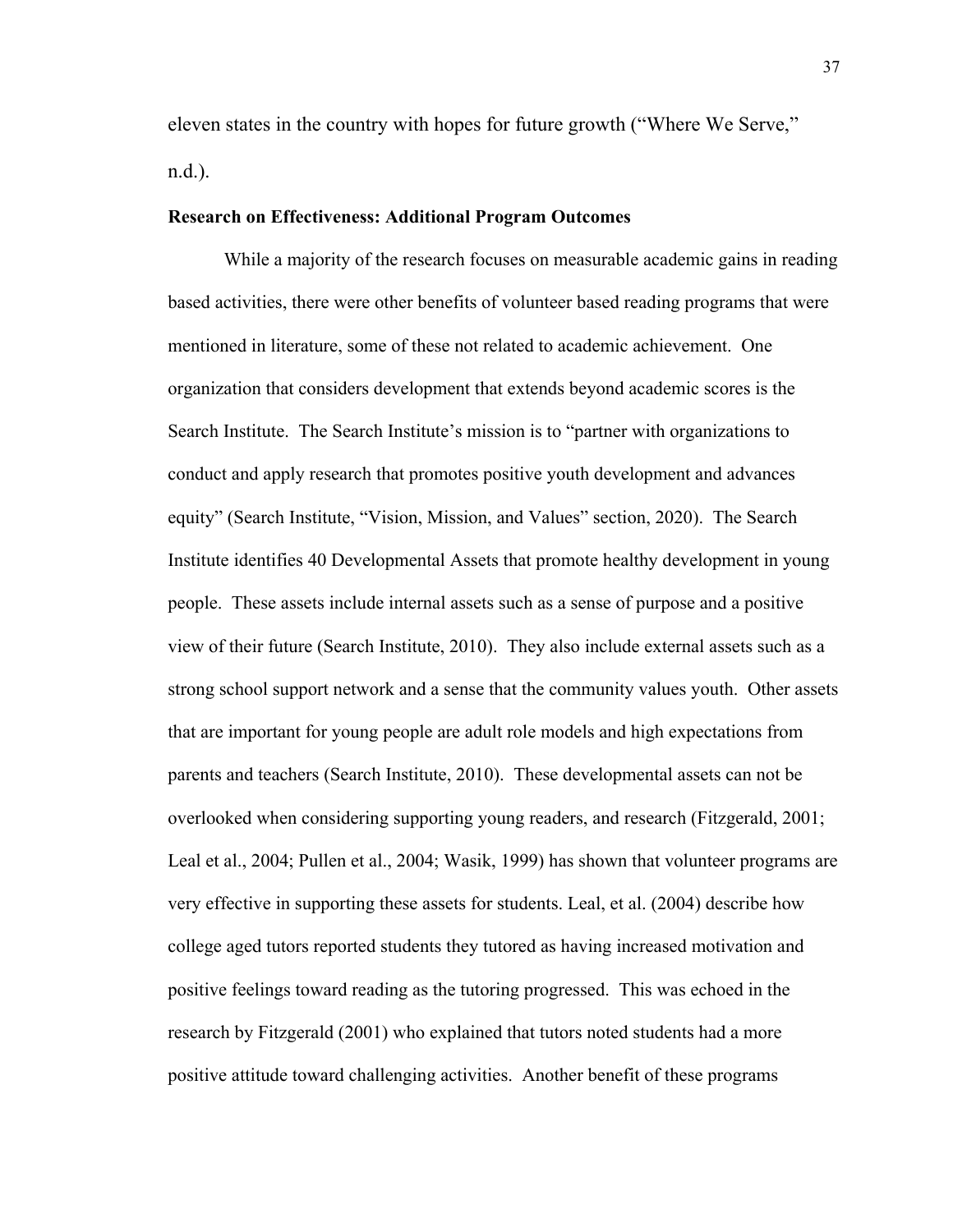eleven states in the country with hopes for future growth ("Where We Serve," n.d.).

**Research on Effectiveness: Additional Program Outcomes**

While a majority of the research focuses on measurable academic gains in reading based activities, there were other benefits of volunteer based reading programs that were mentioned in literature, some of these not related to academic achievement. One organization that considers development that extends beyond academic scores is the Search Institute. The Search Institute's mission is to "partner with organizations to conduct and apply research that promotes positive youth development and advances equity" (Search Institute, "Vision, Mission, and Values" section, 2020). The Search Institute identifies 40 Developmental Assets that promote healthy development in young people. These assets include internal assets such as a sense of purpose and a positive view of their future (Search Institute, 2010). They also include external assets such as a strong school support network and a sense that the community values youth. Other assets that are important for young people are adult role models and high expectations from parents and teachers (Search Institute, 2010). These developmental assets can not be overlooked when considering supporting young readers, and research (Fitzgerald, 2001; Leal et al., 2004; Pullen et al., 2004; Wasik, 1999) has shown that volunteer programs are very effective in supporting these assets for students. Leal, et al. (2004) describe how college aged tutors reported students they tutored as having increased motivation and positive feelings toward reading as the tutoring progressed. This was echoed in the research by Fitzgerald (2001) who explained that tutors noted students had a more positive attitude toward challenging activities. Another benefit of these programs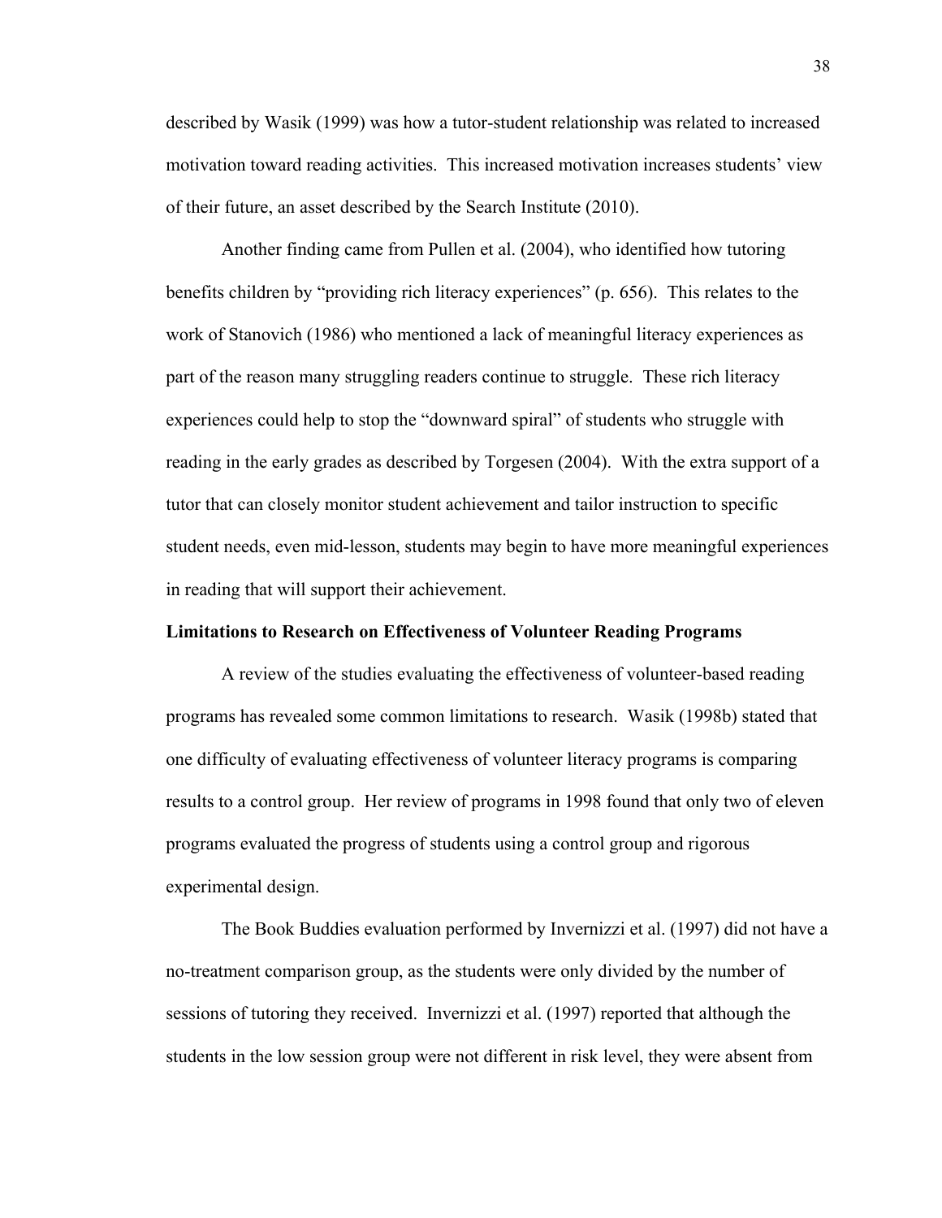described by Wasik (1999) was how a tutor-student relationship was related to increased motivation toward reading activities. This increased motivation increases students' view of their future, an asset described by the Search Institute (2010).

Another finding came from Pullen et al. (2004), who identified how tutoring benefits children by "providing rich literacy experiences" (p. 656). This relates to the work of Stanovich (1986) who mentioned a lack of meaningful literacy experiences as part of the reason many struggling readers continue to struggle. These rich literacy experiences could help to stop the "downward spiral" of students who struggle with reading in the early grades as described by Torgesen (2004). With the extra support of a tutor that can closely monitor student achievement and tailor instruction to specific student needs, even mid-lesson, students may begin to have more meaningful experiences in reading that will support their achievement.

**Limitations to Research on Effectiveness of Volunteer Reading Programs**

A review of the studies evaluating the effectiveness of volunteer-based reading programs has revealed some common limitations to research. Wasik (1998b) stated that one difficulty of evaluating effectiveness of volunteer literacy programs is comparing results to a control group. Her review of programs in 1998 found that only two of eleven programs evaluated the progress of students using a control group and rigorous experimental design.

The Book Buddies evaluation performed by Invernizzi et al. (1997) did not have a no-treatment comparison group, as the students were only divided by the number of sessions of tutoring they received. Invernizzi et al. (1997) reported that although the students in the low session group were not different in risk level, they were absent from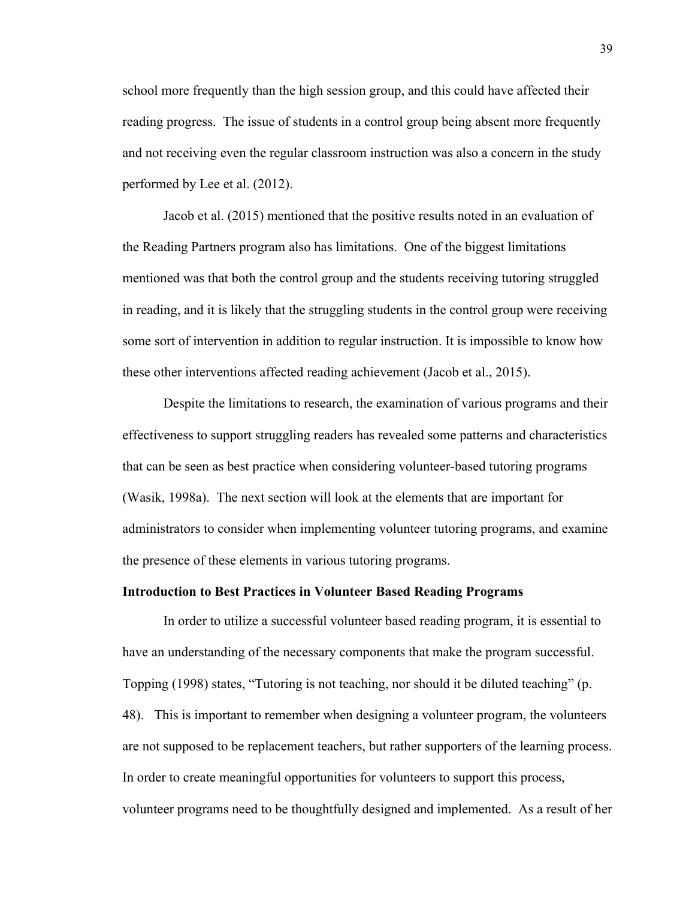school more frequently than the high session group, and this could have affected their reading progress. The issue of students in a control group being absent more frequently and not receiving even the regular classroom instruction was also a concern in the study performed by Lee et al. (2012).

Jacob et al. (2015) mentioned that the positive results noted in an evaluation of the Reading Partners program also has limitations. One of the biggest limitations mentioned was that both the control group and the students receiving tutoring struggled in reading, and it is likely that the struggling students in the control group were receiving some sort of intervention in addition to regular instruction. It is impossible to know how these other interventions affected reading achievement (Jacob et al., 2015).

Despite the limitations to research, the examination of various programs and their effectiveness to support struggling readers has revealed some patterns and characteristics that can be seen as best practice when considering volunteer-based tutoring programs (Wasik, 1998a). The next section will look at the elements that are important for administrators to consider when implementing volunteer tutoring programs, and examine the presence of these elements in various tutoring programs.

**Introduction to Best Practices in Volunteer Based Reading Programs**

In order to utilize a successful volunteer based reading program, it is essential to have an understanding of the necessary components that make the program successful. Topping (1998) states, "Tutoring is not teaching, nor should it be diluted teaching" (p. 48). This is important to remember when designing a volunteer program, the volunteers are not supposed to be replacement teachers, but rather supporters of the learning process. In order to create meaningful opportunities for volunteers to support this process, volunteer programs need to be thoughtfully designed and implemented. As a result of her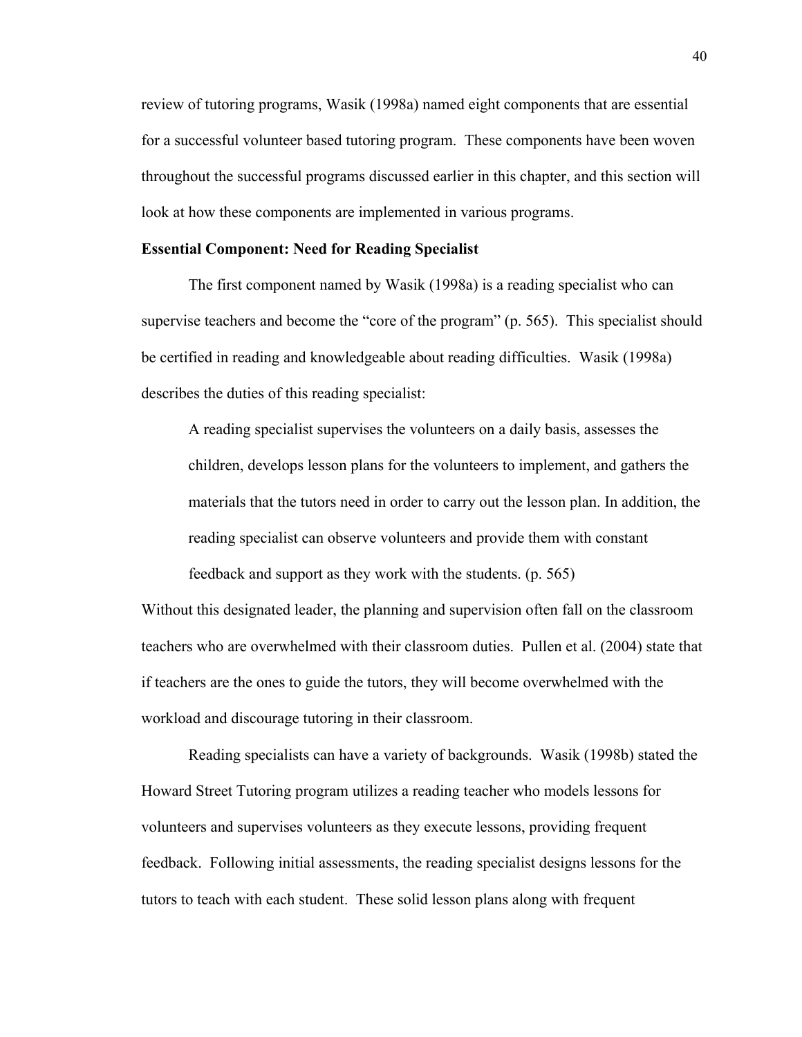review of tutoring programs, Wasik (1998a) named eight components that are essential for a successful volunteer based tutoring program. These components have been woven throughout the successful programs discussed earlier in this chapter, and this section will look at how these components are implemented in various programs.

**Essential Component: Need for Reading Specialist**

The first component named by Wasik (1998a) is a reading specialist who can supervise teachers and become the "core of the program" (p. 565). This specialist should be certified in reading and knowledgeable about reading difficulties. Wasik (1998a) describes the duties of this reading specialist:

> A reading specialist supervises the volunteers on a daily basis, assesses the children, develops lesson plans for the volunteers to implement, and gathers the materials that the tutors need in order to carry out the lesson plan. In addition, the reading specialist can observe volunteers and provide them with constant feedback and support as they work with the students. (p. 565)

Without this designated leader, the planning and supervision often fall on the classroom teachers who are overwhelmed with their classroom duties. Pullen et al. (2004) state that if teachers are the ones to guide the tutors, they will become overwhelmed with the workload and discourage tutoring in their classroom.

Reading specialists can have a variety of backgrounds. Wasik (1998b) stated the Howard Street Tutoring program utilizes a reading teacher who models lessons for volunteers and supervises volunteers as they execute lessons, providing frequent feedback. Following initial assessments, the reading specialist designs lessons for the tutors to teach with each student. These solid lesson plans along with frequent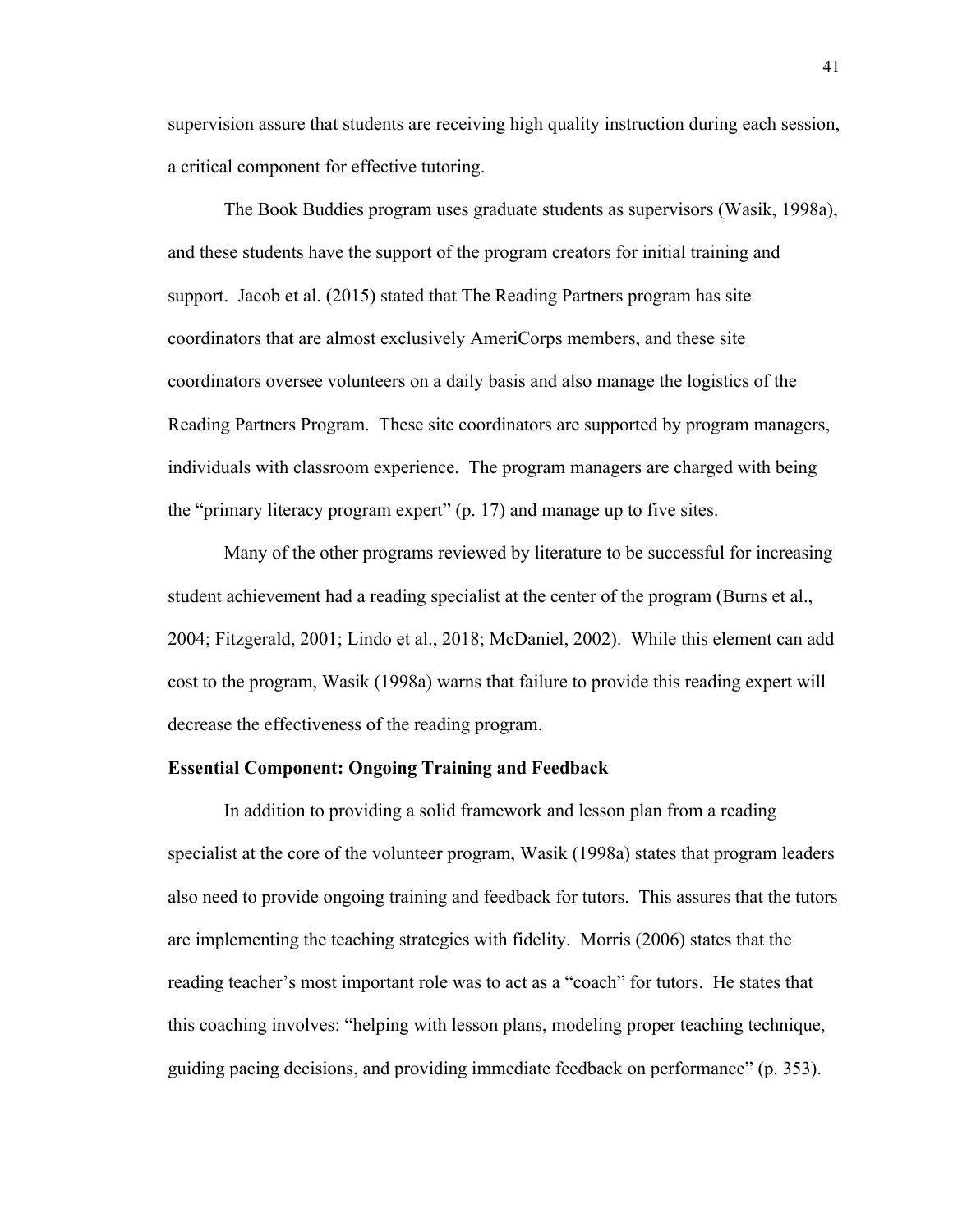supervision assure that students are receiving high quality instruction during each session, a critical component for effective tutoring.

The Book Buddies program uses graduate students as supervisors (Wasik, 1998a), and these students have the support of the program creators for initial training and support. Jacob et al. (2015) stated that The Reading Partners program has site coordinators that are almost exclusively AmeriCorps members, and these site coordinators oversee volunteers on a daily basis and also manage the logistics of the Reading Partners Program. These site coordinators are supported by program managers, individuals with classroom experience. The program managers are charged with being the "primary literacy program expert" (p. 17) and manage up to five sites.

Many of the other programs reviewed by literature to be successful for increasing student achievement had a reading specialist at the center of the program (Burns et al., 2004; Fitzgerald, 2001; Lindo et al., 2018; McDaniel, 2002). While this element can add cost to the program, Wasik (1998a) warns that failure to provide this reading expert will decrease the effectiveness of the reading program.

**Essential Component: Ongoing Training and Feedback**

In addition to providing a solid framework and lesson plan from a reading specialist at the core of the volunteer program, Wasik (1998a) states that program leaders also need to provide ongoing training and feedback for tutors. This assures that the tutors are implementing the teaching strategies with fidelity. Morris (2006) states that the reading teacher's most important role was to act as a "coach" for tutors. He states that this coaching involves: "helping with lesson plans, modeling proper teaching technique, guiding pacing decisions, and providing immediate feedback on performance" (p. 353).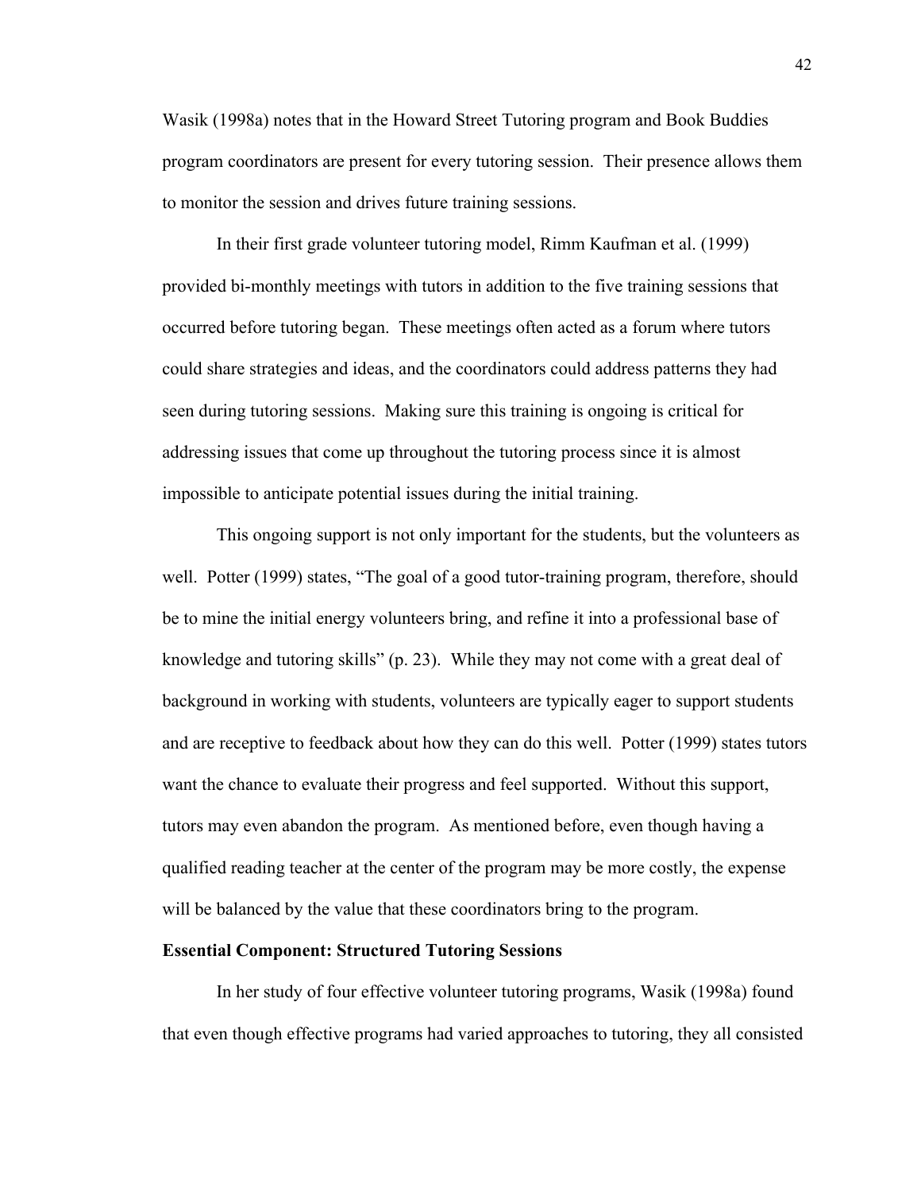Wasik (1998a) notes that in the Howard Street Tutoring program and Book Buddies program coordinators are present for every tutoring session. Their presence allows them to monitor the session and drives future training sessions.

In their first grade volunteer tutoring model, Rimm Kaufman et al. (1999) provided bi-monthly meetings with tutors in addition to the five training sessions that occurred before tutoring began. These meetings often acted as a forum where tutors could share strategies and ideas, and the coordinators could address patterns they had seen during tutoring sessions. Making sure this training is ongoing is critical for addressing issues that come up throughout the tutoring process since it is almost impossible to anticipate potential issues during the initial training.

This ongoing support is not only important for the students, but the volunteers as well. Potter (1999) states, "The goal of a good tutor-training program, therefore, should be to mine the initial energy volunteers bring, and refine it into a professional base of knowledge and tutoring skills" (p. 23). While they may not come with a great deal of background in working with students, volunteers are typically eager to support students and are receptive to feedback about how they can do this well. Potter (1999) states tutors want the chance to evaluate their progress and feel supported. Without this support, tutors may even abandon the program. As mentioned before, even though having a qualified reading teacher at the center of the program may be more costly, the expense will be balanced by the value that these coordinators bring to the program.

**Essential Component: Structured Tutoring Sessions**

In her study of four effective volunteer tutoring programs, Wasik (1998a) found that even though effective programs had varied approaches to tutoring, they all consisted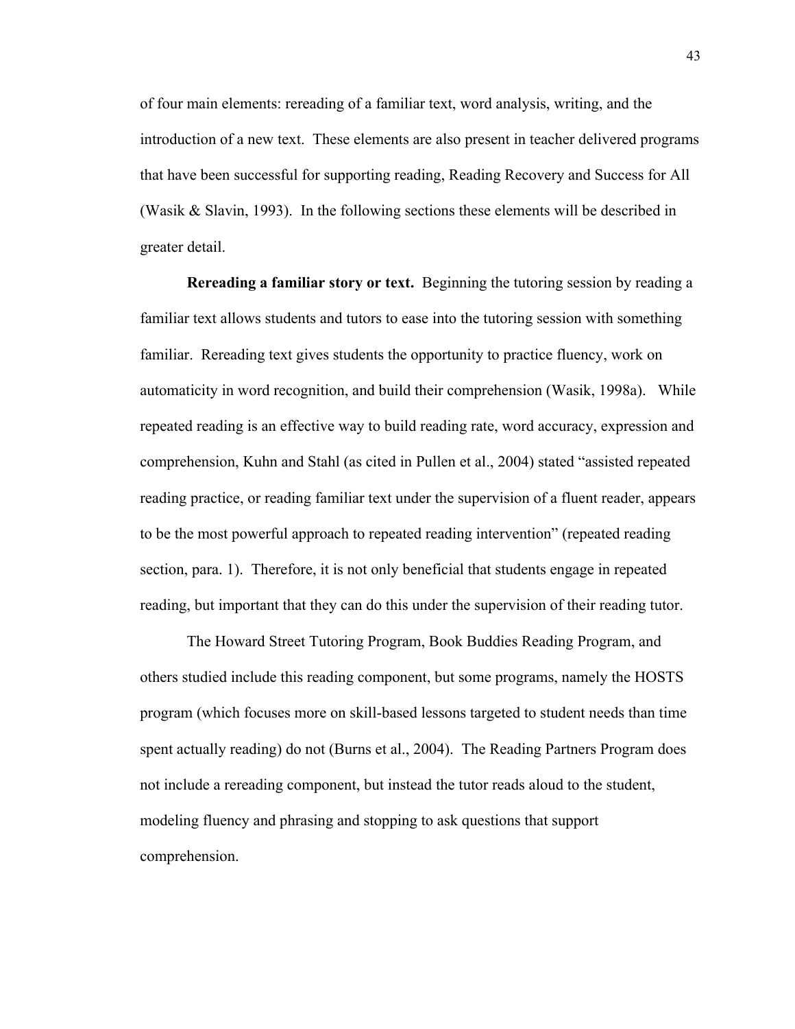of four main elements: rereading of a familiar text, word analysis, writing, and the introduction of a new text. These elements are also present in teacher delivered programs that have been successful for supporting reading, Reading Recovery and Success for All (Wasik & Slavin, 1993). In the following sections these elements will be described in greater detail.

**Rereading a familiar story or text.** Beginning the tutoring session by reading a familiar text allows students and tutors to ease into the tutoring session with something familiar. Rereading text gives students the opportunity to practice fluency, work on automaticity in word recognition, and build their comprehension (Wasik, 1998a). While repeated reading is an effective way to build reading rate, word accuracy, expression and comprehension, Kuhn and Stahl (as cited in Pullen et al., 2004) stated "assisted repeated reading practice, or reading familiar text under the supervision of a fluent reader, appears to be the most powerful approach to repeated reading intervention" (repeated reading section, para. 1). Therefore, it is not only beneficial that students engage in repeated reading, but important that they can do this under the supervision of their reading tutor.

The Howard Street Tutoring Program, Book Buddies Reading Program, and others studied include this reading component, but some programs, namely the HOSTS program (which focuses more on skill-based lessons targeted to student needs than time spent actually reading) do not (Burns et al., 2004). The Reading Partners Program does not include a rereading component, but instead the tutor reads aloud to the student, modeling fluency and phrasing and stopping to ask questions that support comprehension.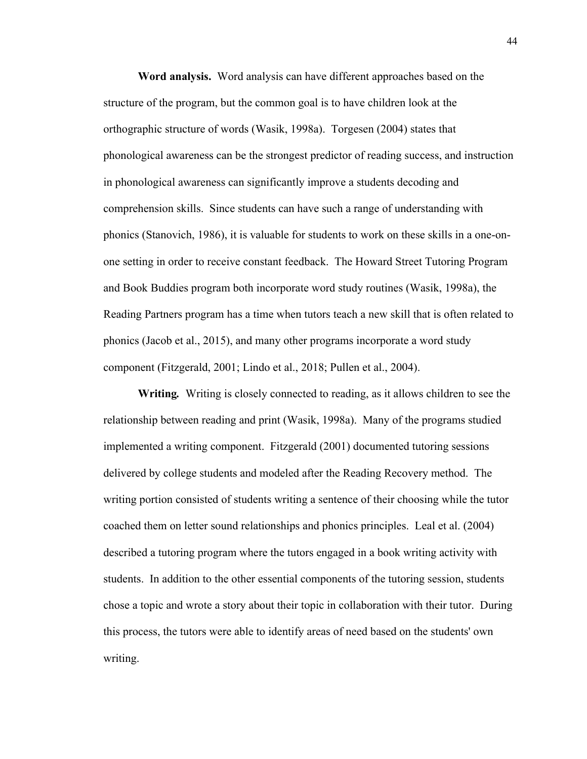**Word analysis.** Word analysis can have different approaches based on the structure of the program, but the common goal is to have children look at the orthographic structure of words (Wasik, 1998a). Torgesen (2004) states that phonological awareness can be the strongest predictor of reading success, and instruction in phonological awareness can significantly improve a students decoding and comprehension skills. Since students can have such a range of understanding with phonics (Stanovich, 1986), it is valuable for students to work on these skills in a one-on-one setting in order to receive constant feedback. The Howard Street Tutoring Program and Book Buddies program both incorporate word study routines (Wasik, 1998a), the Reading Partners program has a time when tutors teach a new skill that is often related to phonics (Jacob et al., 2015), and many other programs incorporate a word study component (Fitzgerald, 2001; Lindo et al., 2018; Pullen et al., 2004).

**Writing.** Writing is closely connected to reading, as it allows children to see the relationship between reading and print (Wasik, 1998a). Many of the programs studied implemented a writing component. Fitzgerald (2001) documented tutoring sessions delivered by college students and modeled after the Reading Recovery method. The writing portion consisted of students writing a sentence of their choosing while the tutor coached them on letter sound relationships and phonics principles. Leal et al. (2004) described a tutoring program where the tutors engaged in a book writing activity with students. In addition to the other essential components of the tutoring session, students chose a topic and wrote a story about their topic in collaboration with their tutor. During this process, the tutors were able to identify areas of need based on the students' own writing.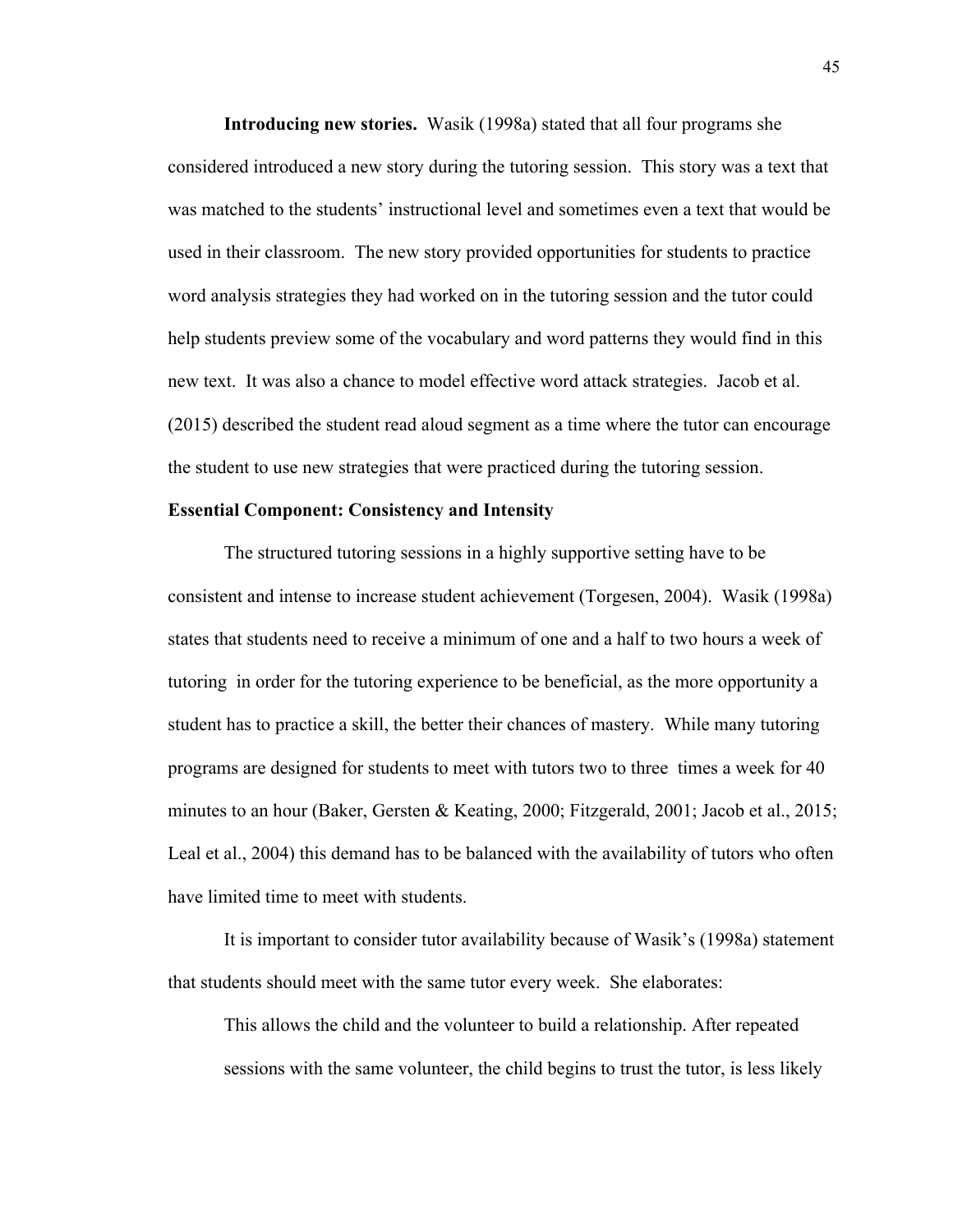**Introducing new stories.** Wasik (1998a) stated that all four programs she considered introduced a new story during the tutoring session. This story was a text that was matched to the students' instructional level and sometimes even a text that would be used in their classroom. The new story provided opportunities for students to practice word analysis strategies they had worked on in the tutoring session and the tutor could help students preview some of the vocabulary and word patterns they would find in this new text. It was also a chance to model effective word attack strategies. Jacob et al. (2015) described the student read aloud segment as a time where the tutor can encourage the student to use new strategies that were practiced during the tutoring session.

## Essential Component: Consistency and Intensity

The structured tutoring sessions in a highly supportive setting have to be consistent and intense to increase student achievement (Torgesen, 2004). Wasik (1998a) states that students need to receive a minimum of one and a half to two hours a week of tutoring in order for the tutoring experience to be beneficial, as the more opportunity a student has to practice a skill, the better their chances of mastery. While many tutoring programs are designed for students to meet with tutors two to three times a week for 40 minutes to an hour (Baker, Gersten & Keating, 2000; Fitzgerald, 2001; Jacob et al., 2015; Leal et al., 2004) this demand has to be balanced with the availability of tutors who often have limited time to meet with students.

It is important to consider tutor availability because of Wasik's (1998a) statement that students should meet with the same tutor every week. She elaborates:

> This allows the child and the volunteer to build a relationship. After repeated sessions with the same volunteer, the child begins to trust the tutor, is less likely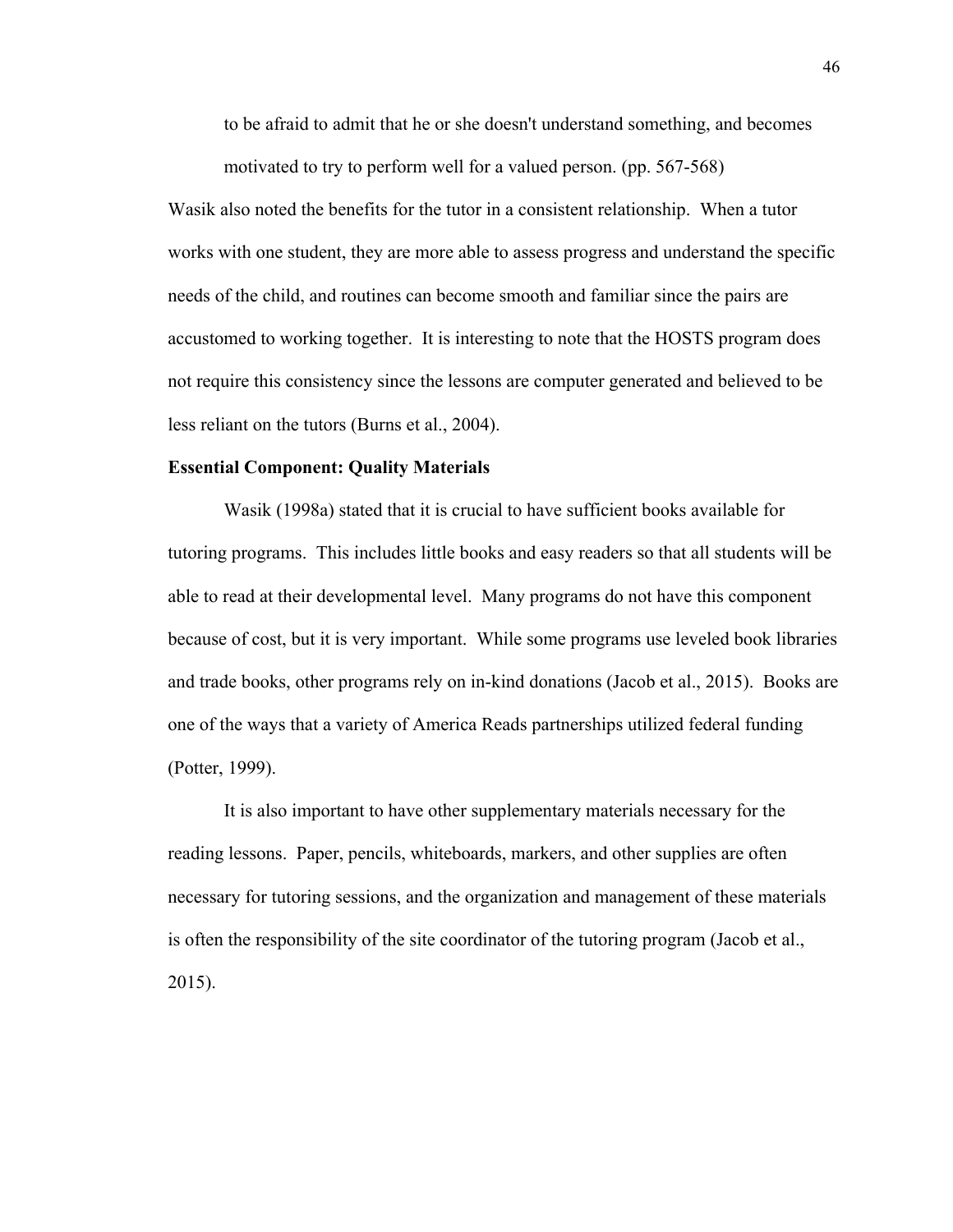> to be afraid to admit that he or she doesn't understand something, and becomes motivated to try to perform well for a valued person. (pp. 567-568)

Wasik also noted the benefits for the tutor in a consistent relationship. When a tutor works with one student, they are more able to assess progress and understand the specific needs of the child, and routines can become smooth and familiar since the pairs are accustomed to working together. It is interesting to note that the HOSTS program does not require this consistency since the lessons are computer generated and believed to be less reliant on the tutors (Burns et al., 2004).

**Essential Component: Quality Materials**

Wasik (1998a) stated that it is crucial to have sufficient books available for tutoring programs. This includes little books and easy readers so that all students will be able to read at their developmental level. Many programs do not have this component because of cost, but it is very important. While some programs use leveled book libraries and trade books, other programs rely on in-kind donations (Jacob et al., 2015). Books are one of the ways that a variety of America Reads partnerships utilized federal funding (Potter, 1999).

It is also important to have other supplementary materials necessary for the reading lessons. Paper, pencils, whiteboards, markers, and other supplies are often necessary for tutoring sessions, and the organization and management of these materials is often the responsibility of the site coordinator of the tutoring program (Jacob et al., 2015).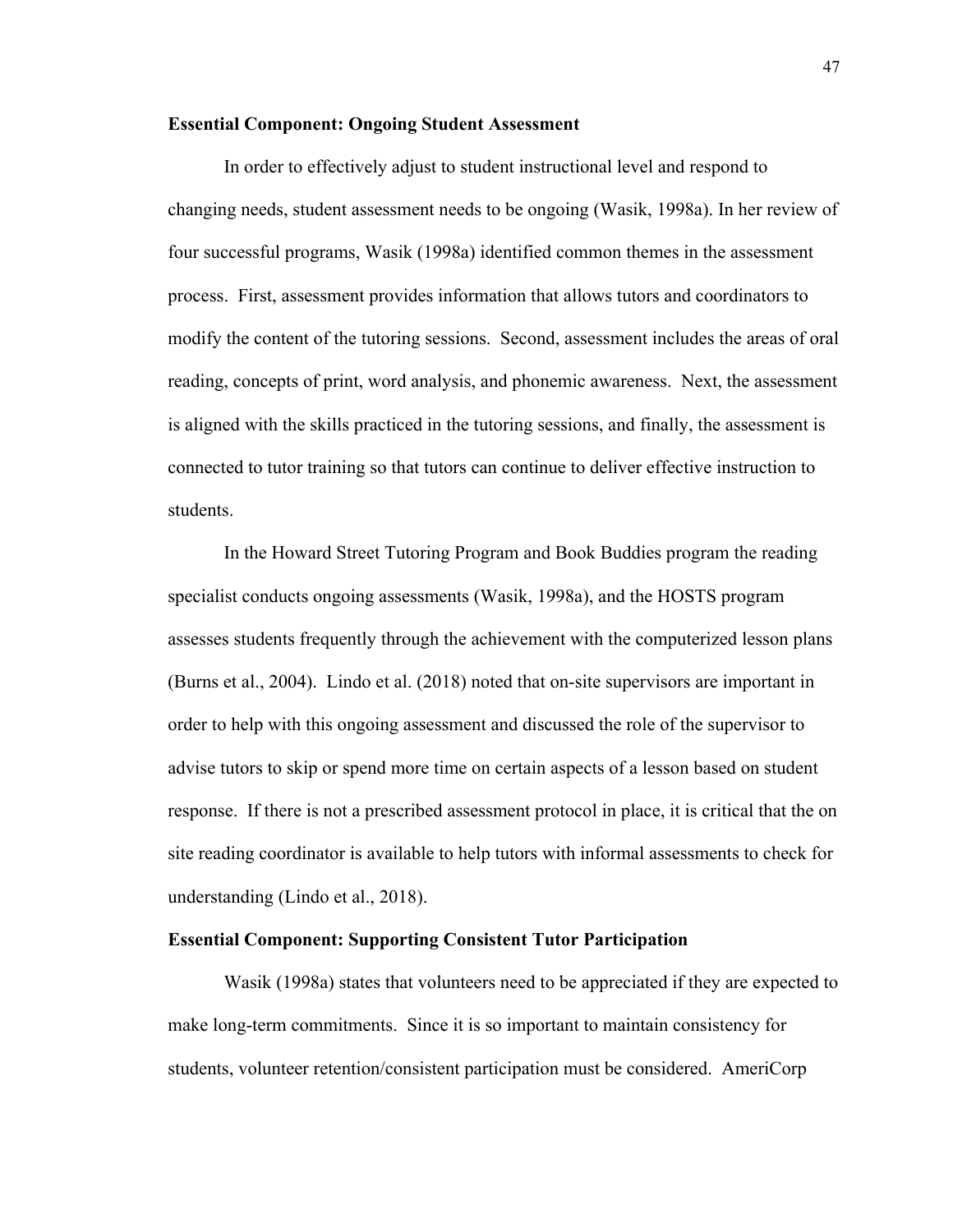**Essential Component: Ongoing Student Assessment**

In order to effectively adjust to student instructional level and respond to changing needs, student assessment needs to be ongoing (Wasik, 1998a). In her review of four successful programs, Wasik (1998a) identified common themes in the assessment process. First, assessment provides information that allows tutors and coordinators to modify the content of the tutoring sessions. Second, assessment includes the areas of oral reading, concepts of print, word analysis, and phonemic awareness. Next, the assessment is aligned with the skills practiced in the tutoring sessions, and finally, the assessment is connected to tutor training so that tutors can continue to deliver effective instruction to students.

In the Howard Street Tutoring Program and Book Buddies program the reading specialist conducts ongoing assessments (Wasik, 1998a), and the HOSTS program assesses students frequently through the achievement with the computerized lesson plans (Burns et al., 2004). Lindo et al. (2018) noted that on-site supervisors are important in order to help with this ongoing assessment and discussed the role of the supervisor to advise tutors to skip or spend more time on certain aspects of a lesson based on student response. If there is not a prescribed assessment protocol in place, it is critical that the on site reading coordinator is available to help tutors with informal assessments to check for understanding (Lindo et al., 2018).

**Essential Component: Supporting Consistent Tutor Participation**

Wasik (1998a) states that volunteers need to be appreciated if they are expected to make long-term commitments. Since it is so important to maintain consistency for students, volunteer retention/consistent participation must be considered. AmeriCorp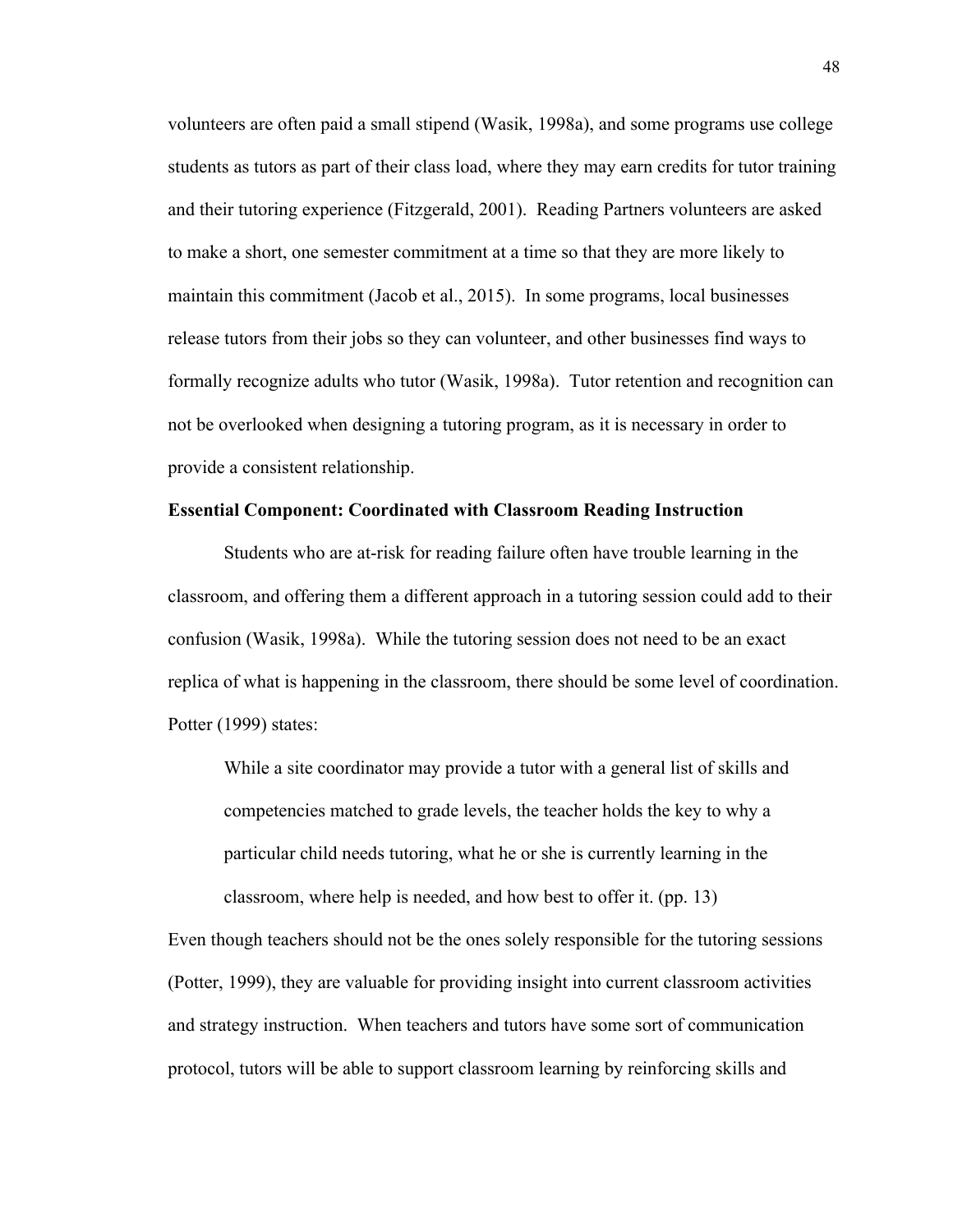volunteers are often paid a small stipend (Wasik, 1998a), and some programs use college students as tutors as part of their class load, where they may earn credits for tutor training and their tutoring experience (Fitzgerald, 2001). Reading Partners volunteers are asked to make a short, one semester commitment at a time so that they are more likely to maintain this commitment (Jacob et al., 2015). In some programs, local businesses release tutors from their jobs so they can volunteer, and other businesses find ways to formally recognize adults who tutor (Wasik, 1998a). Tutor retention and recognition can not be overlooked when designing a tutoring program, as it is necessary in order to provide a consistent relationship.

**Essential Component: Coordinated with Classroom Reading Instruction**

Students who are at-risk for reading failure often have trouble learning in the classroom, and offering them a different approach in a tutoring session could add to their confusion (Wasik, 1998a). While the tutoring session does not need to be an exact replica of what is happening in the classroom, there should be some level of coordination. Potter (1999) states:

> While a site coordinator may provide a tutor with a general list of skills and competencies matched to grade levels, the teacher holds the key to why a particular child needs tutoring, what he or she is currently learning in the classroom, where help is needed, and how best to offer it. (pp. 13)

Even though teachers should not be the ones solely responsible for the tutoring sessions (Potter, 1999), they are valuable for providing insight into current classroom activities and strategy instruction. When teachers and tutors have some sort of communication protocol, tutors will be able to support classroom learning by reinforcing skills and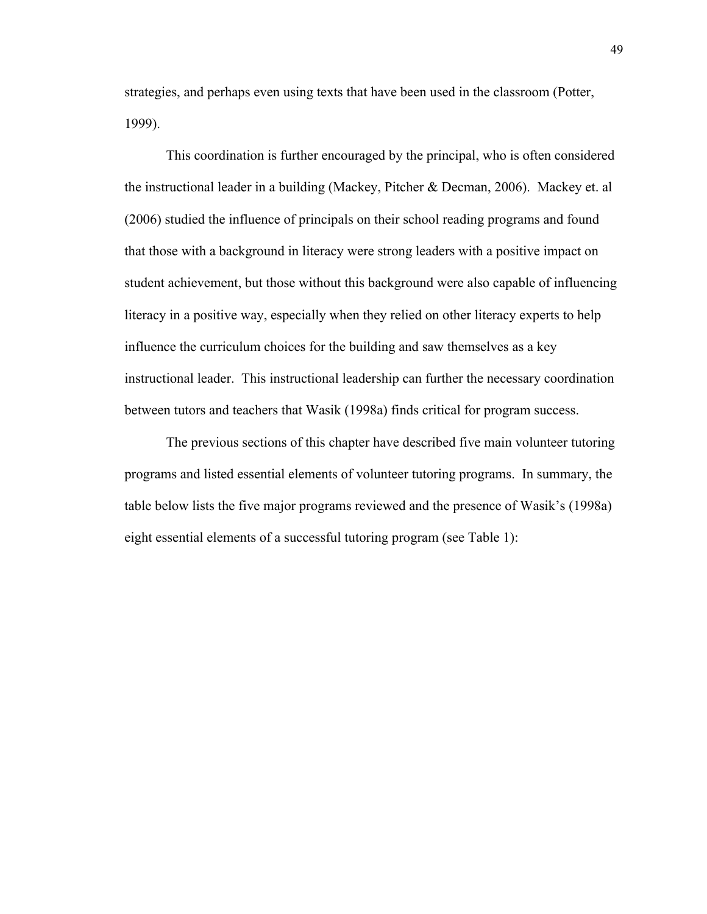strategies, and perhaps even using texts that have been used in the classroom (Potter, 1999).

This coordination is further encouraged by the principal, who is often considered the instructional leader in a building (Mackey, Pitcher & Decman, 2006). Mackey et. al (2006) studied the influence of principals on their school reading programs and found that those with a background in literacy were strong leaders with a positive impact on student achievement, but those without this background were also capable of influencing literacy in a positive way, especially when they relied on other literacy experts to help influence the curriculum choices for the building and saw themselves as a key instructional leader. This instructional leadership can further the necessary coordination between tutors and teachers that Wasik (1998a) finds critical for program success.

The previous sections of this chapter have described five main volunteer tutoring programs and listed essential elements of volunteer tutoring programs. In summary, the table below lists the five major programs reviewed and the presence of Wasik's (1998a) eight essential elements of a successful tutoring program (see Table 1):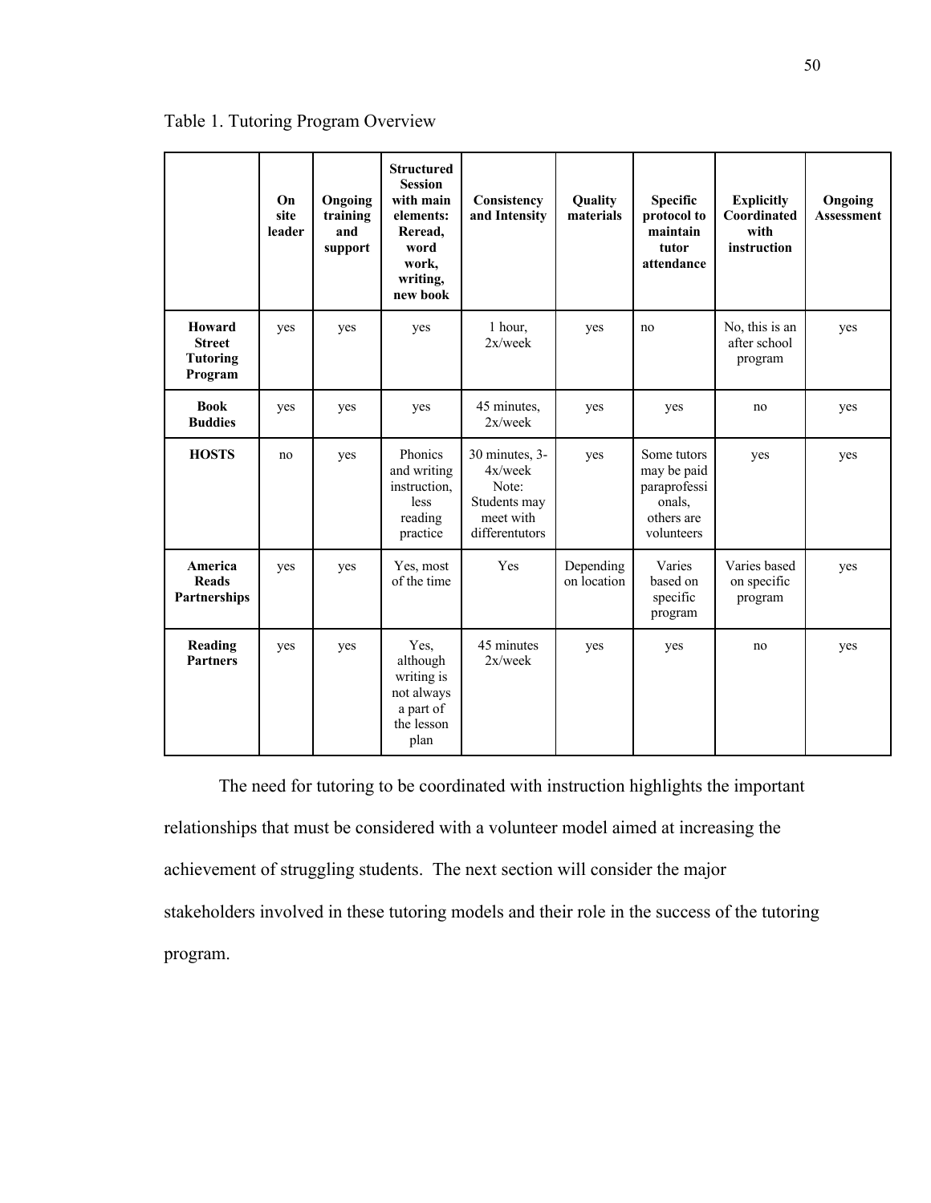Table 1. Tutoring Program Overview

| | On site leader | Ongoing training and support | Structured Session with main elements: Reread, word work, writing, new book | Consistency and Intensity | Quality materials | Specific protocol to maintain tutor attendance | Explicitly Coordinated with instruction | Ongoing Assessment |
|---|---|---|---|---|---|---|---|---|
| **Howard Street Tutoring Program** | yes | yes | yes | 1 hour, 2x/week | yes | no | No, this is an after school program | yes |
| **Book Buddies** | yes | yes | yes | 45 minutes, 2x/week | yes | yes | no | yes |
| **HOSTS** | no | yes | Phonics and writing instruction, less reading practice | 30 minutes, 3-4x/week Note: Students may meet with differentutors | yes | Some tutors may be paid paraprofessionals, others are volunteers | yes | yes |
| **America Reads Partnerships** | yes | yes | Yes, most of the time | Yes | Depending on location | Varies based on specific program | Varies based on specific program | yes |
| **Reading Partners** | yes | yes | Yes, although writing is not always a part of the lesson plan | 45 minutes 2x/week | yes | yes | no | yes |

The need for tutoring to be coordinated with instruction highlights the important relationships that must be considered with a volunteer model aimed at increasing the achievement of struggling students. The next section will consider the major stakeholders involved in these tutoring models and their role in the success of the tutoring program.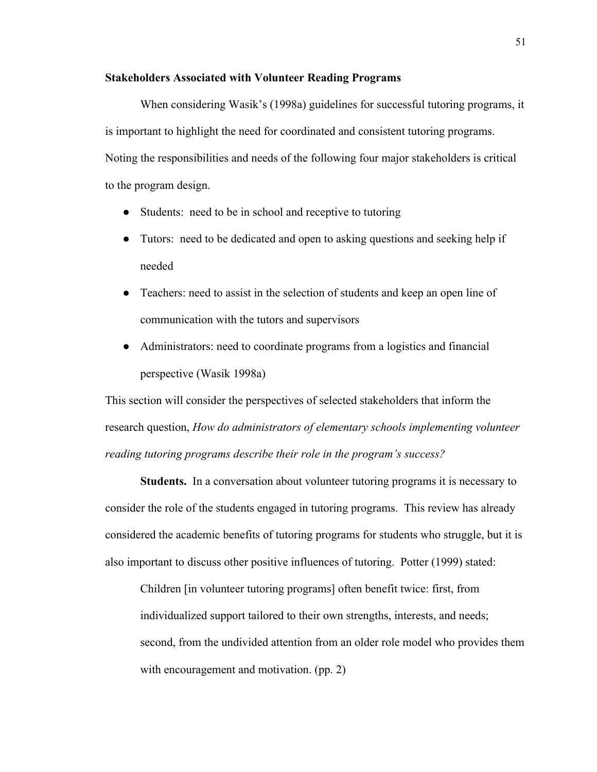**Stakeholders Associated with Volunteer Reading Programs**

When considering Wasik's (1998a) guidelines for successful tutoring programs, it is important to highlight the need for coordinated and consistent tutoring programs. Noting the responsibilities and needs of the following four major stakeholders is critical to the program design.

- Students: need to be in school and receptive to tutoring
- Tutors: need to be dedicated and open to asking questions and seeking help if needed
- Teachers: need to assist in the selection of students and keep an open line of communication with the tutors and supervisors
- Administrators: need to coordinate programs from a logistics and financial perspective (Wasik 1998a)

This section will consider the perspectives of selected stakeholders that inform the research question, *How do administrators of elementary schools implementing volunteer reading tutoring programs describe their role in the program's success?*

**Students.** In a conversation about volunteer tutoring programs it is necessary to consider the role of the students engaged in tutoring programs. This review has already considered the academic benefits of tutoring programs for students who struggle, but it is also important to discuss other positive influences of tutoring. Potter (1999) stated:

> Children [in volunteer tutoring programs] often benefit twice: first, from individualized support tailored to their own strengths, interests, and needs; second, from the undivided attention from an older role model who provides them with encouragement and motivation. (pp. 2)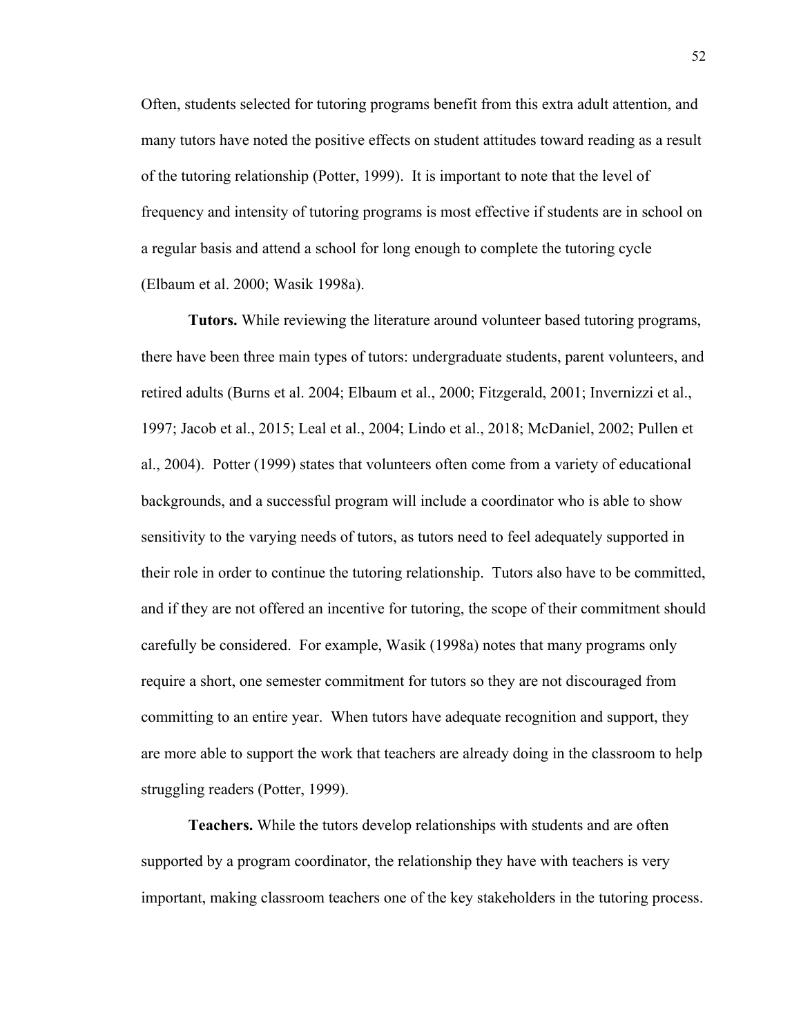Often, students selected for tutoring programs benefit from this extra adult attention, and many tutors have noted the positive effects on student attitudes toward reading as a result of the tutoring relationship (Potter, 1999). It is important to note that the level of frequency and intensity of tutoring programs is most effective if students are in school on a regular basis and attend a school for long enough to complete the tutoring cycle (Elbaum et al. 2000; Wasik 1998a).

**Tutors.** While reviewing the literature around volunteer based tutoring programs, there have been three main types of tutors: undergraduate students, parent volunteers, and retired adults (Burns et al. 2004; Elbaum et al., 2000; Fitzgerald, 2001; Invernizzi et al., 1997; Jacob et al., 2015; Leal et al., 2004; Lindo et al., 2018; McDaniel, 2002; Pullen et al., 2004). Potter (1999) states that volunteers often come from a variety of educational backgrounds, and a successful program will include a coordinator who is able to show sensitivity to the varying needs of tutors, as tutors need to feel adequately supported in their role in order to continue the tutoring relationship. Tutors also have to be committed, and if they are not offered an incentive for tutoring, the scope of their commitment should carefully be considered. For example, Wasik (1998a) notes that many programs only require a short, one semester commitment for tutors so they are not discouraged from committing to an entire year. When tutors have adequate recognition and support, they are more able to support the work that teachers are already doing in the classroom to help struggling readers (Potter, 1999).

**Teachers.** While the tutors develop relationships with students and are often supported by a program coordinator, the relationship they have with teachers is very important, making classroom teachers one of the key stakeholders in the tutoring process.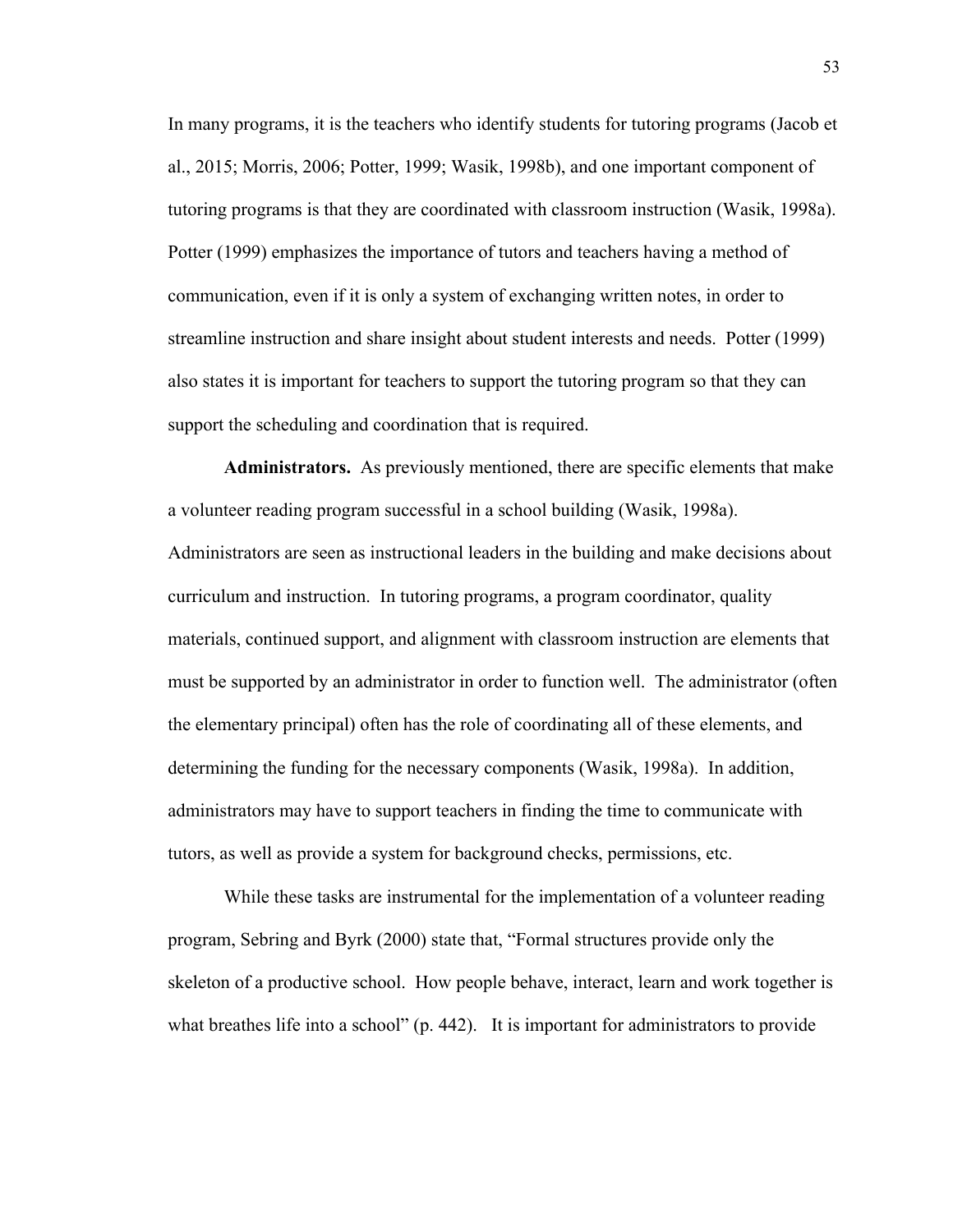In many programs, it is the teachers who identify students for tutoring programs (Jacob et al., 2015; Morris, 2006; Potter, 1999; Wasik, 1998b), and one important component of tutoring programs is that they are coordinated with classroom instruction (Wasik, 1998a). Potter (1999) emphasizes the importance of tutors and teachers having a method of communication, even if it is only a system of exchanging written notes, in order to streamline instruction and share insight about student interests and needs. Potter (1999) also states it is important for teachers to support the tutoring program so that they can support the scheduling and coordination that is required.

**Administrators.** As previously mentioned, there are specific elements that make a volunteer reading program successful in a school building (Wasik, 1998a). Administrators are seen as instructional leaders in the building and make decisions about curriculum and instruction. In tutoring programs, a program coordinator, quality materials, continued support, and alignment with classroom instruction are elements that must be supported by an administrator in order to function well. The administrator (often the elementary principal) often has the role of coordinating all of these elements, and determining the funding for the necessary components (Wasik, 1998a). In addition, administrators may have to support teachers in finding the time to communicate with tutors, as well as provide a system for background checks, permissions, etc.

While these tasks are instrumental for the implementation of a volunteer reading program, Sebring and Byrk (2000) state that, “Formal structures provide only the skeleton of a productive school. How people behave, interact, learn and work together is what breathes life into a school” (p. 442). It is important for administrators to provide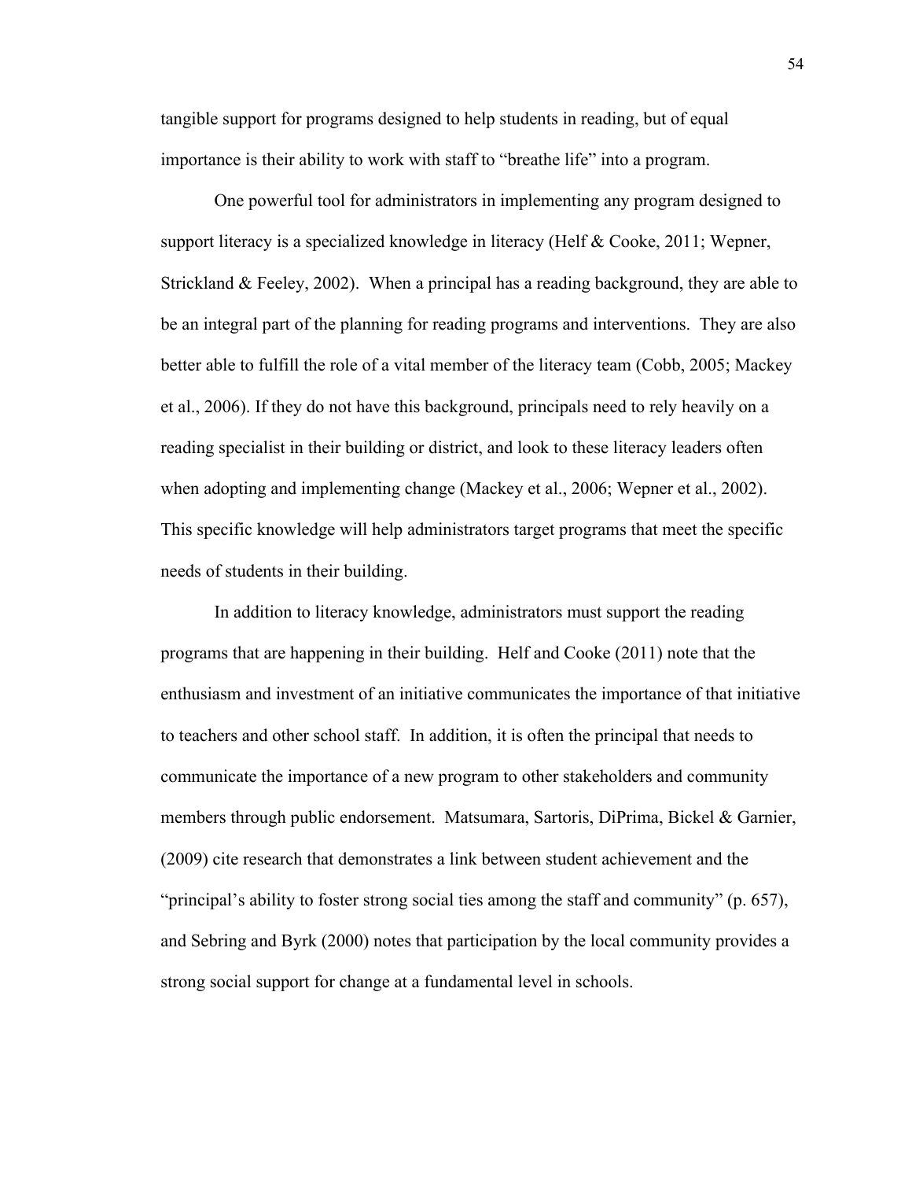tangible support for programs designed to help students in reading, but of equal importance is their ability to work with staff to "breathe life" into a program.

One powerful tool for administrators in implementing any program designed to support literacy is a specialized knowledge in literacy (Helf & Cooke, 2011; Wepner, Strickland & Feeley, 2002). When a principal has a reading background, they are able to be an integral part of the planning for reading programs and interventions. They are also better able to fulfill the role of a vital member of the literacy team (Cobb, 2005; Mackey et al., 2006). If they do not have this background, principals need to rely heavily on a reading specialist in their building or district, and look to these literacy leaders often when adopting and implementing change (Mackey et al., 2006; Wepner et al., 2002). This specific knowledge will help administrators target programs that meet the specific needs of students in their building.

In addition to literacy knowledge, administrators must support the reading programs that are happening in their building. Helf and Cooke (2011) note that the enthusiasm and investment of an initiative communicates the importance of that initiative to teachers and other school staff. In addition, it is often the principal that needs to communicate the importance of a new program to other stakeholders and community members through public endorsement. Matsumara, Sartoris, DiPrima, Bickel & Garnier, (2009) cite research that demonstrates a link between student achievement and the "principal's ability to foster strong social ties among the staff and community" (p. 657), and Sebring and Byrk (2000) notes that participation by the local community provides a strong social support for change at a fundamental level in schools.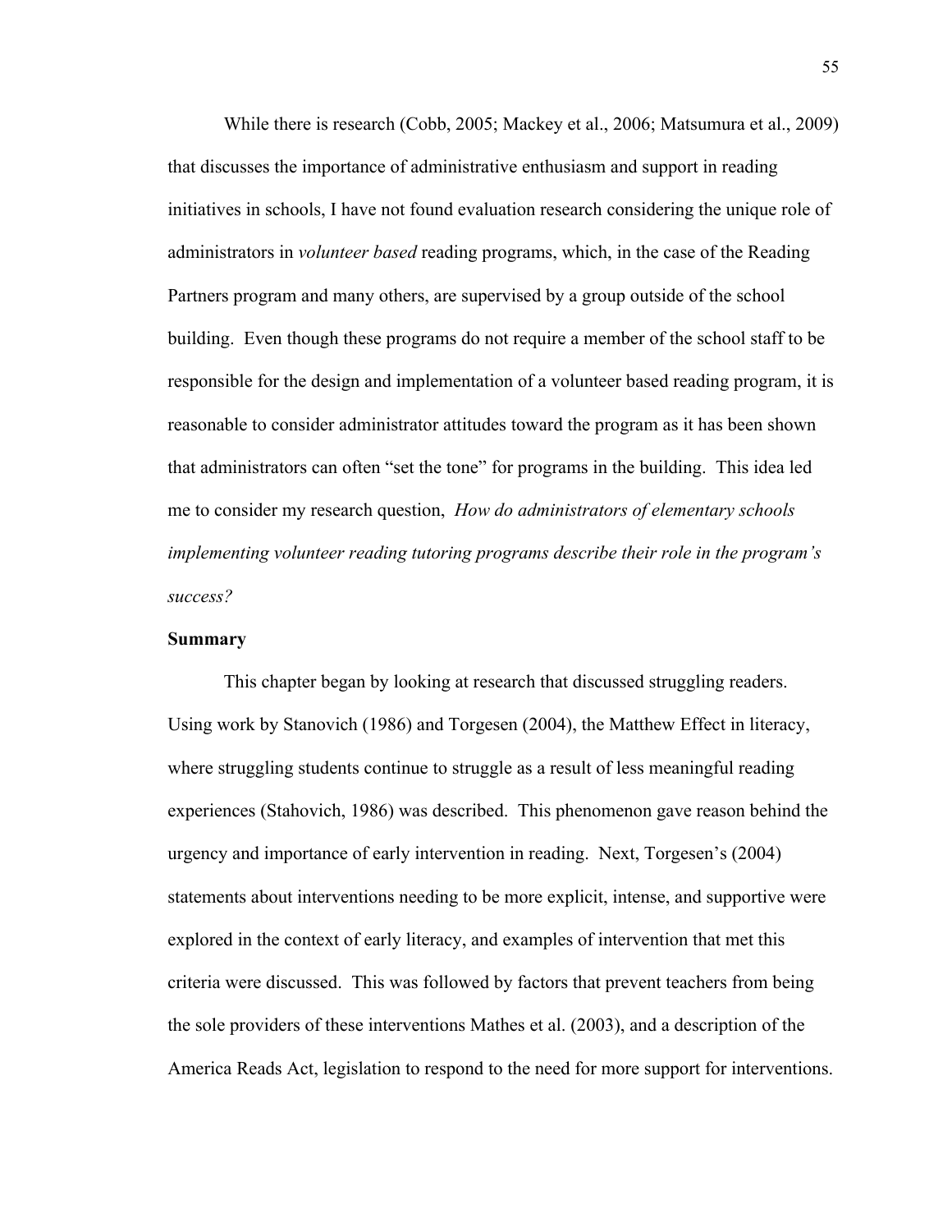While there is research (Cobb, 2005; Mackey et al., 2006; Matsumura et al., 2009) that discusses the importance of administrative enthusiasm and support in reading initiatives in schools, I have not found evaluation research considering the unique role of administrators in *volunteer based* reading programs, which, in the case of the Reading Partners program and many others, are supervised by a group outside of the school building. Even though these programs do not require a member of the school staff to be responsible for the design and implementation of a volunteer based reading program, it is reasonable to consider administrator attitudes toward the program as it has been shown that administrators can often "set the tone" for programs in the building. This idea led me to consider my research question, *How do administrators of elementary schools implementing volunteer reading tutoring programs describe their role in the program's success?*

**Summary**

This chapter began by looking at research that discussed struggling readers. Using work by Stanovich (1986) and Torgesen (2004), the Matthew Effect in literacy, where struggling students continue to struggle as a result of less meaningful reading experiences (Stahovich, 1986) was described. This phenomenon gave reason behind the urgency and importance of early intervention in reading. Next, Torgesen's (2004) statements about interventions needing to be more explicit, intense, and supportive were explored in the context of early literacy, and examples of intervention that met this criteria were discussed. This was followed by factors that prevent teachers from being the sole providers of these interventions Mathes et al. (2003), and a description of the America Reads Act, legislation to respond to the need for more support for interventions.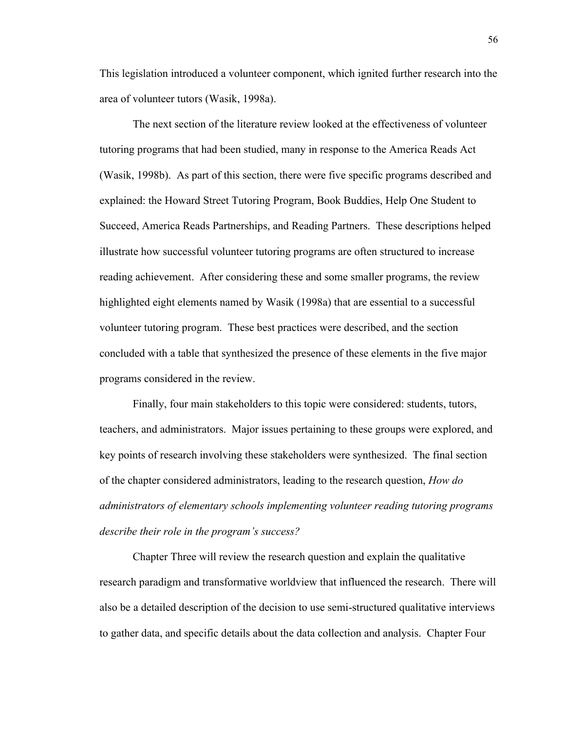This legislation introduced a volunteer component, which ignited further research into the area of volunteer tutors (Wasik, 1998a).

The next section of the literature review looked at the effectiveness of volunteer tutoring programs that had been studied, many in response to the America Reads Act (Wasik, 1998b). As part of this section, there were five specific programs described and explained: the Howard Street Tutoring Program, Book Buddies, Help One Student to Succeed, America Reads Partnerships, and Reading Partners. These descriptions helped illustrate how successful volunteer tutoring programs are often structured to increase reading achievement. After considering these and some smaller programs, the review highlighted eight elements named by Wasik (1998a) that are essential to a successful volunteer tutoring program. These best practices were described, and the section concluded with a table that synthesized the presence of these elements in the five major programs considered in the review.

Finally, four main stakeholders to this topic were considered: students, tutors, teachers, and administrators. Major issues pertaining to these groups were explored, and key points of research involving these stakeholders were synthesized. The final section of the chapter considered administrators, leading to the research question, *How do administrators of elementary schools implementing volunteer reading tutoring programs describe their role in the program's success?*

Chapter Three will review the research question and explain the qualitative research paradigm and transformative worldview that influenced the research. There will also be a detailed description of the decision to use semi-structured qualitative interviews to gather data, and specific details about the data collection and analysis. Chapter Four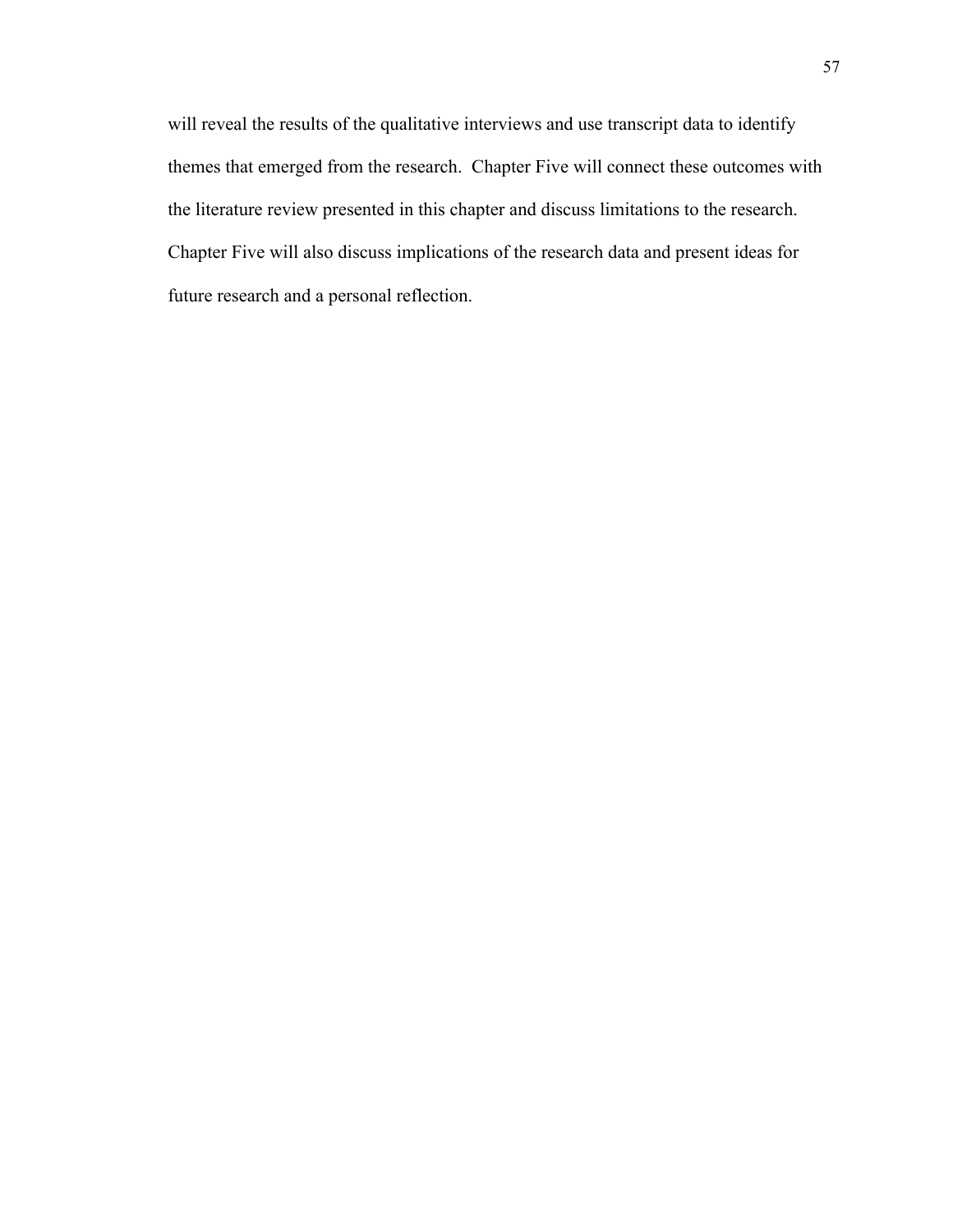will reveal the results of the qualitative interviews and use transcript data to identify themes that emerged from the research. Chapter Five will connect these outcomes with the literature review presented in this chapter and discuss limitations to the research. Chapter Five will also discuss implications of the research data and present ideas for future research and a personal reflection.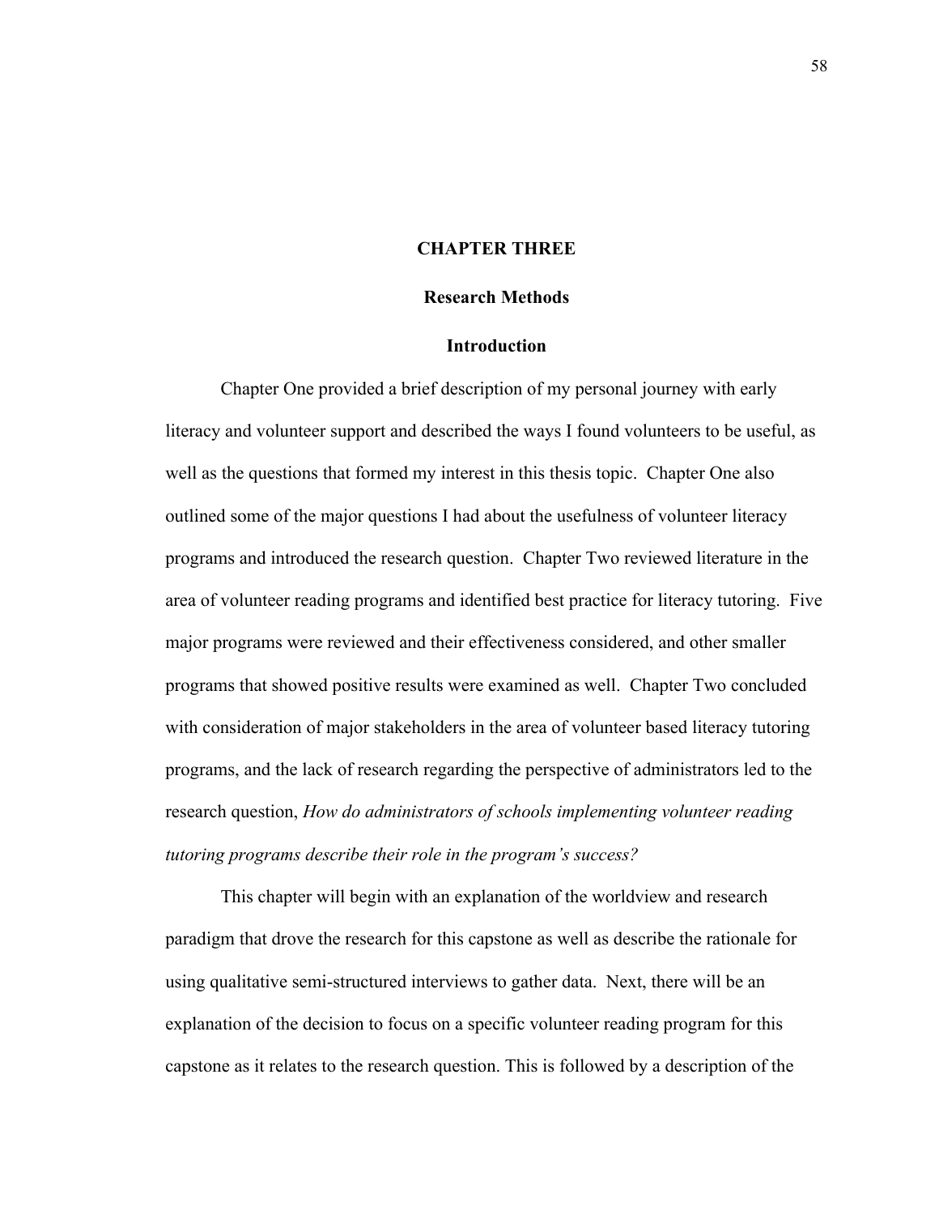# CHAPTER THREE

## Research Methods

### Introduction

Chapter One provided a brief description of my personal journey with early literacy and volunteer support and described the ways I found volunteers to be useful, as well as the questions that formed my interest in this thesis topic. Chapter One also outlined some of the major questions I had about the usefulness of volunteer literacy programs and introduced the research question. Chapter Two reviewed literature in the area of volunteer reading programs and identified best practice for literacy tutoring. Five major programs were reviewed and their effectiveness considered, and other smaller programs that showed positive results were examined as well. Chapter Two concluded with consideration of major stakeholders in the area of volunteer based literacy tutoring programs, and the lack of research regarding the perspective of administrators led to the research question, *How do administrators of schools implementing volunteer reading tutoring programs describe their role in the program's success?*

This chapter will begin with an explanation of the worldview and research paradigm that drove the research for this capstone as well as describe the rationale for using qualitative semi-structured interviews to gather data. Next, there will be an explanation of the decision to focus on a specific volunteer reading program for this capstone as it relates to the research question. This is followed by a description of the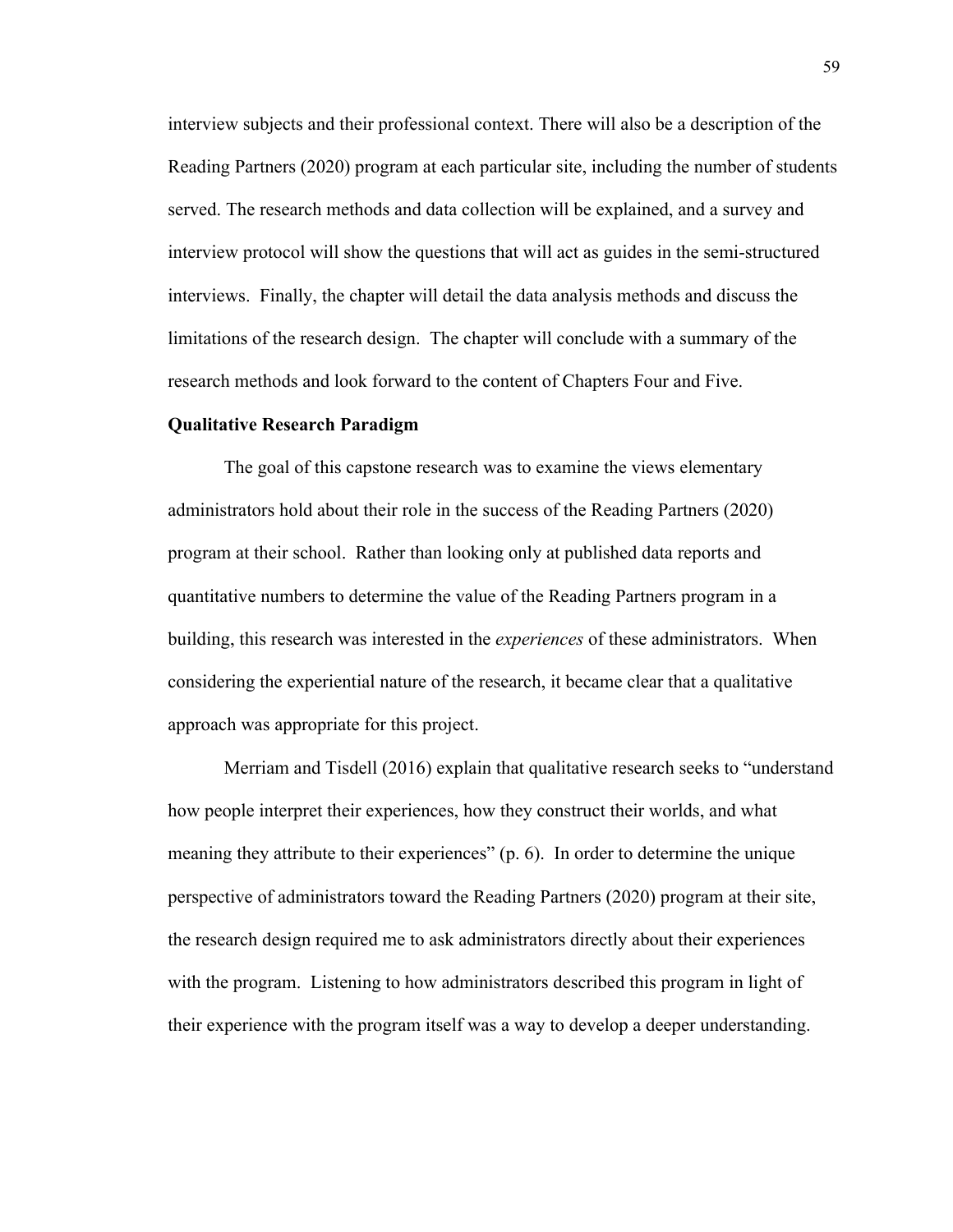interview subjects and their professional context. There will also be a description of the Reading Partners (2020) program at each particular site, including the number of students served. The research methods and data collection will be explained, and a survey and interview protocol will show the questions that will act as guides in the semi-structured interviews. Finally, the chapter will detail the data analysis methods and discuss the limitations of the research design. The chapter will conclude with a summary of the research methods and look forward to the content of Chapters Four and Five.

**Qualitative Research Paradigm**

The goal of this capstone research was to examine the views elementary administrators hold about their role in the success of the Reading Partners (2020) program at their school. Rather than looking only at published data reports and quantitative numbers to determine the value of the Reading Partners program in a building, this research was interested in the *experiences* of these administrators. When considering the experiential nature of the research, it became clear that a qualitative approach was appropriate for this project.

Merriam and Tisdell (2016) explain that qualitative research seeks to "understand how people interpret their experiences, how they construct their worlds, and what meaning they attribute to their experiences" (p. 6). In order to determine the unique perspective of administrators toward the Reading Partners (2020) program at their site, the research design required me to ask administrators directly about their experiences with the program. Listening to how administrators described this program in light of their experience with the program itself was a way to develop a deeper understanding.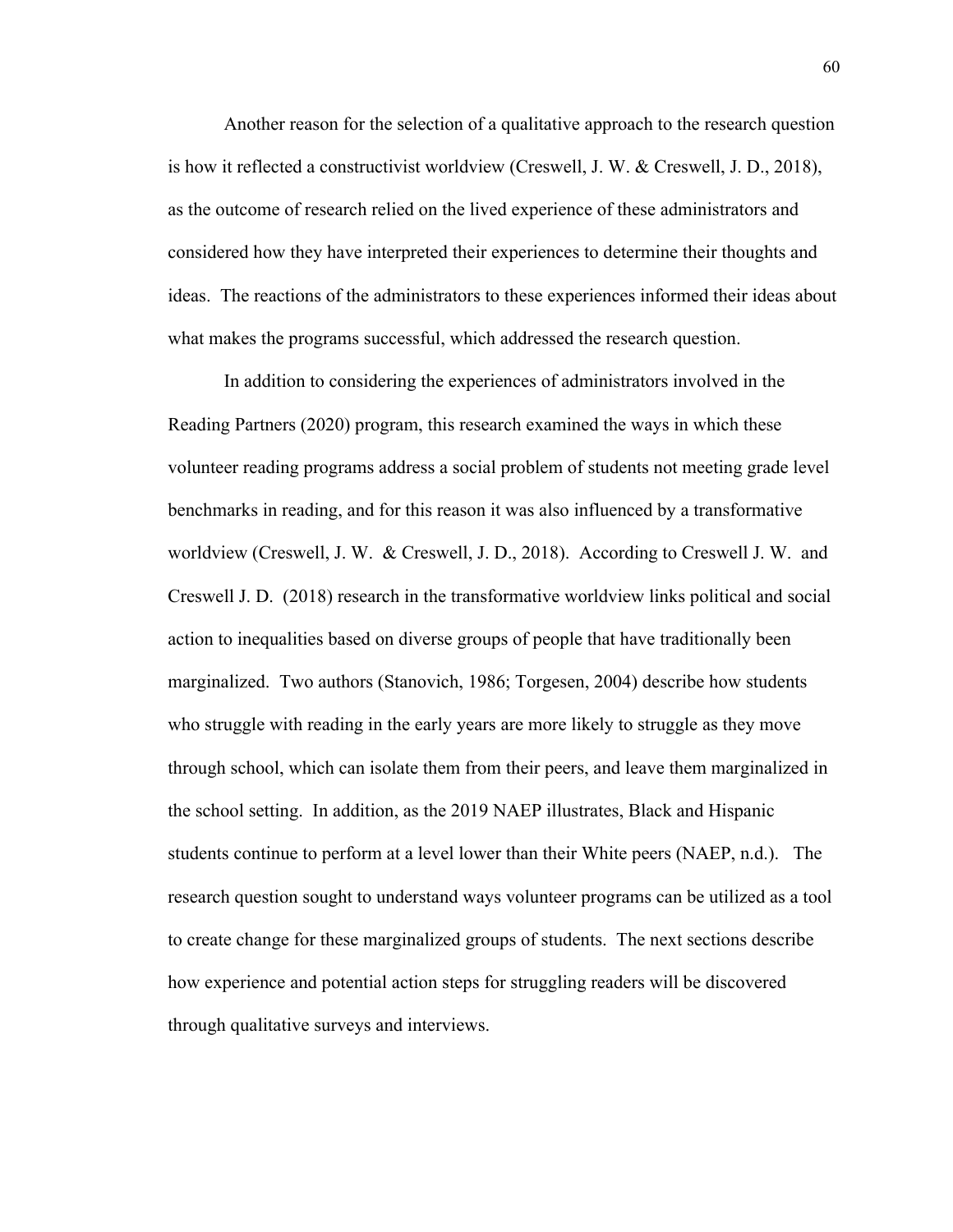Another reason for the selection of a qualitative approach to the research question is how it reflected a constructivist worldview (Creswell, J. W. & Creswell, J. D., 2018), as the outcome of research relied on the lived experience of these administrators and considered how they have interpreted their experiences to determine their thoughts and ideas. The reactions of the administrators to these experiences informed their ideas about what makes the programs successful, which addressed the research question.

In addition to considering the experiences of administrators involved in the Reading Partners (2020) program, this research examined the ways in which these volunteer reading programs address a social problem of students not meeting grade level benchmarks in reading, and for this reason it was also influenced by a transformative worldview (Creswell, J. W. & Creswell, J. D., 2018). According to Creswell J. W. and Creswell J. D. (2018) research in the transformative worldview links political and social action to inequalities based on diverse groups of people that have traditionally been marginalized. Two authors (Stanovich, 1986; Torgesen, 2004) describe how students who struggle with reading in the early years are more likely to struggle as they move through school, which can isolate them from their peers, and leave them marginalized in the school setting. In addition, as the 2019 NAEP illustrates, Black and Hispanic students continue to perform at a level lower than their White peers (NAEP, n.d.). The research question sought to understand ways volunteer programs can be utilized as a tool to create change for these marginalized groups of students. The next sections describe how experience and potential action steps for struggling readers will be discovered through qualitative surveys and interviews.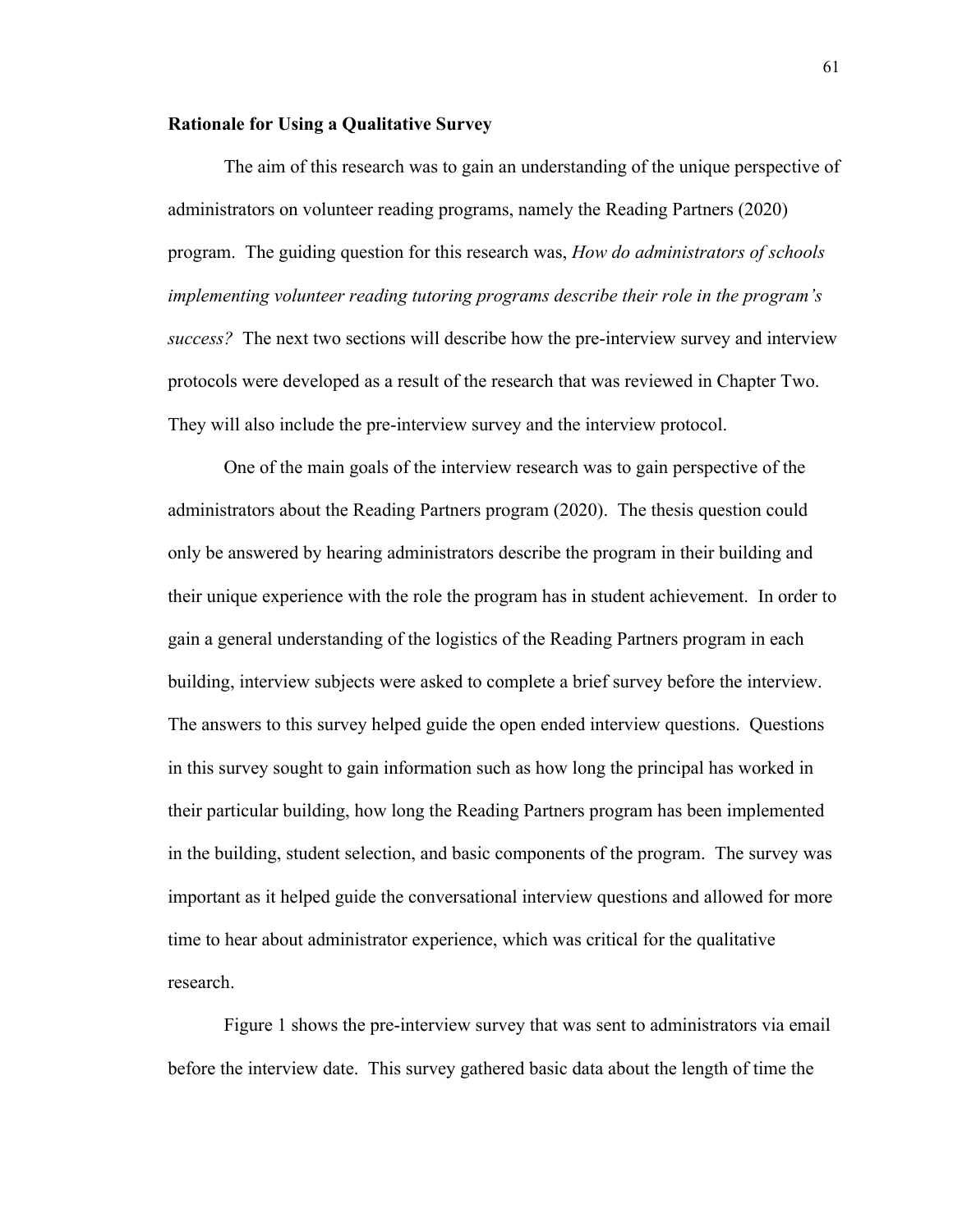**Rationale for Using a Qualitative Survey**

The aim of this research was to gain an understanding of the unique perspective of administrators on volunteer reading programs, namely the Reading Partners (2020) program. The guiding question for this research was, *How do administrators of schools implementing volunteer reading tutoring programs describe their role in the program's success?* The next two sections will describe how the pre-interview survey and interview protocols were developed as a result of the research that was reviewed in Chapter Two. They will also include the pre-interview survey and the interview protocol.

One of the main goals of the interview research was to gain perspective of the administrators about the Reading Partners program (2020). The thesis question could only be answered by hearing administrators describe the program in their building and their unique experience with the role the program has in student achievement. In order to gain a general understanding of the logistics of the Reading Partners program in each building, interview subjects were asked to complete a brief survey before the interview. The answers to this survey helped guide the open ended interview questions. Questions in this survey sought to gain information such as how long the principal has worked in their particular building, how long the Reading Partners program has been implemented in the building, student selection, and basic components of the program. The survey was important as it helped guide the conversational interview questions and allowed for more time to hear about administrator experience, which was critical for the qualitative research.

Figure 1 shows the pre-interview survey that was sent to administrators via email before the interview date. This survey gathered basic data about the length of time the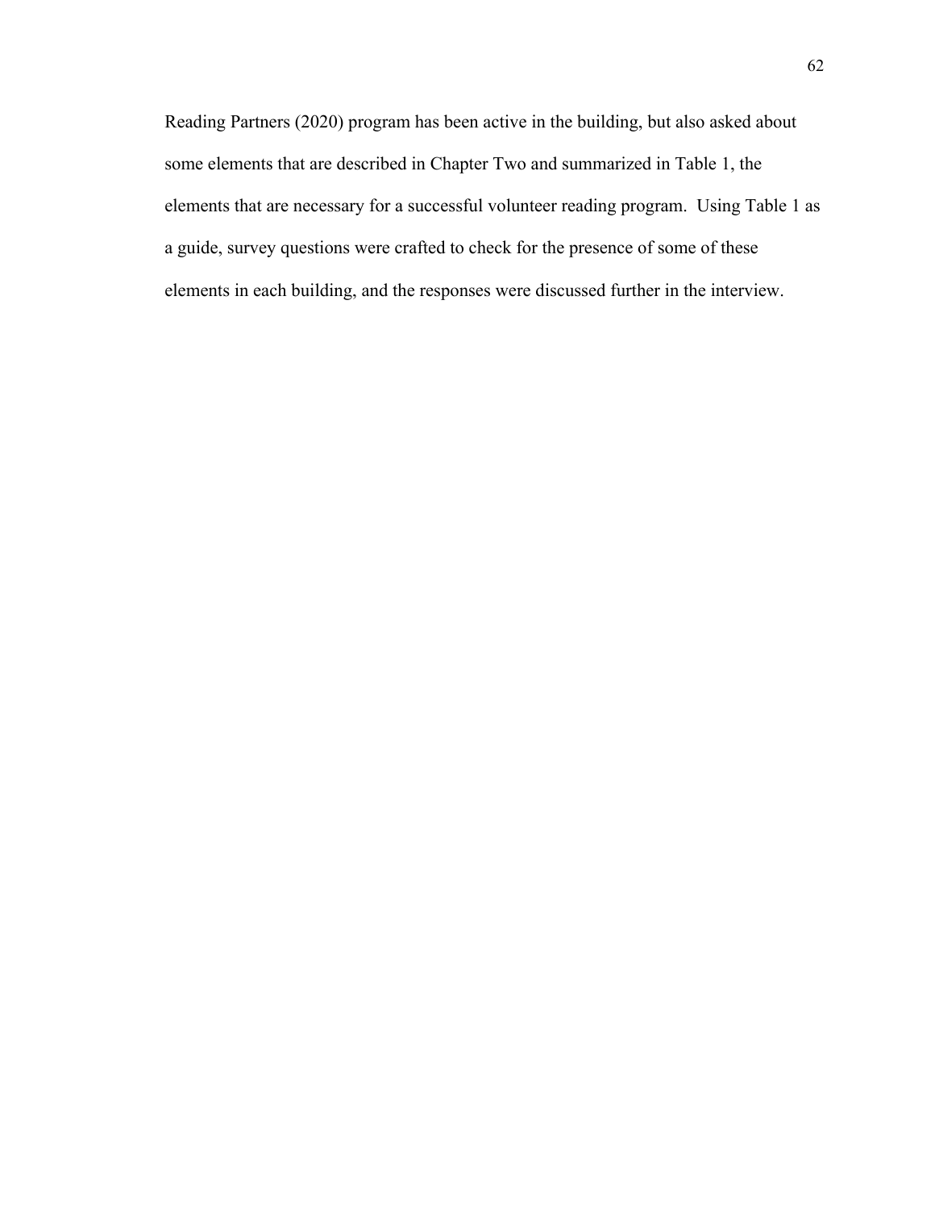Reading Partners (2020) program has been active in the building, but also asked about some elements that are described in Chapter Two and summarized in Table 1, the elements that are necessary for a successful volunteer reading program. Using Table 1 as a guide, survey questions were crafted to check for the presence of some of these elements in each building, and the responses were discussed further in the interview.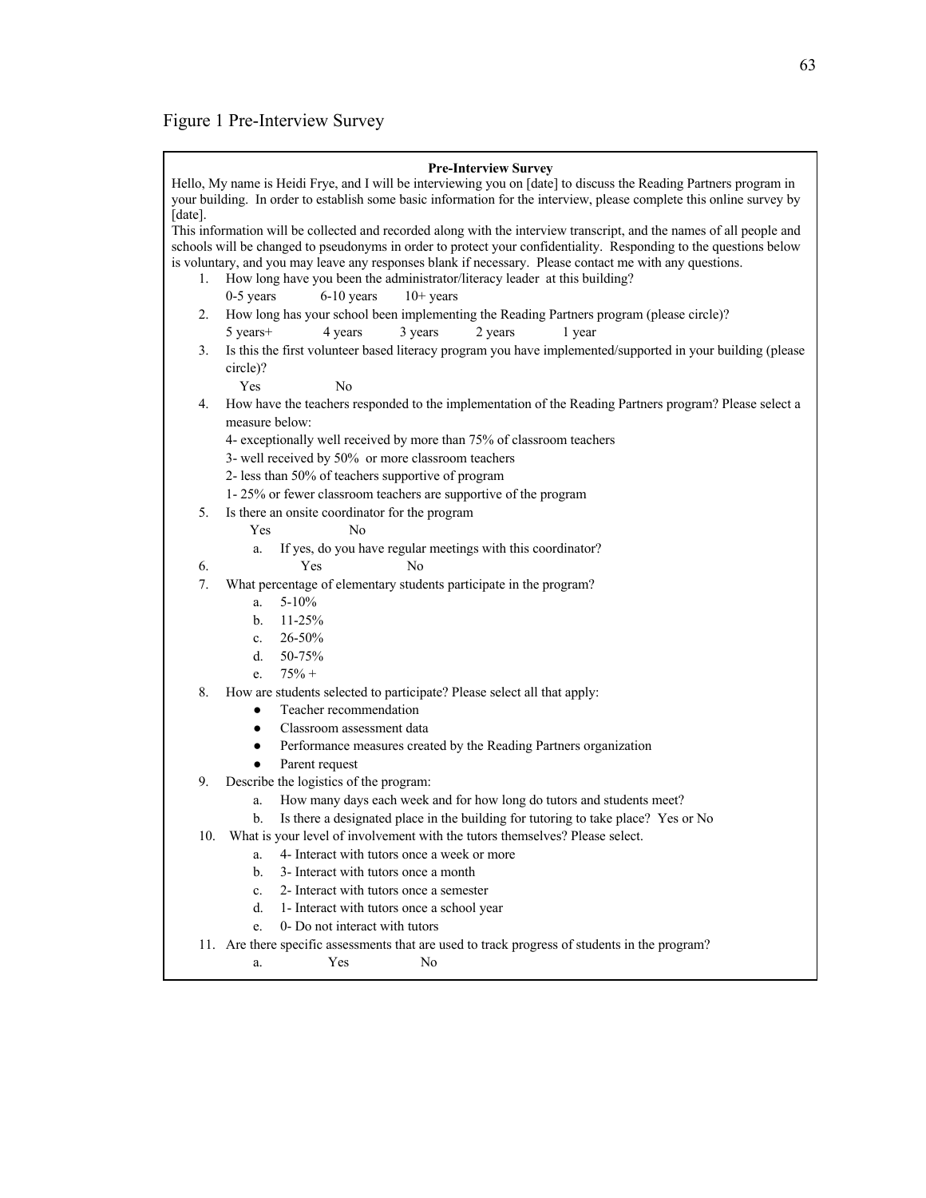Figure 1 Pre-Interview Survey

**Pre-Interview Survey**

Hello, My name is Heidi Frye, and I will be interviewing you on [date] to discuss the Reading Partners program in your building. In order to establish some basic information for the interview, please complete this online survey by [date].

This information will be collected and recorded along with the interview transcript, and the names of all people and schools will be changed to pseudonyms in order to protect your confidentiality. Responding to the questions below is voluntary, and you may leave any responses blank if necessary. Please contact me with any questions.

1. How long have you been the administrator/literacy leader at this building?
   0-5 years 6-10 years 10+ years
2. How long has your school been implementing the Reading Partners program (please circle)?
   5 years+ 4 years 3 years 2 years 1 year
3. Is this the first volunteer based literacy program you have implemented/supported in your building (please circle)?
   Yes No
4. How have the teachers responded to the implementation of the Reading Partners program? Please select a measure below:
   4- exceptionally well received by more than 75% of classroom teachers
   3- well received by 50% or more classroom teachers
   2- less than 50% of teachers supportive of program
   1- 25% or fewer classroom teachers are supportive of the program
5. Is there an onsite coordinator for the program
   Yes No
   a. If yes, do you have regular meetings with this coordinator?
6. Yes No
7. What percentage of elementary students participate in the program?
   a. 5-10%
   b. 11-25%
   c. 26-50%
   d. 50-75%
   e. 75% +
8. How are students selected to participate? Please select all that apply:
   - Teacher recommendation
   - Classroom assessment data
   - Performance measures created by the Reading Partners organization
   - Parent request
9. Describe the logistics of the program:
   a. How many days each week and for how long do tutors and students meet?
   b. Is there a designated place in the building for tutoring to take place? Yes or No
10. What is your level of involvement with the tutors themselves? Please select.
    a. 4- Interact with tutors once a week or more
    b. 3- Interact with tutors once a month
    c. 2- Interact with tutors once a semester
    d. 1- Interact with tutors once a school year
    e. 0- Do not interact with tutors
11. Are there specific assessments that are used to track progress of students in the program?
    a. Yes No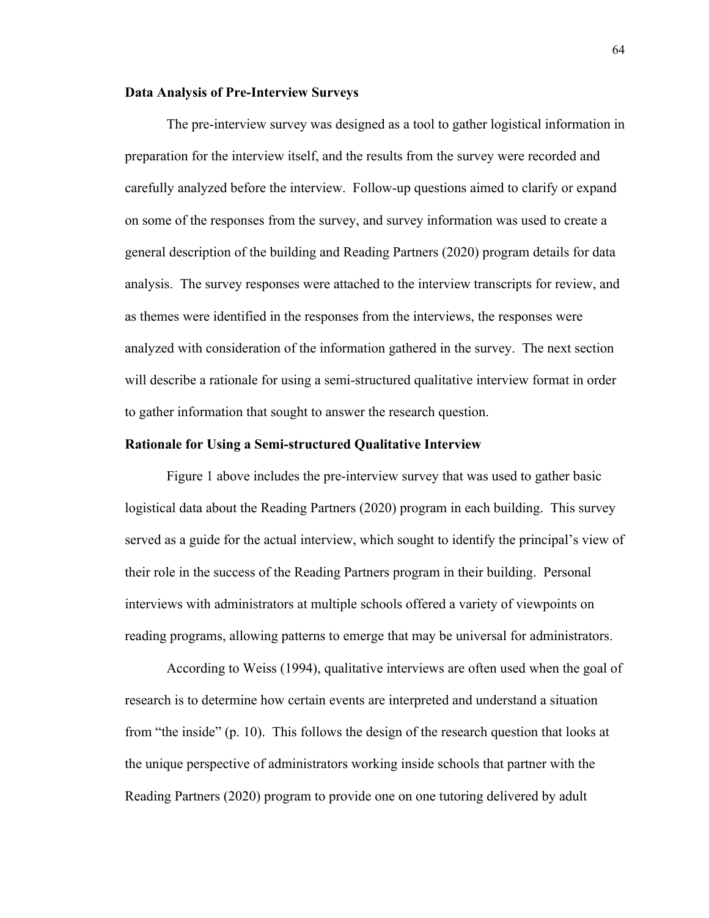**Data Analysis of Pre-Interview Surveys**

The pre-interview survey was designed as a tool to gather logistical information in preparation for the interview itself, and the results from the survey were recorded and carefully analyzed before the interview. Follow-up questions aimed to clarify or expand on some of the responses from the survey, and survey information was used to create a general description of the building and Reading Partners (2020) program details for data analysis. The survey responses were attached to the interview transcripts for review, and as themes were identified in the responses from the interviews, the responses were analyzed with consideration of the information gathered in the survey. The next section will describe a rationale for using a semi-structured qualitative interview format in order to gather information that sought to answer the research question.

**Rationale for Using a Semi-structured Qualitative Interview**

Figure 1 above includes the pre-interview survey that was used to gather basic logistical data about the Reading Partners (2020) program in each building. This survey served as a guide for the actual interview, which sought to identify the principal's view of their role in the success of the Reading Partners program in their building. Personal interviews with administrators at multiple schools offered a variety of viewpoints on reading programs, allowing patterns to emerge that may be universal for administrators.

According to Weiss (1994), qualitative interviews are often used when the goal of research is to determine how certain events are interpreted and understand a situation from "the inside" (p. 10). This follows the design of the research question that looks at the unique perspective of administrators working inside schools that partner with the Reading Partners (2020) program to provide one on one tutoring delivered by adult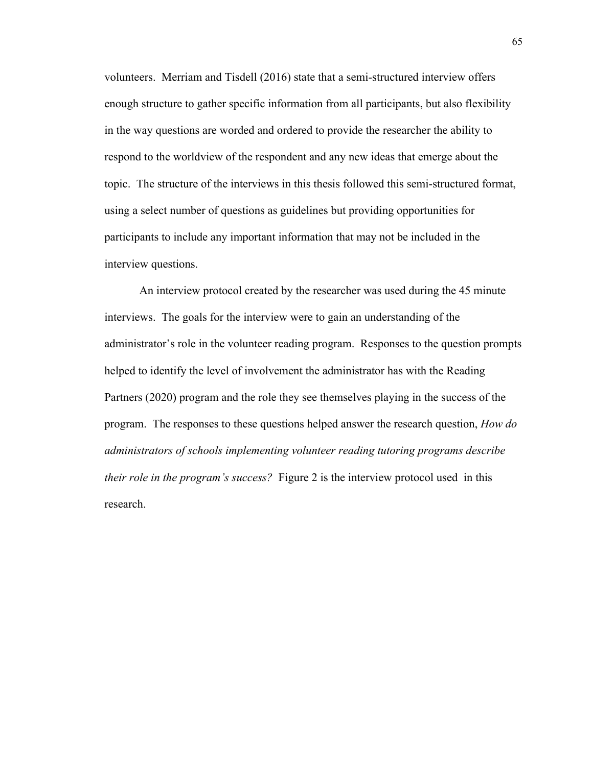volunteers. Merriam and Tisdell (2016) state that a semi-structured interview offers enough structure to gather specific information from all participants, but also flexibility in the way questions are worded and ordered to provide the researcher the ability to respond to the worldview of the respondent and any new ideas that emerge about the topic. The structure of the interviews in this thesis followed this semi-structured format, using a select number of questions as guidelines but providing opportunities for participants to include any important information that may not be included in the interview questions.

An interview protocol created by the researcher was used during the 45 minute interviews. The goals for the interview were to gain an understanding of the administrator's role in the volunteer reading program. Responses to the question prompts helped to identify the level of involvement the administrator has with the Reading Partners (2020) program and the role they see themselves playing in the success of the program. The responses to these questions helped answer the research question, *How do administrators of schools implementing volunteer reading tutoring programs describe their role in the program's success?* Figure 2 is the interview protocol used in this research.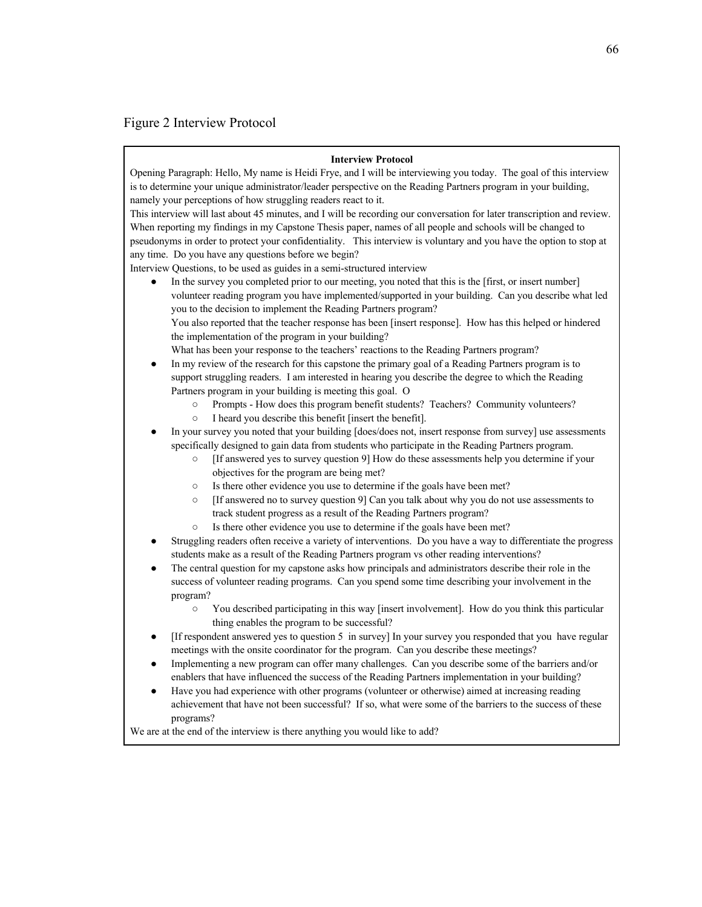Figure 2 Interview Protocol

**Interview Protocol**

Opening Paragraph: Hello, My name is Heidi Frye, and I will be interviewing you today. The goal of this interview is to determine your unique administrator/leader perspective on the Reading Partners program in your building, namely your perceptions of how struggling readers react to it.

This interview will last about 45 minutes, and I will be recording our conversation for later transcription and review. When reporting my findings in my Capstone Thesis paper, names of all people and schools will be changed to pseudonyms in order to protect your confidentiality. This interview is voluntary and you have the option to stop at any time. Do you have any questions before we begin?

Interview Questions, to be used as guides in a semi-structured interview

- In the survey you completed prior to our meeting, you noted that this is the [first, or insert number] volunteer reading program you have implemented/supported in your building. Can you describe what led you to the decision to implement the Reading Partners program?
  You also reported that the teacher response has been [insert response]. How has this helped or hindered the implementation of the program in your building?
  What has been your response to the teachers' reactions to the Reading Partners program?
- In my review of the research for this capstone the primary goal of a Reading Partners program is to support struggling readers. I am interested in hearing you describe the degree to which the Reading Partners program in your building is meeting this goal. O
  - Prompts - How does this program benefit students? Teachers? Community volunteers?
  - I heard you describe this benefit [insert the benefit].
- In your survey you noted that your building [does/does not, insert response from survey] use assessments specifically designed to gain data from students who participate in the Reading Partners program.
  - [If answered yes to survey question 9] How do these assessments help you determine if your objectives for the program are being met?
  - Is there other evidence you use to determine if the goals have been met?
  - [If answered no to survey question 9] Can you talk about why you do not use assessments to track student progress as a result of the Reading Partners program?
  - Is there other evidence you use to determine if the goals have been met?
- Struggling readers often receive a variety of interventions. Do you have a way to differentiate the progress students make as a result of the Reading Partners program vs other reading interventions?
- The central question for my capstone asks how principals and administrators describe their role in the success of volunteer reading programs. Can you spend some time describing your involvement in the program?
  - You described participating in this way [insert involvement]. How do you think this particular thing enables the program to be successful?
- [If respondent answered yes to question 5 in survey] In your survey you responded that you have regular meetings with the onsite coordinator for the program. Can you describe these meetings?
- Implementing a new program can offer many challenges. Can you describe some of the barriers and/or enablers that have influenced the success of the Reading Partners implementation in your building?
- Have you had experience with other programs (volunteer or otherwise) aimed at increasing reading achievement that have not been successful? If so, what were some of the barriers to the success of these programs?

We are at the end of the interview is there anything you would like to add?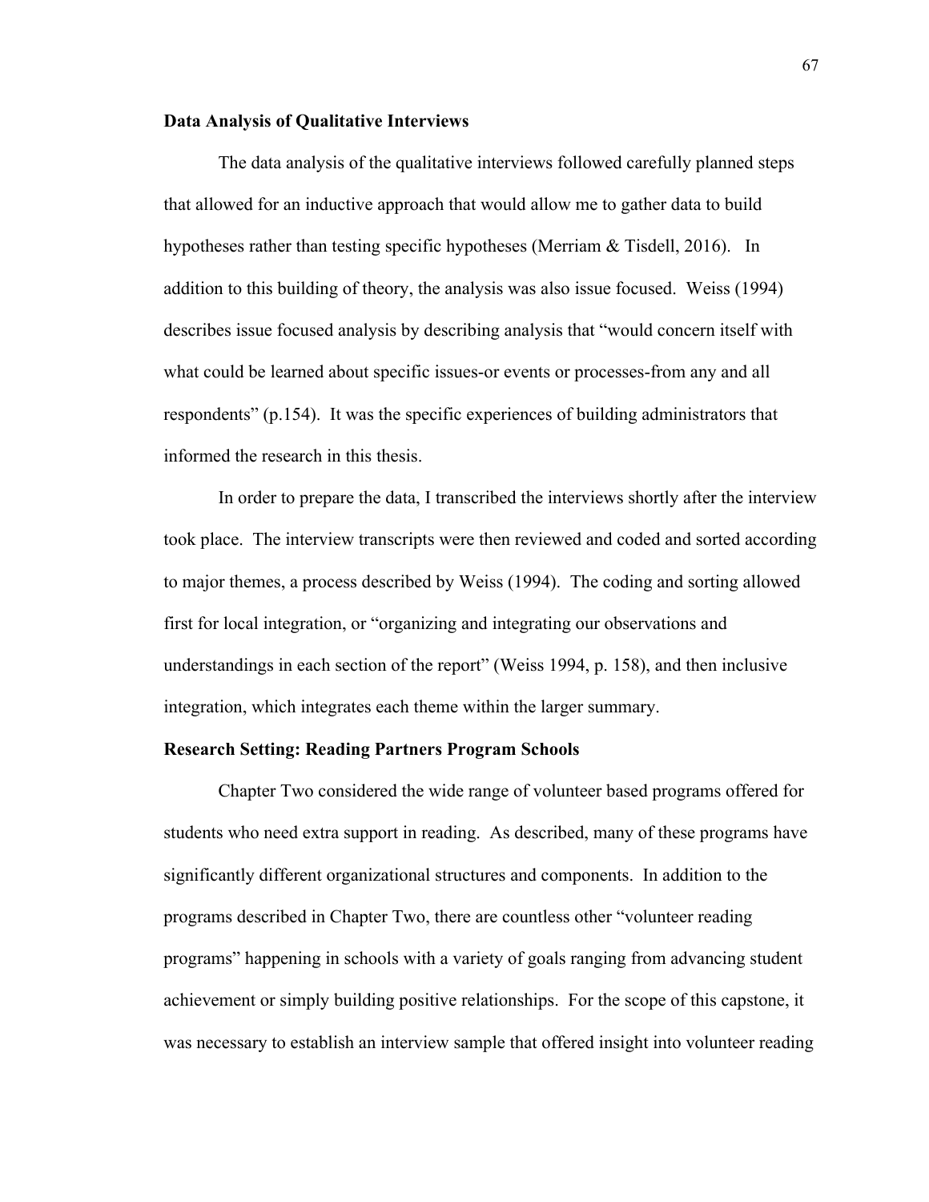**Data Analysis of Qualitative Interviews**

The data analysis of the qualitative interviews followed carefully planned steps that allowed for an inductive approach that would allow me to gather data to build hypotheses rather than testing specific hypotheses (Merriam & Tisdell, 2016). In addition to this building of theory, the analysis was also issue focused. Weiss (1994) describes issue focused analysis by describing analysis that "would concern itself with what could be learned about specific issues-or events or processes-from any and all respondents" (p.154). It was the specific experiences of building administrators that informed the research in this thesis.

In order to prepare the data, I transcribed the interviews shortly after the interview took place. The interview transcripts were then reviewed and coded and sorted according to major themes, a process described by Weiss (1994). The coding and sorting allowed first for local integration, or "organizing and integrating our observations and understandings in each section of the report" (Weiss 1994, p. 158), and then inclusive integration, which integrates each theme within the larger summary.

**Research Setting: Reading Partners Program Schools**

Chapter Two considered the wide range of volunteer based programs offered for students who need extra support in reading. As described, many of these programs have significantly different organizational structures and components. In addition to the programs described in Chapter Two, there are countless other "volunteer reading programs" happening in schools with a variety of goals ranging from advancing student achievement or simply building positive relationships. For the scope of this capstone, it was necessary to establish an interview sample that offered insight into volunteer reading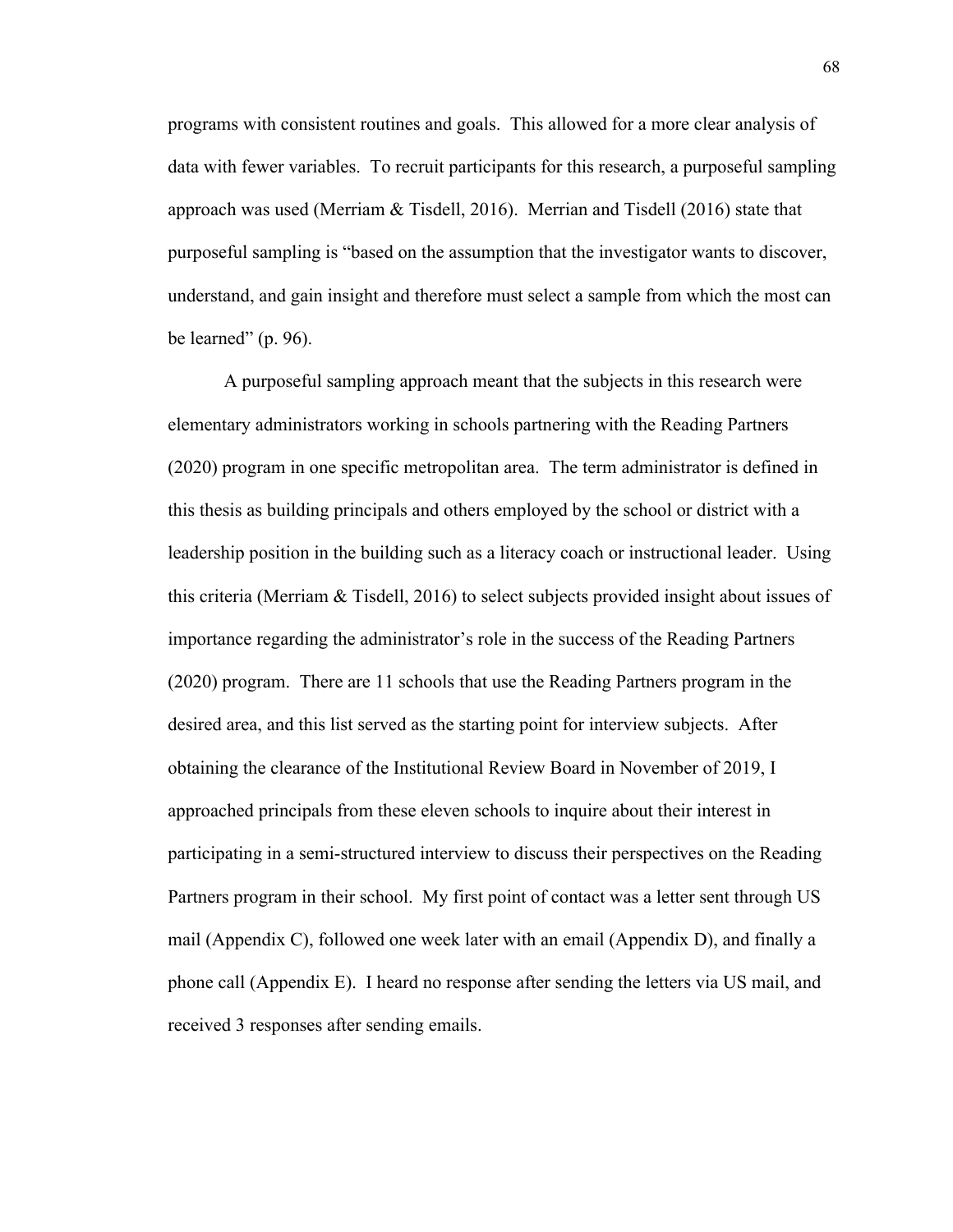programs with consistent routines and goals. This allowed for a more clear analysis of data with fewer variables. To recruit participants for this research, a purposeful sampling approach was used (Merriam & Tisdell, 2016). Merrian and Tisdell (2016) state that purposeful sampling is "based on the assumption that the investigator wants to discover, understand, and gain insight and therefore must select a sample from which the most can be learned" (p. 96).

A purposeful sampling approach meant that the subjects in this research were elementary administrators working in schools partnering with the Reading Partners (2020) program in one specific metropolitan area. The term administrator is defined in this thesis as building principals and others employed by the school or district with a leadership position in the building such as a literacy coach or instructional leader. Using this criteria (Merriam & Tisdell, 2016) to select subjects provided insight about issues of importance regarding the administrator's role in the success of the Reading Partners (2020) program. There are 11 schools that use the Reading Partners program in the desired area, and this list served as the starting point for interview subjects. After obtaining the clearance of the Institutional Review Board in November of 2019, I approached principals from these eleven schools to inquire about their interest in participating in a semi-structured interview to discuss their perspectives on the Reading Partners program in their school. My first point of contact was a letter sent through US mail (Appendix C), followed one week later with an email (Appendix D), and finally a phone call (Appendix E). I heard no response after sending the letters via US mail, and received 3 responses after sending emails.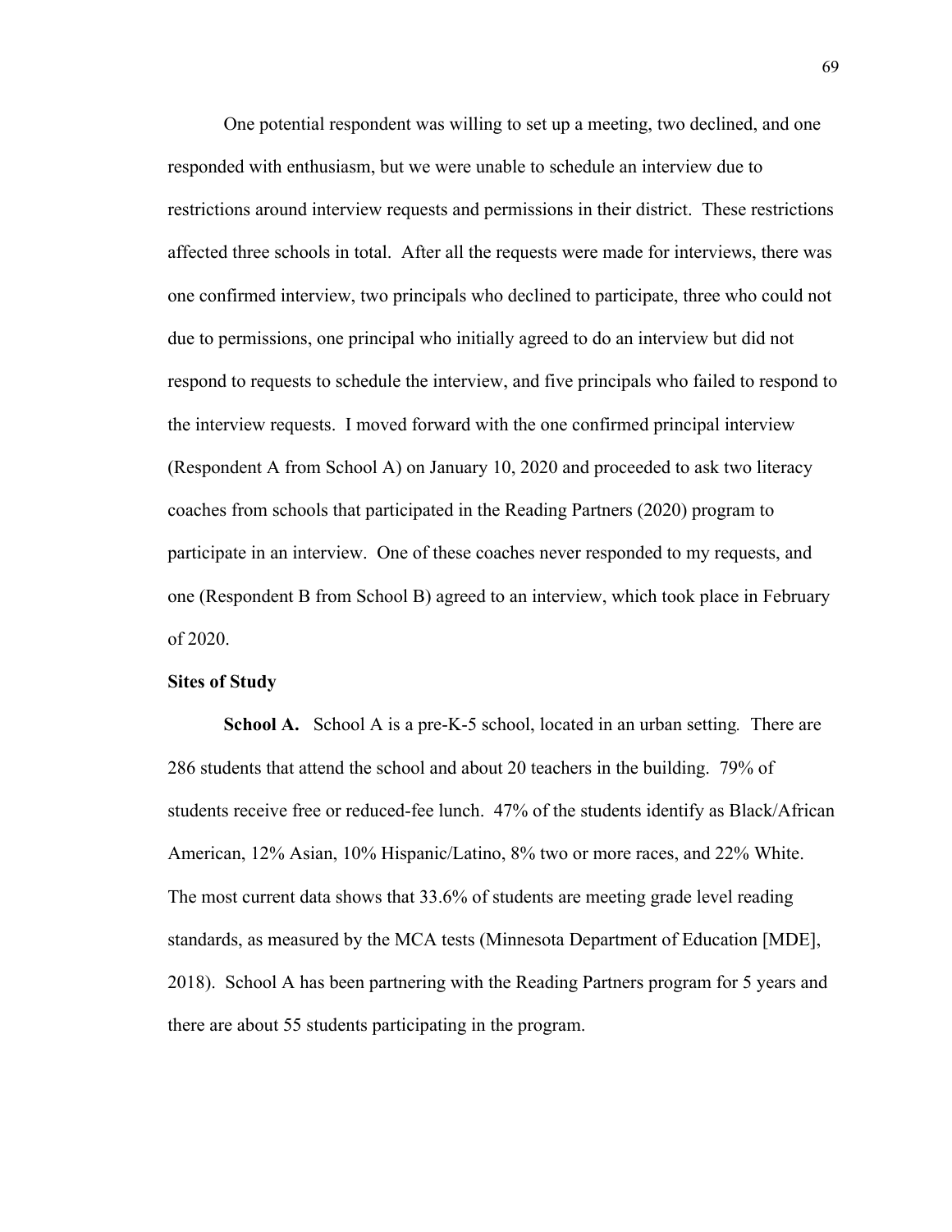One potential respondent was willing to set up a meeting, two declined, and one responded with enthusiasm, but we were unable to schedule an interview due to restrictions around interview requests and permissions in their district. These restrictions affected three schools in total. After all the requests were made for interviews, there was one confirmed interview, two principals who declined to participate, three who could not due to permissions, one principal who initially agreed to do an interview but did not respond to requests to schedule the interview, and five principals who failed to respond to the interview requests. I moved forward with the one confirmed principal interview (Respondent A from School A) on January 10, 2020 and proceeded to ask two literacy coaches from schools that participated in the Reading Partners (2020) program to participate in an interview. One of these coaches never responded to my requests, and one (Respondent B from School B) agreed to an interview, which took place in February of 2020.

**Sites of Study**

**School A.** School A is a pre-K-5 school, located in an urban setting. There are 286 students that attend the school and about 20 teachers in the building. 79% of students receive free or reduced-fee lunch. 47% of the students identify as Black/African American, 12% Asian, 10% Hispanic/Latino, 8% two or more races, and 22% White. The most current data shows that 33.6% of students are meeting grade level reading standards, as measured by the MCA tests (Minnesota Department of Education [MDE], 2018). School A has been partnering with the Reading Partners program for 5 years and there are about 55 students participating in the program.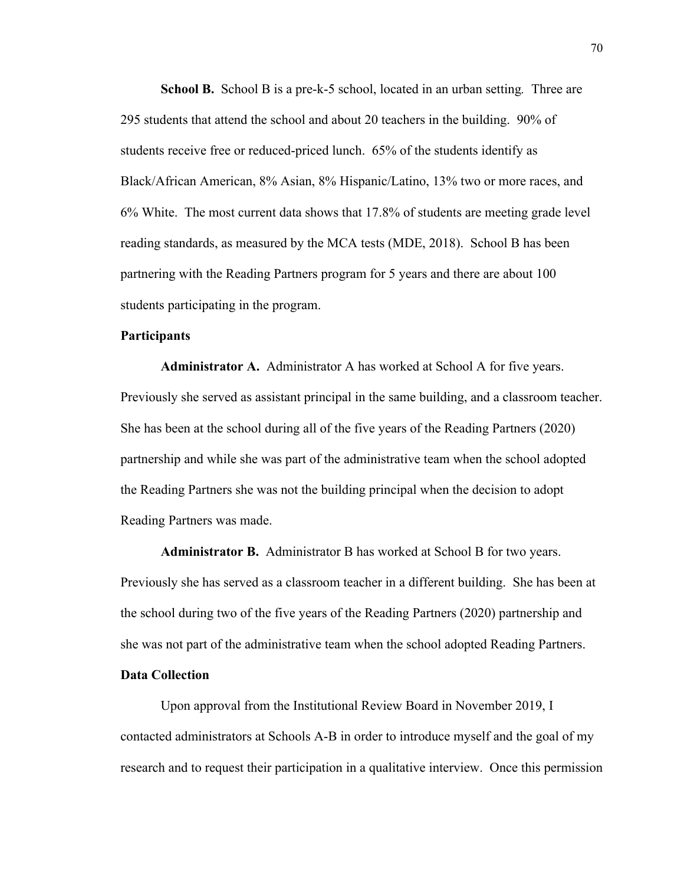**School B.** School B is a pre-k-5 school, located in an urban setting. Three are 295 students that attend the school and about 20 teachers in the building. 90% of students receive free or reduced-priced lunch. 65% of the students identify as Black/African American, 8% Asian, 8% Hispanic/Latino, 13% two or more races, and 6% White. The most current data shows that 17.8% of students are meeting grade level reading standards, as measured by the MCA tests (MDE, 2018). School B has been partnering with the Reading Partners program for 5 years and there are about 100 students participating in the program.

### Participants

**Administrator A.** Administrator A has worked at School A for five years. Previously she served as assistant principal in the same building, and a classroom teacher. She has been at the school during all of the five years of the Reading Partners (2020) partnership and while she was part of the administrative team when the school adopted the Reading Partners she was not the building principal when the decision to adopt Reading Partners was made.

**Administrator B.** Administrator B has worked at School B for two years. Previously she has served as a classroom teacher in a different building. She has been at the school during two of the five years of the Reading Partners (2020) partnership and she was not part of the administrative team when the school adopted Reading Partners.

### Data Collection

Upon approval from the Institutional Review Board in November 2019, I contacted administrators at Schools A-B in order to introduce myself and the goal of my research and to request their participation in a qualitative interview. Once this permission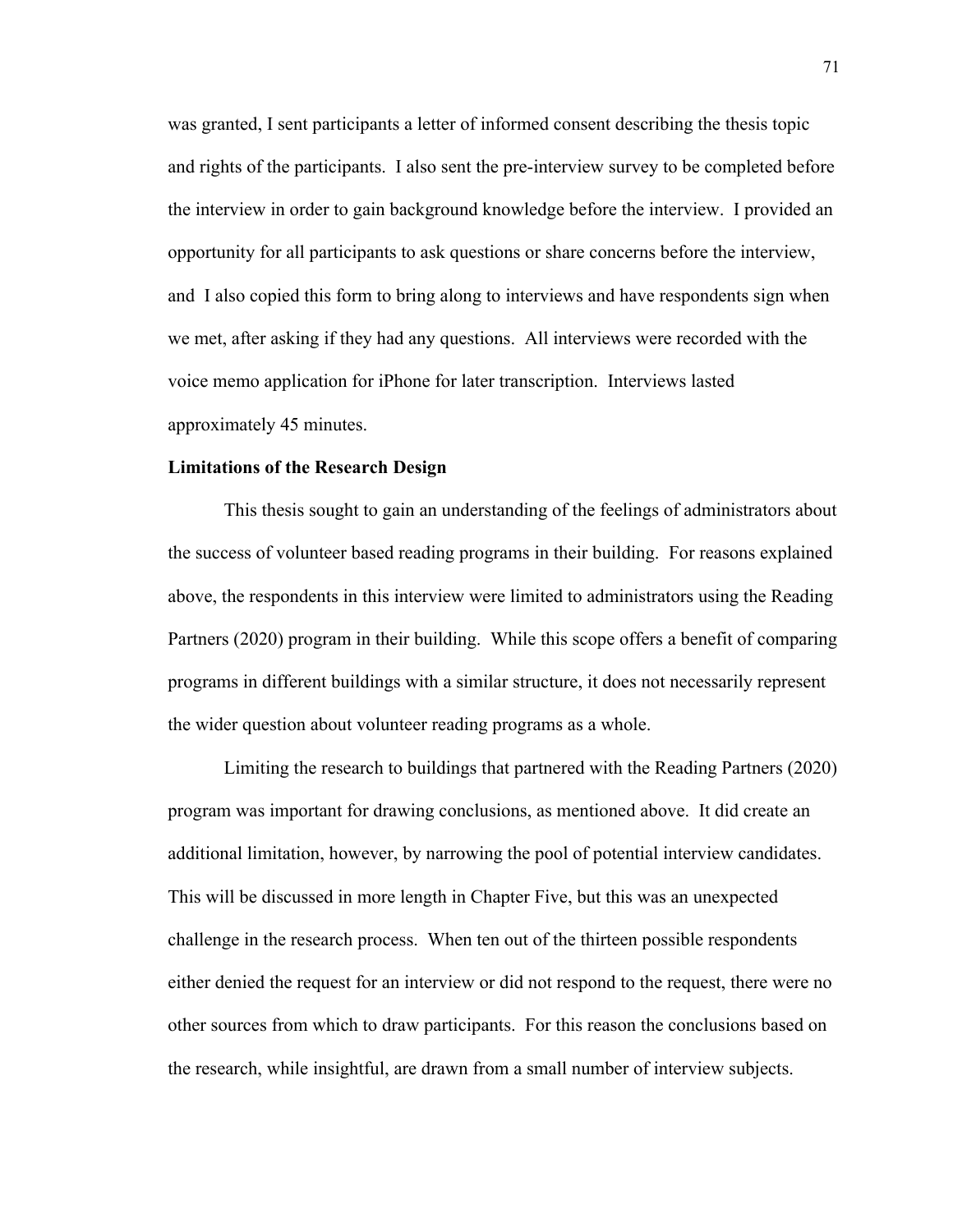was granted, I sent participants a letter of informed consent describing the thesis topic and rights of the participants. I also sent the pre-interview survey to be completed before the interview in order to gain background knowledge before the interview. I provided an opportunity for all participants to ask questions or share concerns before the interview, and I also copied this form to bring along to interviews and have respondents sign when we met, after asking if they had any questions. All interviews were recorded with the voice memo application for iPhone for later transcription. Interviews lasted approximately 45 minutes.

**Limitations of the Research Design**

This thesis sought to gain an understanding of the feelings of administrators about the success of volunteer based reading programs in their building. For reasons explained above, the respondents in this interview were limited to administrators using the Reading Partners (2020) program in their building. While this scope offers a benefit of comparing programs in different buildings with a similar structure, it does not necessarily represent the wider question about volunteer reading programs as a whole.

Limiting the research to buildings that partnered with the Reading Partners (2020) program was important for drawing conclusions, as mentioned above. It did create an additional limitation, however, by narrowing the pool of potential interview candidates. This will be discussed in more length in Chapter Five, but this was an unexpected challenge in the research process. When ten out of the thirteen possible respondents either denied the request for an interview or did not respond to the request, there were no other sources from which to draw participants. For this reason the conclusions based on the research, while insightful, are drawn from a small number of interview subjects.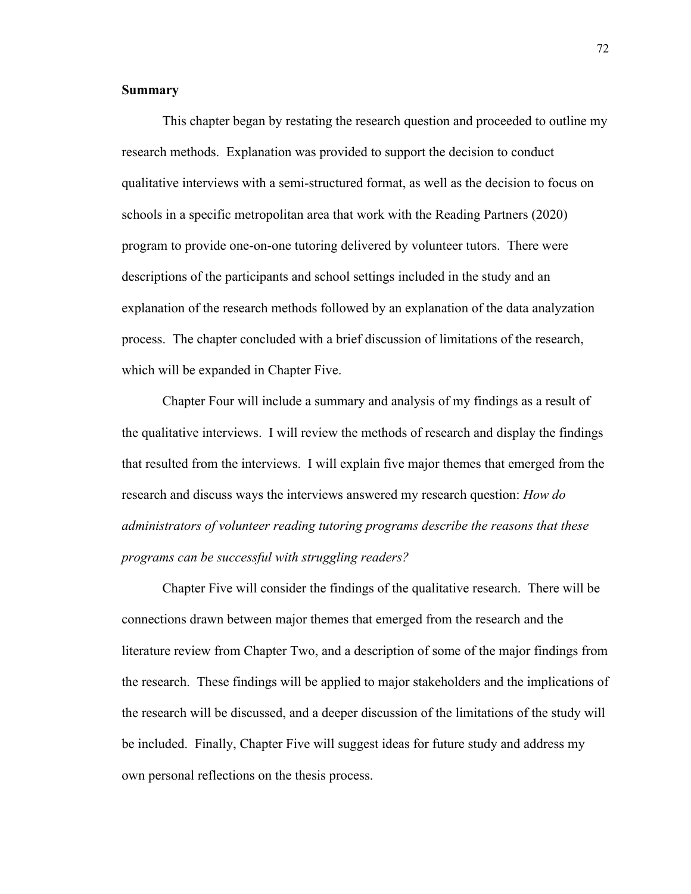## Summary

This chapter began by restating the research question and proceeded to outline my research methods. Explanation was provided to support the decision to conduct qualitative interviews with a semi-structured format, as well as the decision to focus on schools in a specific metropolitan area that work with the Reading Partners (2020) program to provide one-on-one tutoring delivered by volunteer tutors. There were descriptions of the participants and school settings included in the study and an explanation of the research methods followed by an explanation of the data analyzation process. The chapter concluded with a brief discussion of limitations of the research, which will be expanded in Chapter Five.

Chapter Four will include a summary and analysis of my findings as a result of the qualitative interviews. I will review the methods of research and display the findings that resulted from the interviews. I will explain five major themes that emerged from the research and discuss ways the interviews answered my research question: *How do administrators of volunteer reading tutoring programs describe the reasons that these programs can be successful with struggling readers?*

Chapter Five will consider the findings of the qualitative research. There will be connections drawn between major themes that emerged from the research and the literature review from Chapter Two, and a description of some of the major findings from the research. These findings will be applied to major stakeholders and the implications of the research will be discussed, and a deeper discussion of the limitations of the study will be included. Finally, Chapter Five will suggest ideas for future study and address my own personal reflections on the thesis process.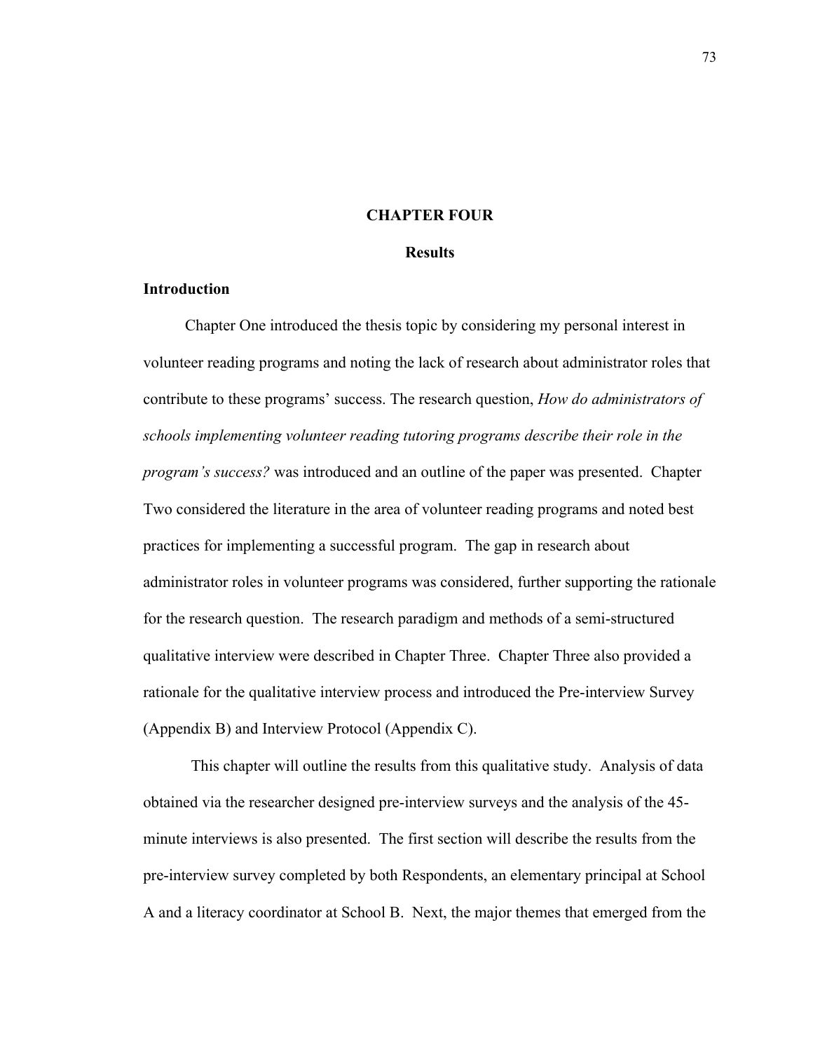# CHAPTER FOUR

## Results

### Introduction

Chapter One introduced the thesis topic by considering my personal interest in volunteer reading programs and noting the lack of research about administrator roles that contribute to these programs' success. The research question, *How do administrators of schools implementing volunteer reading tutoring programs describe their role in the program's success?* was introduced and an outline of the paper was presented. Chapter Two considered the literature in the area of volunteer reading programs and noted best practices for implementing a successful program. The gap in research about administrator roles in volunteer programs was considered, further supporting the rationale for the research question. The research paradigm and methods of a semi-structured qualitative interview were described in Chapter Three. Chapter Three also provided a rationale for the qualitative interview process and introduced the Pre-interview Survey (Appendix B) and Interview Protocol (Appendix C).

This chapter will outline the results from this qualitative study. Analysis of data obtained via the researcher designed pre-interview surveys and the analysis of the 45-minute interviews is also presented. The first section will describe the results from the pre-interview survey completed by both Respondents, an elementary principal at School A and a literacy coordinator at School B. Next, the major themes that emerged from the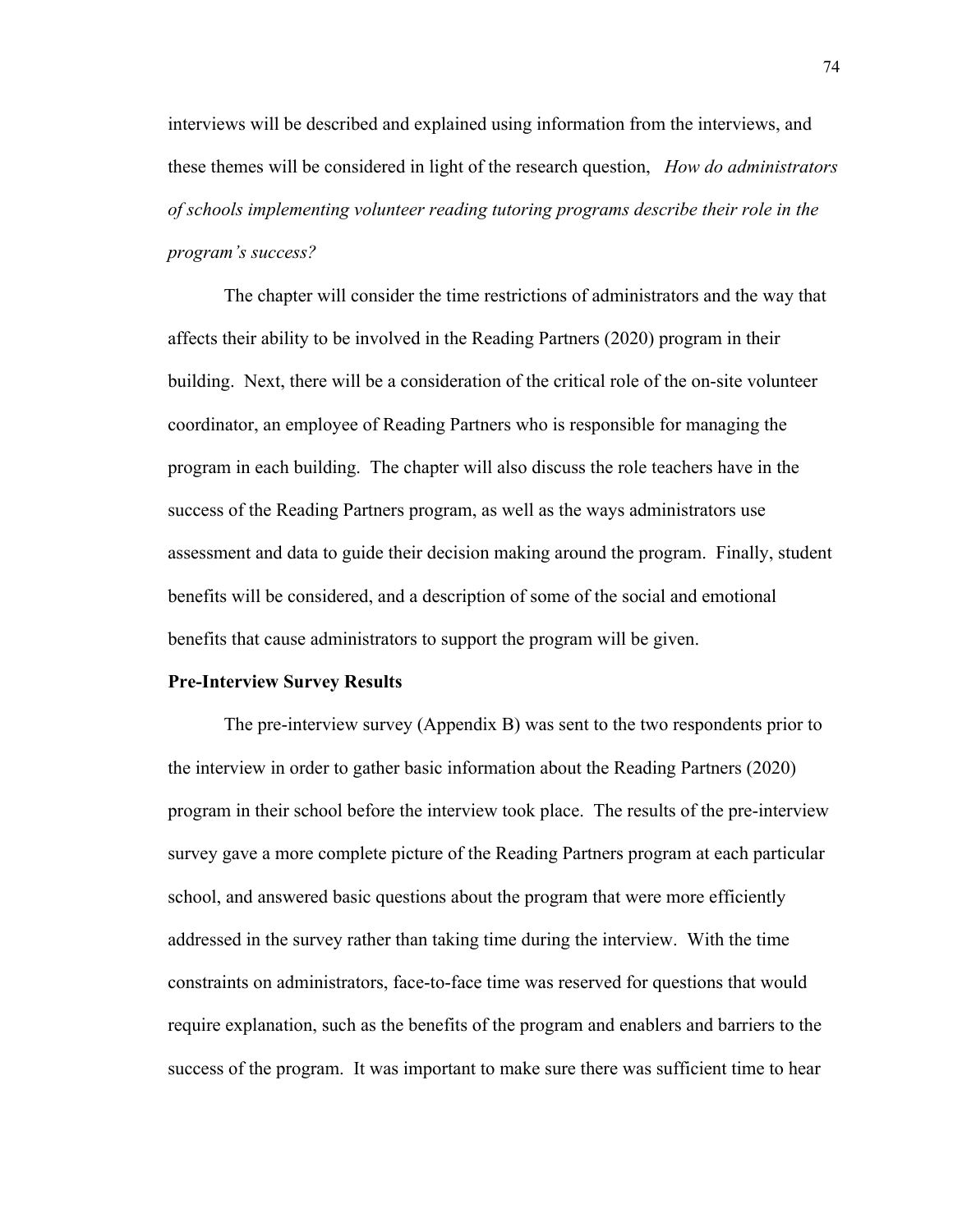interviews will be described and explained using information from the interviews, and these themes will be considered in light of the research question, *How do administrators of schools implementing volunteer reading tutoring programs describe their role in the program's success?*

The chapter will consider the time restrictions of administrators and the way that affects their ability to be involved in the Reading Partners (2020) program in their building. Next, there will be a consideration of the critical role of the on-site volunteer coordinator, an employee of Reading Partners who is responsible for managing the program in each building. The chapter will also discuss the role teachers have in the success of the Reading Partners program, as well as the ways administrators use assessment and data to guide their decision making around the program. Finally, student benefits will be considered, and a description of some of the social and emotional benefits that cause administrators to support the program will be given.

**Pre-Interview Survey Results**

The pre-interview survey (Appendix B) was sent to the two respondents prior to the interview in order to gather basic information about the Reading Partners (2020) program in their school before the interview took place. The results of the pre-interview survey gave a more complete picture of the Reading Partners program at each particular school, and answered basic questions about the program that were more efficiently addressed in the survey rather than taking time during the interview. With the time constraints on administrators, face-to-face time was reserved for questions that would require explanation, such as the benefits of the program and enablers and barriers to the success of the program. It was important to make sure there was sufficient time to hear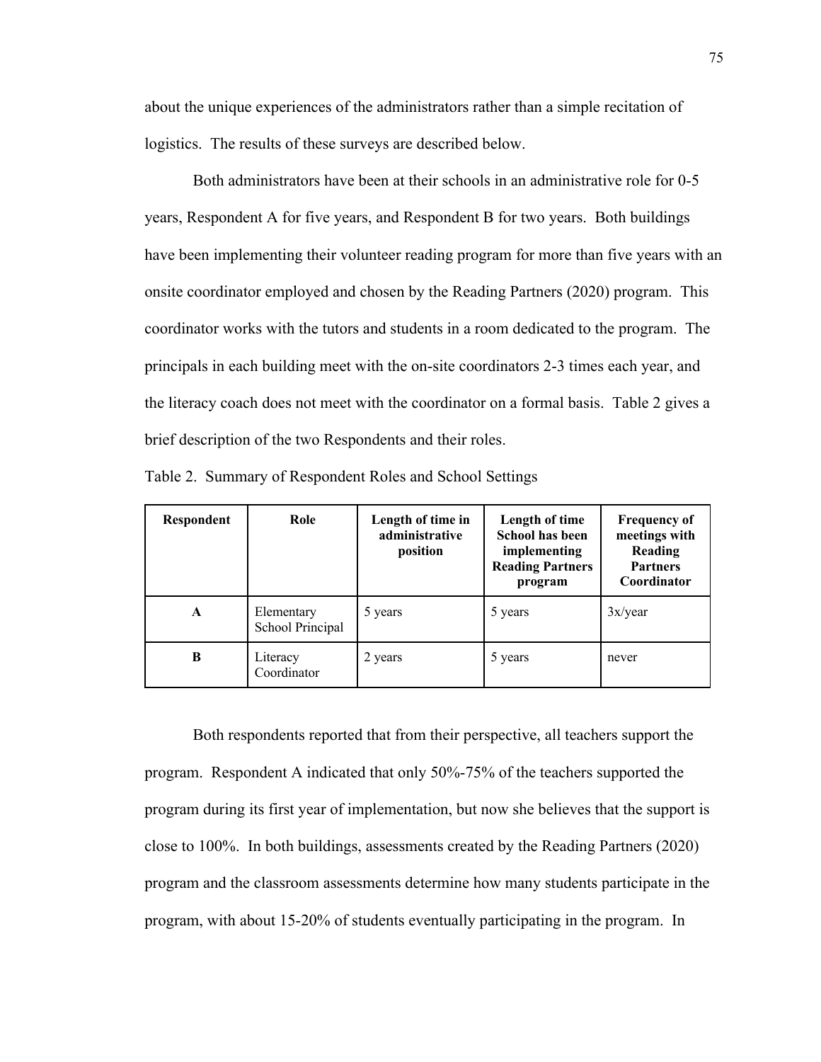about the unique experiences of the administrators rather than a simple recitation of logistics. The results of these surveys are described below.

Both administrators have been at their schools in an administrative role for 0-5 years, Respondent A for five years, and Respondent B for two years. Both buildings have been implementing their volunteer reading program for more than five years with an onsite coordinator employed and chosen by the Reading Partners (2020) program. This coordinator works with the tutors and students in a room dedicated to the program. The principals in each building meet with the on-site coordinators 2-3 times each year, and the literacy coach does not meet with the coordinator on a formal basis. Table 2 gives a brief description of the two Respondents and their roles.

Table 2. Summary of Respondent Roles and School Settings

| **Respondent** | **Role** | **Length of time in administrative position** | **Length of time School has been implementing Reading Partners program** | **Frequency of meetings with Reading Partners Coordinator** |
|---|---|---|---|---|
| **A** | Elementary School Principal | 5 years | 5 years | 3x/year |
| **B** | Literacy Coordinator | 2 years | 5 years | never |

Both respondents reported that from their perspective, all teachers support the program. Respondent A indicated that only 50%-75% of the teachers supported the program during its first year of implementation, but now she believes that the support is close to 100%. In both buildings, assessments created by the Reading Partners (2020) program and the classroom assessments determine how many students participate in the program, with about 15-20% of students eventually participating in the program. In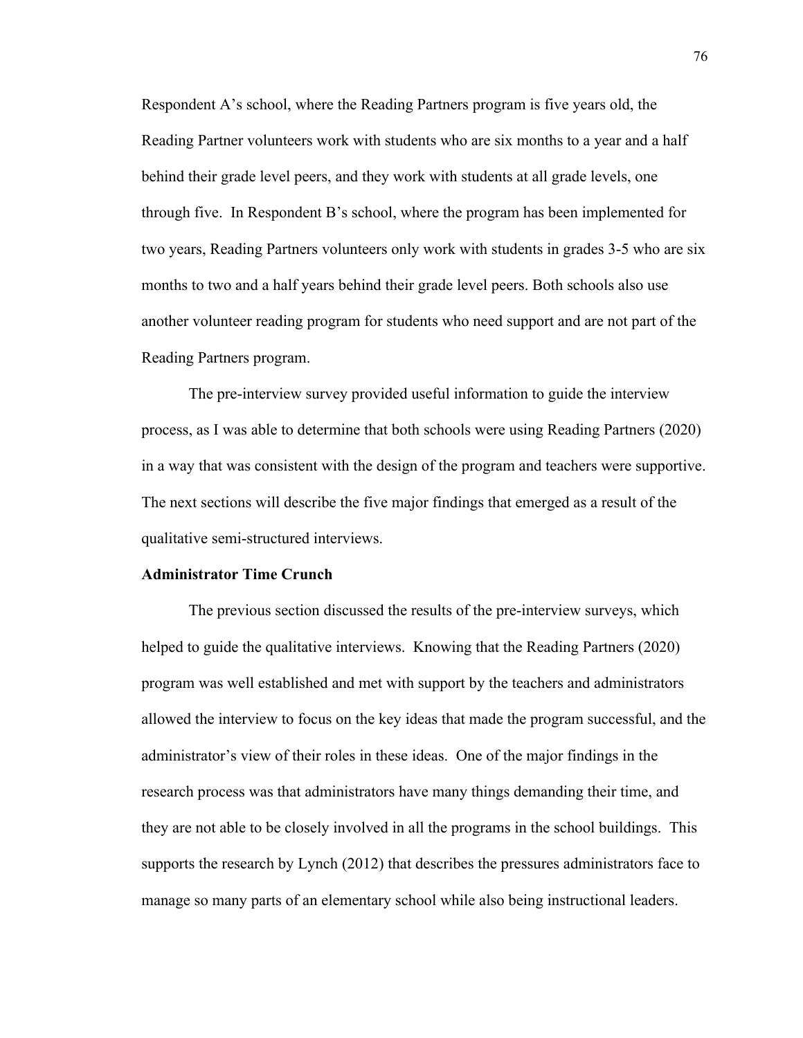Respondent A’s school, where the Reading Partners program is five years old, the Reading Partner volunteers work with students who are six months to a year and a half behind their grade level peers, and they work with students at all grade levels, one through five. In Respondent B’s school, where the program has been implemented for two years, Reading Partners volunteers only work with students in grades 3-5 who are six months to two and a half years behind their grade level peers. Both schools also use another volunteer reading program for students who need support and are not part of the Reading Partners program.

The pre-interview survey provided useful information to guide the interview process, as I was able to determine that both schools were using Reading Partners (2020) in a way that was consistent with the design of the program and teachers were supportive. The next sections will describe the five major findings that emerged as a result of the qualitative semi-structured interviews.

**Administrator Time Crunch**

The previous section discussed the results of the pre-interview surveys, which helped to guide the qualitative interviews. Knowing that the Reading Partners (2020) program was well established and met with support by the teachers and administrators allowed the interview to focus on the key ideas that made the program successful, and the administrator’s view of their roles in these ideas. One of the major findings in the research process was that administrators have many things demanding their time, and they are not able to be closely involved in all the programs in the school buildings. This supports the research by Lynch (2012) that describes the pressures administrators face to manage so many parts of an elementary school while also being instructional leaders.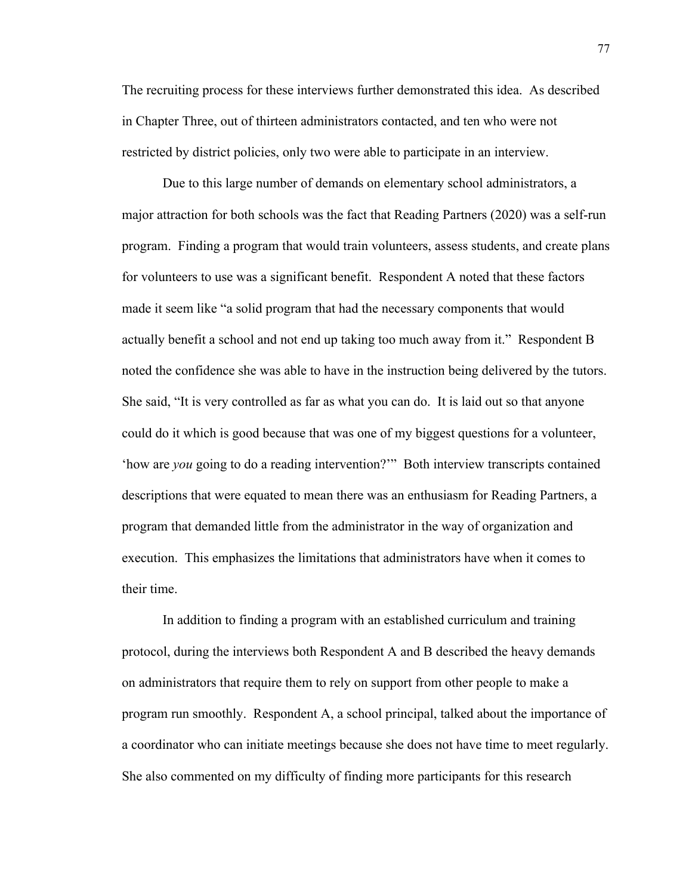The recruiting process for these interviews further demonstrated this idea. As described in Chapter Three, out of thirteen administrators contacted, and ten who were not restricted by district policies, only two were able to participate in an interview.

Due to this large number of demands on elementary school administrators, a major attraction for both schools was the fact that Reading Partners (2020) was a self-run program. Finding a program that would train volunteers, assess students, and create plans for volunteers to use was a significant benefit. Respondent A noted that these factors made it seem like "a solid program that had the necessary components that would actually benefit a school and not end up taking too much away from it." Respondent B noted the confidence she was able to have in the instruction being delivered by the tutors. She said, "It is very controlled as far as what you can do. It is laid out so that anyone could do it which is good because that was one of my biggest questions for a volunteer, 'how are *you* going to do a reading intervention?'" Both interview transcripts contained descriptions that were equated to mean there was an enthusiasm for Reading Partners, a program that demanded little from the administrator in the way of organization and execution. This emphasizes the limitations that administrators have when it comes to their time.

In addition to finding a program with an established curriculum and training protocol, during the interviews both Respondent A and B described the heavy demands on administrators that require them to rely on support from other people to make a program run smoothly. Respondent A, a school principal, talked about the importance of a coordinator who can initiate meetings because she does not have time to meet regularly. She also commented on my difficulty of finding more participants for this research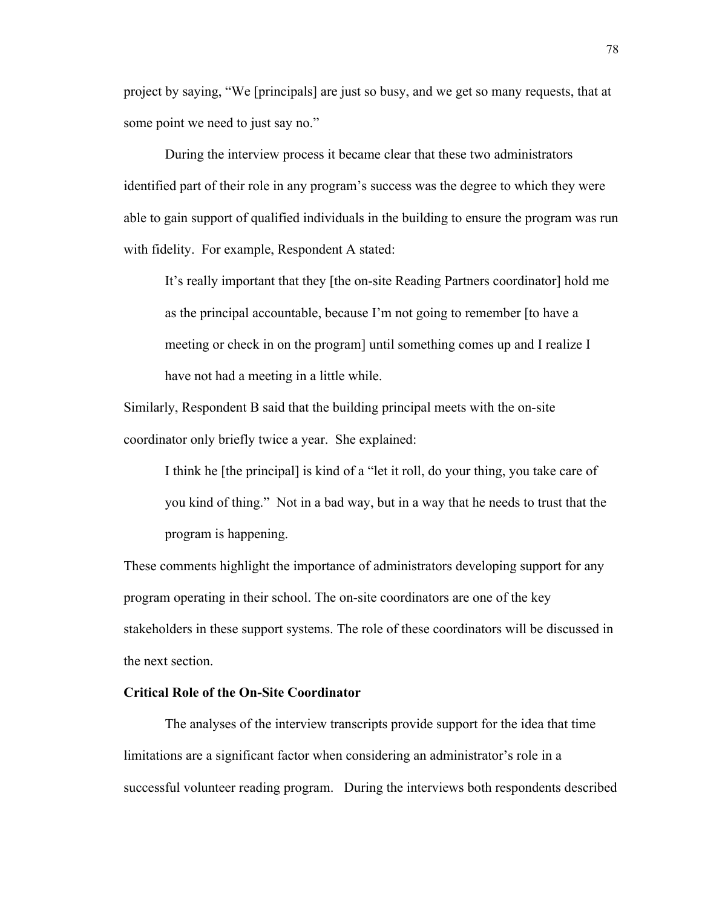project by saying, “We [principals] are just so busy, and we get so many requests, that at some point we need to just say no.”

During the interview process it became clear that these two administrators identified part of their role in any program’s success was the degree to which they were able to gain support of qualified individuals in the building to ensure the program was run with fidelity. For example, Respondent A stated:

> It’s really important that they [the on-site Reading Partners coordinator] hold me as the principal accountable, because I’m not going to remember [to have a meeting or check in on the program] until something comes up and I realize I have not had a meeting in a little while.

Similarly, Respondent B said that the building principal meets with the on-site coordinator only briefly twice a year. She explained:

> I think he [the principal] is kind of a “let it roll, do your thing, you take care of you kind of thing.” Not in a bad way, but in a way that he needs to trust that the program is happening.

These comments highlight the importance of administrators developing support for any program operating in their school. The on-site coordinators are one of the key stakeholders in these support systems. The role of these coordinators will be discussed in the next section.

**Critical Role of the On-Site Coordinator**

The analyses of the interview transcripts provide support for the idea that time limitations are a significant factor when considering an administrator’s role in a successful volunteer reading program. During the interviews both respondents described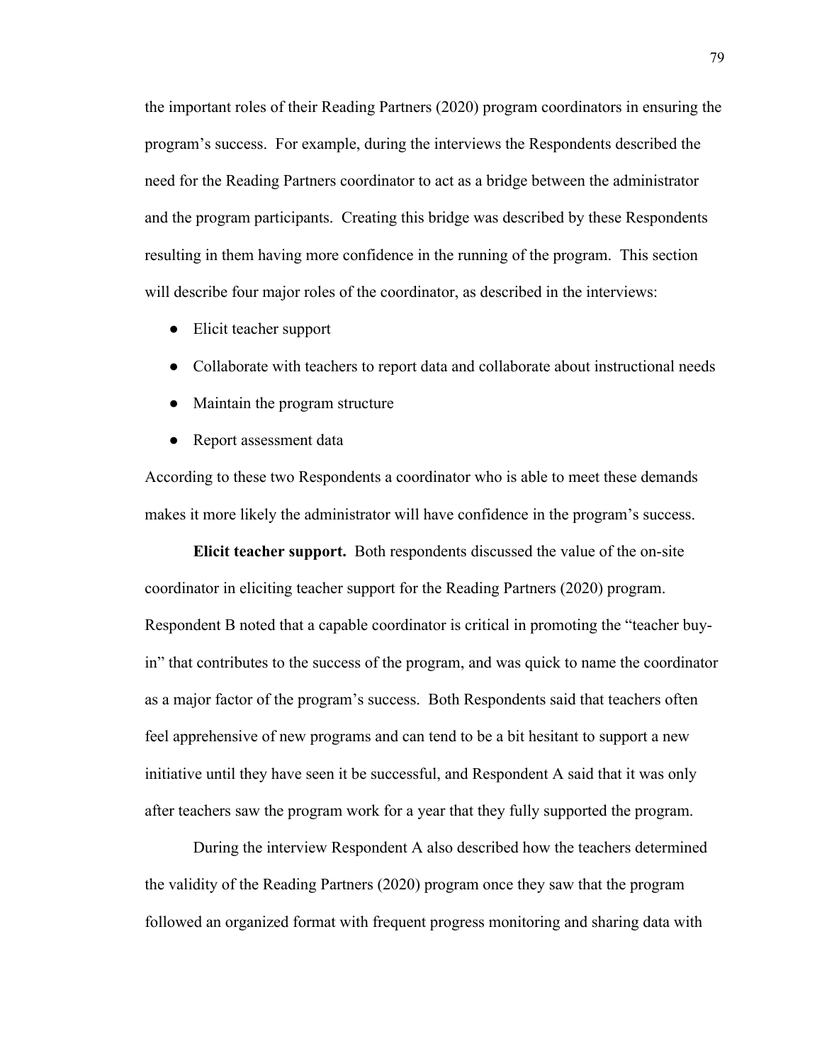the important roles of their Reading Partners (2020) program coordinators in ensuring the program's success. For example, during the interviews the Respondents described the need for the Reading Partners coordinator to act as a bridge between the administrator and the program participants. Creating this bridge was described by these Respondents resulting in them having more confidence in the running of the program. This section will describe four major roles of the coordinator, as described in the interviews:

- Elicit teacher support
- Collaborate with teachers to report data and collaborate about instructional needs
- Maintain the program structure
- Report assessment data

According to these two Respondents a coordinator who is able to meet these demands makes it more likely the administrator will have confidence in the program's success.

**Elicit teacher support.** Both respondents discussed the value of the on-site coordinator in eliciting teacher support for the Reading Partners (2020) program. Respondent B noted that a capable coordinator is critical in promoting the "teacher buy-in" that contributes to the success of the program, and was quick to name the coordinator as a major factor of the program's success. Both Respondents said that teachers often feel apprehensive of new programs and can tend to be a bit hesitant to support a new initiative until they have seen it be successful, and Respondent A said that it was only after teachers saw the program work for a year that they fully supported the program.

During the interview Respondent A also described how the teachers determined the validity of the Reading Partners (2020) program once they saw that the program followed an organized format with frequent progress monitoring and sharing data with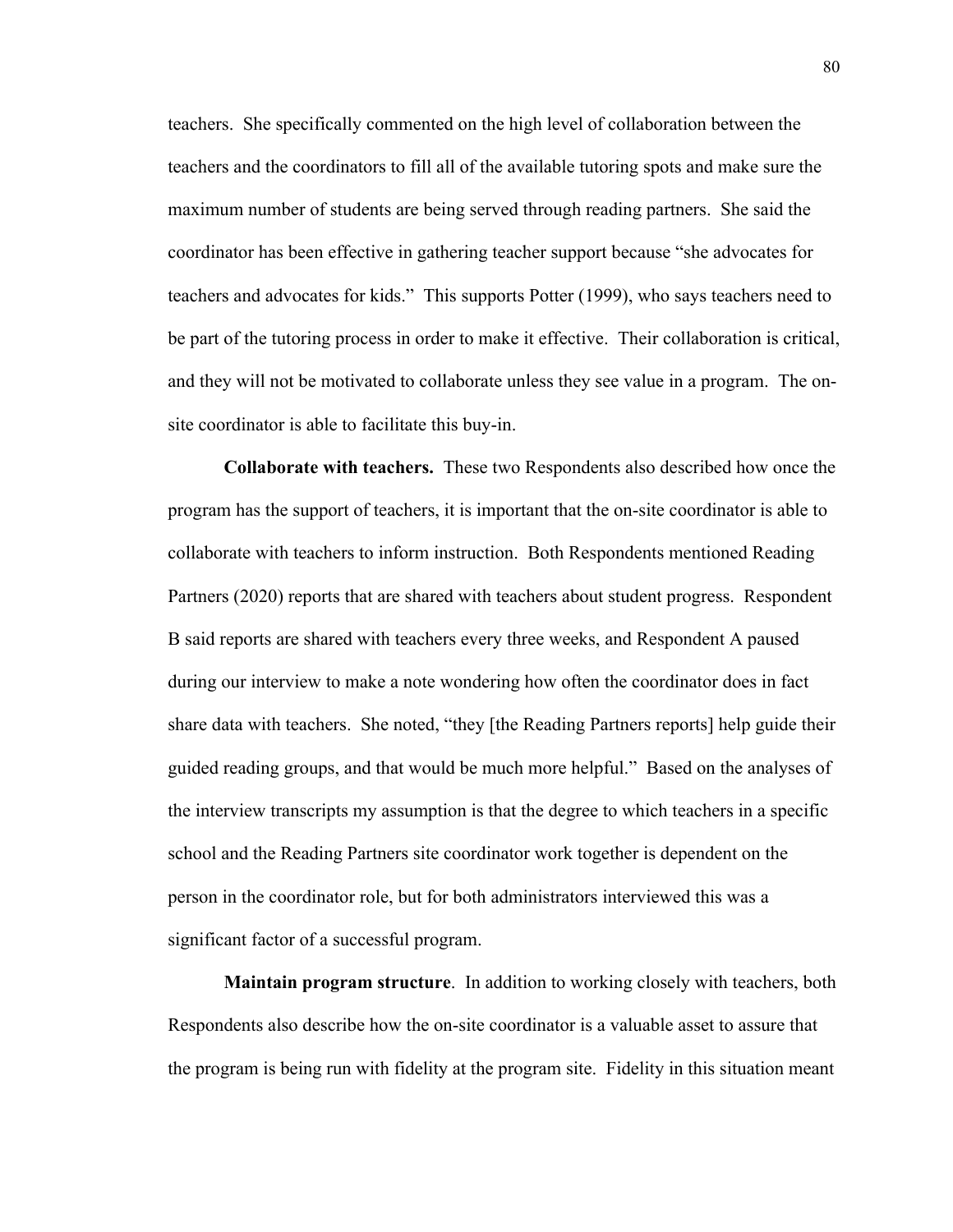teachers. She specifically commented on the high level of collaboration between the teachers and the coordinators to fill all of the available tutoring spots and make sure the maximum number of students are being served through reading partners. She said the coordinator has been effective in gathering teacher support because "she advocates for teachers and advocates for kids." This supports Potter (1999), who says teachers need to be part of the tutoring process in order to make it effective. Their collaboration is critical, and they will not be motivated to collaborate unless they see value in a program. The on-site coordinator is able to facilitate this buy-in.

**Collaborate with teachers.** These two Respondents also described how once the program has the support of teachers, it is important that the on-site coordinator is able to collaborate with teachers to inform instruction. Both Respondents mentioned Reading Partners (2020) reports that are shared with teachers about student progress. Respondent B said reports are shared with teachers every three weeks, and Respondent A paused during our interview to make a note wondering how often the coordinator does in fact share data with teachers. She noted, "they [the Reading Partners reports] help guide their guided reading groups, and that would be much more helpful." Based on the analyses of the interview transcripts my assumption is that the degree to which teachers in a specific school and the Reading Partners site coordinator work together is dependent on the person in the coordinator role, but for both administrators interviewed this was a significant factor of a successful program.

**Maintain program structure**. In addition to working closely with teachers, both Respondents also describe how the on-site coordinator is a valuable asset to assure that the program is being run with fidelity at the program site. Fidelity in this situation meant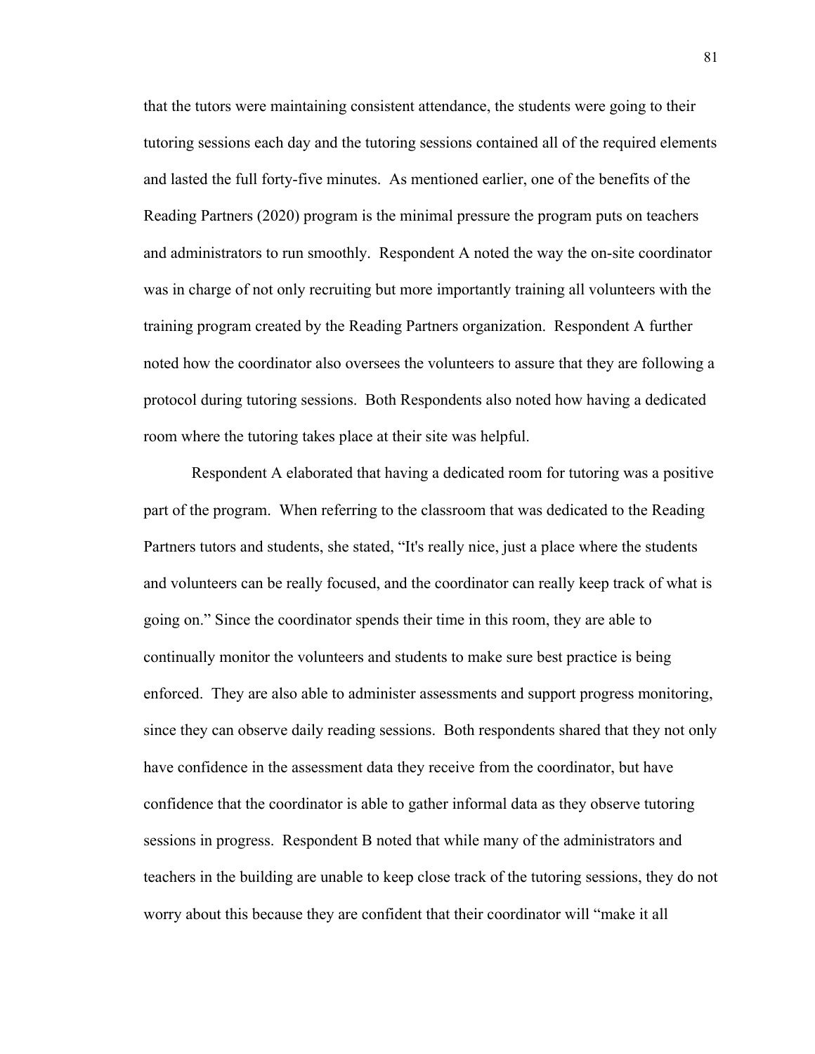that the tutors were maintaining consistent attendance, the students were going to their tutoring sessions each day and the tutoring sessions contained all of the required elements and lasted the full forty-five minutes. As mentioned earlier, one of the benefits of the Reading Partners (2020) program is the minimal pressure the program puts on teachers and administrators to run smoothly. Respondent A noted the way the on-site coordinator was in charge of not only recruiting but more importantly training all volunteers with the training program created by the Reading Partners organization. Respondent A further noted how the coordinator also oversees the volunteers to assure that they are following a protocol during tutoring sessions. Both Respondents also noted how having a dedicated room where the tutoring takes place at their site was helpful.

Respondent A elaborated that having a dedicated room for tutoring was a positive part of the program. When referring to the classroom that was dedicated to the Reading Partners tutors and students, she stated, "It's really nice, just a place where the students and volunteers can be really focused, and the coordinator can really keep track of what is going on." Since the coordinator spends their time in this room, they are able to continually monitor the volunteers and students to make sure best practice is being enforced. They are also able to administer assessments and support progress monitoring, since they can observe daily reading sessions. Both respondents shared that they not only have confidence in the assessment data they receive from the coordinator, but have confidence that the coordinator is able to gather informal data as they observe tutoring sessions in progress. Respondent B noted that while many of the administrators and teachers in the building are unable to keep close track of the tutoring sessions, they do not worry about this because they are confident that their coordinator will "make it all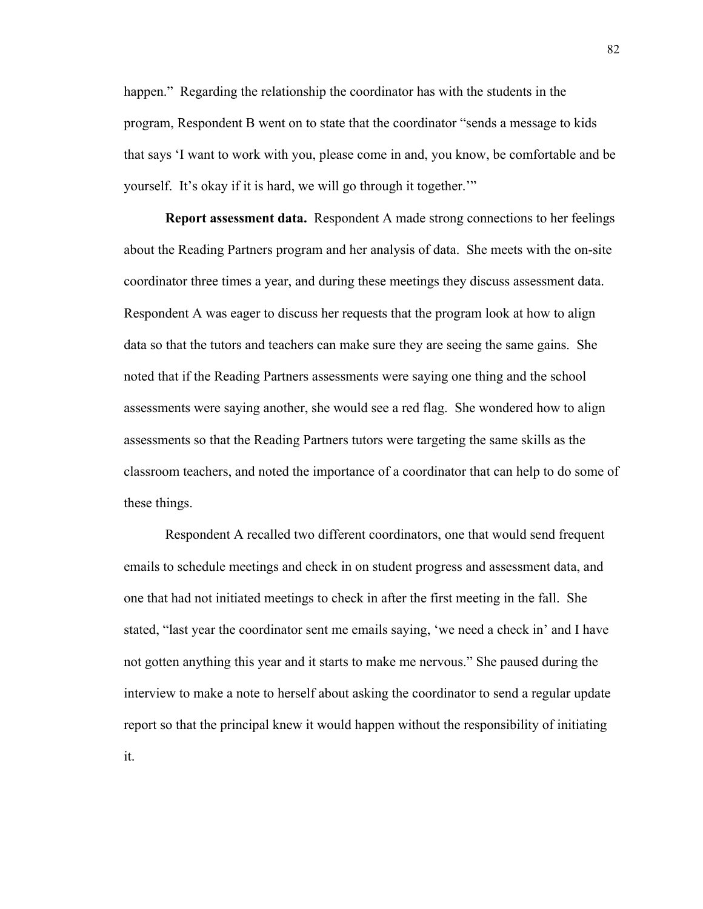happen." Regarding the relationship the coordinator has with the students in the program, Respondent B went on to state that the coordinator "sends a message to kids that says 'I want to work with you, please come in and, you know, be comfortable and be yourself. It's okay if it is hard, we will go through it together.'"

**Report assessment data.** Respondent A made strong connections to her feelings about the Reading Partners program and her analysis of data. She meets with the on-site coordinator three times a year, and during these meetings they discuss assessment data. Respondent A was eager to discuss her requests that the program look at how to align data so that the tutors and teachers can make sure they are seeing the same gains. She noted that if the Reading Partners assessments were saying one thing and the school assessments were saying another, she would see a red flag. She wondered how to align assessments so that the Reading Partners tutors were targeting the same skills as the classroom teachers, and noted the importance of a coordinator that can help to do some of these things.

Respondent A recalled two different coordinators, one that would send frequent emails to schedule meetings and check in on student progress and assessment data, and one that had not initiated meetings to check in after the first meeting in the fall. She stated, "last year the coordinator sent me emails saying, 'we need a check in' and I have not gotten anything this year and it starts to make me nervous." She paused during the interview to make a note to herself about asking the coordinator to send a regular update report so that the principal knew it would happen without the responsibility of initiating it.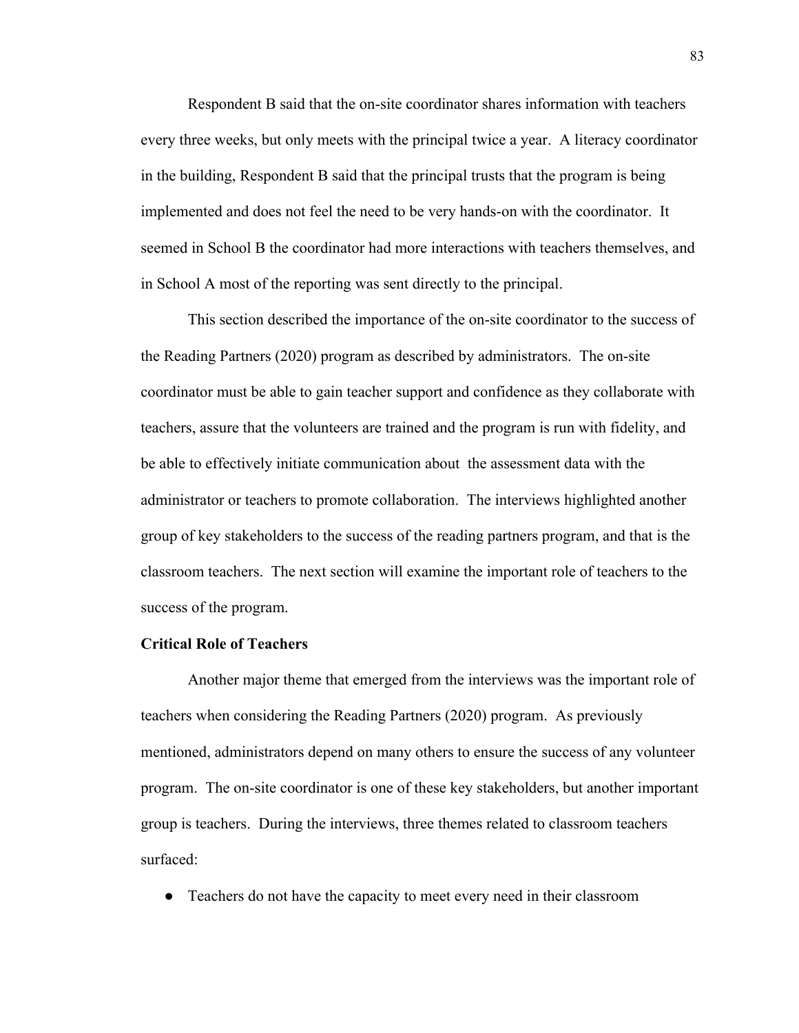Respondent B said that the on-site coordinator shares information with teachers every three weeks, but only meets with the principal twice a year. A literacy coordinator in the building, Respondent B said that the principal trusts that the program is being implemented and does not feel the need to be very hands-on with the coordinator. It seemed in School B the coordinator had more interactions with teachers themselves, and in School A most of the reporting was sent directly to the principal.

This section described the importance of the on-site coordinator to the success of the Reading Partners (2020) program as described by administrators. The on-site coordinator must be able to gain teacher support and confidence as they collaborate with teachers, assure that the volunteers are trained and the program is run with fidelity, and be able to effectively initiate communication about the assessment data with the administrator or teachers to promote collaboration. The interviews highlighted another group of key stakeholders to the success of the reading partners program, and that is the classroom teachers. The next section will examine the important role of teachers to the success of the program.

**Critical Role of Teachers**

Another major theme that emerged from the interviews was the important role of teachers when considering the Reading Partners (2020) program. As previously mentioned, administrators depend on many others to ensure the success of any volunteer program. The on-site coordinator is one of these key stakeholders, but another important group is teachers. During the interviews, three themes related to classroom teachers surfaced:

- Teachers do not have the capacity to meet every need in their classroom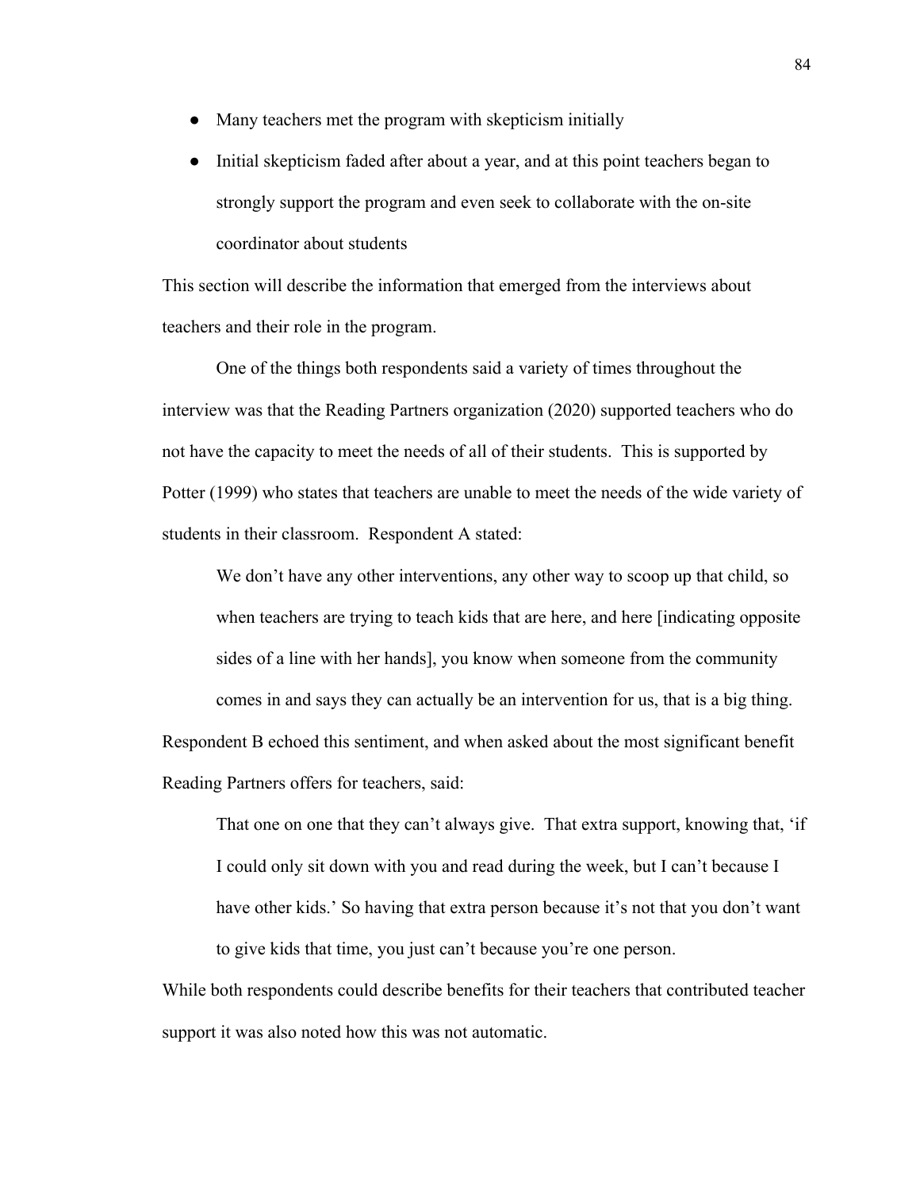- Many teachers met the program with skepticism initially
- Initial skepticism faded after about a year, and at this point teachers began to strongly support the program and even seek to collaborate with the on-site coordinator about students

This section will describe the information that emerged from the interviews about teachers and their role in the program.

One of the things both respondents said a variety of times throughout the interview was that the Reading Partners organization (2020) supported teachers who do not have the capacity to meet the needs of all of their students. This is supported by Potter (1999) who states that teachers are unable to meet the needs of the wide variety of students in their classroom. Respondent A stated:

> We don't have any other interventions, any other way to scoop up that child, so when teachers are trying to teach kids that are here, and here [indicating opposite sides of a line with her hands], you know when someone from the community comes in and says they can actually be an intervention for us, that is a big thing.

Respondent B echoed this sentiment, and when asked about the most significant benefit Reading Partners offers for teachers, said:

> That one on one that they can't always give. That extra support, knowing that, 'if I could only sit down with you and read during the week, but I can't because I have other kids.' So having that extra person because it's not that you don't want to give kids that time, you just can't because you're one person.

While both respondents could describe benefits for their teachers that contributed teacher support it was also noted how this was not automatic.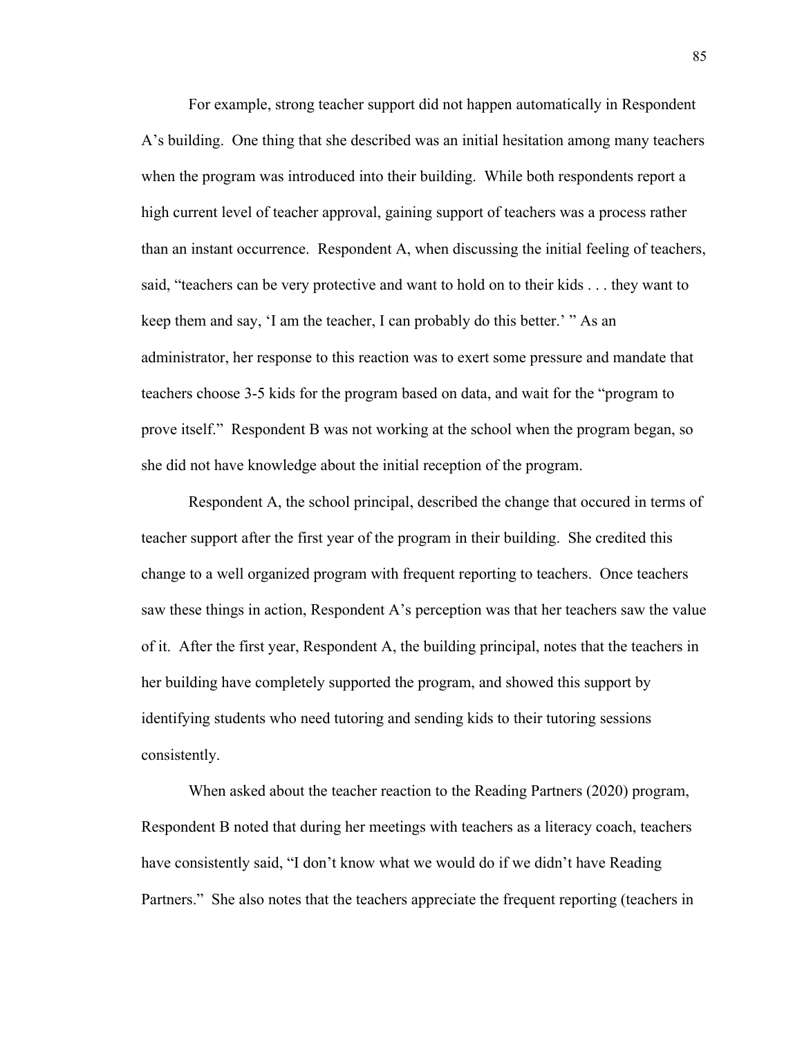For example, strong teacher support did not happen automatically in Respondent A's building. One thing that she described was an initial hesitation among many teachers when the program was introduced into their building. While both respondents report a high current level of teacher approval, gaining support of teachers was a process rather than an instant occurrence. Respondent A, when discussing the initial feeling of teachers, said, "teachers can be very protective and want to hold on to their kids . . . they want to keep them and say, 'I am the teacher, I can probably do this better.' " As an administrator, her response to this reaction was to exert some pressure and mandate that teachers choose 3-5 kids for the program based on data, and wait for the "program to prove itself." Respondent B was not working at the school when the program began, so she did not have knowledge about the initial reception of the program.

Respondent A, the school principal, described the change that occured in terms of teacher support after the first year of the program in their building. She credited this change to a well organized program with frequent reporting to teachers. Once teachers saw these things in action, Respondent A's perception was that her teachers saw the value of it. After the first year, Respondent A, the building principal, notes that the teachers in her building have completely supported the program, and showed this support by identifying students who need tutoring and sending kids to their tutoring sessions consistently.

When asked about the teacher reaction to the Reading Partners (2020) program, Respondent B noted that during her meetings with teachers as a literacy coach, teachers have consistently said, "I don't know what we would do if we didn't have Reading Partners." She also notes that the teachers appreciate the frequent reporting (teachers in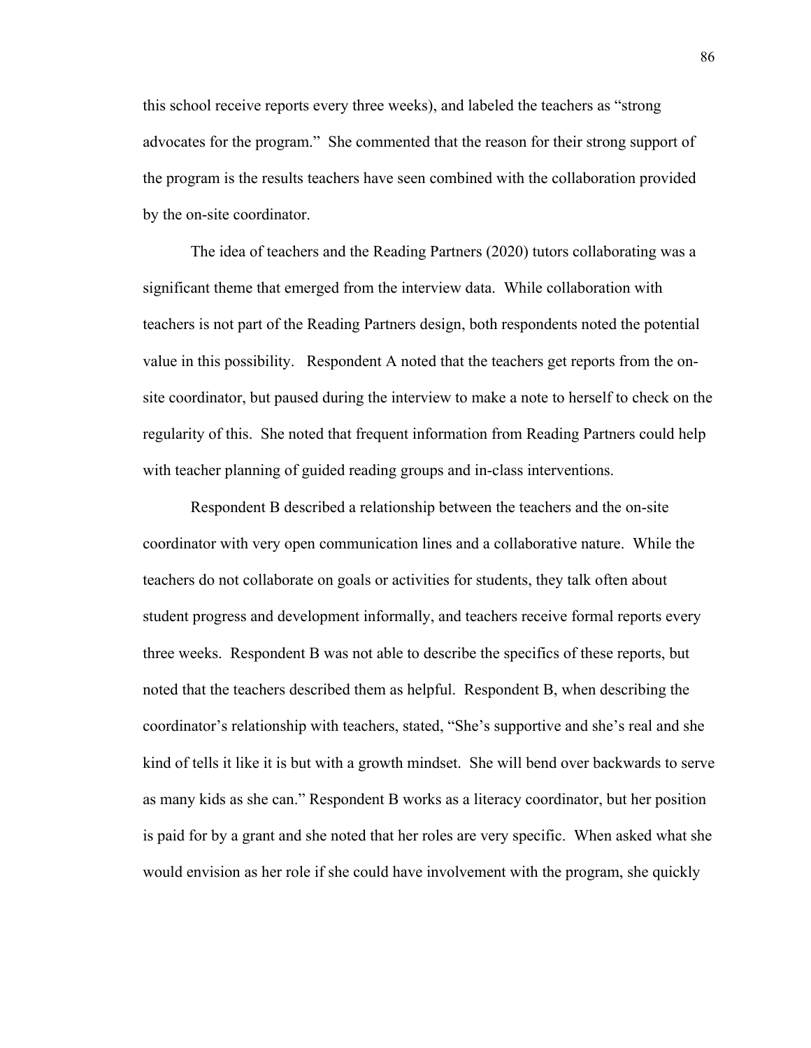this school receive reports every three weeks), and labeled the teachers as "strong advocates for the program." She commented that the reason for their strong support of the program is the results teachers have seen combined with the collaboration provided by the on-site coordinator.

The idea of teachers and the Reading Partners (2020) tutors collaborating was a significant theme that emerged from the interview data. While collaboration with teachers is not part of the Reading Partners design, both respondents noted the potential value in this possibility. Respondent A noted that the teachers get reports from the on-site coordinator, but paused during the interview to make a note to herself to check on the regularity of this. She noted that frequent information from Reading Partners could help with teacher planning of guided reading groups and in-class interventions.

Respondent B described a relationship between the teachers and the on-site coordinator with very open communication lines and a collaborative nature. While the teachers do not collaborate on goals or activities for students, they talk often about student progress and development informally, and teachers receive formal reports every three weeks. Respondent B was not able to describe the specifics of these reports, but noted that the teachers described them as helpful. Respondent B, when describing the coordinator's relationship with teachers, stated, "She's supportive and she's real and she kind of tells it like it is but with a growth mindset. She will bend over backwards to serve as many kids as she can." Respondent B works as a literacy coordinator, but her position is paid for by a grant and she noted that her roles are very specific. When asked what she would envision as her role if she could have involvement with the program, she quickly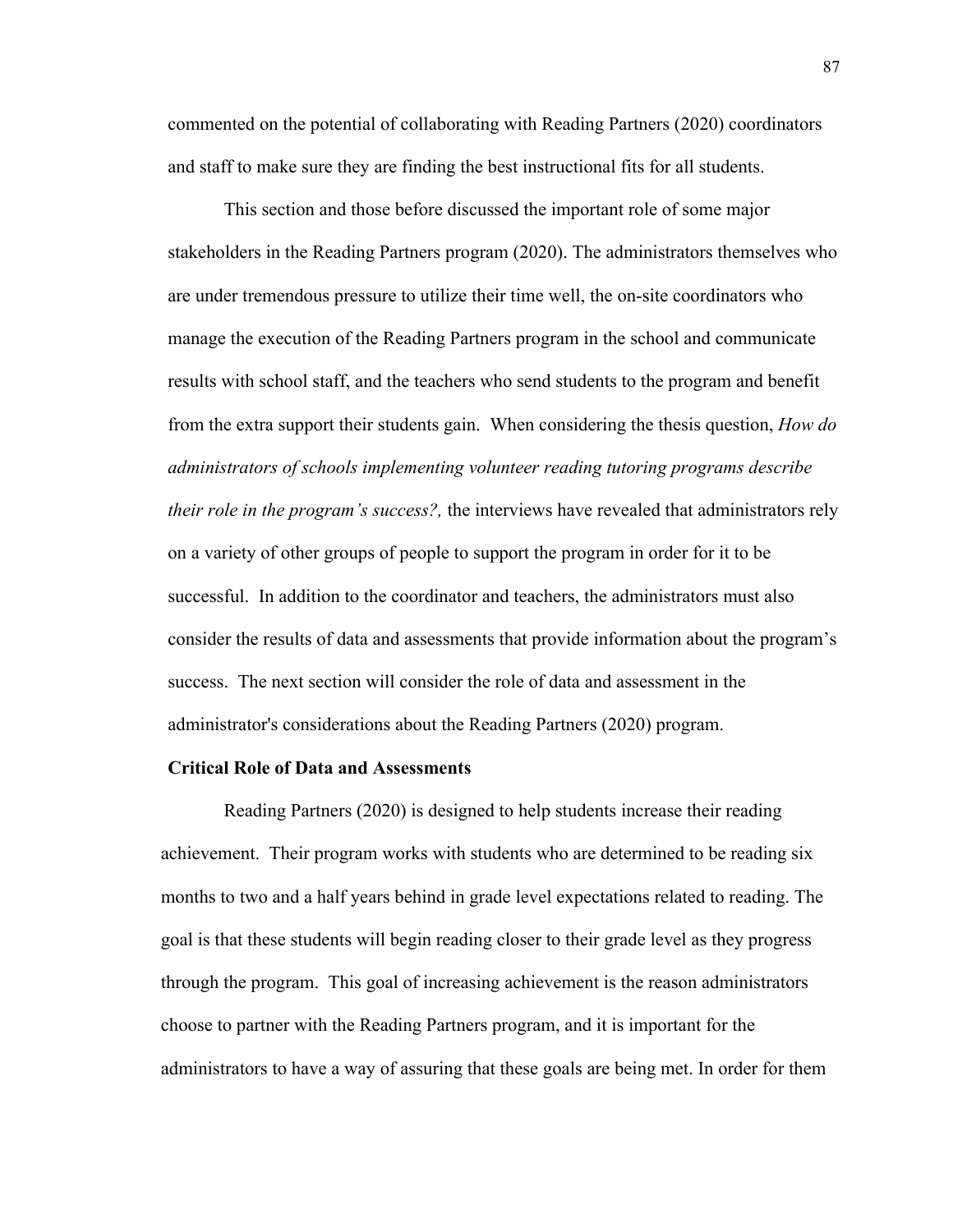commented on the potential of collaborating with Reading Partners (2020) coordinators and staff to make sure they are finding the best instructional fits for all students.

This section and those before discussed the important role of some major stakeholders in the Reading Partners program (2020). The administrators themselves who are under tremendous pressure to utilize their time well, the on-site coordinators who manage the execution of the Reading Partners program in the school and communicate results with school staff, and the teachers who send students to the program and benefit from the extra support their students gain. When considering the thesis question, *How do administrators of schools implementing volunteer reading tutoring programs describe their role in the program's success?,* the interviews have revealed that administrators rely on a variety of other groups of people to support the program in order for it to be successful. In addition to the coordinator and teachers, the administrators must also consider the results of data and assessments that provide information about the program's success. The next section will consider the role of data and assessment in the administrator's considerations about the Reading Partners (2020) program.

**Critical Role of Data and Assessments**

Reading Partners (2020) is designed to help students increase their reading achievement. Their program works with students who are determined to be reading six months to two and a half years behind in grade level expectations related to reading. The goal is that these students will begin reading closer to their grade level as they progress through the program. This goal of increasing achievement is the reason administrators choose to partner with the Reading Partners program, and it is important for the administrators to have a way of assuring that these goals are being met. In order for them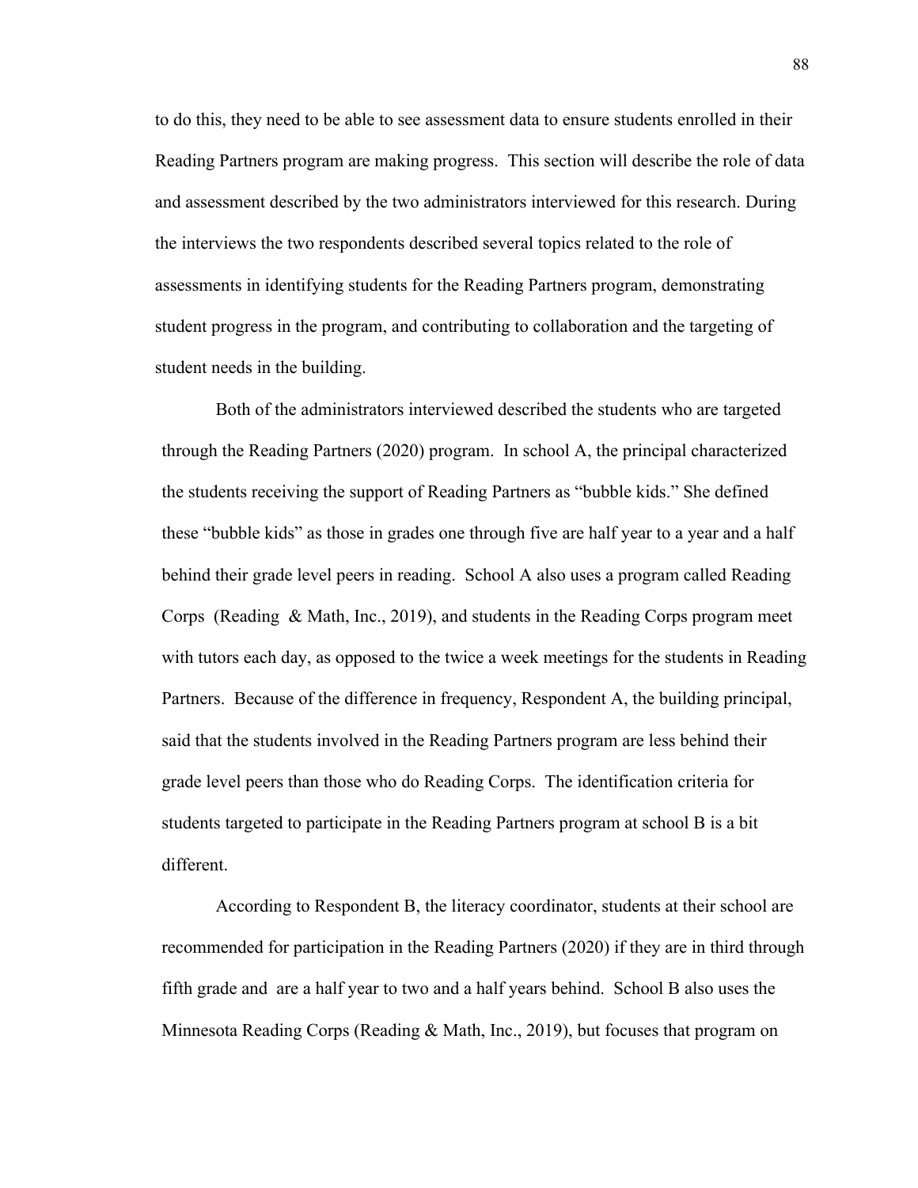to do this, they need to be able to see assessment data to ensure students enrolled in their Reading Partners program are making progress. This section will describe the role of data and assessment described by the two administrators interviewed for this research. During the interviews the two respondents described several topics related to the role of assessments in identifying students for the Reading Partners program, demonstrating student progress in the program, and contributing to collaboration and the targeting of student needs in the building.

Both of the administrators interviewed described the students who are targeted through the Reading Partners (2020) program. In school A, the principal characterized the students receiving the support of Reading Partners as "bubble kids." She defined these "bubble kids" as those in grades one through five are half year to a year and a half behind their grade level peers in reading. School A also uses a program called Reading Corps (Reading & Math, Inc., 2019), and students in the Reading Corps program meet with tutors each day, as opposed to the twice a week meetings for the students in Reading Partners. Because of the difference in frequency, Respondent A, the building principal, said that the students involved in the Reading Partners program are less behind their grade level peers than those who do Reading Corps. The identification criteria for students targeted to participate in the Reading Partners program at school B is a bit different.

According to Respondent B, the literacy coordinator, students at their school are recommended for participation in the Reading Partners (2020) if they are in third through fifth grade and are a half year to two and a half years behind. School B also uses the Minnesota Reading Corps (Reading & Math, Inc., 2019), but focuses that program on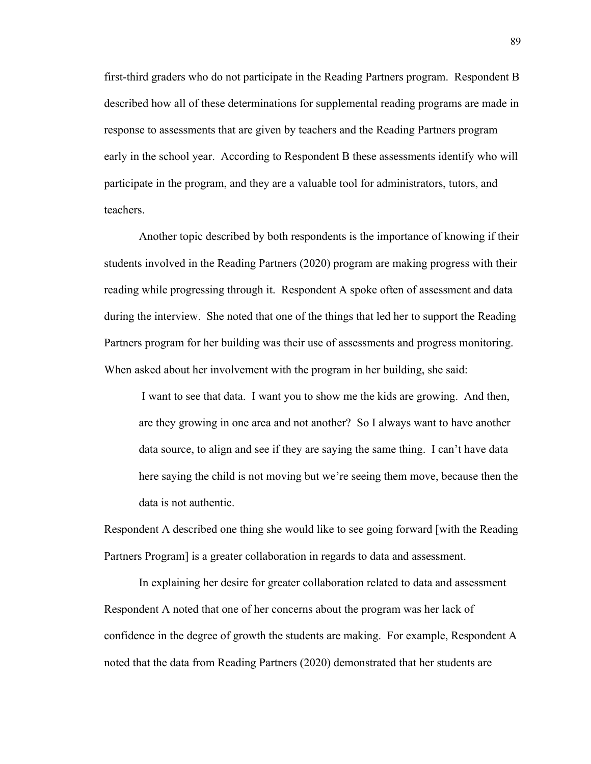first-third graders who do not participate in the Reading Partners program. Respondent B described how all of these determinations for supplemental reading programs are made in response to assessments that are given by teachers and the Reading Partners program early in the school year. According to Respondent B these assessments identify who will participate in the program, and they are a valuable tool for administrators, tutors, and teachers.

Another topic described by both respondents is the importance of knowing if their students involved in the Reading Partners (2020) program are making progress with their reading while progressing through it. Respondent A spoke often of assessment and data during the interview. She noted that one of the things that led her to support the Reading Partners program for her building was their use of assessments and progress monitoring. When asked about her involvement with the program in her building, she said:

> I want to see that data. I want you to show me the kids are growing. And then, are they growing in one area and not another? So I always want to have another data source, to align and see if they are saying the same thing. I can't have data here saying the child is not moving but we're seeing them move, because then the data is not authentic.

Respondent A described one thing she would like to see going forward [with the Reading Partners Program] is a greater collaboration in regards to data and assessment.

In explaining her desire for greater collaboration related to data and assessment Respondent A noted that one of her concerns about the program was her lack of confidence in the degree of growth the students are making. For example, Respondent A noted that the data from Reading Partners (2020) demonstrated that her students are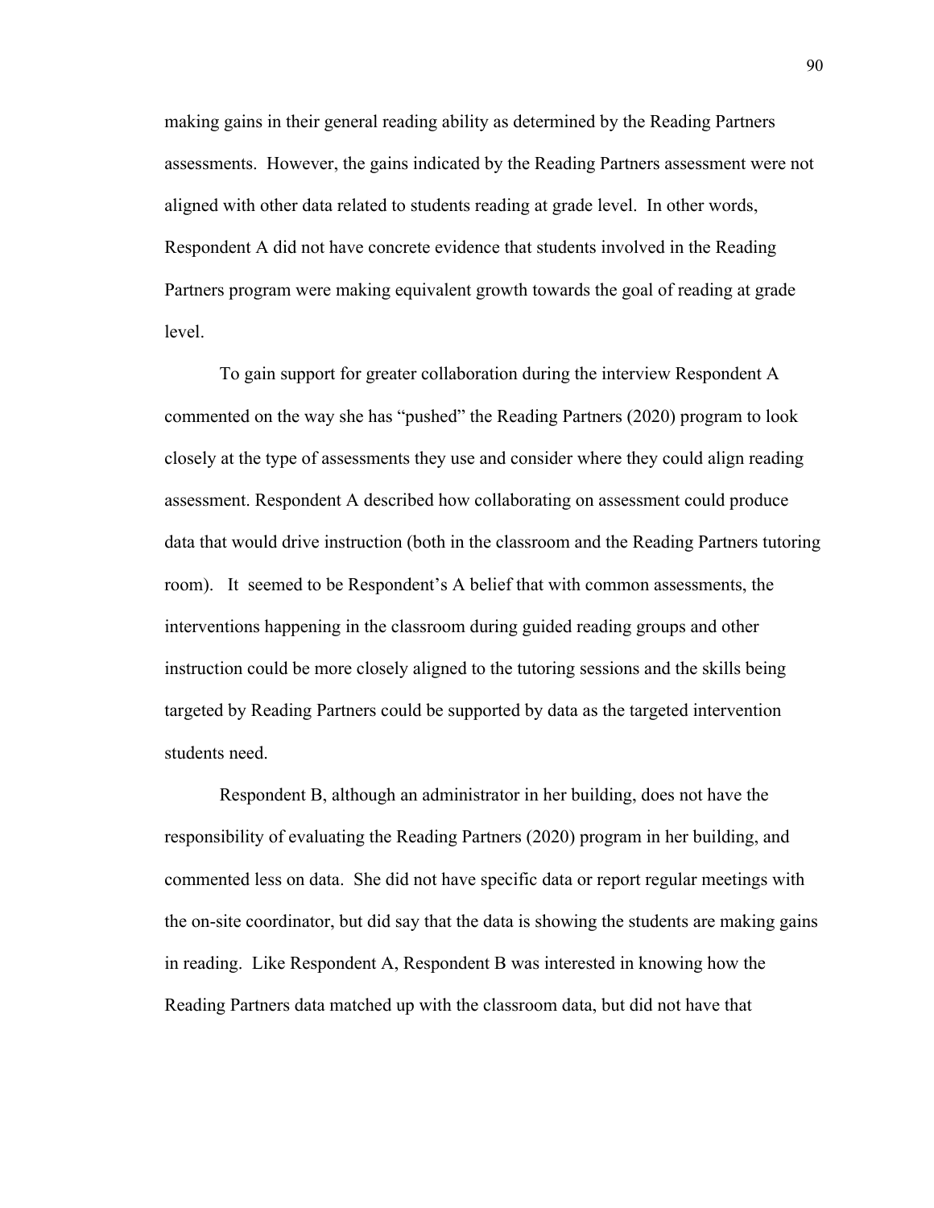making gains in their general reading ability as determined by the Reading Partners assessments. However, the gains indicated by the Reading Partners assessment were not aligned with other data related to students reading at grade level. In other words, Respondent A did not have concrete evidence that students involved in the Reading Partners program were making equivalent growth towards the goal of reading at grade level.

To gain support for greater collaboration during the interview Respondent A commented on the way she has "pushed" the Reading Partners (2020) program to look closely at the type of assessments they use and consider where they could align reading assessment. Respondent A described how collaborating on assessment could produce data that would drive instruction (both in the classroom and the Reading Partners tutoring room). It seemed to be Respondent's A belief that with common assessments, the interventions happening in the classroom during guided reading groups and other instruction could be more closely aligned to the tutoring sessions and the skills being targeted by Reading Partners could be supported by data as the targeted intervention students need.

Respondent B, although an administrator in her building, does not have the responsibility of evaluating the Reading Partners (2020) program in her building, and commented less on data. She did not have specific data or report regular meetings with the on-site coordinator, but did say that the data is showing the students are making gains in reading. Like Respondent A, Respondent B was interested in knowing how the Reading Partners data matched up with the classroom data, but did not have that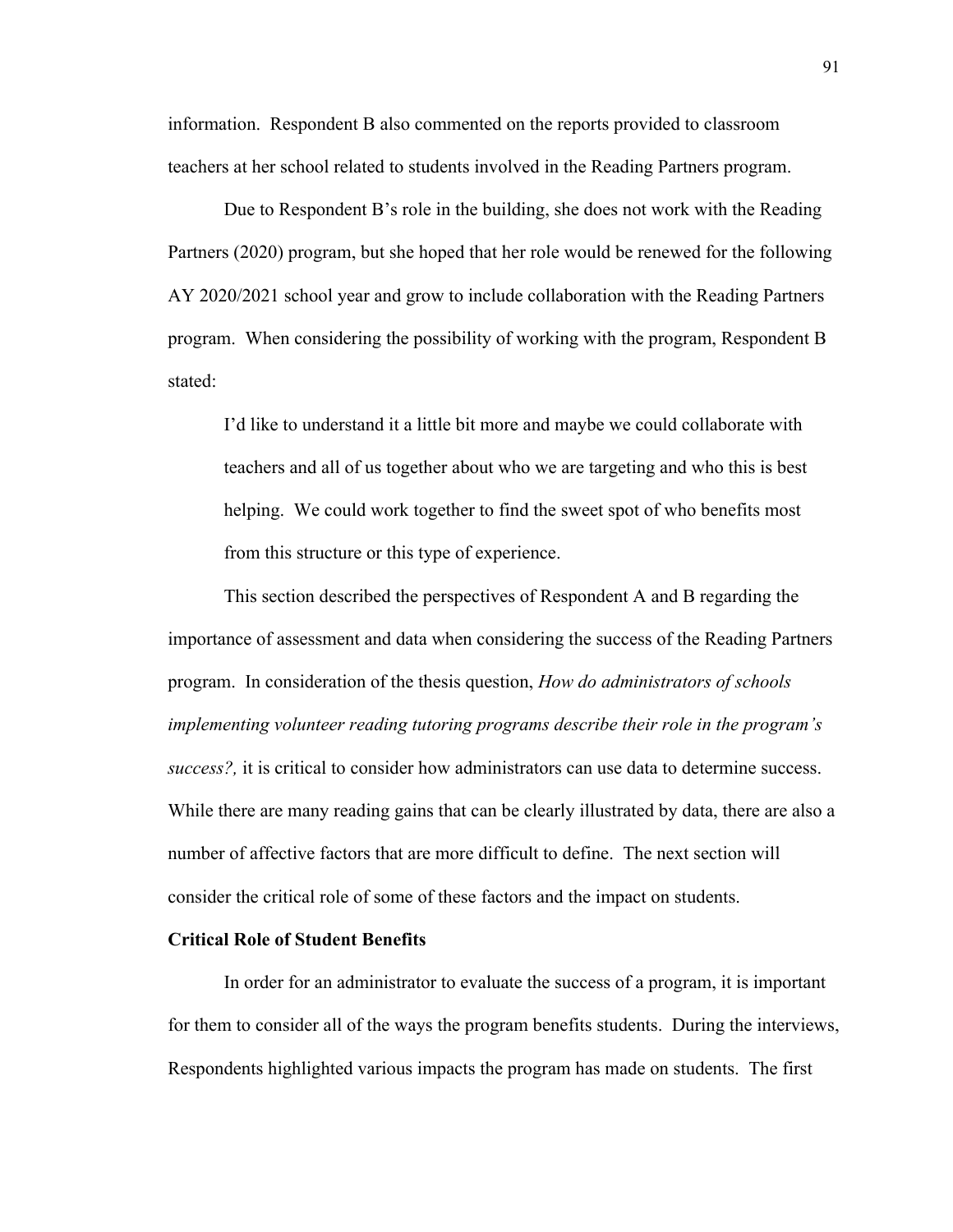information. Respondent B also commented on the reports provided to classroom teachers at her school related to students involved in the Reading Partners program.

Due to Respondent B's role in the building, she does not work with the Reading Partners (2020) program, but she hoped that her role would be renewed for the following AY 2020/2021 school year and grow to include collaboration with the Reading Partners program. When considering the possibility of working with the program, Respondent B stated:

> I'd like to understand it a little bit more and maybe we could collaborate with teachers and all of us together about who we are targeting and who this is best helping. We could work together to find the sweet spot of who benefits most from this structure or this type of experience.

This section described the perspectives of Respondent A and B regarding the importance of assessment and data when considering the success of the Reading Partners program. In consideration of the thesis question, *How do administrators of schools implementing volunteer reading tutoring programs describe their role in the program's success?,* it is critical to consider how administrators can use data to determine success. While there are many reading gains that can be clearly illustrated by data, there are also a number of affective factors that are more difficult to define. The next section will consider the critical role of some of these factors and the impact on students.

**Critical Role of Student Benefits**

In order for an administrator to evaluate the success of a program, it is important for them to consider all of the ways the program benefits students. During the interviews, Respondents highlighted various impacts the program has made on students. The first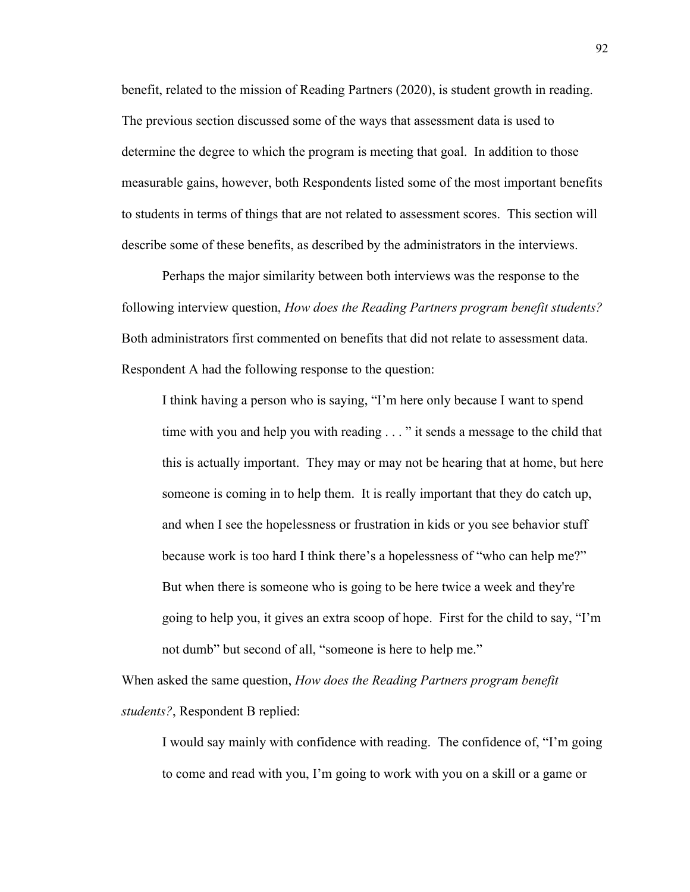benefit, related to the mission of Reading Partners (2020), is student growth in reading. The previous section discussed some of the ways that assessment data is used to determine the degree to which the program is meeting that goal. In addition to those measurable gains, however, both Respondents listed some of the most important benefits to students in terms of things that are not related to assessment scores. This section will describe some of these benefits, as described by the administrators in the interviews.

Perhaps the major similarity between both interviews was the response to the following interview question, *How does the Reading Partners program benefit students?* Both administrators first commented on benefits that did not relate to assessment data. Respondent A had the following response to the question:

> I think having a person who is saying, "I'm here only because I want to spend time with you and help you with reading . . . " it sends a message to the child that this is actually important. They may or may not be hearing that at home, but here someone is coming in to help them. It is really important that they do catch up, and when I see the hopelessness or frustration in kids or you see behavior stuff because work is too hard I think there's a hopelessness of "who can help me?" But when there is someone who is going to be here twice a week and they're going to help you, it gives an extra scoop of hope. First for the child to say, "I'm not dumb" but second of all, "someone is here to help me."

When asked the same question, *How does the Reading Partners program benefit students?*, Respondent B replied:

> I would say mainly with confidence with reading. The confidence of, "I'm going to come and read with you, I'm going to work with you on a skill or a game or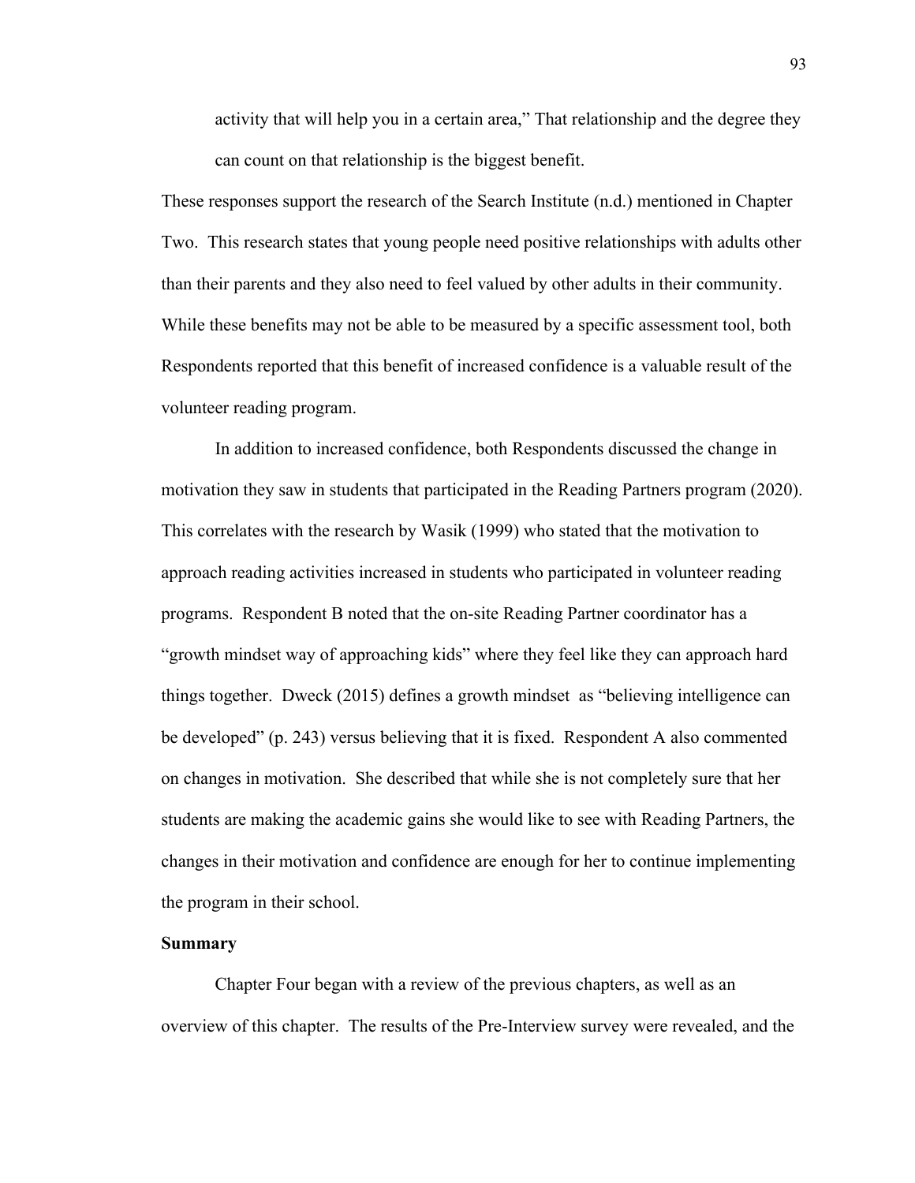activity that will help you in a certain area," That relationship and the degree they can count on that relationship is the biggest benefit.

These responses support the research of the Search Institute (n.d.) mentioned in Chapter Two. This research states that young people need positive relationships with adults other than their parents and they also need to feel valued by other adults in their community. While these benefits may not be able to be measured by a specific assessment tool, both Respondents reported that this benefit of increased confidence is a valuable result of the volunteer reading program.

In addition to increased confidence, both Respondents discussed the change in motivation they saw in students that participated in the Reading Partners program (2020). This correlates with the research by Wasik (1999) who stated that the motivation to approach reading activities increased in students who participated in volunteer reading programs. Respondent B noted that the on-site Reading Partner coordinator has a "growth mindset way of approaching kids" where they feel like they can approach hard things together. Dweck (2015) defines a growth mindset as "believing intelligence can be developed" (p. 243) versus believing that it is fixed. Respondent A also commented on changes in motivation. She described that while she is not completely sure that her students are making the academic gains she would like to see with Reading Partners, the changes in their motivation and confidence are enough for her to continue implementing the program in their school.

**Summary**

Chapter Four began with a review of the previous chapters, as well as an overview of this chapter. The results of the Pre-Interview survey were revealed, and the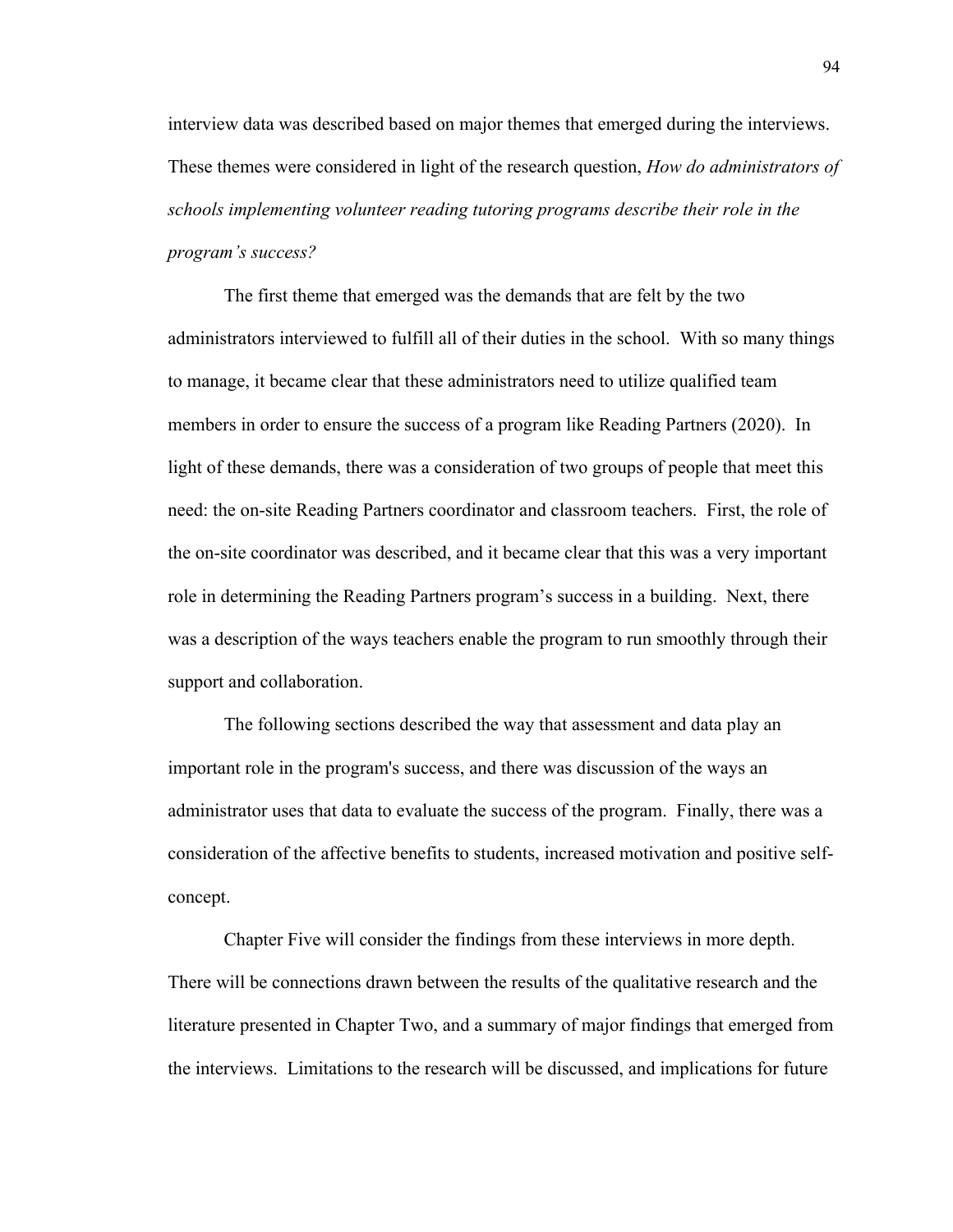interview data was described based on major themes that emerged during the interviews. These themes were considered in light of the research question, *How do administrators of schools implementing volunteer reading tutoring programs describe their role in the program's success?*

The first theme that emerged was the demands that are felt by the two administrators interviewed to fulfill all of their duties in the school. With so many things to manage, it became clear that these administrators need to utilize qualified team members in order to ensure the success of a program like Reading Partners (2020). In light of these demands, there was a consideration of two groups of people that meet this need: the on-site Reading Partners coordinator and classroom teachers. First, the role of the on-site coordinator was described, and it became clear that this was a very important role in determining the Reading Partners program's success in a building. Next, there was a description of the ways teachers enable the program to run smoothly through their support and collaboration.

The following sections described the way that assessment and data play an important role in the program's success, and there was discussion of the ways an administrator uses that data to evaluate the success of the program. Finally, there was a consideration of the affective benefits to students, increased motivation and positive self-concept.

Chapter Five will consider the findings from these interviews in more depth. There will be connections drawn between the results of the qualitative research and the literature presented in Chapter Two, and a summary of major findings that emerged from the interviews. Limitations to the research will be discussed, and implications for future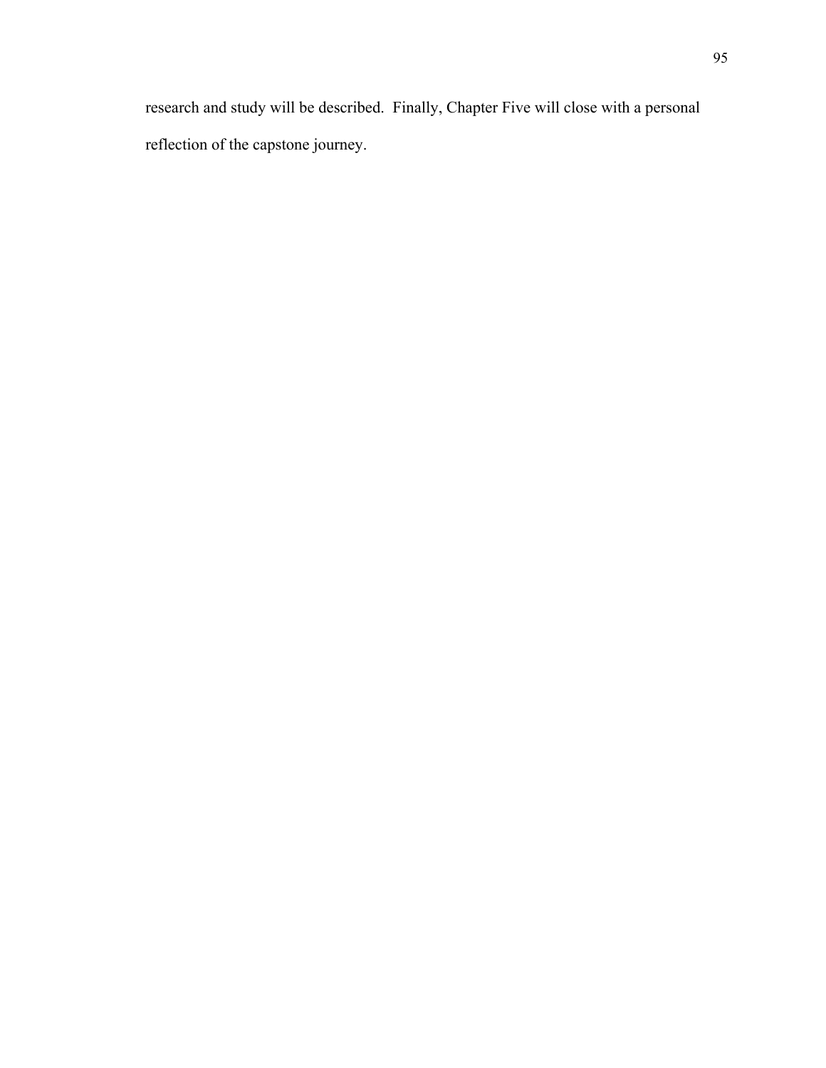research and study will be described.  Finally, Chapter Five will close with a personal reflection of the capstone journey.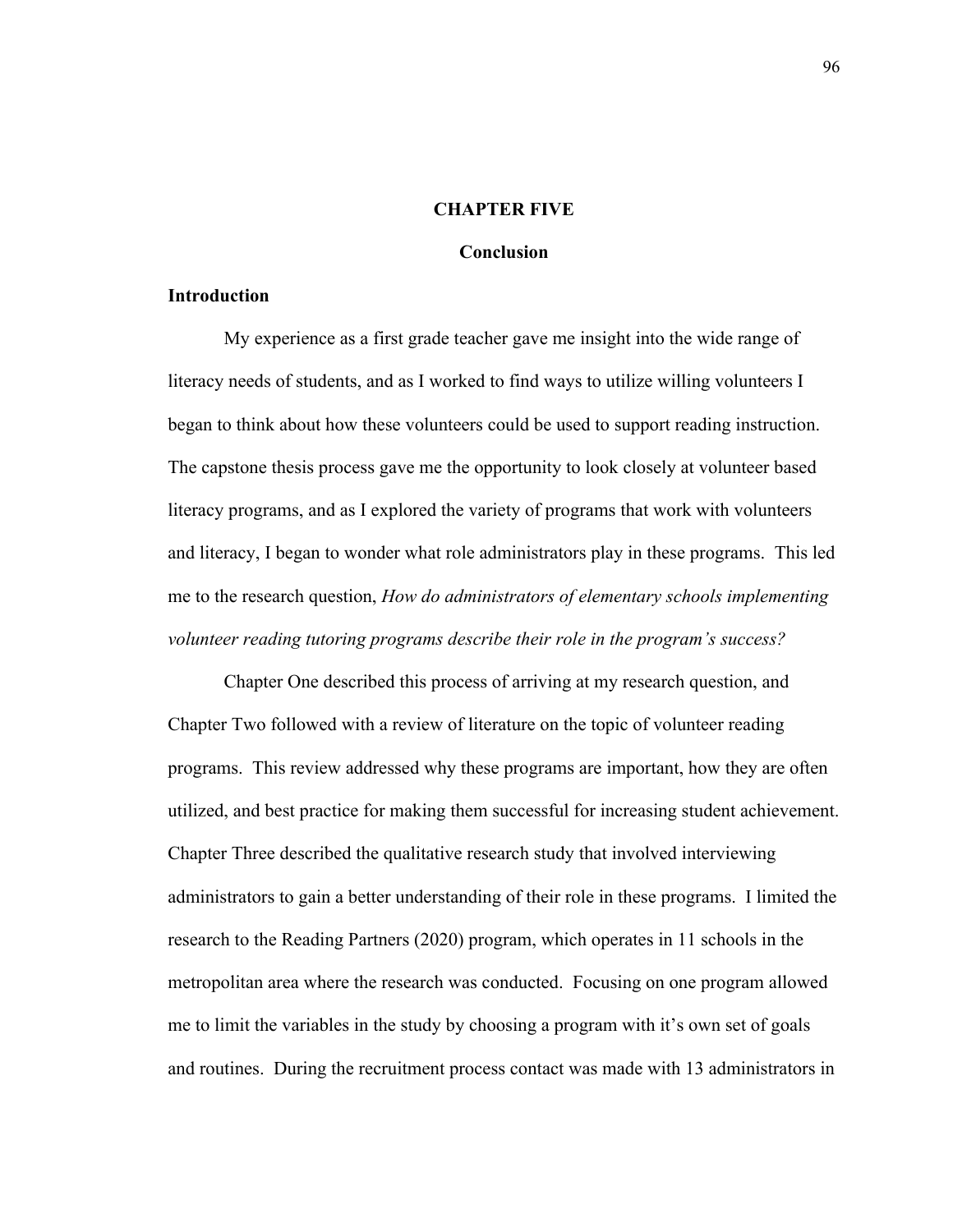# CHAPTER FIVE

## Conclusion

### Introduction

My experience as a first grade teacher gave me insight into the wide range of literacy needs of students, and as I worked to find ways to utilize willing volunteers I began to think about how these volunteers could be used to support reading instruction. The capstone thesis process gave me the opportunity to look closely at volunteer based literacy programs, and as I explored the variety of programs that work with volunteers and literacy, I began to wonder what role administrators play in these programs. This led me to the research question, *How do administrators of elementary schools implementing volunteer reading tutoring programs describe their role in the program's success?*

Chapter One described this process of arriving at my research question, and Chapter Two followed with a review of literature on the topic of volunteer reading programs. This review addressed why these programs are important, how they are often utilized, and best practice for making them successful for increasing student achievement. Chapter Three described the qualitative research study that involved interviewing administrators to gain a better understanding of their role in these programs. I limited the research to the Reading Partners (2020) program, which operates in 11 schools in the metropolitan area where the research was conducted. Focusing on one program allowed me to limit the variables in the study by choosing a program with it's own set of goals and routines. During the recruitment process contact was made with 13 administrators in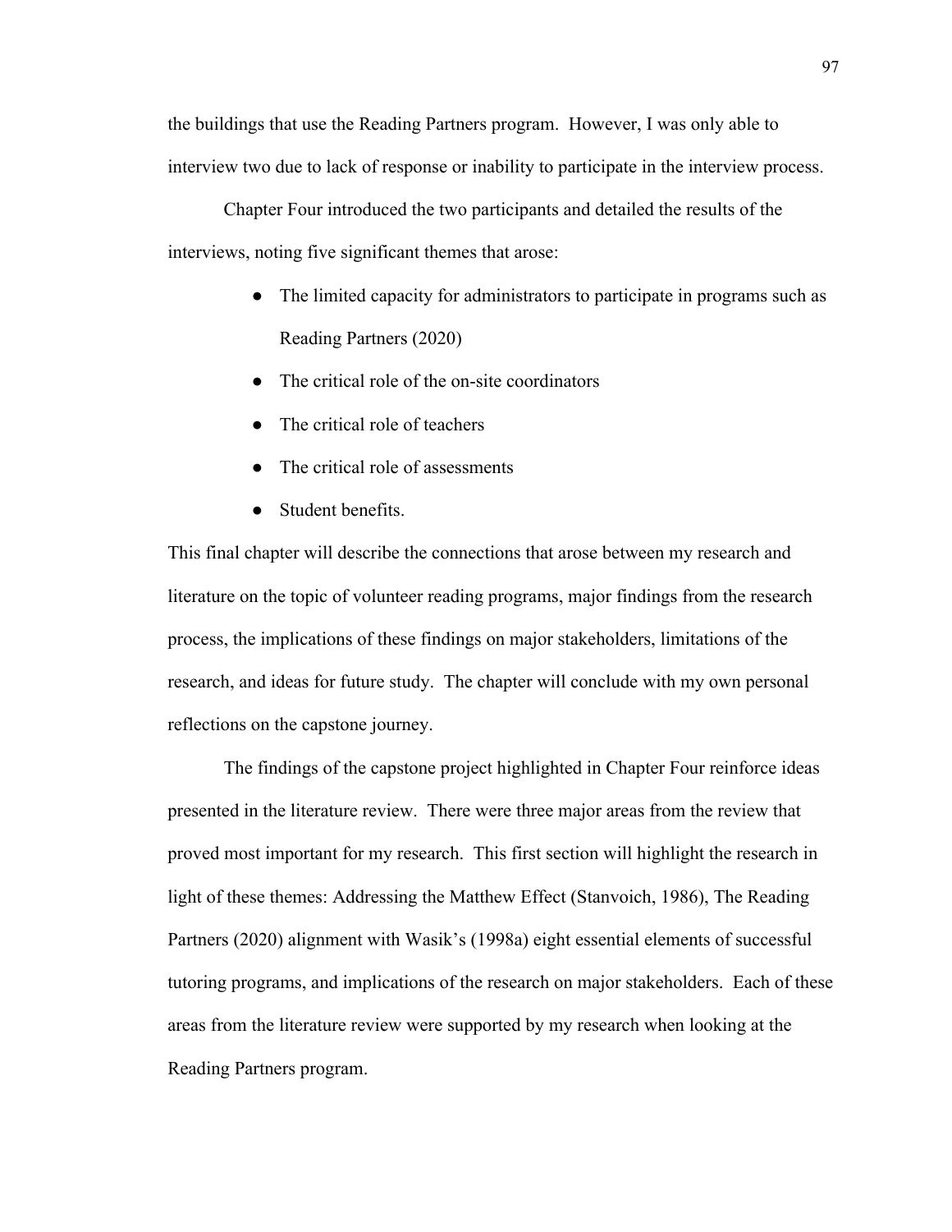the buildings that use the Reading Partners program. However, I was only able to interview two due to lack of response or inability to participate in the interview process.

Chapter Four introduced the two participants and detailed the results of the interviews, noting five significant themes that arose:

- The limited capacity for administrators to participate in programs such as Reading Partners (2020)
- The critical role of the on-site coordinators
- The critical role of teachers
- The critical role of assessments
- Student benefits.

This final chapter will describe the connections that arose between my research and literature on the topic of volunteer reading programs, major findings from the research process, the implications of these findings on major stakeholders, limitations of the research, and ideas for future study. The chapter will conclude with my own personal reflections on the capstone journey.

The findings of the capstone project highlighted in Chapter Four reinforce ideas presented in the literature review. There were three major areas from the review that proved most important for my research. This first section will highlight the research in light of these themes: Addressing the Matthew Effect (Stanvoich, 1986), The Reading Partners (2020) alignment with Wasik's (1998a) eight essential elements of successful tutoring programs, and implications of the research on major stakeholders. Each of these areas from the literature review were supported by my research when looking at the Reading Partners program.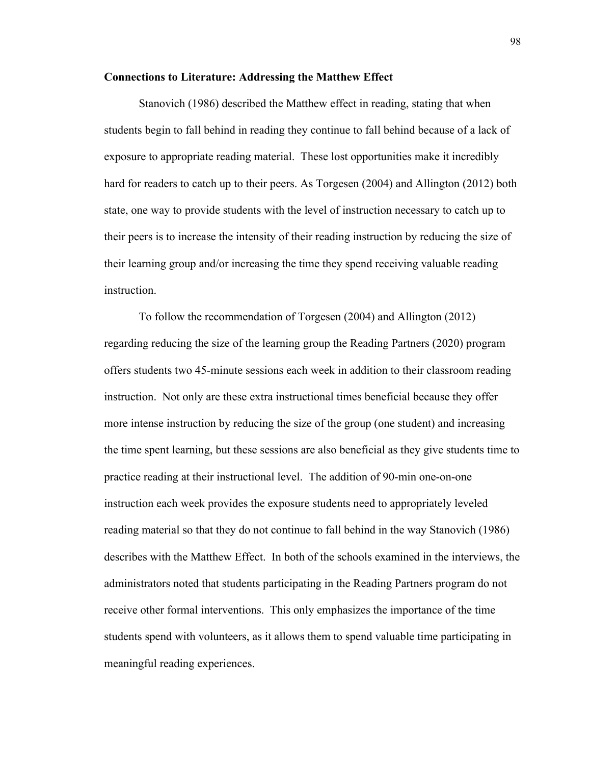**Connections to Literature: Addressing the Matthew Effect**

Stanovich (1986) described the Matthew effect in reading, stating that when students begin to fall behind in reading they continue to fall behind because of a lack of exposure to appropriate reading material. These lost opportunities make it incredibly hard for readers to catch up to their peers. As Torgesen (2004) and Allington (2012) both state, one way to provide students with the level of instruction necessary to catch up to their peers is to increase the intensity of their reading instruction by reducing the size of their learning group and/or increasing the time they spend receiving valuable reading instruction.

To follow the recommendation of Torgesen (2004) and Allington (2012) regarding reducing the size of the learning group the Reading Partners (2020) program offers students two 45-minute sessions each week in addition to their classroom reading instruction. Not only are these extra instructional times beneficial because they offer more intense instruction by reducing the size of the group (one student) and increasing the time spent learning, but these sessions are also beneficial as they give students time to practice reading at their instructional level. The addition of 90-min one-on-one instruction each week provides the exposure students need to appropriately leveled reading material so that they do not continue to fall behind in the way Stanovich (1986) describes with the Matthew Effect. In both of the schools examined in the interviews, the administrators noted that students participating in the Reading Partners program do not receive other formal interventions. This only emphasizes the importance of the time students spend with volunteers, as it allows them to spend valuable time participating in meaningful reading experiences.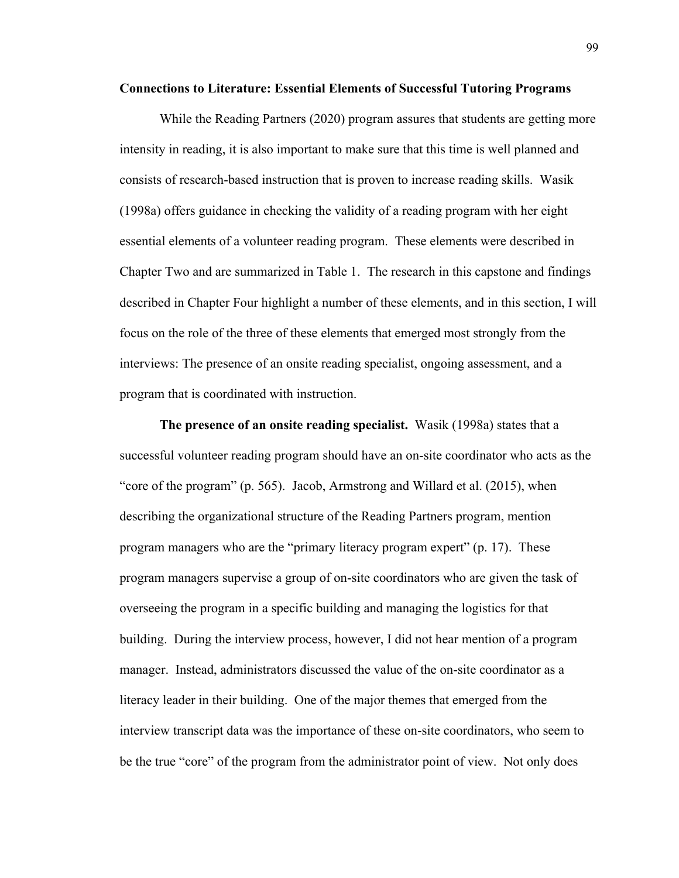**Connections to Literature: Essential Elements of Successful Tutoring Programs**

While the Reading Partners (2020) program assures that students are getting more intensity in reading, it is also important to make sure that this time is well planned and consists of research-based instruction that is proven to increase reading skills. Wasik (1998a) offers guidance in checking the validity of a reading program with her eight essential elements of a volunteer reading program. These elements were described in Chapter Two and are summarized in Table 1. The research in this capstone and findings described in Chapter Four highlight a number of these elements, and in this section, I will focus on the role of the three of these elements that emerged most strongly from the interviews: The presence of an onsite reading specialist, ongoing assessment, and a program that is coordinated with instruction.

**The presence of an onsite reading specialist.** Wasik (1998a) states that a successful volunteer reading program should have an on-site coordinator who acts as the "core of the program" (p. 565). Jacob, Armstrong and Willard et al. (2015), when describing the organizational structure of the Reading Partners program, mention program managers who are the "primary literacy program expert" (p. 17). These program managers supervise a group of on-site coordinators who are given the task of overseeing the program in a specific building and managing the logistics for that building. During the interview process, however, I did not hear mention of a program manager. Instead, administrators discussed the value of the on-site coordinator as a literacy leader in their building. One of the major themes that emerged from the interview transcript data was the importance of these on-site coordinators, who seem to be the true "core" of the program from the administrator point of view. Not only does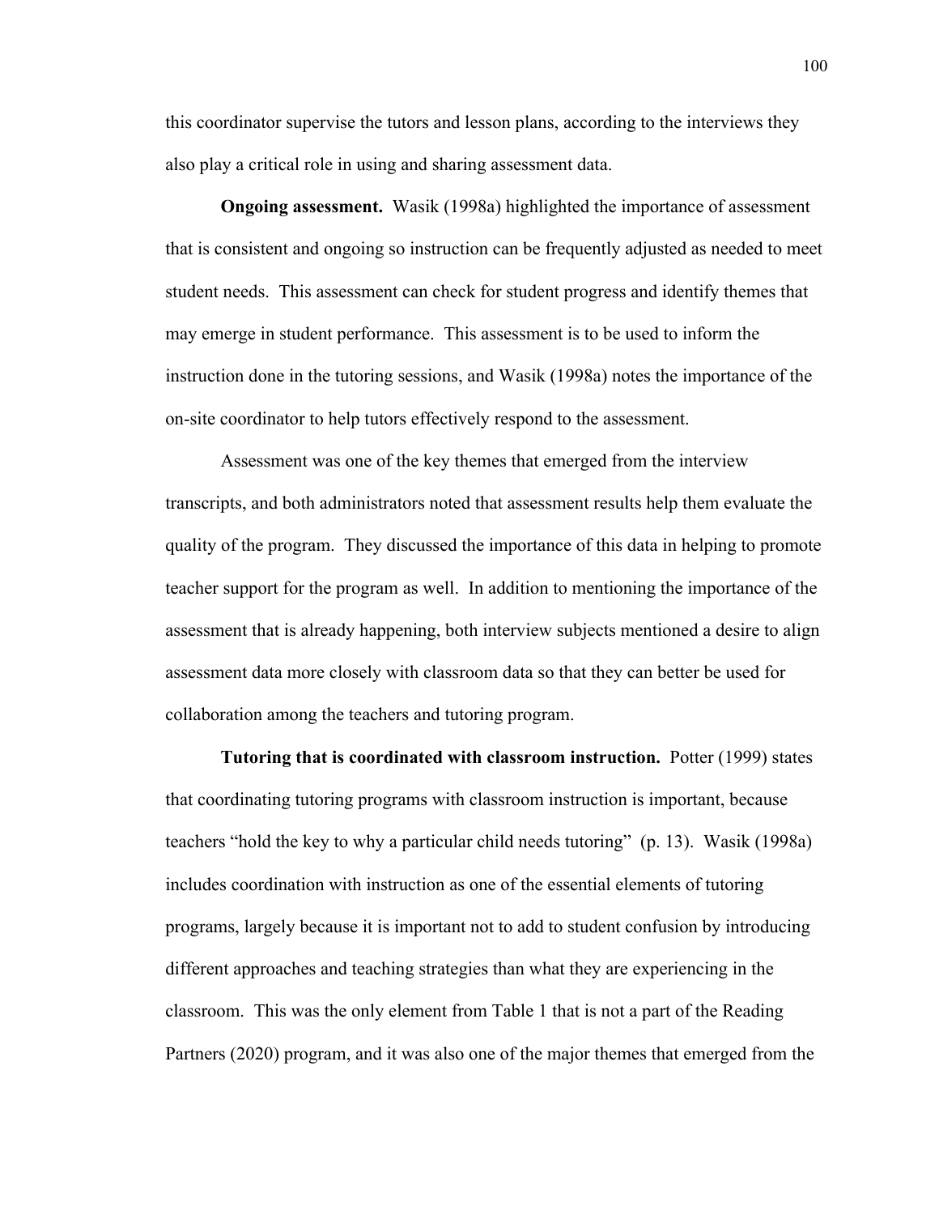this coordinator supervise the tutors and lesson plans, according to the interviews they also play a critical role in using and sharing assessment data.

**Ongoing assessment.** Wasik (1998a) highlighted the importance of assessment that is consistent and ongoing so instruction can be frequently adjusted as needed to meet student needs. This assessment can check for student progress and identify themes that may emerge in student performance. This assessment is to be used to inform the instruction done in the tutoring sessions, and Wasik (1998a) notes the importance of the on-site coordinator to help tutors effectively respond to the assessment.

Assessment was one of the key themes that emerged from the interview transcripts, and both administrators noted that assessment results help them evaluate the quality of the program. They discussed the importance of this data in helping to promote teacher support for the program as well. In addition to mentioning the importance of the assessment that is already happening, both interview subjects mentioned a desire to align assessment data more closely with classroom data so that they can better be used for collaboration among the teachers and tutoring program.

**Tutoring that is coordinated with classroom instruction.** Potter (1999) states that coordinating tutoring programs with classroom instruction is important, because teachers "hold the key to why a particular child needs tutoring" (p. 13). Wasik (1998a) includes coordination with instruction as one of the essential elements of tutoring programs, largely because it is important not to add to student confusion by introducing different approaches and teaching strategies than what they are experiencing in the classroom. This was the only element from Table 1 that is not a part of the Reading Partners (2020) program, and it was also one of the major themes that emerged from the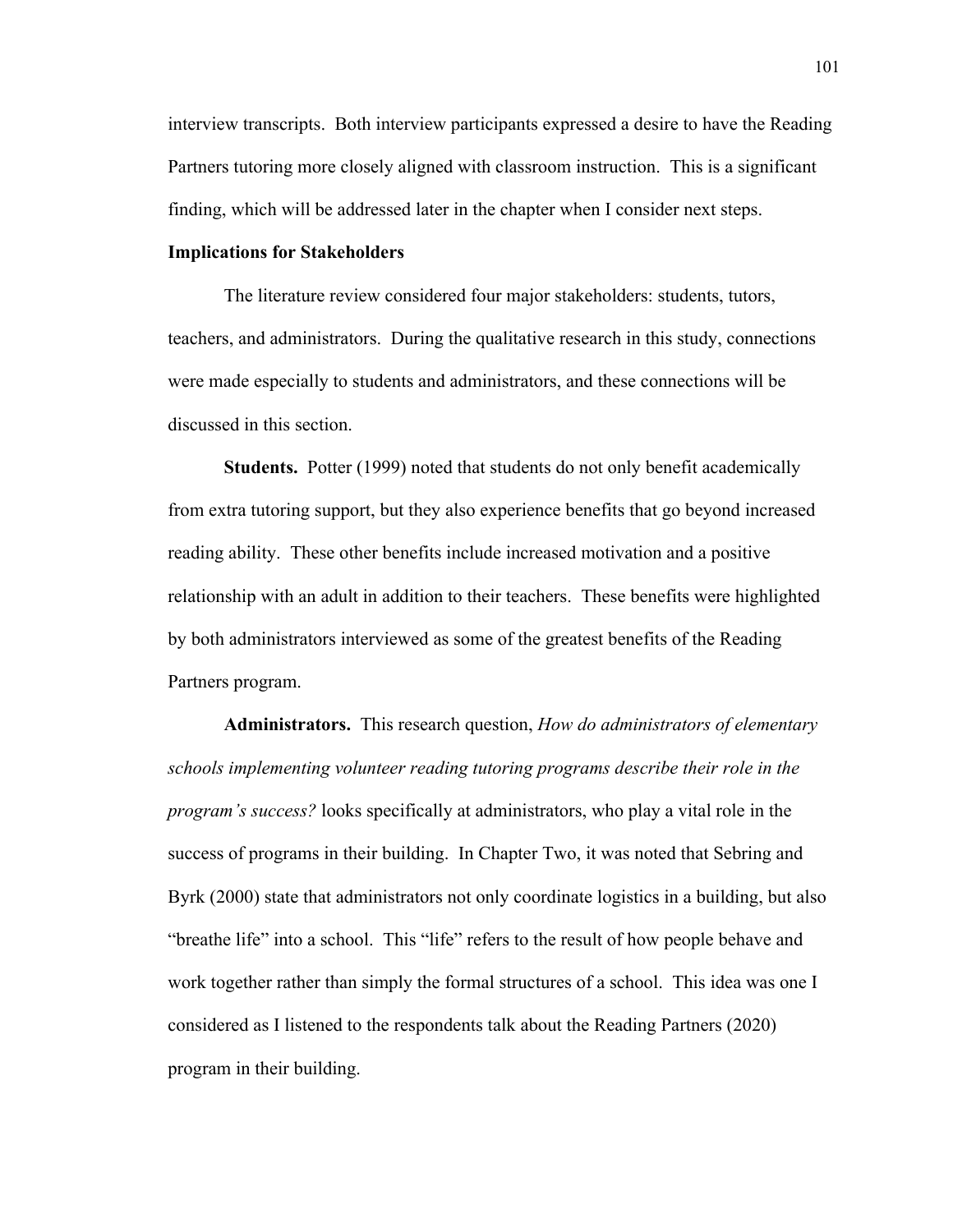interview transcripts. Both interview participants expressed a desire to have the Reading Partners tutoring more closely aligned with classroom instruction. This is a significant finding, which will be addressed later in the chapter when I consider next steps.

## Implications for Stakeholders

The literature review considered four major stakeholders: students, tutors, teachers, and administrators. During the qualitative research in this study, connections were made especially to students and administrators, and these connections will be discussed in this section.

**Students.** Potter (1999) noted that students do not only benefit academically from extra tutoring support, but they also experience benefits that go beyond increased reading ability. These other benefits include increased motivation and a positive relationship with an adult in addition to their teachers. These benefits were highlighted by both administrators interviewed as some of the greatest benefits of the Reading Partners program.

**Administrators.** This research question, *How do administrators of elementary schools implementing volunteer reading tutoring programs describe their role in the program's success?* looks specifically at administrators, who play a vital role in the success of programs in their building. In Chapter Two, it was noted that Sebring and Byrk (2000) state that administrators not only coordinate logistics in a building, but also "breathe life" into a school. This "life" refers to the result of how people behave and work together rather than simply the formal structures of a school. This idea was one I considered as I listened to the respondents talk about the Reading Partners (2020) program in their building.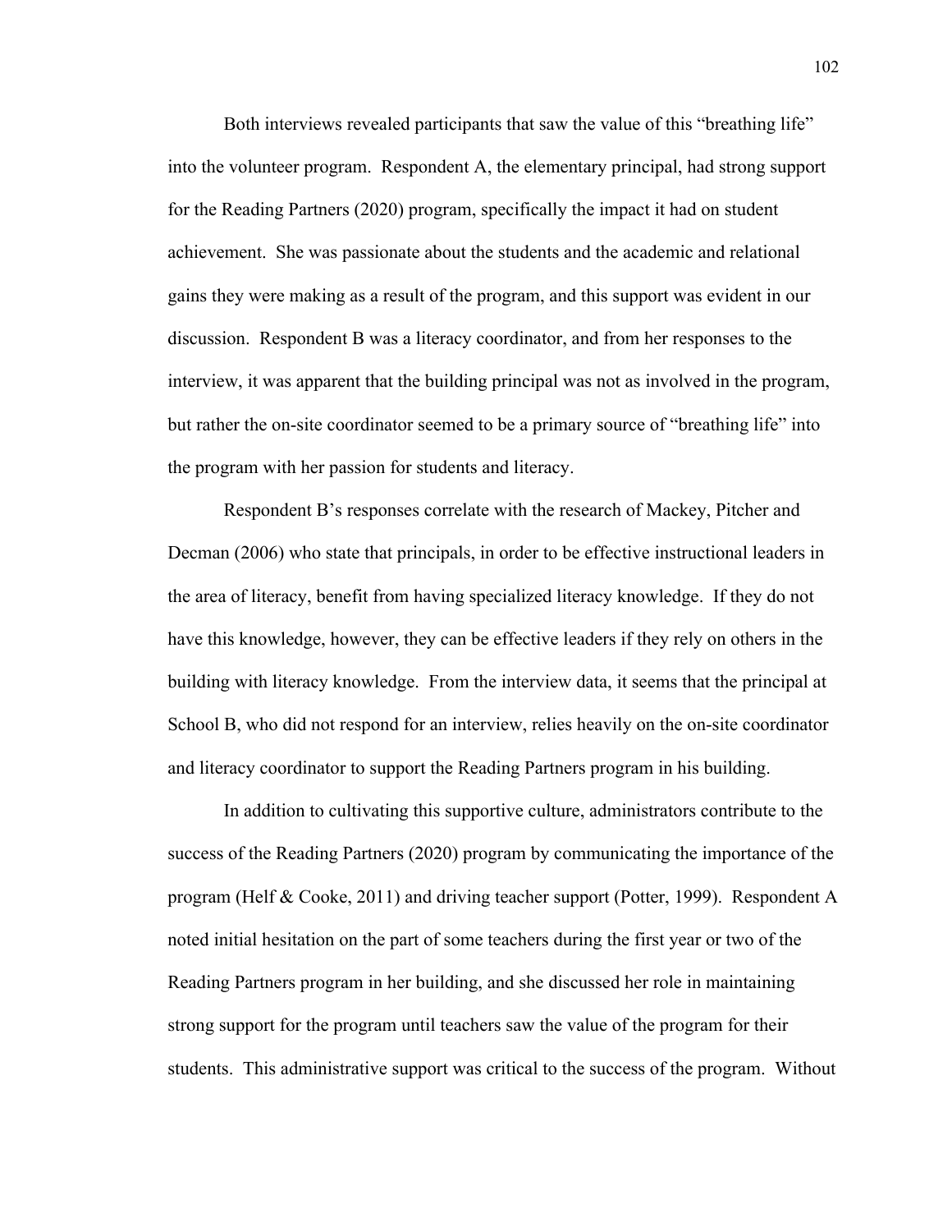Both interviews revealed participants that saw the value of this "breathing life" into the volunteer program. Respondent A, the elementary principal, had strong support for the Reading Partners (2020) program, specifically the impact it had on student achievement. She was passionate about the students and the academic and relational gains they were making as a result of the program, and this support was evident in our discussion. Respondent B was a literacy coordinator, and from her responses to the interview, it was apparent that the building principal was not as involved in the program, but rather the on-site coordinator seemed to be a primary source of "breathing life" into the program with her passion for students and literacy.

Respondent B's responses correlate with the research of Mackey, Pitcher and Decman (2006) who state that principals, in order to be effective instructional leaders in the area of literacy, benefit from having specialized literacy knowledge. If they do not have this knowledge, however, they can be effective leaders if they rely on others in the building with literacy knowledge. From the interview data, it seems that the principal at School B, who did not respond for an interview, relies heavily on the on-site coordinator and literacy coordinator to support the Reading Partners program in his building.

In addition to cultivating this supportive culture, administrators contribute to the success of the Reading Partners (2020) program by communicating the importance of the program (Helf & Cooke, 2011) and driving teacher support (Potter, 1999). Respondent A noted initial hesitation on the part of some teachers during the first year or two of the Reading Partners program in her building, and she discussed her role in maintaining strong support for the program until teachers saw the value of the program for their students. This administrative support was critical to the success of the program. Without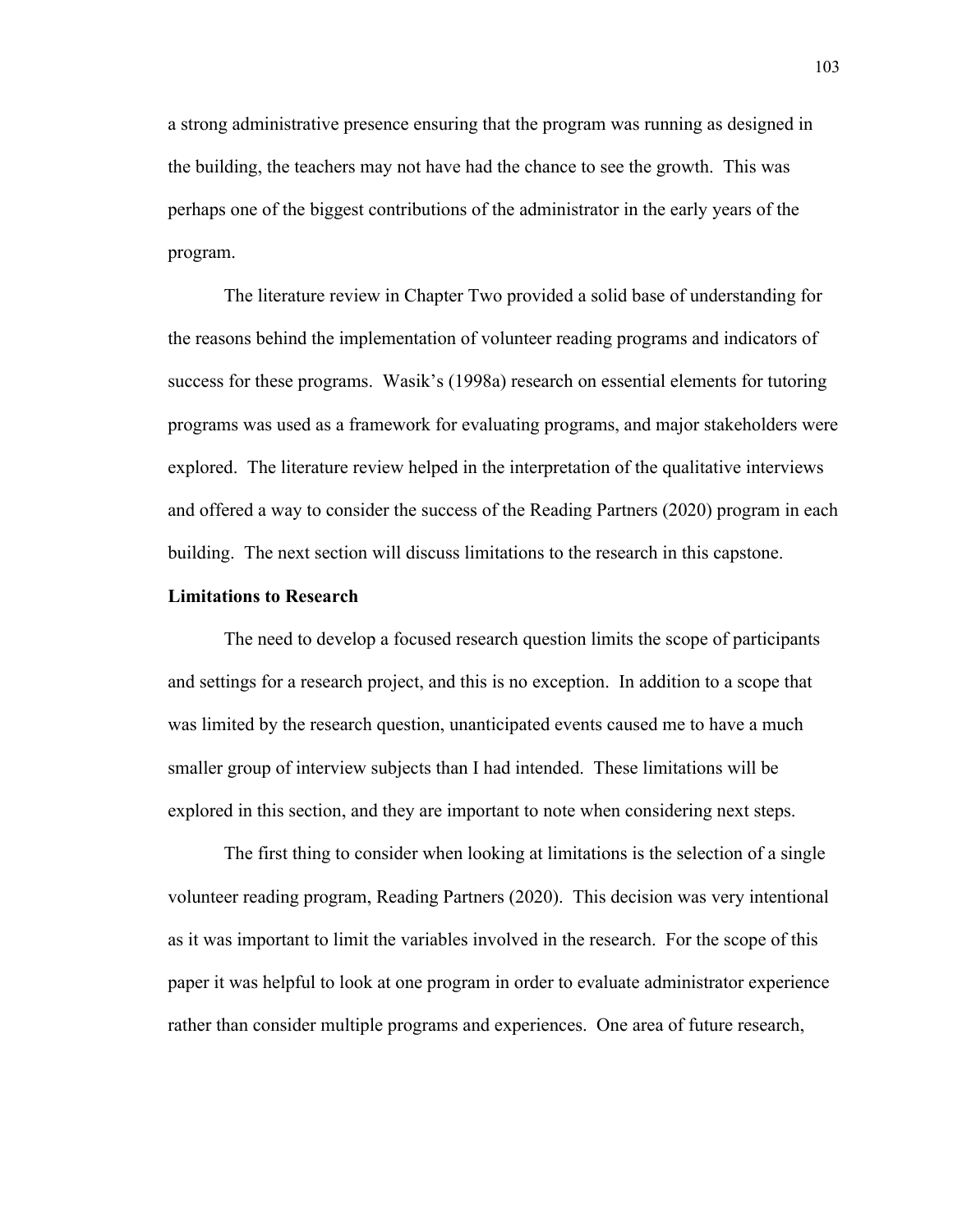a strong administrative presence ensuring that the program was running as designed in the building, the teachers may not have had the chance to see the growth. This was perhaps one of the biggest contributions of the administrator in the early years of the program.

The literature review in Chapter Two provided a solid base of understanding for the reasons behind the implementation of volunteer reading programs and indicators of success for these programs. Wasik's (1998a) research on essential elements for tutoring programs was used as a framework for evaluating programs, and major stakeholders were explored. The literature review helped in the interpretation of the qualitative interviews and offered a way to consider the success of the Reading Partners (2020) program in each building. The next section will discuss limitations to the research in this capstone.

**Limitations to Research**

The need to develop a focused research question limits the scope of participants and settings for a research project, and this is no exception. In addition to a scope that was limited by the research question, unanticipated events caused me to have a much smaller group of interview subjects than I had intended. These limitations will be explored in this section, and they are important to note when considering next steps.

The first thing to consider when looking at limitations is the selection of a single volunteer reading program, Reading Partners (2020). This decision was very intentional as it was important to limit the variables involved in the research. For the scope of this paper it was helpful to look at one program in order to evaluate administrator experience rather than consider multiple programs and experiences. One area of future research,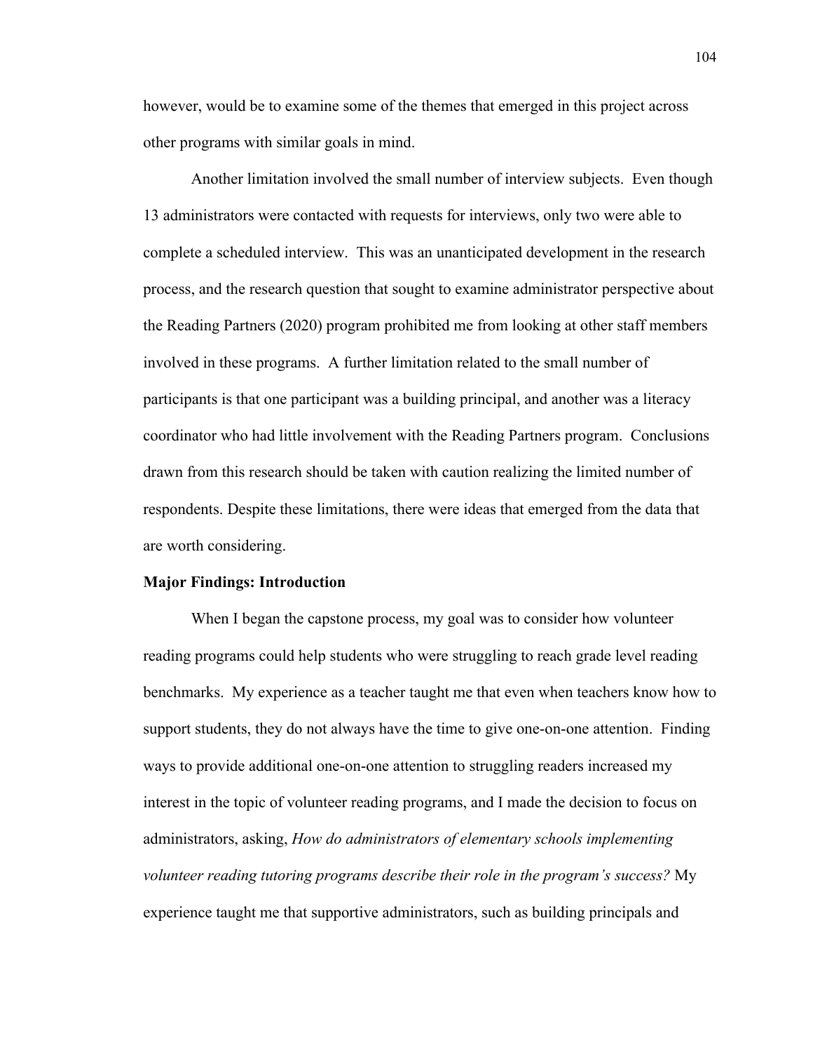however, would be to examine some of the themes that emerged in this project across other programs with similar goals in mind.

Another limitation involved the small number of interview subjects. Even though 13 administrators were contacted with requests for interviews, only two were able to complete a scheduled interview. This was an unanticipated development in the research process, and the research question that sought to examine administrator perspective about the Reading Partners (2020) program prohibited me from looking at other staff members involved in these programs. A further limitation related to the small number of participants is that one participant was a building principal, and another was a literacy coordinator who had little involvement with the Reading Partners program. Conclusions drawn from this research should be taken with caution realizing the limited number of respondents. Despite these limitations, there were ideas that emerged from the data that are worth considering.

**Major Findings: Introduction**

When I began the capstone process, my goal was to consider how volunteer reading programs could help students who were struggling to reach grade level reading benchmarks. My experience as a teacher taught me that even when teachers know how to support students, they do not always have the time to give one-on-one attention. Finding ways to provide additional one-on-one attention to struggling readers increased my interest in the topic of volunteer reading programs, and I made the decision to focus on administrators, asking, *How do administrators of elementary schools implementing volunteer reading tutoring programs describe their role in the program's success?* My experience taught me that supportive administrators, such as building principals and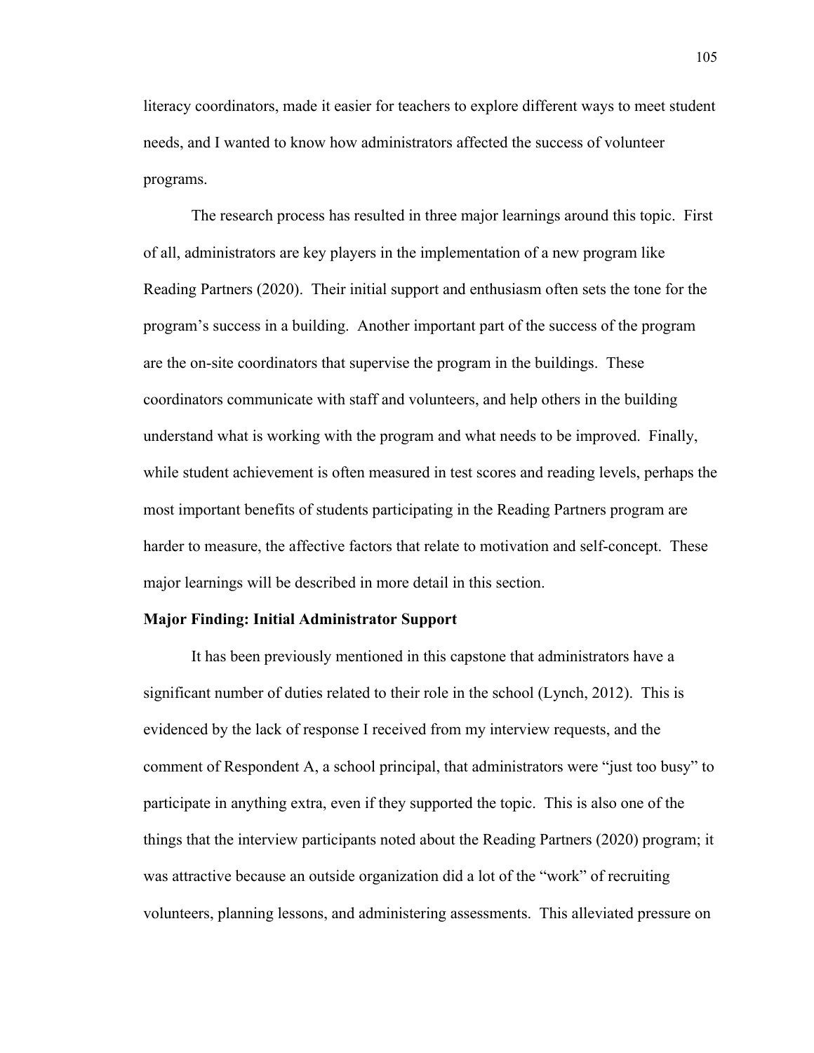literacy coordinators, made it easier for teachers to explore different ways to meet student needs, and I wanted to know how administrators affected the success of volunteer programs.

The research process has resulted in three major learnings around this topic. First of all, administrators are key players in the implementation of a new program like Reading Partners (2020). Their initial support and enthusiasm often sets the tone for the program's success in a building. Another important part of the success of the program are the on-site coordinators that supervise the program in the buildings. These coordinators communicate with staff and volunteers, and help others in the building understand what is working with the program and what needs to be improved. Finally, while student achievement is often measured in test scores and reading levels, perhaps the most important benefits of students participating in the Reading Partners program are harder to measure, the affective factors that relate to motivation and self-concept. These major learnings will be described in more detail in this section.

**Major Finding: Initial Administrator Support**

It has been previously mentioned in this capstone that administrators have a significant number of duties related to their role in the school (Lynch, 2012). This is evidenced by the lack of response I received from my interview requests, and the comment of Respondent A, a school principal, that administrators were "just too busy" to participate in anything extra, even if they supported the topic. This is also one of the things that the interview participants noted about the Reading Partners (2020) program; it was attractive because an outside organization did a lot of the "work" of recruiting volunteers, planning lessons, and administering assessments. This alleviated pressure on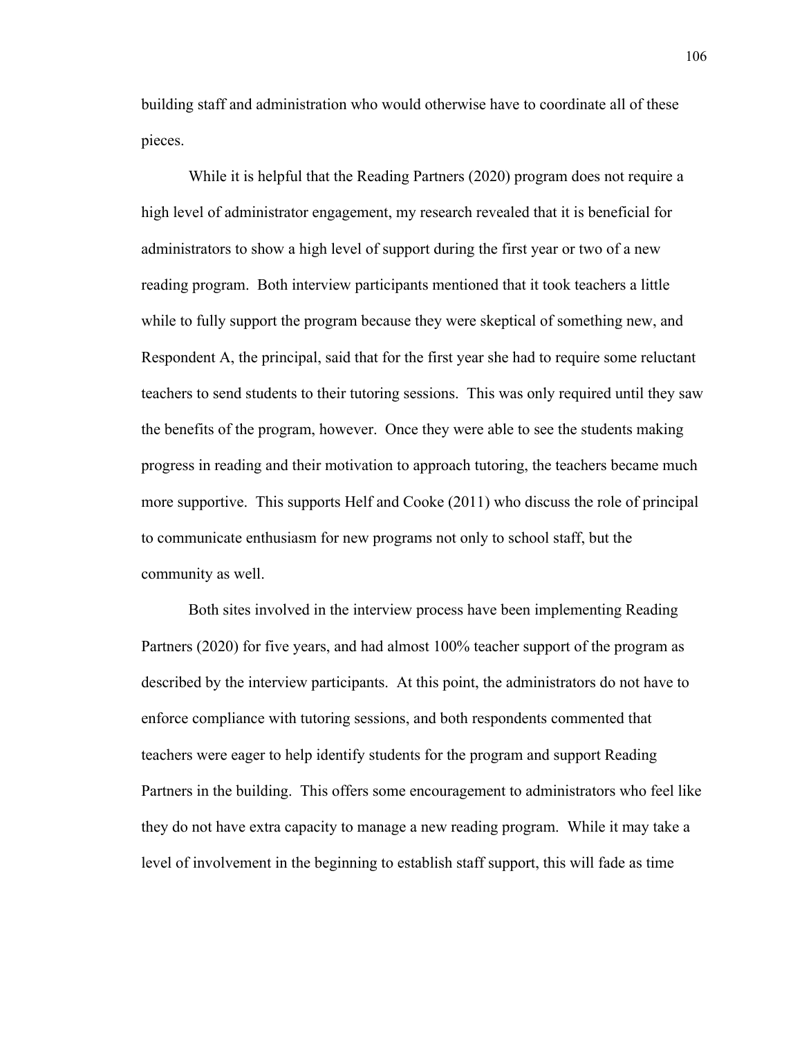building staff and administration who would otherwise have to coordinate all of these pieces.

While it is helpful that the Reading Partners (2020) program does not require a high level of administrator engagement, my research revealed that it is beneficial for administrators to show a high level of support during the first year or two of a new reading program. Both interview participants mentioned that it took teachers a little while to fully support the program because they were skeptical of something new, and Respondent A, the principal, said that for the first year she had to require some reluctant teachers to send students to their tutoring sessions. This was only required until they saw the benefits of the program, however. Once they were able to see the students making progress in reading and their motivation to approach tutoring, the teachers became much more supportive. This supports Helf and Cooke (2011) who discuss the role of principal to communicate enthusiasm for new programs not only to school staff, but the community as well.

Both sites involved in the interview process have been implementing Reading Partners (2020) for five years, and had almost 100% teacher support of the program as described by the interview participants. At this point, the administrators do not have to enforce compliance with tutoring sessions, and both respondents commented that teachers were eager to help identify students for the program and support Reading Partners in the building. This offers some encouragement to administrators who feel like they do not have extra capacity to manage a new reading program. While it may take a level of involvement in the beginning to establish staff support, this will fade as time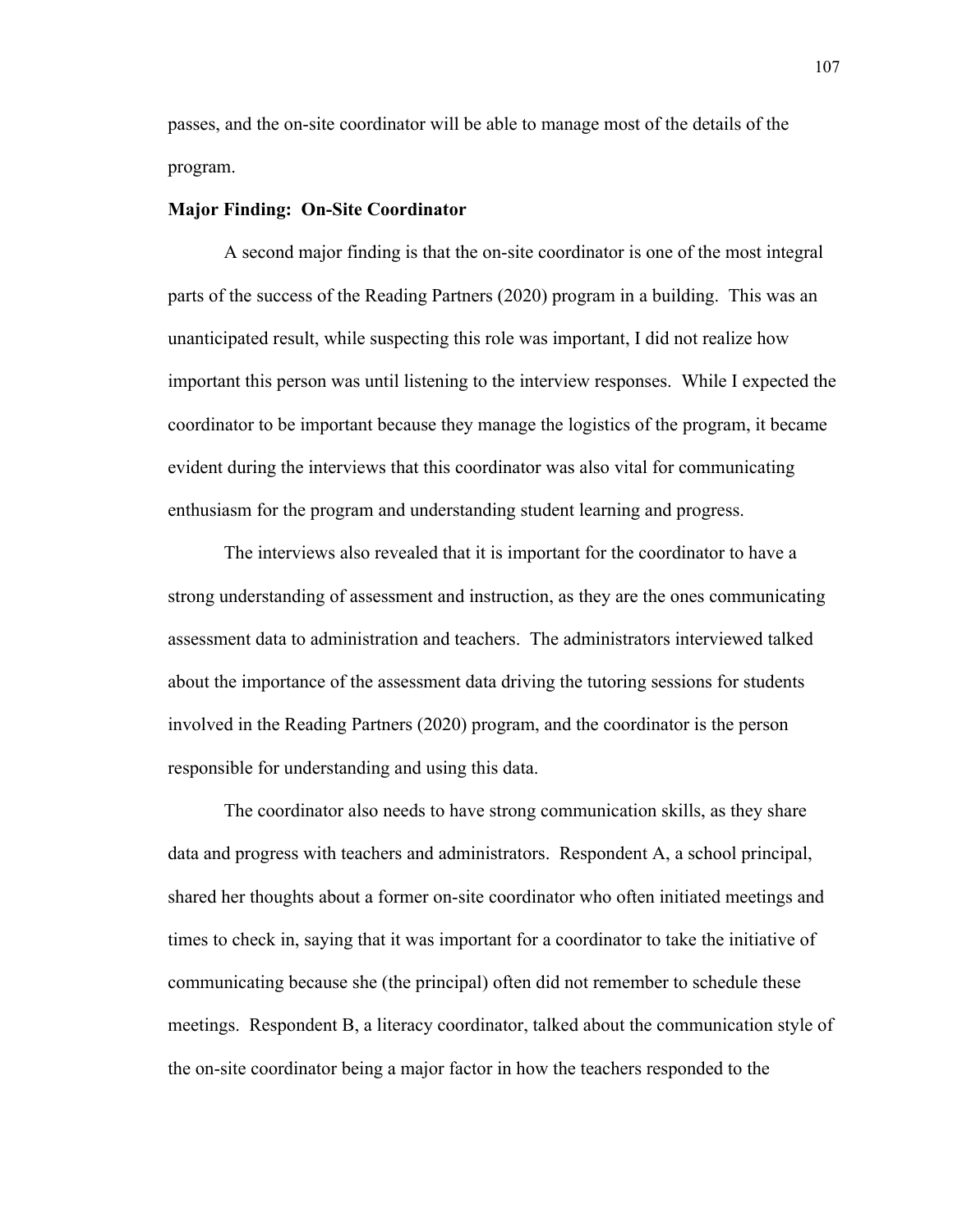passes, and the on-site coordinator will be able to manage most of the details of the program.

**Major Finding: On-Site Coordinator**

A second major finding is that the on-site coordinator is one of the most integral parts of the success of the Reading Partners (2020) program in a building. This was an unanticipated result, while suspecting this role was important, I did not realize how important this person was until listening to the interview responses. While I expected the coordinator to be important because they manage the logistics of the program, it became evident during the interviews that this coordinator was also vital for communicating enthusiasm for the program and understanding student learning and progress.

The interviews also revealed that it is important for the coordinator to have a strong understanding of assessment and instruction, as they are the ones communicating assessment data to administration and teachers. The administrators interviewed talked about the importance of the assessment data driving the tutoring sessions for students involved in the Reading Partners (2020) program, and the coordinator is the person responsible for understanding and using this data.

The coordinator also needs to have strong communication skills, as they share data and progress with teachers and administrators. Respondent A, a school principal, shared her thoughts about a former on-site coordinator who often initiated meetings and times to check in, saying that it was important for a coordinator to take the initiative of communicating because she (the principal) often did not remember to schedule these meetings. Respondent B, a literacy coordinator, talked about the communication style of the on-site coordinator being a major factor in how the teachers responded to the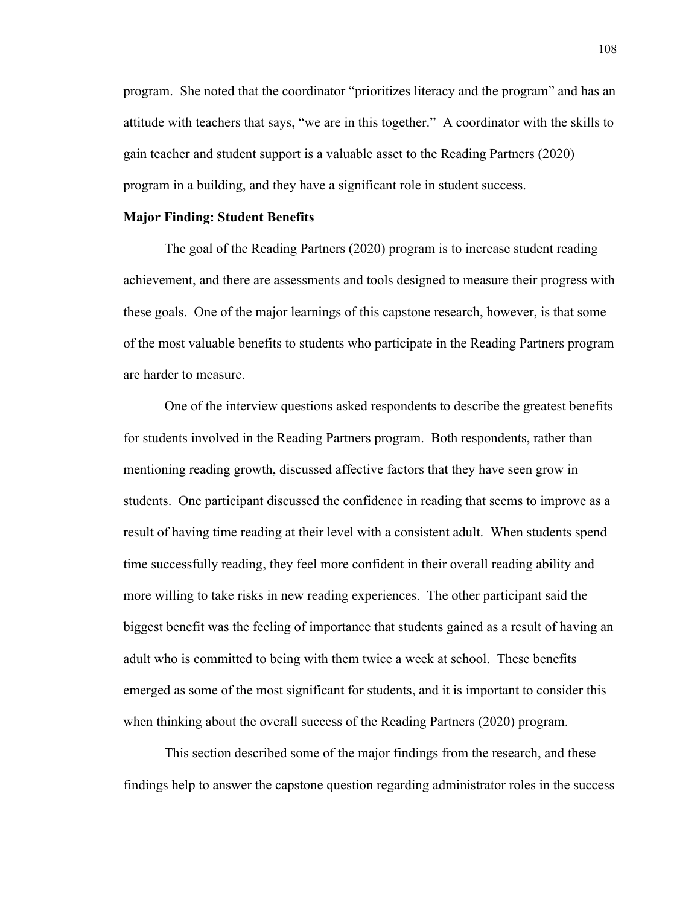program. She noted that the coordinator "prioritizes literacy and the program" and has an attitude with teachers that says, "we are in this together." A coordinator with the skills to gain teacher and student support is a valuable asset to the Reading Partners (2020) program in a building, and they have a significant role in student success.

**Major Finding: Student Benefits**

The goal of the Reading Partners (2020) program is to increase student reading achievement, and there are assessments and tools designed to measure their progress with these goals. One of the major learnings of this capstone research, however, is that some of the most valuable benefits to students who participate in the Reading Partners program are harder to measure.

One of the interview questions asked respondents to describe the greatest benefits for students involved in the Reading Partners program. Both respondents, rather than mentioning reading growth, discussed affective factors that they have seen grow in students. One participant discussed the confidence in reading that seems to improve as a result of having time reading at their level with a consistent adult. When students spend time successfully reading, they feel more confident in their overall reading ability and more willing to take risks in new reading experiences. The other participant said the biggest benefit was the feeling of importance that students gained as a result of having an adult who is committed to being with them twice a week at school. These benefits emerged as some of the most significant for students, and it is important to consider this when thinking about the overall success of the Reading Partners (2020) program.

This section described some of the major findings from the research, and these findings help to answer the capstone question regarding administrator roles in the success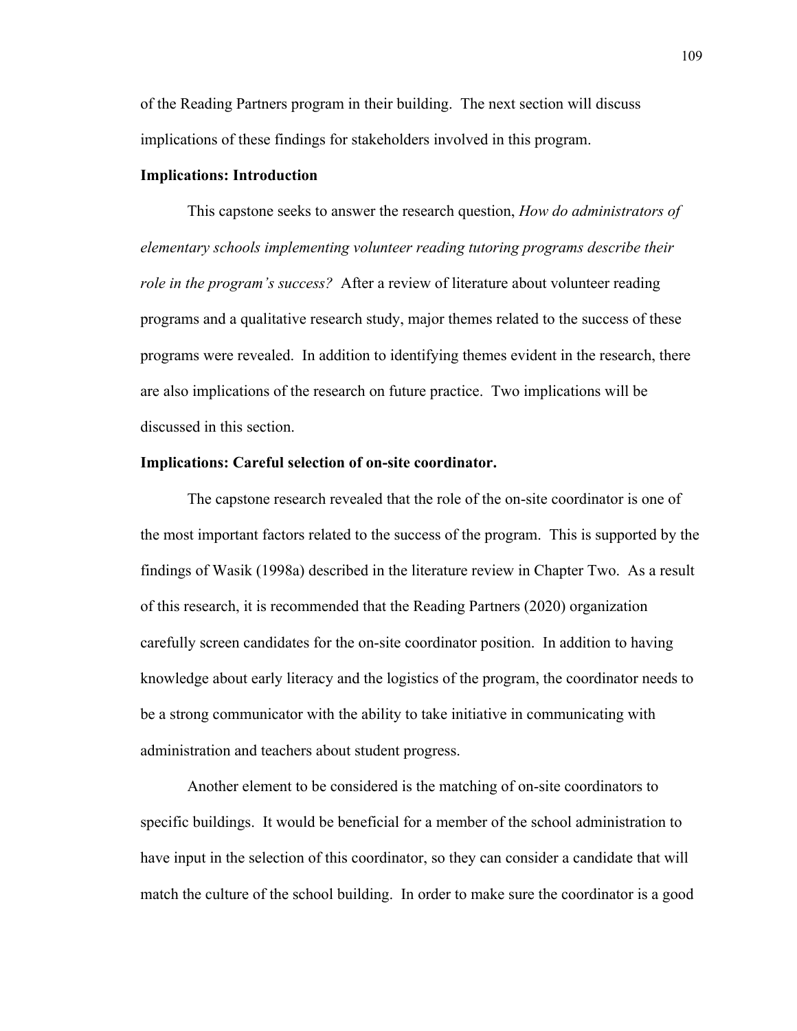of the Reading Partners program in their building. The next section will discuss implications of these findings for stakeholders involved in this program.

**Implications: Introduction**

This capstone seeks to answer the research question, *How do administrators of elementary schools implementing volunteer reading tutoring programs describe their role in the program's success?* After a review of literature about volunteer reading programs and a qualitative research study, major themes related to the success of these programs were revealed. In addition to identifying themes evident in the research, there are also implications of the research on future practice. Two implications will be discussed in this section.

**Implications: Careful selection of on-site coordinator.**

The capstone research revealed that the role of the on-site coordinator is one of the most important factors related to the success of the program. This is supported by the findings of Wasik (1998a) described in the literature review in Chapter Two. As a result of this research, it is recommended that the Reading Partners (2020) organization carefully screen candidates for the on-site coordinator position. In addition to having knowledge about early literacy and the logistics of the program, the coordinator needs to be a strong communicator with the ability to take initiative in communicating with administration and teachers about student progress.

Another element to be considered is the matching of on-site coordinators to specific buildings. It would be beneficial for a member of the school administration to have input in the selection of this coordinator, so they can consider a candidate that will match the culture of the school building. In order to make sure the coordinator is a good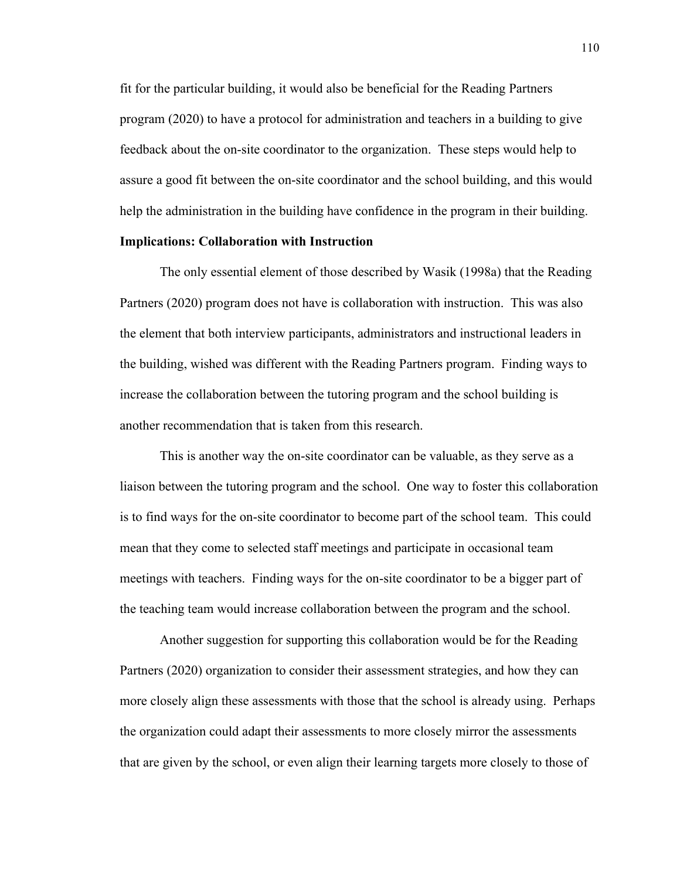fit for the particular building, it would also be beneficial for the Reading Partners program (2020) to have a protocol for administration and teachers in a building to give feedback about the on-site coordinator to the organization. These steps would help to assure a good fit between the on-site coordinator and the school building, and this would help the administration in the building have confidence in the program in their building.

**Implications: Collaboration with Instruction**

The only essential element of those described by Wasik (1998a) that the Reading Partners (2020) program does not have is collaboration with instruction. This was also the element that both interview participants, administrators and instructional leaders in the building, wished was different with the Reading Partners program. Finding ways to increase the collaboration between the tutoring program and the school building is another recommendation that is taken from this research.

This is another way the on-site coordinator can be valuable, as they serve as a liaison between the tutoring program and the school. One way to foster this collaboration is to find ways for the on-site coordinator to become part of the school team. This could mean that they come to selected staff meetings and participate in occasional team meetings with teachers. Finding ways for the on-site coordinator to be a bigger part of the teaching team would increase collaboration between the program and the school.

Another suggestion for supporting this collaboration would be for the Reading Partners (2020) organization to consider their assessment strategies, and how they can more closely align these assessments with those that the school is already using. Perhaps the organization could adapt their assessments to more closely mirror the assessments that are given by the school, or even align their learning targets more closely to those of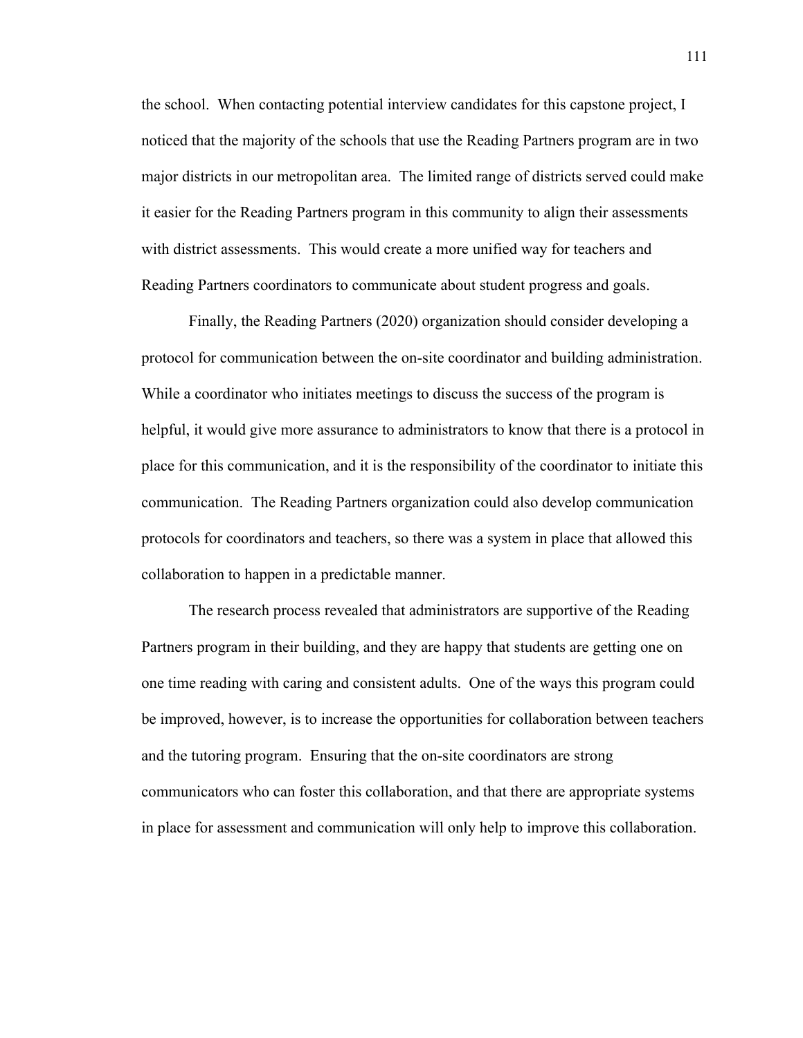the school. When contacting potential interview candidates for this capstone project, I noticed that the majority of the schools that use the Reading Partners program are in two major districts in our metropolitan area. The limited range of districts served could make it easier for the Reading Partners program in this community to align their assessments with district assessments. This would create a more unified way for teachers and Reading Partners coordinators to communicate about student progress and goals.

Finally, the Reading Partners (2020) organization should consider developing a protocol for communication between the on-site coordinator and building administration. While a coordinator who initiates meetings to discuss the success of the program is helpful, it would give more assurance to administrators to know that there is a protocol in place for this communication, and it is the responsibility of the coordinator to initiate this communication. The Reading Partners organization could also develop communication protocols for coordinators and teachers, so there was a system in place that allowed this collaboration to happen in a predictable manner.

The research process revealed that administrators are supportive of the Reading Partners program in their building, and they are happy that students are getting one on one time reading with caring and consistent adults. One of the ways this program could be improved, however, is to increase the opportunities for collaboration between teachers and the tutoring program. Ensuring that the on-site coordinators are strong communicators who can foster this collaboration, and that there are appropriate systems in place for assessment and communication will only help to improve this collaboration.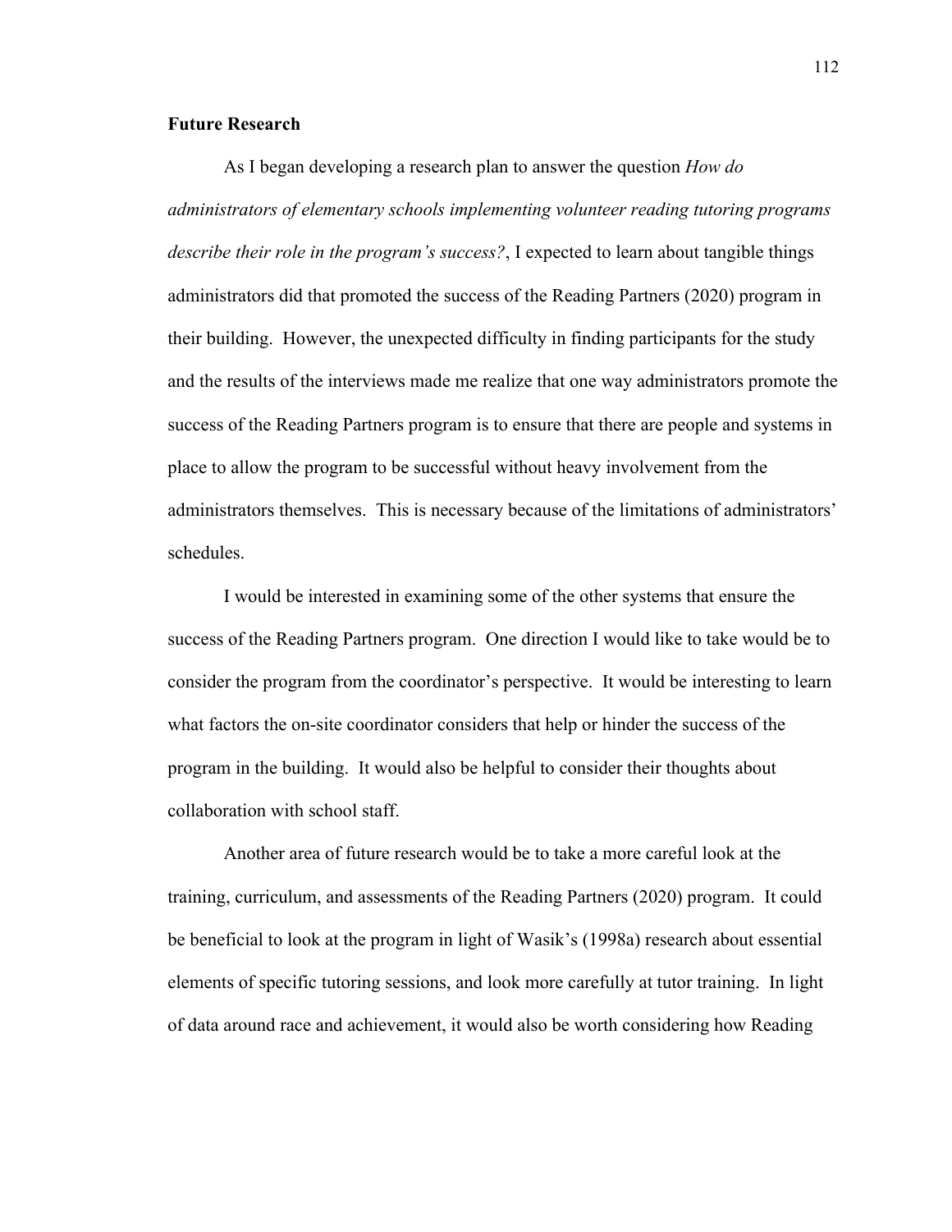## Future Research

As I began developing a research plan to answer the question *How do administrators of elementary schools implementing volunteer reading tutoring programs describe their role in the program's success?*, I expected to learn about tangible things administrators did that promoted the success of the Reading Partners (2020) program in their building. However, the unexpected difficulty in finding participants for the study and the results of the interviews made me realize that one way administrators promote the success of the Reading Partners program is to ensure that there are people and systems in place to allow the program to be successful without heavy involvement from the administrators themselves. This is necessary because of the limitations of administrators' schedules.

I would be interested in examining some of the other systems that ensure the success of the Reading Partners program. One direction I would like to take would be to consider the program from the coordinator's perspective. It would be interesting to learn what factors the on-site coordinator considers that help or hinder the success of the program in the building. It would also be helpful to consider their thoughts about collaboration with school staff.

Another area of future research would be to take a more careful look at the training, curriculum, and assessments of the Reading Partners (2020) program. It could be beneficial to look at the program in light of Wasik's (1998a) research about essential elements of specific tutoring sessions, and look more carefully at tutor training. In light of data around race and achievement, it would also be worth considering how Reading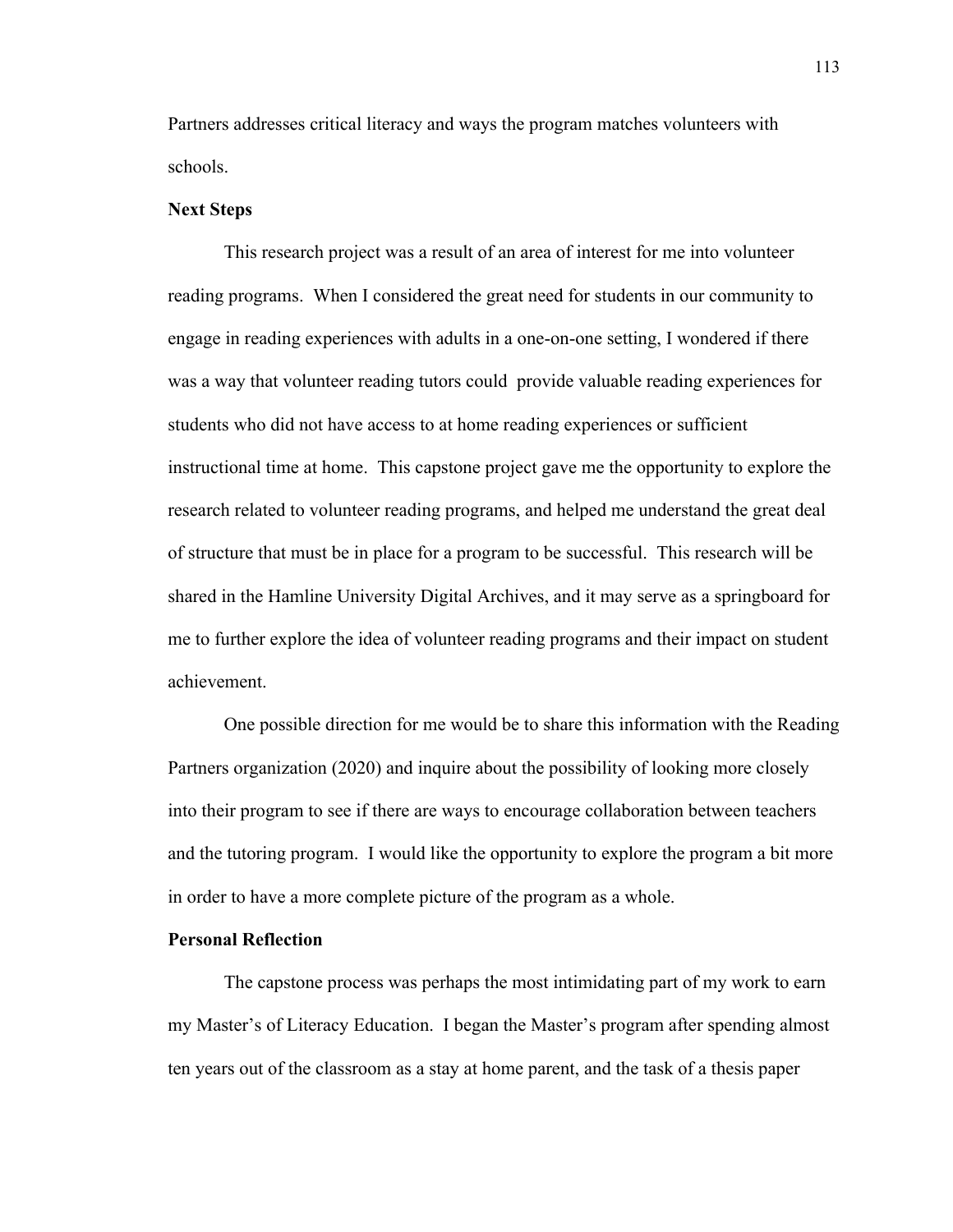Partners addresses critical literacy and ways the program matches volunteers with schools.

**Next Steps**

This research project was a result of an area of interest for me into volunteer reading programs. When I considered the great need for students in our community to engage in reading experiences with adults in a one-on-one setting, I wondered if there was a way that volunteer reading tutors could provide valuable reading experiences for students who did not have access to at home reading experiences or sufficient instructional time at home. This capstone project gave me the opportunity to explore the research related to volunteer reading programs, and helped me understand the great deal of structure that must be in place for a program to be successful. This research will be shared in the Hamline University Digital Archives, and it may serve as a springboard for me to further explore the idea of volunteer reading programs and their impact on student achievement.

One possible direction for me would be to share this information with the Reading Partners organization (2020) and inquire about the possibility of looking more closely into their program to see if there are ways to encourage collaboration between teachers and the tutoring program. I would like the opportunity to explore the program a bit more in order to have a more complete picture of the program as a whole.

**Personal Reflection**

The capstone process was perhaps the most intimidating part of my work to earn my Master's of Literacy Education. I began the Master's program after spending almost ten years out of the classroom as a stay at home parent, and the task of a thesis paper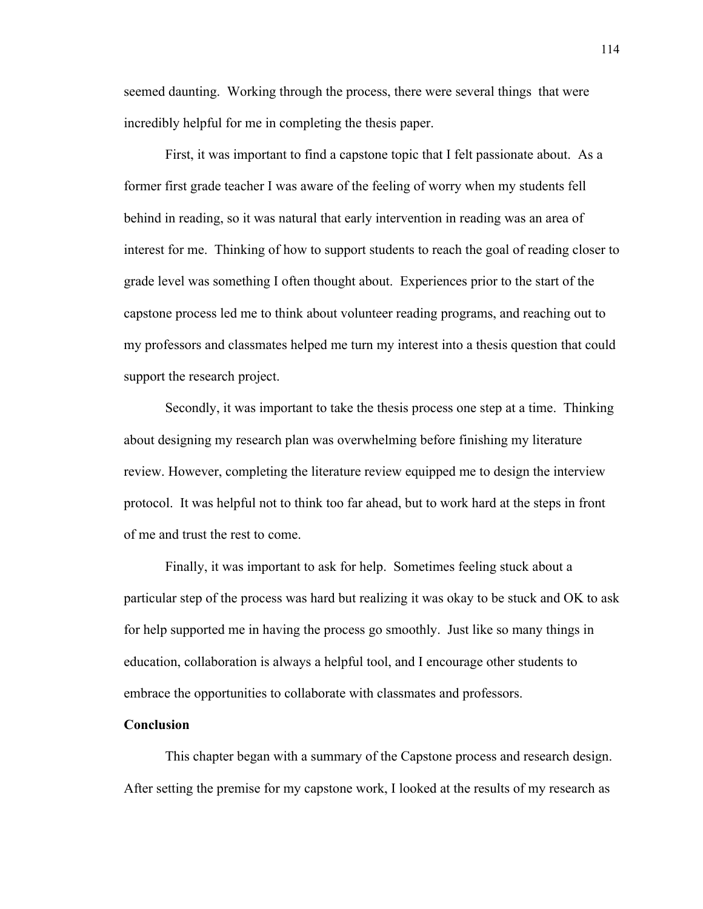seemed daunting. Working through the process, there were several things that were incredibly helpful for me in completing the thesis paper.

First, it was important to find a capstone topic that I felt passionate about. As a former first grade teacher I was aware of the feeling of worry when my students fell behind in reading, so it was natural that early intervention in reading was an area of interest for me. Thinking of how to support students to reach the goal of reading closer to grade level was something I often thought about. Experiences prior to the start of the capstone process led me to think about volunteer reading programs, and reaching out to my professors and classmates helped me turn my interest into a thesis question that could support the research project.

Secondly, it was important to take the thesis process one step at a time. Thinking about designing my research plan was overwhelming before finishing my literature review. However, completing the literature review equipped me to design the interview protocol. It was helpful not to think too far ahead, but to work hard at the steps in front of me and trust the rest to come.

Finally, it was important to ask for help. Sometimes feeling stuck about a particular step of the process was hard but realizing it was okay to be stuck and OK to ask for help supported me in having the process go smoothly. Just like so many things in education, collaboration is always a helpful tool, and I encourage other students to embrace the opportunities to collaborate with classmates and professors.

**Conclusion**

This chapter began with a summary of the Capstone process and research design. After setting the premise for my capstone work, I looked at the results of my research as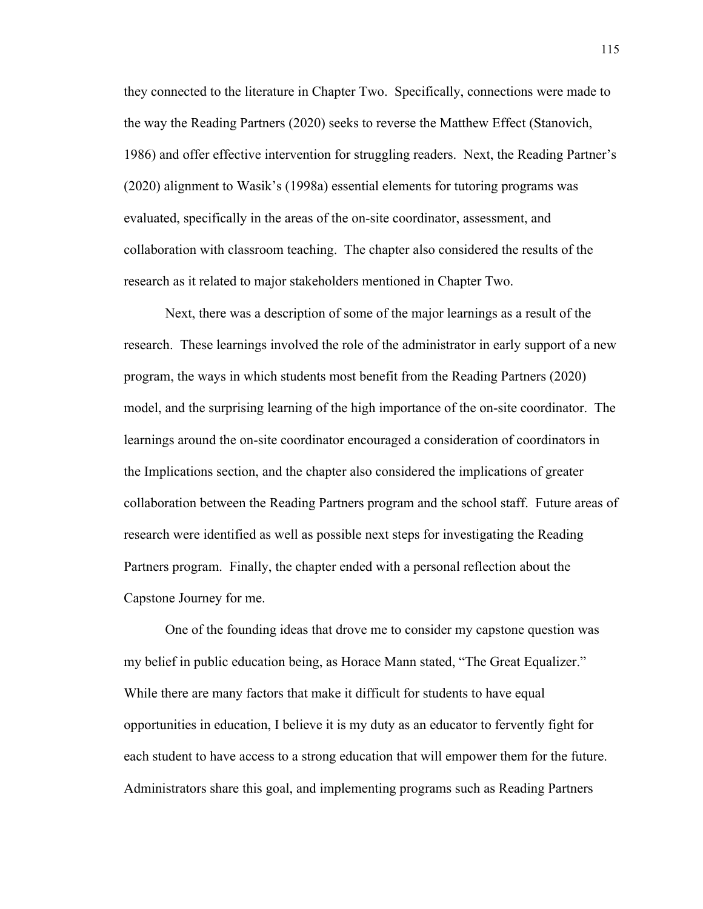they connected to the literature in Chapter Two. Specifically, connections were made to the way the Reading Partners (2020) seeks to reverse the Matthew Effect (Stanovich, 1986) and offer effective intervention for struggling readers. Next, the Reading Partner's (2020) alignment to Wasik's (1998a) essential elements for tutoring programs was evaluated, specifically in the areas of the on-site coordinator, assessment, and collaboration with classroom teaching. The chapter also considered the results of the research as it related to major stakeholders mentioned in Chapter Two.

Next, there was a description of some of the major learnings as a result of the research. These learnings involved the role of the administrator in early support of a new program, the ways in which students most benefit from the Reading Partners (2020) model, and the surprising learning of the high importance of the on-site coordinator. The learnings around the on-site coordinator encouraged a consideration of coordinators in the Implications section, and the chapter also considered the implications of greater collaboration between the Reading Partners program and the school staff. Future areas of research were identified as well as possible next steps for investigating the Reading Partners program. Finally, the chapter ended with a personal reflection about the Capstone Journey for me.

One of the founding ideas that drove me to consider my capstone question was my belief in public education being, as Horace Mann stated, "The Great Equalizer." While there are many factors that make it difficult for students to have equal opportunities in education, I believe it is my duty as an educator to fervently fight for each student to have access to a strong education that will empower them for the future. Administrators share this goal, and implementing programs such as Reading Partners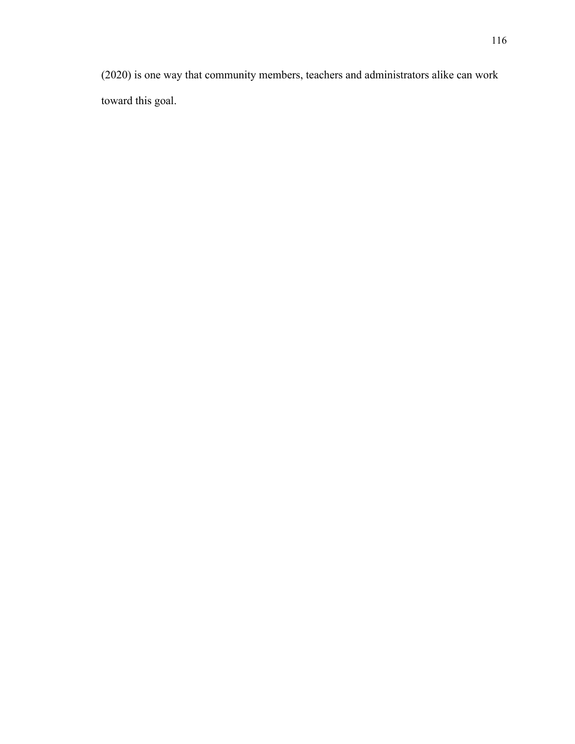(2020) is one way that community members, teachers and administrators alike can work toward this goal.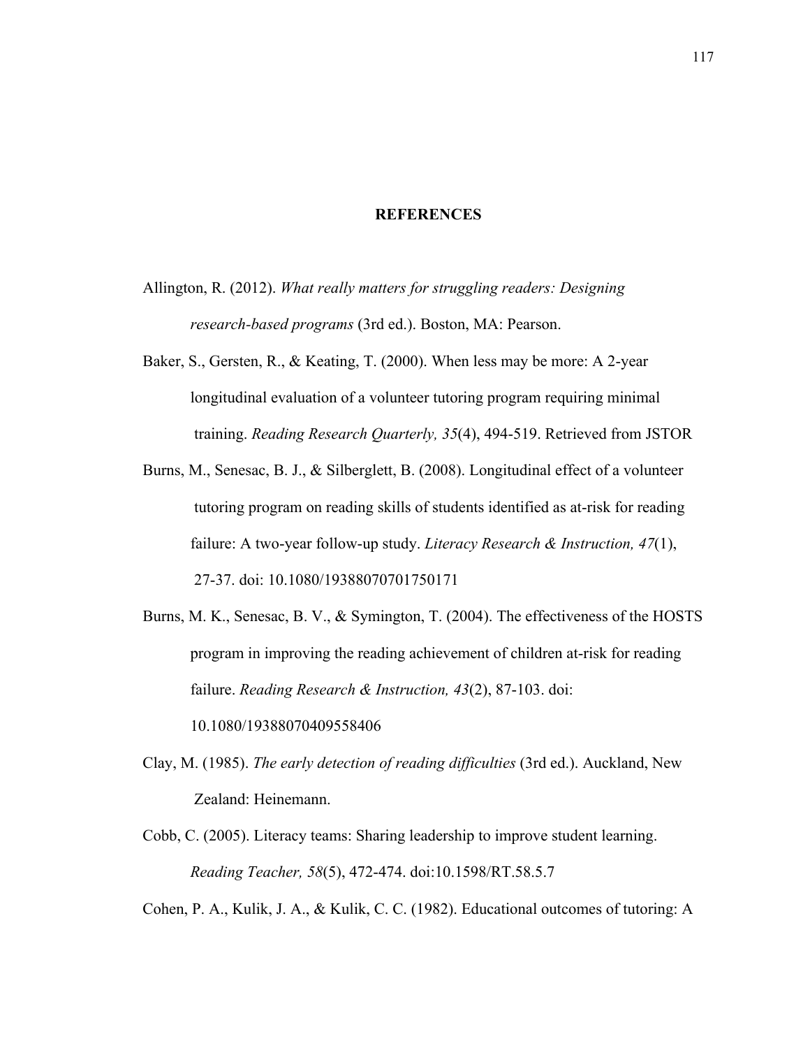## REFERENCES

Allington, R. (2012). *What really matters for struggling readers: Designing research-based programs* (3rd ed.). Boston, MA: Pearson.

Baker, S., Gersten, R., & Keating, T. (2000). When less may be more: A 2-year longitudinal evaluation of a volunteer tutoring program requiring minimal training. *Reading Research Quarterly, 35*(4), 494-519. Retrieved from JSTOR

Burns, M., Senesac, B. J., & Silberglett, B. (2008). Longitudinal effect of a volunteer tutoring program on reading skills of students identified as at-risk for reading failure: A two-year follow-up study. *Literacy Research & Instruction, 47*(1), 27-37. doi: 10.1080/19388070701750171

Burns, M. K., Senesac, B. V., & Symington, T. (2004). The effectiveness of the HOSTS program in improving the reading achievement of children at-risk for reading failure. *Reading Research & Instruction, 43*(2), 87-103. doi: 10.1080/19388070409558406

Clay, M. (1985). *The early detection of reading difficulties* (3rd ed.). Auckland, New Zealand: Heinemann.

Cobb, C. (2005). Literacy teams: Sharing leadership to improve student learning. *Reading Teacher, 58*(5), 472-474. doi:10.1598/RT.58.5.7

Cohen, P. A., Kulik, J. A., & Kulik, C. C. (1982). Educational outcomes of tutoring: A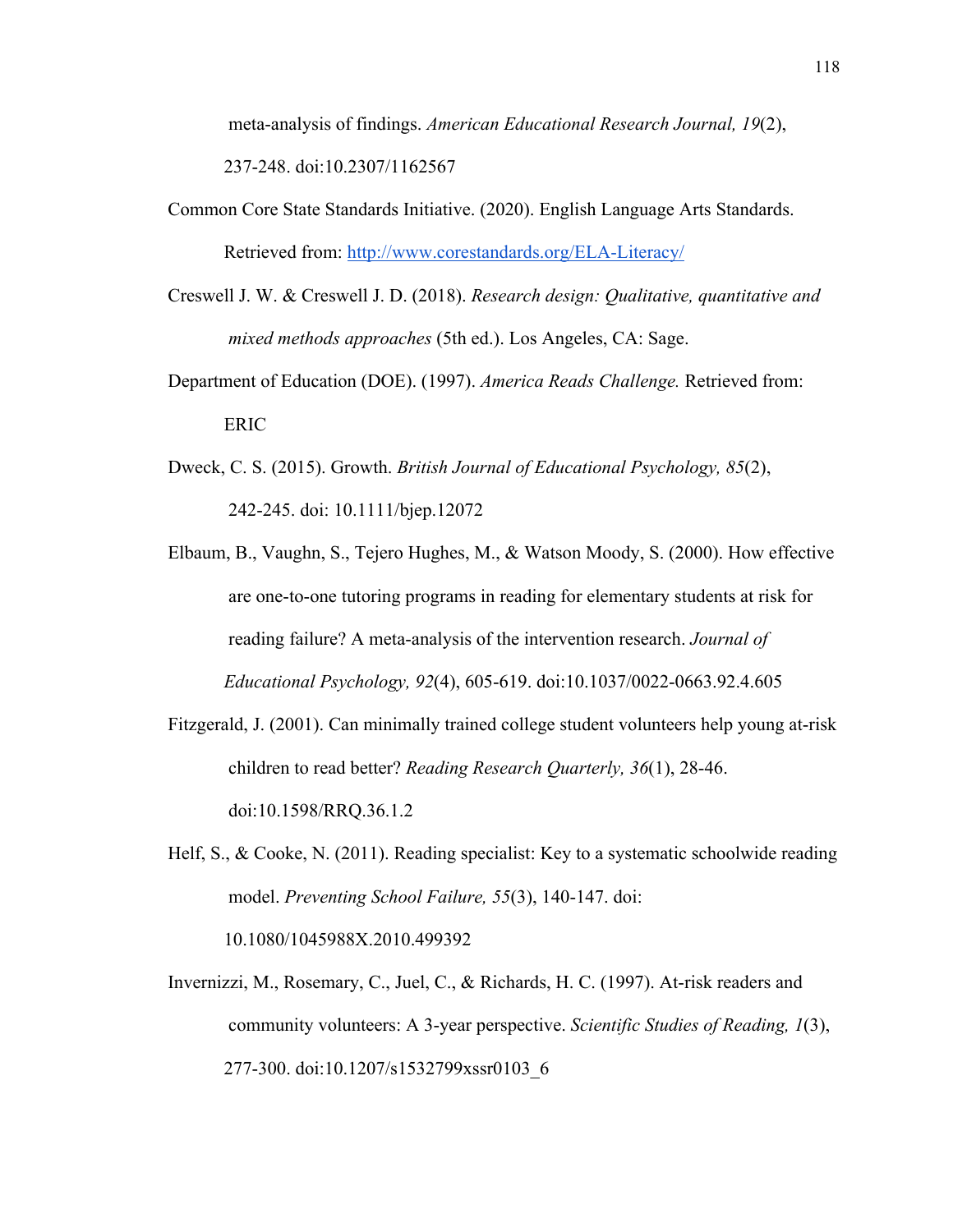meta-analysis of findings. *American Educational Research Journal, 19*(2), 237-248. doi:10.2307/1162567

Common Core State Standards Initiative. (2020). English Language Arts Standards. Retrieved from: http://www.corestandards.org/ELA-Literacy/

Creswell J. W. & Creswell J. D. (2018). *Research design: Qualitative, quantitative and mixed methods approaches* (5th ed.). Los Angeles, CA: Sage.

Department of Education (DOE). (1997). *America Reads Challenge.* Retrieved from: ERIC

Dweck, C. S. (2015). Growth. *British Journal of Educational Psychology, 85*(2), 242-245. doi: 10.1111/bjep.12072

Elbaum, B., Vaughn, S., Tejero Hughes, M., & Watson Moody, S. (2000). How effective are one-to-one tutoring programs in reading for elementary students at risk for reading failure? A meta-analysis of the intervention research. *Journal of Educational Psychology, 92*(4), 605-619. doi:10.1037/0022-0663.92.4.605

Fitzgerald, J. (2001). Can minimally trained college student volunteers help young at-risk children to read better? *Reading Research Quarterly, 36*(1), 28-46. doi:10.1598/RRQ.36.1.2

Helf, S., & Cooke, N. (2011). Reading specialist: Key to a systematic schoolwide reading model. *Preventing School Failure, 55*(3), 140-147. doi: 10.1080/1045988X.2010.499392

Invernizzi, M., Rosemary, C., Juel, C., & Richards, H. C. (1997). At-risk readers and community volunteers: A 3-year perspective. *Scientific Studies of Reading, 1*(3), 277-300. doi:10.1207/s1532799xssr0103_6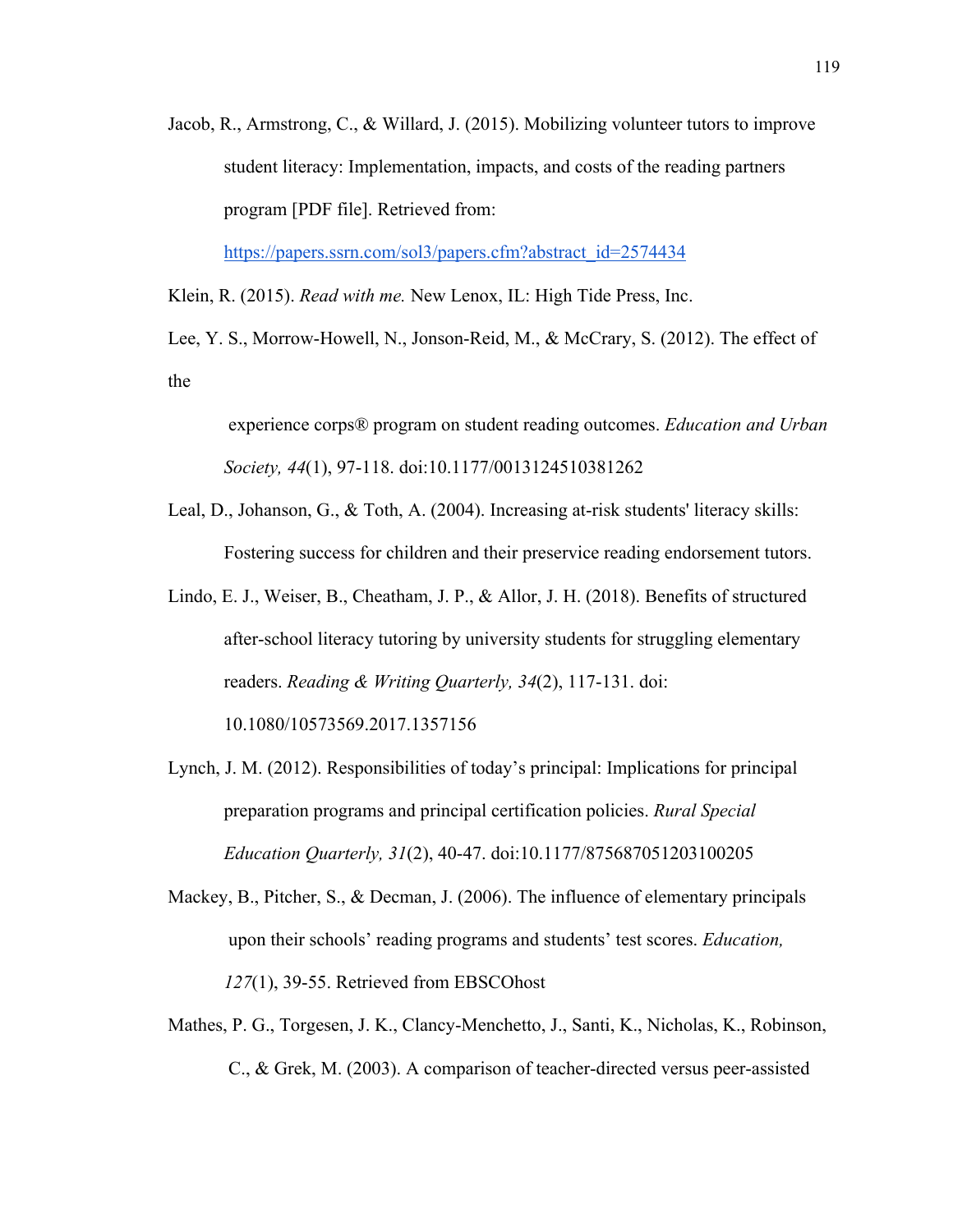Jacob, R., Armstrong, C., & Willard, J. (2015). Mobilizing volunteer tutors to improve student literacy: Implementation, impacts, and costs of the reading partners program [PDF file]. Retrieved from: https://papers.ssrn.com/sol3/papers.cfm?abstract_id=2574434

Klein, R. (2015). *Read with me.* New Lenox, IL: High Tide Press, Inc.

Lee, Y. S., Morrow-Howell, N., Jonson-Reid, M., & McCrary, S. (2012). The effect of the experience corps® program on student reading outcomes. *Education and Urban Society, 44*(1), 97-118. doi:10.1177/0013124510381262

Leal, D., Johanson, G., & Toth, A. (2004). Increasing at-risk students' literacy skills: Fostering success for children and their preservice reading endorsement tutors.

Lindo, E. J., Weiser, B., Cheatham, J. P., & Allor, J. H. (2018). Benefits of structured after-school literacy tutoring by university students for struggling elementary readers. *Reading & Writing Quarterly, 34*(2), 117-131. doi: 10.1080/10573569.2017.1357156

Lynch, J. M. (2012). Responsibilities of today's principal: Implications for principal preparation programs and principal certification policies. *Rural Special Education Quarterly, 31*(2), 40-47. doi:10.1177/875687051203100205

Mackey, B., Pitcher, S., & Decman, J. (2006). The influence of elementary principals upon their schools' reading programs and students' test scores. *Education, 127*(1), 39-55. Retrieved from EBSCOhost

Mathes, P. G., Torgesen, J. K., Clancy-Menchetto, J., Santi, K., Nicholas, K., Robinson, C., & Grek, M. (2003). A comparison of teacher-directed versus peer-assisted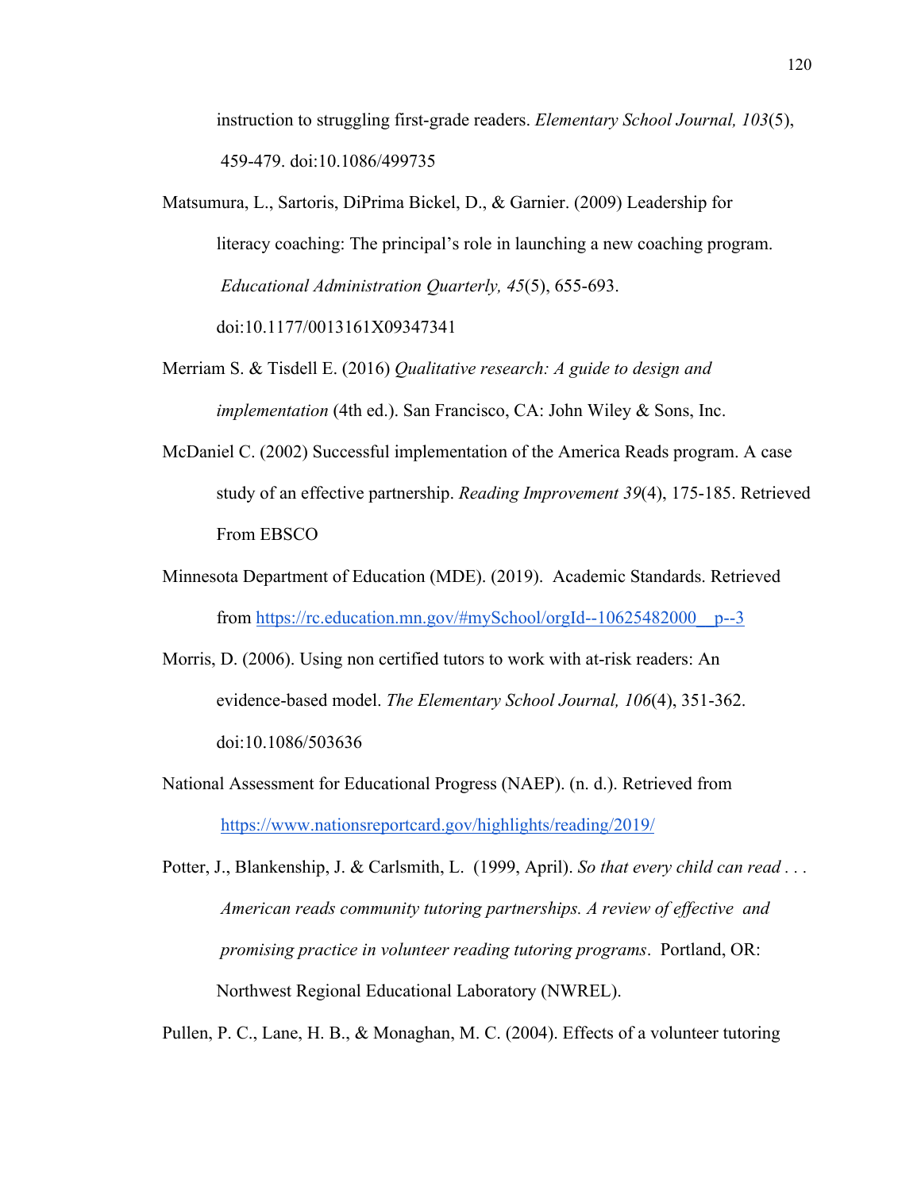instruction to struggling first-grade readers. *Elementary School Journal, 103*(5), 459-479. doi:10.1086/499735

Matsumura, L., Sartoris, DiPrima Bickel, D., & Garnier. (2009) Leadership for literacy coaching: The principal's role in launching a new coaching program. *Educational Administration Quarterly, 45*(5), 655-693. doi:10.1177/0013161X09347341

Merriam S. & Tisdell E. (2016) *Qualitative research: A guide to design and implementation* (4th ed.). San Francisco, CA: John Wiley & Sons, Inc.

McDaniel C. (2002) Successful implementation of the America Reads program. A case study of an effective partnership. *Reading Improvement 39*(4), 175-185. Retrieved From EBSCO

Minnesota Department of Education (MDE). (2019). Academic Standards. Retrieved from https://rc.education.mn.gov/#mySchool/orgId--10625482000__p--3

Morris, D. (2006). Using non certified tutors to work with at-risk readers: An evidence-based model. *The Elementary School Journal, 106*(4), 351-362. doi:10.1086/503636

National Assessment for Educational Progress (NAEP). (n. d.). Retrieved from https://www.nationsreportcard.gov/highlights/reading/2019/

Potter, J., Blankenship, J. & Carlsmith, L. (1999, April). *So that every child can read . . . American reads community tutoring partnerships. A review of effective and promising practice in volunteer reading tutoring programs*. Portland, OR: Northwest Regional Educational Laboratory (NWREL).

Pullen, P. C., Lane, H. B., & Monaghan, M. C. (2004). Effects of a volunteer tutoring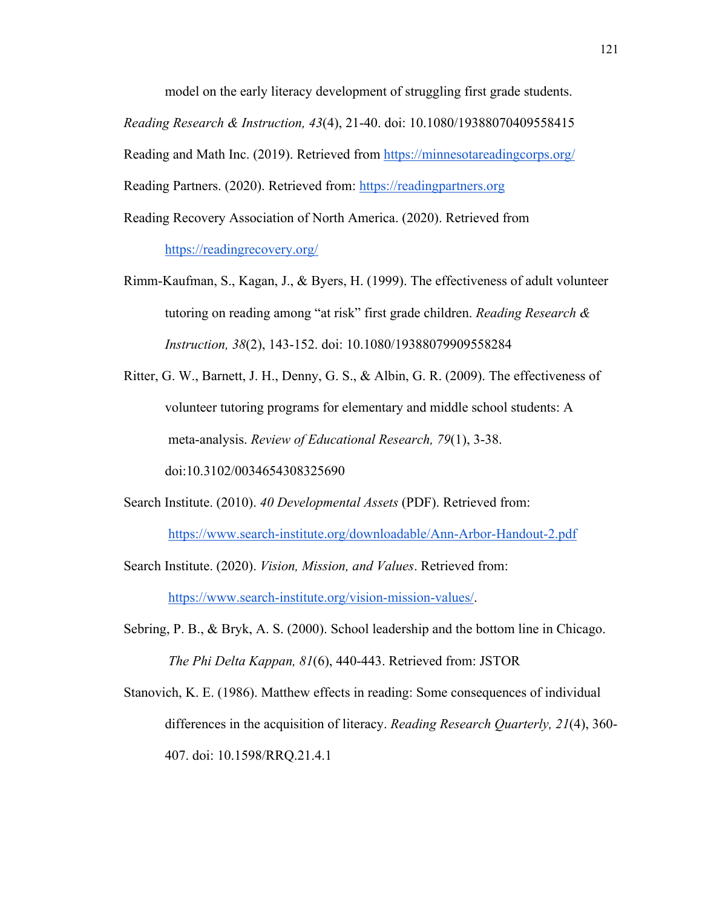model on the early literacy development of struggling first grade students. *Reading Research & Instruction, 43*(4), 21-40. doi: 10.1080/19388070409558415

Reading and Math Inc. (2019). Retrieved from https://minnesotareadingcorps.org/

Reading Partners. (2020). Retrieved from: https://readingpartners.org

Reading Recovery Association of North America. (2020). Retrieved from https://readingrecovery.org/

Rimm-Kaufman, S., Kagan, J., & Byers, H. (1999). The effectiveness of adult volunteer tutoring on reading among "at risk" first grade children. *Reading Research & Instruction, 38*(2), 143-152. doi: 10.1080/19388079909558284

Ritter, G. W., Barnett, J. H., Denny, G. S., & Albin, G. R. (2009). The effectiveness of volunteer tutoring programs for elementary and middle school students: A meta-analysis. *Review of Educational Research, 79*(1), 3-38. doi:10.3102/0034654308325690

Search Institute. (2010). *40 Developmental Assets* (PDF). Retrieved from: https://www.search-institute.org/downloadable/Ann-Arbor-Handout-2.pdf

Search Institute. (2020). *Vision, Mission, and Values*. Retrieved from: https://www.search-institute.org/vision-mission-values/.

Sebring, P. B., & Bryk, A. S. (2000). School leadership and the bottom line in Chicago. *The Phi Delta Kappan, 81*(6), 440-443. Retrieved from: JSTOR

Stanovich, K. E. (1986). Matthew effects in reading: Some consequences of individual differences in the acquisition of literacy. *Reading Research Quarterly, 21*(4), 360-407. doi: 10.1598/RRQ.21.4.1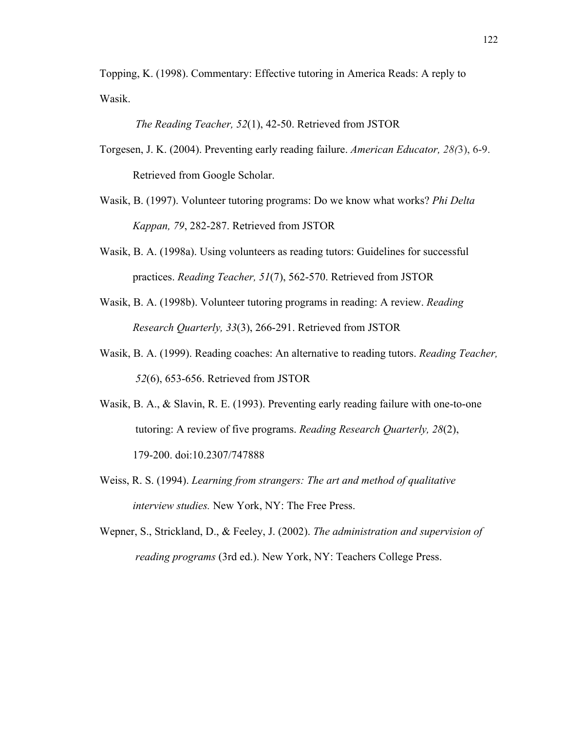Topping, K. (1998). Commentary: Effective tutoring in America Reads: A reply to Wasik.

*The Reading Teacher, 52*(1), 42-50. Retrieved from JSTOR

Torgesen, J. K. (2004). Preventing early reading failure. *American Educator, 28(*3), 6-9. Retrieved from Google Scholar.

Wasik, B. (1997). Volunteer tutoring programs: Do we know what works? *Phi Delta Kappan, 79*, 282-287. Retrieved from JSTOR

Wasik, B. A. (1998a). Using volunteers as reading tutors: Guidelines for successful practices. *Reading Teacher, 51*(7), 562-570. Retrieved from JSTOR

Wasik, B. A. (1998b). Volunteer tutoring programs in reading: A review. *Reading Research Quarterly, 33*(3), 266-291. Retrieved from JSTOR

Wasik, B. A. (1999). Reading coaches: An alternative to reading tutors. *Reading Teacher, 52*(6), 653-656. Retrieved from JSTOR

Wasik, B. A., & Slavin, R. E. (1993). Preventing early reading failure with one-to-one tutoring: A review of five programs. *Reading Research Quarterly, 28*(2), 179-200. doi:10.2307/747888

Weiss, R. S. (1994). *Learning from strangers: The art and method of qualitative interview studies.* New York, NY: The Free Press.

Wepner, S., Strickland, D., & Feeley, J. (2002). *The administration and supervision of reading programs* (3rd ed.). New York, NY: Teachers College Press.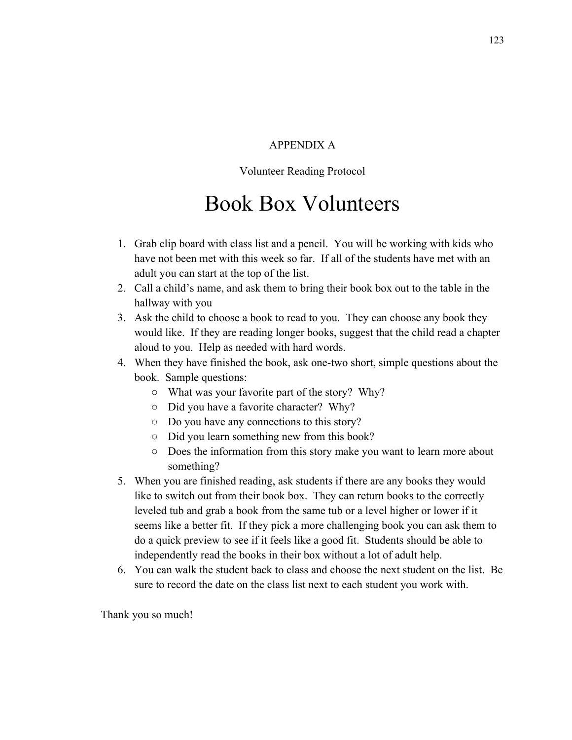# APPENDIX A

## Volunteer Reading Protocol

# Book Box Volunteers

1. Grab clip board with class list and a pencil. You will be working with kids who have not been met with this week so far. If all of the students have met with an adult you can start at the top of the list.
2. Call a child's name, and ask them to bring their book box out to the table in the hallway with you
3. Ask the child to choose a book to read to you. They can choose any book they would like. If they are reading longer books, suggest that the child read a chapter aloud to you. Help as needed with hard words.
4. When they have finished the book, ask one-two short, simple questions about the book. Sample questions:
   - What was your favorite part of the story? Why?
   - Did you have a favorite character? Why?
   - Do you have any connections to this story?
   - Did you learn something new from this book?
   - Does the information from this story make you want to learn more about something?
5. When you are finished reading, ask students if there are any books they would like to switch out from their book box. They can return books to the correctly leveled tub and grab a book from the same tub or a level higher or lower if it seems like a better fit. If they pick a more challenging book you can ask them to do a quick preview to see if it feels like a good fit. Students should be able to independently read the books in their box without a lot of adult help.
6. You can walk the student back to class and choose the next student on the list. Be sure to record the date on the class list next to each student you work with.

Thank you so much!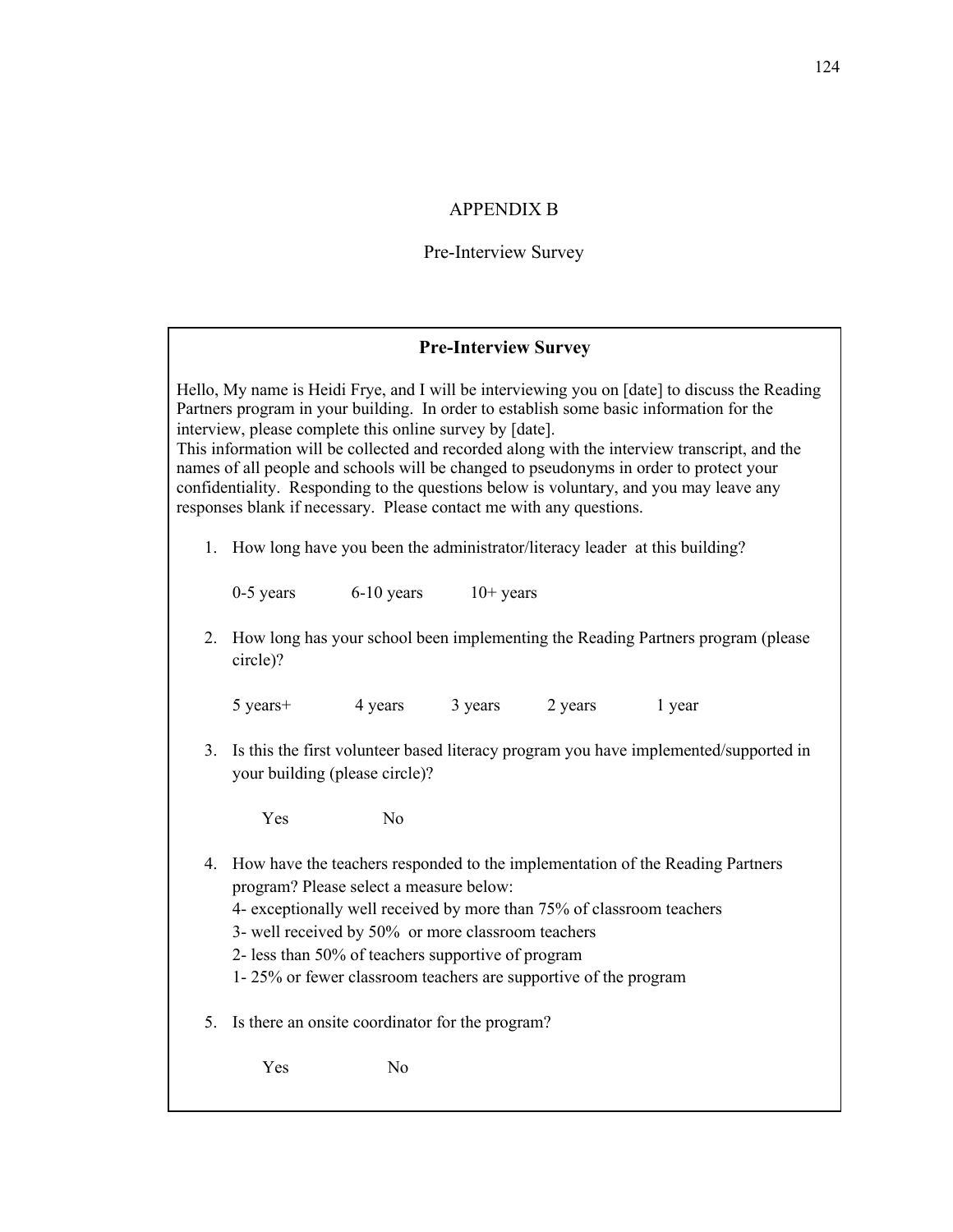# APPENDIX B

## Pre-Interview Survey

### Pre-Interview Survey

Hello, My name is Heidi Frye, and I will be interviewing you on [date] to discuss the Reading Partners program in your building. In order to establish some basic information for the interview, please complete this online survey by [date].
This information will be collected and recorded along with the interview transcript, and the names of all people and schools will be changed to pseudonyms in order to protect your confidentiality. Responding to the questions below is voluntary, and you may leave any responses blank if necessary. Please contact me with any questions.

1. How long have you been the administrator/literacy leader at this building?

   0-5 years    6-10 years    10+ years

2. How long has your school been implementing the Reading Partners program (please circle)?

   5 years+    4 years    3 years    2 years    1 year

3. Is this the first volunteer based literacy program you have implemented/supported in your building (please circle)?

   Yes    No

4. How have the teachers responded to the implementation of the Reading Partners program? Please select a measure below:
   4- exceptionally well received by more than 75% of classroom teachers
   3- well received by 50% or more classroom teachers
   2- less than 50% of teachers supportive of program
   1- 25% or fewer classroom teachers are supportive of the program

5. Is there an onsite coordinator for the program?

   Yes    No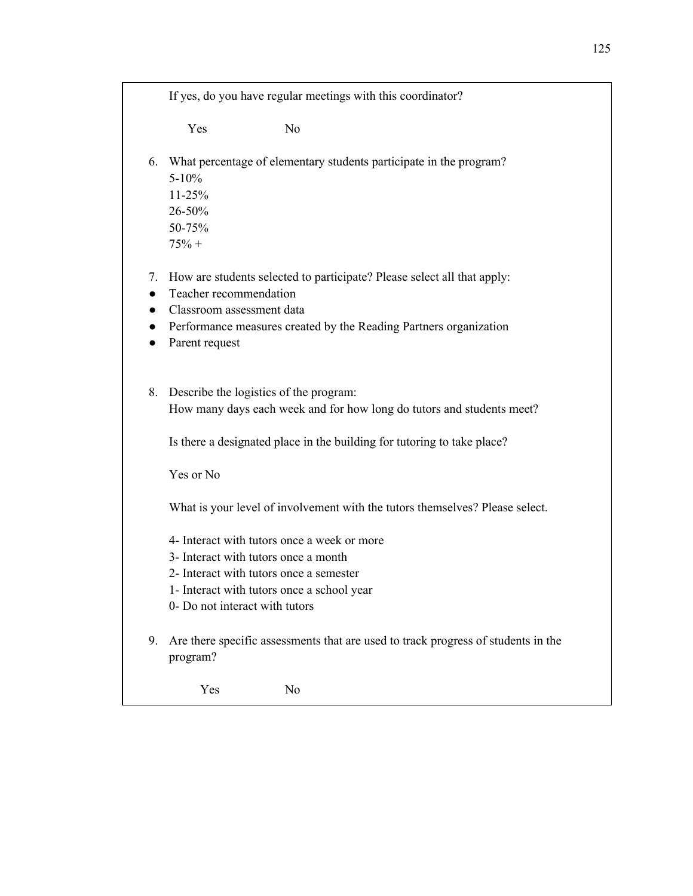If yes, do you have regular meetings with this coordinator?

Yes No

6. What percentage of elementary students participate in the program?
   5-10%
   11-25%
   26-50%
   50-75%
   75% +

7. How are students selected to participate? Please select all that apply:

- Teacher recommendation
- Classroom assessment data
- Performance measures created by the Reading Partners organization
- Parent request

8. Describe the logistics of the program:
   How many days each week and for how long do tutors and students meet?

   Is there a designated place in the building for tutoring to take place?

   Yes or No

   What is your level of involvement with the tutors themselves? Please select.

   4- Interact with tutors once a week or more
   3- Interact with tutors once a month
   2- Interact with tutors once a semester
   1- Interact with tutors once a school year
   0- Do not interact with tutors

9. Are there specific assessments that are used to track progress of students in the program?

   Yes No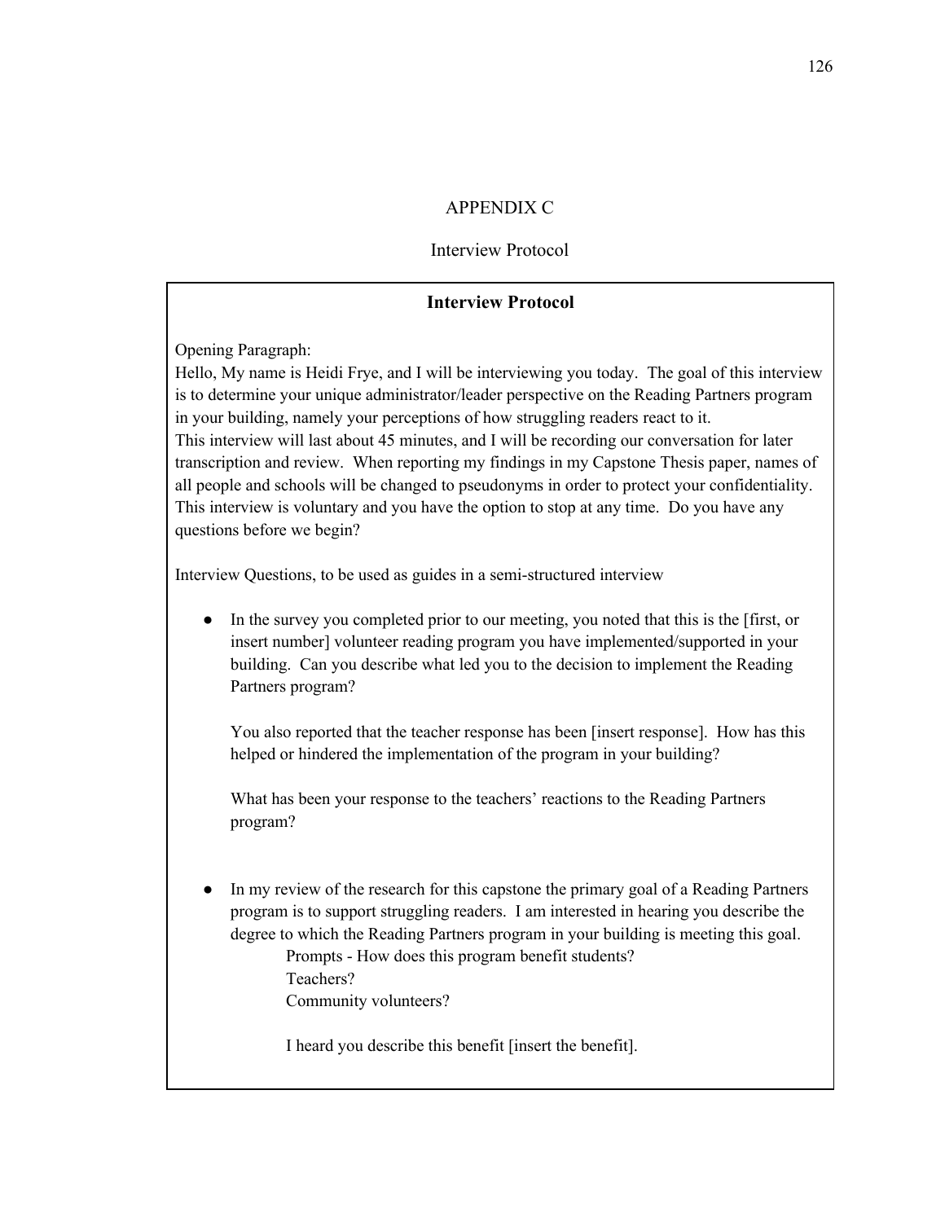# APPENDIX C

## Interview Protocol

### Interview Protocol

Opening Paragraph:
Hello, My name is Heidi Frye, and I will be interviewing you today. The goal of this interview is to determine your unique administrator/leader perspective on the Reading Partners program in your building, namely your perceptions of how struggling readers react to it.
This interview will last about 45 minutes, and I will be recording our conversation for later transcription and review. When reporting my findings in my Capstone Thesis paper, names of all people and schools will be changed to pseudonyms in order to protect your confidentiality. This interview is voluntary and you have the option to stop at any time. Do you have any questions before we begin?

Interview Questions, to be used as guides in a semi-structured interview

- In the survey you completed prior to our meeting, you noted that this is the [first, or insert number] volunteer reading program you have implemented/supported in your building. Can you describe what led you to the decision to implement the Reading Partners program?

  You also reported that the teacher response has been [insert response]. How has this helped or hindered the implementation of the program in your building?

  What has been your response to the teachers' reactions to the Reading Partners program?

- In my review of the research for this capstone the primary goal of a Reading Partners program is to support struggling readers. I am interested in hearing you describe the degree to which the Reading Partners program in your building is meeting this goal.

  Prompts - How does this program benefit students?
  Teachers?
  Community volunteers?

  I heard you describe this benefit [insert the benefit].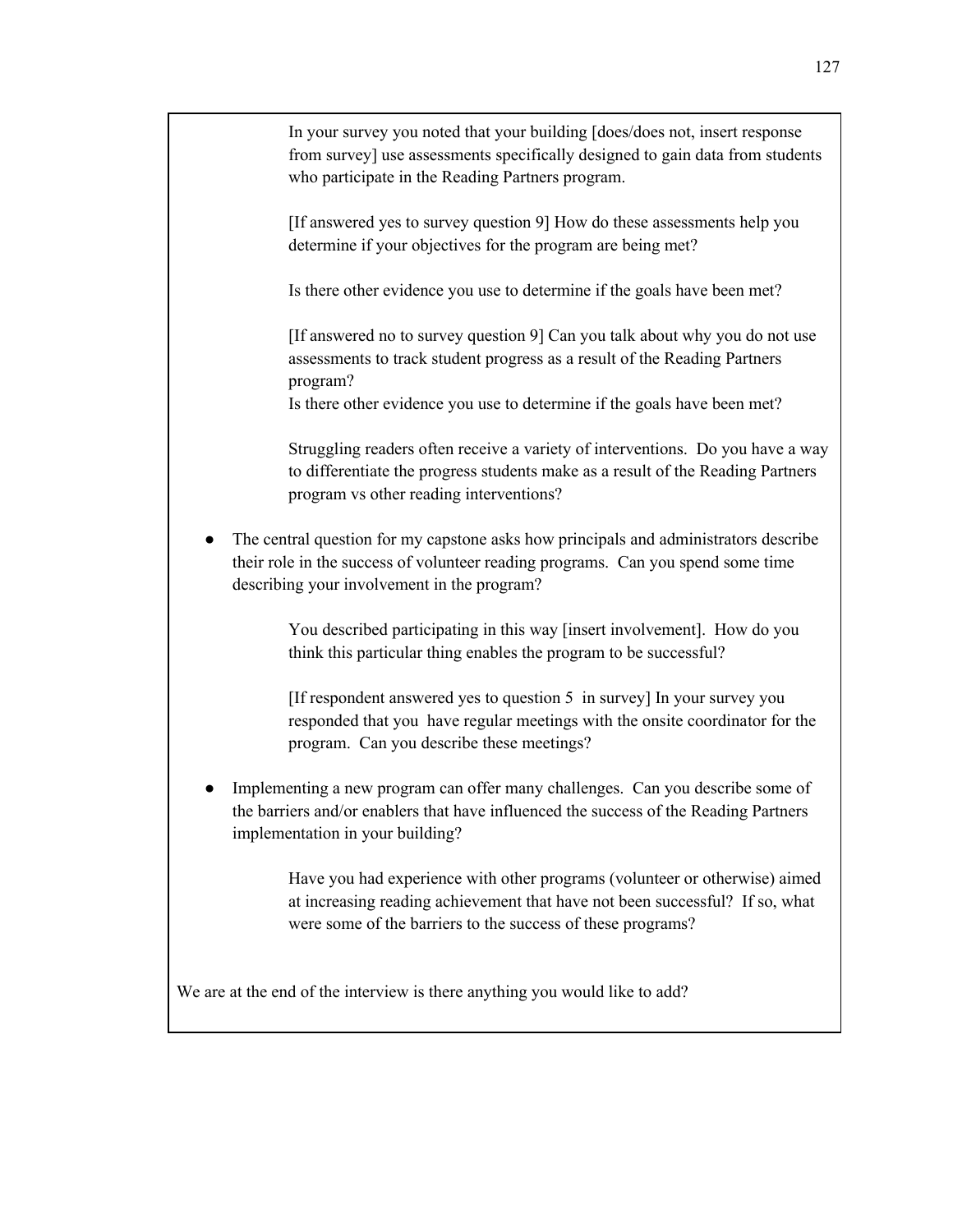In your survey you noted that your building [does/does not, insert response from survey] use assessments specifically designed to gain data from students who participate in the Reading Partners program.

[If answered yes to survey question 9] How do these assessments help you determine if your objectives for the program are being met?

Is there other evidence you use to determine if the goals have been met?

[If answered no to survey question 9] Can you talk about why you do not use assessments to track student progress as a result of the Reading Partners program?
Is there other evidence you use to determine if the goals have been met?

Struggling readers often receive a variety of interventions. Do you have a way to differentiate the progress students make as a result of the Reading Partners program vs other reading interventions?

- The central question for my capstone asks how principals and administrators describe their role in the success of volunteer reading programs. Can you spend some time describing your involvement in the program?

  You described participating in this way [insert involvement]. How do you think this particular thing enables the program to be successful?

  [If respondent answered yes to question 5 in survey] In your survey you responded that you have regular meetings with the onsite coordinator for the program. Can you describe these meetings?

- Implementing a new program can offer many challenges. Can you describe some of the barriers and/or enablers that have influenced the success of the Reading Partners implementation in your building?

  Have you had experience with other programs (volunteer or otherwise) aimed at increasing reading achievement that have not been successful? If so, what were some of the barriers to the success of these programs?

We are at the end of the interview is there anything you would like to add?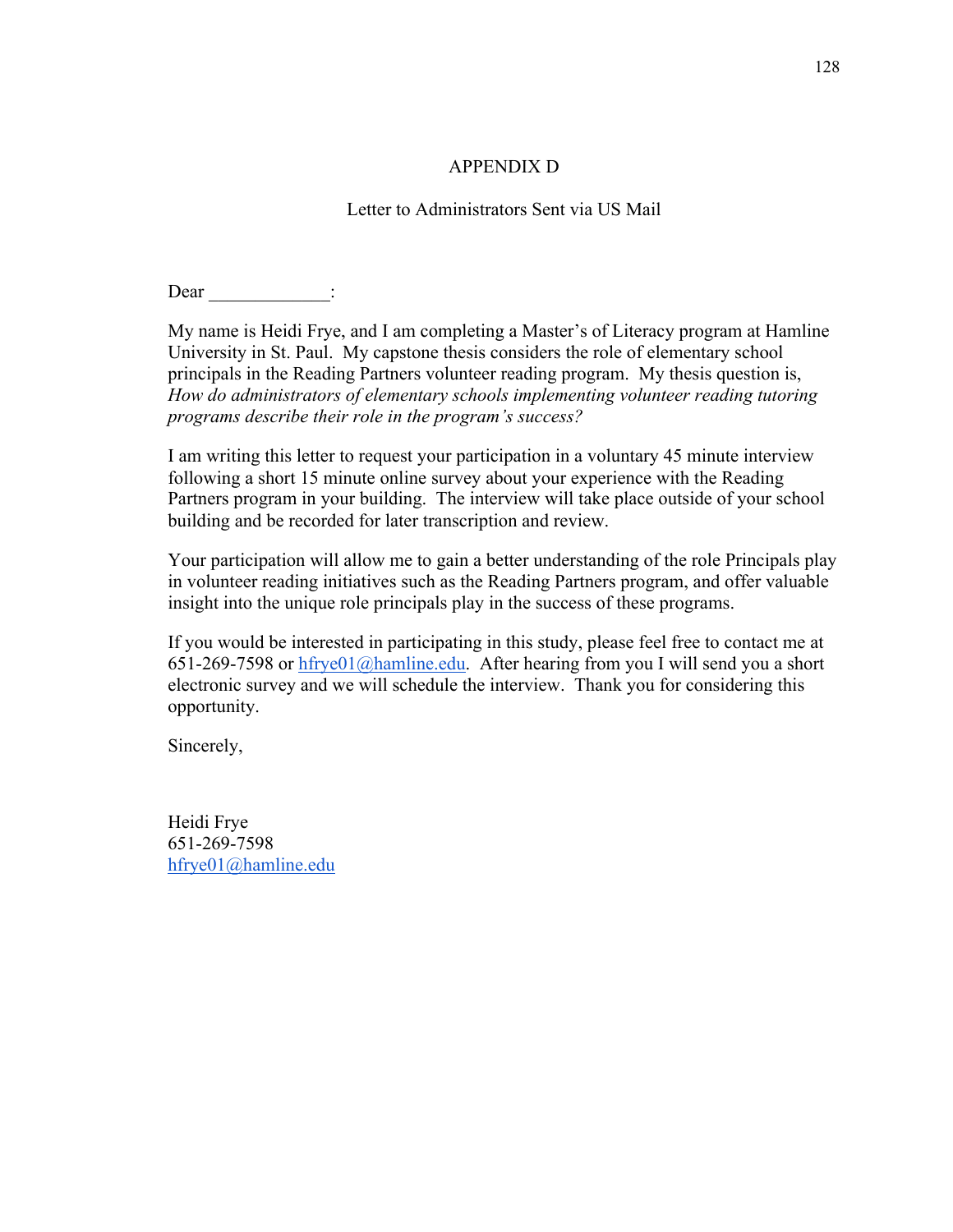# APPENDIX D

## Letter to Administrators Sent via US Mail

Dear _____________:

My name is Heidi Frye, and I am completing a Master's of Literacy program at Hamline University in St. Paul. My capstone thesis considers the role of elementary school principals in the Reading Partners volunteer reading program. My thesis question is, *How do administrators of elementary schools implementing volunteer reading tutoring programs describe their role in the program's success?*

I am writing this letter to request your participation in a voluntary 45 minute interview following a short 15 minute online survey about your experience with the Reading Partners program in your building. The interview will take place outside of your school building and be recorded for later transcription and review.

Your participation will allow me to gain a better understanding of the role Principals play in volunteer reading initiatives such as the Reading Partners program, and offer valuable insight into the unique role principals play in the success of these programs.

If you would be interested in participating in this study, please feel free to contact me at 651-269-7598 or hfrye01@hamline.edu. After hearing from you I will send you a short electronic survey and we will schedule the interview. Thank you for considering this opportunity.

Sincerely,

Heidi Frye
651-269-7598
hfrye01@hamline.edu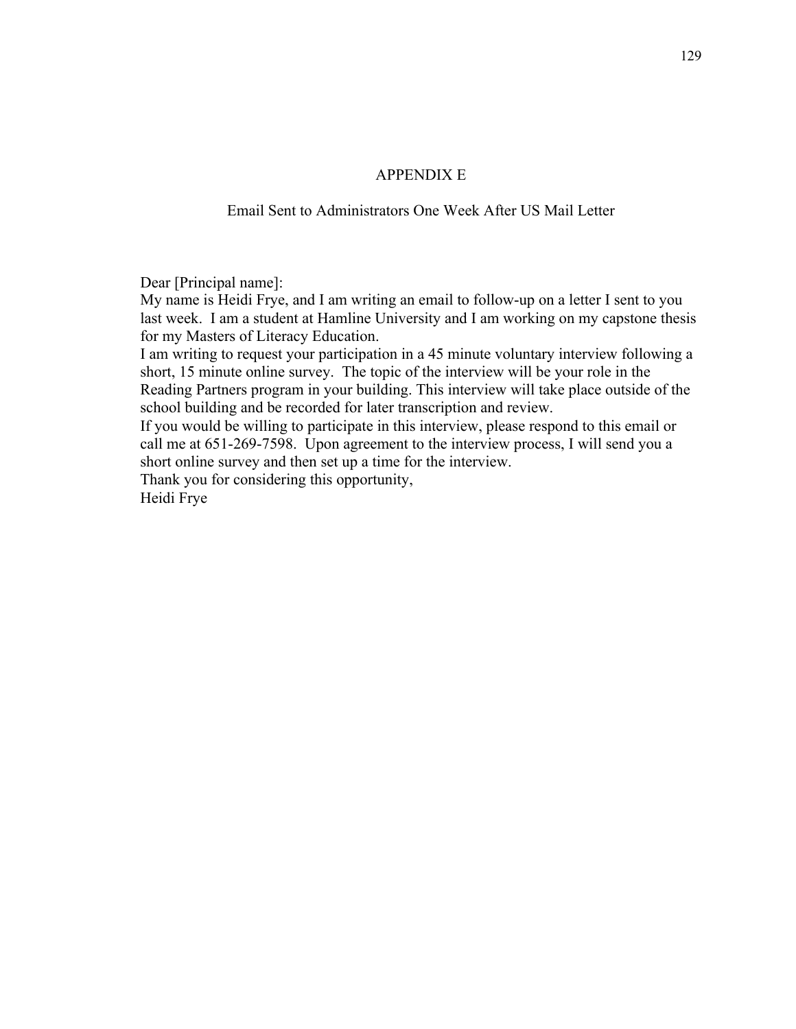# APPENDIX E

## Email Sent to Administrators One Week After US Mail Letter

Dear [Principal name]:

My name is Heidi Frye, and I am writing an email to follow-up on a letter I sent to you last week. I am a student at Hamline University and I am working on my capstone thesis for my Masters of Literacy Education.

I am writing to request your participation in a 45 minute voluntary interview following a short, 15 minute online survey. The topic of the interview will be your role in the Reading Partners program in your building. This interview will take place outside of the school building and be recorded for later transcription and review.

If you would be willing to participate in this interview, please respond to this email or call me at 651-269-7598. Upon agreement to the interview process, I will send you a short online survey and then set up a time for the interview.

Thank you for considering this opportunity,

Heidi Frye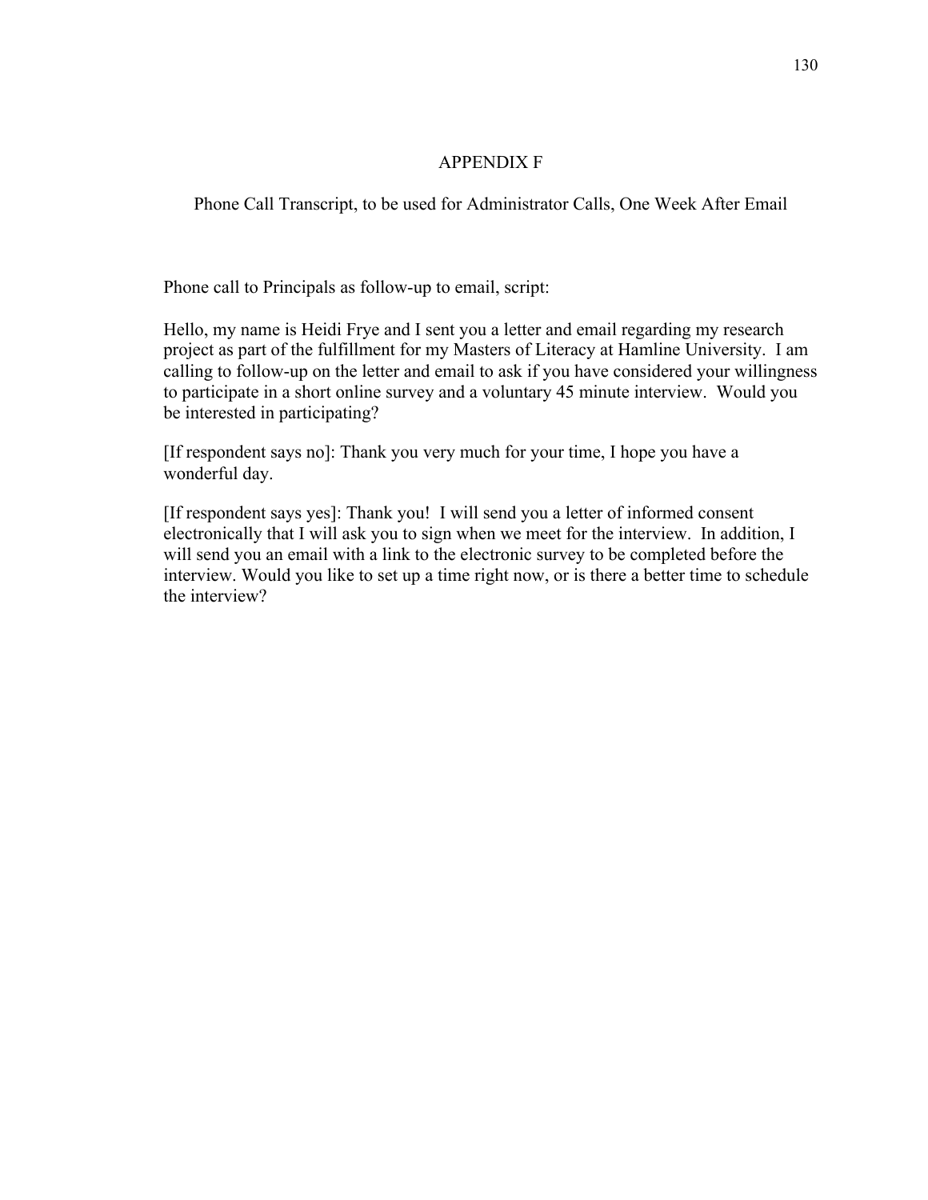# APPENDIX F

## Phone Call Transcript, to be used for Administrator Calls, One Week After Email

Phone call to Principals as follow-up to email, script:

Hello, my name is Heidi Frye and I sent you a letter and email regarding my research project as part of the fulfillment for my Masters of Literacy at Hamline University. I am calling to follow-up on the letter and email to ask if you have considered your willingness to participate in a short online survey and a voluntary 45 minute interview. Would you be interested in participating?

[If respondent says no]: Thank you very much for your time, I hope you have a wonderful day.

[If respondent says yes]: Thank you! I will send you a letter of informed consent electronically that I will ask you to sign when we meet for the interview. In addition, I will send you an email with a link to the electronic survey to be completed before the interview. Would you like to set up a time right now, or is there a better time to schedule the interview?